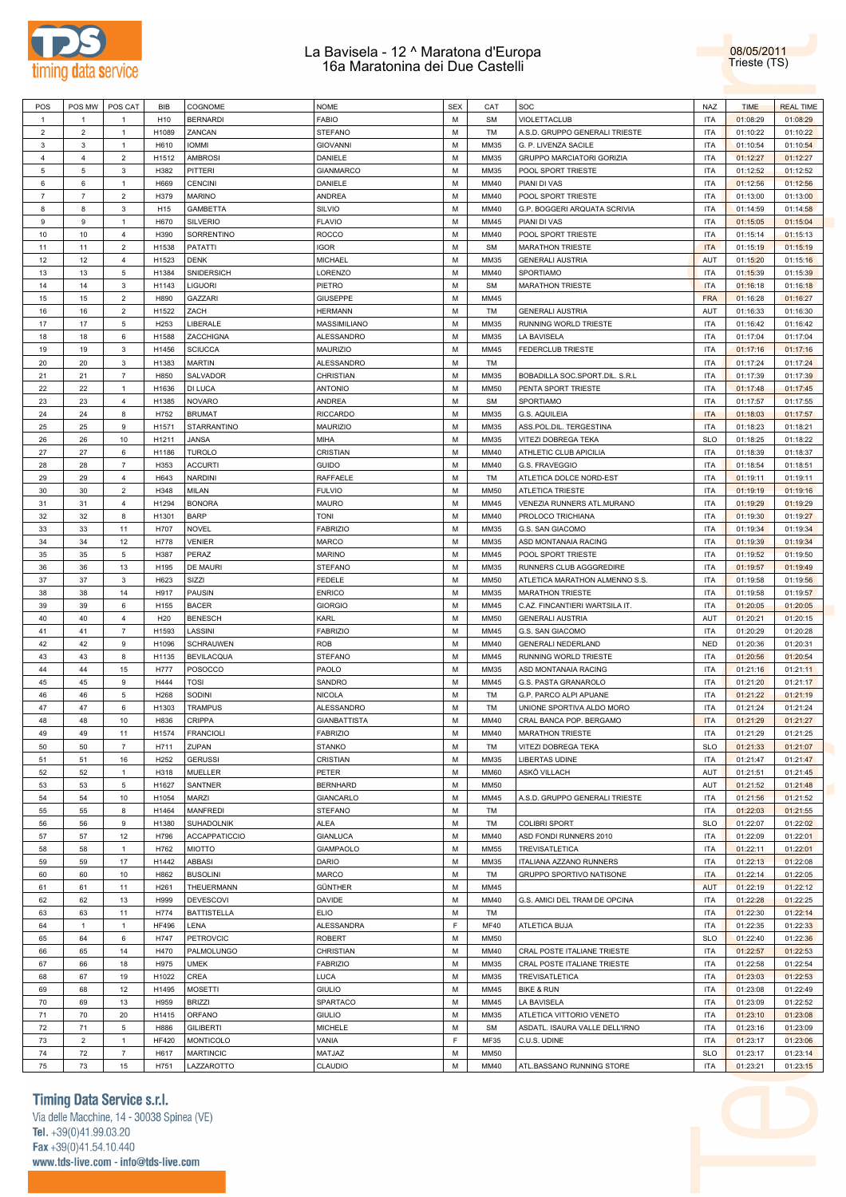# La Bavisela - 12 ^ Maratona d'Europa
## 16a Maratonina dei Due Castelli

08/05/2011
Trieste (TS)

| POS | POS MW | POS CAT | BIB | COGNOME | NOME | SEX | CAT | SOC | NAZ | TIME | REAL TIME |
|---|---|---|---|---|---|---|---|---|---|---|---|
| 1 | 1 | 1 | H10 | BERNARDI | FABIO | M | SM | VIOLETTACLUB | ITA | 01:08:29 | 01:08:29 |
| 2 | 2 | 1 | H1089 | ZANCAN | STEFANO | M | TM | A.S.D. GRUPPO GENERALI TRIESTE | ITA | 01:10:22 | 01:10:22 |
| 3 | 3 | 1 | H610 | IOMMI | GIOVANNI | M | MM35 | G. P. LIVENZA SACILE | ITA | 01:10:54 | 01:10:54 |
| 4 | 4 | 2 | H1512 | AMBROSI | DANIELE | M | MM35 | GRUPPO MARCIATORI GORIZIA | ITA | 01:12:27 | 01:12:27 |
| 5 | 5 | 3 | H382 | PITTERI | GIANMARCO | M | MM35 | POOL SPORT TRIESTE | ITA | 01:12:52 | 01:12:52 |
| 6 | 6 | 1 | H669 | CENCINI | DANIELE | M | MM40 | PIANI DI VAS | ITA | 01:12:56 | 01:12:56 |
| 7 | 7 | 2 | H379 | MARINO | ANDREA | M | MM40 | POOL SPORT TRIESTE | ITA | 01:13:00 | 01:13:00 |
| 8 | 8 | 3 | H15 | GAMBETTA | SILVIO | M | MM40 | G.P. BOGGERI ARQUATA SCRIVIA | ITA | 01:14:59 | 01:14:58 |
| 9 | 9 | 1 | H670 | SILVERIO | FLAVIO | M | MM45 | PIANI DI VAS | ITA | 01:15:05 | 01:15:04 |
| 10 | 10 | 4 | H390 | SORRENTINO | ROCCO | M | MM40 | POOL SPORT TRIESTE | ITA | 01:15:14 | 01:15:13 |
| 11 | 11 | 2 | H1538 | PATATTI | IGOR | M | SM | MARATHON TRIESTE | ITA | 01:15:19 | 01:15:19 |
| 12 | 12 | 4 | H1523 | DENK | MICHAEL | M | MM35 | GENERALI AUSTRIA | AUT | 01:15:20 | 01:15:16 |
| 13 | 13 | 5 | H1384 | SNIDERSICH | LORENZO | M | MM40 | SPORTIAMO | ITA | 01:15:39 | 01:15:39 |
| 14 | 14 | 3 | H1143 | LIGUORI | PIETRO | M | SM | MARATHON TRIESTE | ITA | 01:16:18 | 01:16:18 |
| 15 | 15 | 2 | H890 | GAZZARI | GIUSEPPE | M | MM45 | | FRA | 01:16:28 | 01:16:27 |
| 16 | 16 | 2 | H1522 | ZACH | HERMANN | M | TM | GENERALI AUSTRIA | AUT | 01:16:33 | 01:16:30 |
| 17 | 17 | 5 | H253 | LIBERALE | MASSIMILIANO | M | MM35 | RUNNING WORLD TRIESTE | ITA | 01:16:42 | 01:16:42 |
| 18 | 18 | 6 | H1588 | ZACCHIGNA | ALESSANDRO | M | MM35 | LA BAVISELA | ITA | 01:17:04 | 01:17:04 |
| 19 | 19 | 3 | H1456 | SCIUCCA | MAURIZIO | M | MM45 | FEDERCLUB TRIESTE | ITA | 01:17:16 | 01:17:16 |
| 20 | 20 | 3 | H1383 | MARTIN | ALESSANDRO | M | TM | | ITA | 01:17:24 | 01:17:24 |
| 21 | 21 | 7 | H850 | SALVADOR | CHRISTIAN | M | MM35 | BOBADILLA SOC.SPORT.DIL. S.R.L | ITA | 01:17:39 | 01:17:39 |
| 22 | 22 | 1 | H1636 | DI LUCA | ANTONIO | M | MM50 | PENTA SPORT TRIESTE | ITA | 01:17:48 | 01:17:45 |
| 23 | 23 | 4 | H1385 | NOVARO | ANDREA | M | SM | SPORTIAMO | ITA | 01:17:57 | 01:17:55 |
| 24 | 24 | 8 | H752 | BRUMAT | RICCARDO | M | MM35 | G.S. AQUILEIA | ITA | 01:18:03 | 01:17:57 |
| 25 | 25 | 9 | H1571 | STARRANTINO | MAURIZIO | M | MM35 | ASS.POL.DIL. TERGESTINA | ITA | 01:18:23 | 01:18:21 |
| 26 | 26 | 10 | H1211 | JANSA | MIHA | M | MM35 | VITEZI DOBREGA TEKA | SLO | 01:18:25 | 01:18:22 |
| 27 | 27 | 6 | H1186 | TUROLO | CRISTIAN | M | MM40 | ATHLETIC CLUB APICILIA | ITA | 01:18:39 | 01:18:37 |
| 28 | 28 | 7 | H353 | ACCURTI | GUIDO | M | MM40 | G.S. FRAVEGGIO | ITA | 01:18:54 | 01:18:51 |
| 29 | 29 | 4 | H643 | NARDINI | RAFFAELE | M | TM | ATLETICA DOLCE NORD-EST | ITA | 01:19:11 | 01:19:11 |
| 30 | 30 | 2 | H348 | MILAN | FULVIO | M | MM50 | ATLETICA TRIESTE | ITA | 01:19:19 | 01:19:16 |
| 31 | 31 | 4 | H1294 | BONORA | MAURO | M | MM45 | VENEZIA RUNNERS ATL.MURANO | ITA | 01:19:29 | 01:19:29 |
| 32 | 32 | 8 | H1301 | BARP | TONI | M | MM40 | PROLOCO TRICHIANA | ITA | 01:19:30 | 01:19:27 |
| 33 | 33 | 11 | H707 | NOVEL | FABRIZIO | M | MM35 | G.S. SAN GIACOMO | ITA | 01:19:34 | 01:19:34 |
| 34 | 34 | 12 | H778 | VENIER | MARCO | M | MM35 | ASD MONTANAIA RACING | ITA | 01:19:39 | 01:19:34 |
| 35 | 35 | 5 | H387 | PERAZ | MARINO | M | MM45 | POOL SPORT TRIESTE | ITA | 01:19:52 | 01:19:50 |
| 36 | 36 | 13 | H195 | DE MAURI | STEFANO | M | MM35 | RUNNERS CLUB AGGGREDIRE | ITA | 01:19:57 | 01:19:49 |
| 37 | 37 | 3 | H623 | SIZZI | FEDELE | M | MM50 | ATLETICA MARATHON ALMENNO S.S. | ITA | 01:19:58 | 01:19:56 |
| 38 | 38 | 14 | H917 | PAUSIN | ENRICO | M | MM35 | MARATHON TRIESTE | ITA | 01:19:58 | 01:19:57 |
| 39 | 39 | 6 | H155 | BACER | GIORGIO | M | MM45 | C.AZ. FINCANTIERI WARTSILA IT. | ITA | 01:20:05 | 01:20:05 |
| 40 | 40 | 4 | H20 | BENESCH | KARL | M | MM50 | GENERALI AUSTRIA | AUT | 01:20:21 | 01:20:15 |
| 41 | 41 | 7 | H1593 | LASSINI | FABRIZIO | M | MM45 | G.S. SAN GIACOMO | ITA | 01:20:29 | 01:20:28 |
| 42 | 42 | 9 | H1096 | SCHRAUWEN | ROB | M | MM40 | GENERALI NEDERLAND | NED | 01:20:36 | 01:20:31 |
| 43 | 43 | 8 | H1135 | BEVILACQUA | STEFANO | M | MM45 | RUNNING WORLD TRIESTE | ITA | 01:20:56 | 01:20:54 |
| 44 | 44 | 15 | H777 | POSOCCO | PAOLO | M | MM35 | ASD MONTANAIA RACING | ITA | 01:21:16 | 01:21:11 |
| 45 | 45 | 9 | H444 | TOSI | SANDRO | M | MM45 | G.S. PASTA GRANAROLO | ITA | 01:21:20 | 01:21:17 |
| 46 | 46 | 5 | H268 | SODINI | NICOLA | M | TM | G.P. PARCO ALPI APUANE | ITA | 01:21:22 | 01:21:19 |
| 47 | 47 | 6 | H1303 | TRAMPUS | ALESSANDRO | M | TM | UNIONE SPORTIVA ALDO MORO | ITA | 01:21:24 | 01:21:24 |
| 48 | 48 | 10 | H836 | CRIPPA | GIANBATTISTA | M | MM40 | CRAL BANCA POP. BERGAMO | ITA | 01:21:29 | 01:21:27 |
| 49 | 49 | 11 | H1574 | FRANCIOLI | FABRIZIO | M | MM40 | MARATHON TRIESTE | ITA | 01:21:29 | 01:21:25 |
| 50 | 50 | 7 | H711 | ZUPAN | STANKO | M | TM | VITEZI DOBREGA TEKA | SLO | 01:21:33 | 01:21:07 |
| 51 | 51 | 16 | H252 | GERUSSI | CRISTIAN | M | MM35 | LIBERTAS UDINE | ITA | 01:21:47 | 01:21:47 |
| 52 | 52 | 1 | H318 | MUELLER | PETER | M | MM60 | ASKÖ VILLACH | AUT | 01:21:51 | 01:21:45 |
| 53 | 53 | 5 | H1627 | SANTNER | BERNHARD | M | MM50 | | AUT | 01:21:52 | 01:21:48 |
| 54 | 54 | 10 | H1054 | MARZI | GIANCARLO | M | MM45 | A.S.D. GRUPPO GENERALI TRIESTE | ITA | 01:21:56 | 01:21:52 |
| 55 | 55 | 8 | H1464 | MANFREDI | STEFANO | M | TM | | ITA | 01:22:03 | 01:21:55 |
| 56 | 56 | 9 | H1380 | SUHADOLNIK | ALEA | M | TM | COLIBRI SPORT | SLO | 01:22:07 | 01:22:02 |
| 57 | 57 | 12 | H796 | ACCAPPATICCIO | GIANLUCA | M | MM40 | ASD FONDI RUNNERS 2010 | ITA | 01:22:09 | 01:22:01 |
| 58 | 58 | 1 | H762 | MIOTTO | GIAMPAOLO | M | MM55 | TREVISATLETICA | ITA | 01:22:11 | 01:22:01 |
| 59 | 59 | 17 | H1442 | ABBASI | DARIO | M | MM35 | ITALIANA AZZANO RUNNERS | ITA | 01:22:13 | 01:22:08 |
| 60 | 60 | 10 | H862 | BUSOLINI | MARCO | M | TM | GRUPPO SPORTIVO NATISONE | ITA | 01:22:14 | 01:22:05 |
| 61 | 61 | 11 | H261 | THEUERMANN | GÜNTHER | M | MM45 | | AUT | 01:22:19 | 01:22:12 |
| 62 | 62 | 13 | H999 | DEVESCOVI | DAVIDE | M | MM40 | G.S. AMICI DEL TRAM DE OPCINA | ITA | 01:22:28 | 01:22:25 |
| 63 | 63 | 11 | H774 | BATTISTELLA | ELIO | M | TM | | ITA | 01:22:30 | 01:22:14 |
| 64 | 1 | 1 | HF496 | LENA | ALESSANDRA | F | MF40 | ATLETICA BUJA | ITA | 01:22:35 | 01:22:33 |
| 65 | 64 | 6 | H747 | PETROVCIC | ROBERT | M | MM50 | | SLO | 01:22:40 | 01:22:36 |
| 66 | 65 | 14 | H470 | PALMOLUNGO | CHRISTIAN | M | MM40 | CRAL POSTE ITALIANE TRIESTE | ITA | 01:22:57 | 01:22:53 |
| 67 | 66 | 18 | H975 | UMEK | FABRIZIO | M | MM35 | CRAL POSTE ITALIANE TRIESTE | ITA | 01:22:58 | 01:22:54 |
| 68 | 67 | 19 | H1022 | CREA | LUCA | M | MM35 | TREVISATLETICA | ITA | 01:23:03 | 01:22:53 |
| 69 | 68 | 12 | H1495 | MOSETTI | GIULIO | M | MM45 | BIKE & RUN | ITA | 01:23:08 | 01:22:49 |
| 70 | 69 | 13 | H959 | BRIZZI | SPARTACO | M | MM45 | LA BAVISELA | ITA | 01:23:09 | 01:22:52 |
| 71 | 70 | 20 | H1415 | ORFANO | GIULIO | M | MM35 | ATLETICA VITTORIO VENETO | ITA | 01:23:10 | 01:23:08 |
| 72 | 71 | 5 | H886 | GILIBERTI | MICHELE | M | SM | ASDATL. ISAURA VALLE DELL'IRNO | ITA | 01:23:16 | 01:23:09 |
| 73 | 2 | 1 | HF420 | MONTICOLO | VANIA | F | MF35 | C.U.S. UDINE | ITA | 01:23:17 | 01:23:06 |
| 74 | 72 | 7 | H617 | MARTINCIC | MATJAZ | M | MM50 | | SLO | 01:23:17 | 01:23:14 |
| 75 | 73 | 15 | H751 | LAZZAROTTO | CLAUDIO | M | MM40 | ATL.BASSANO RUNNING STORE | ITA | 01:23:21 | 01:23:15 |

**Timing Data Service s.r.l.**
Via delle Macchine, 14 - 30038 Spinea (VE)
Tel. +39(0)41.99.03.20
Fax +39(0)41.54.10.440
www.tds-live.com - info@tds-live.com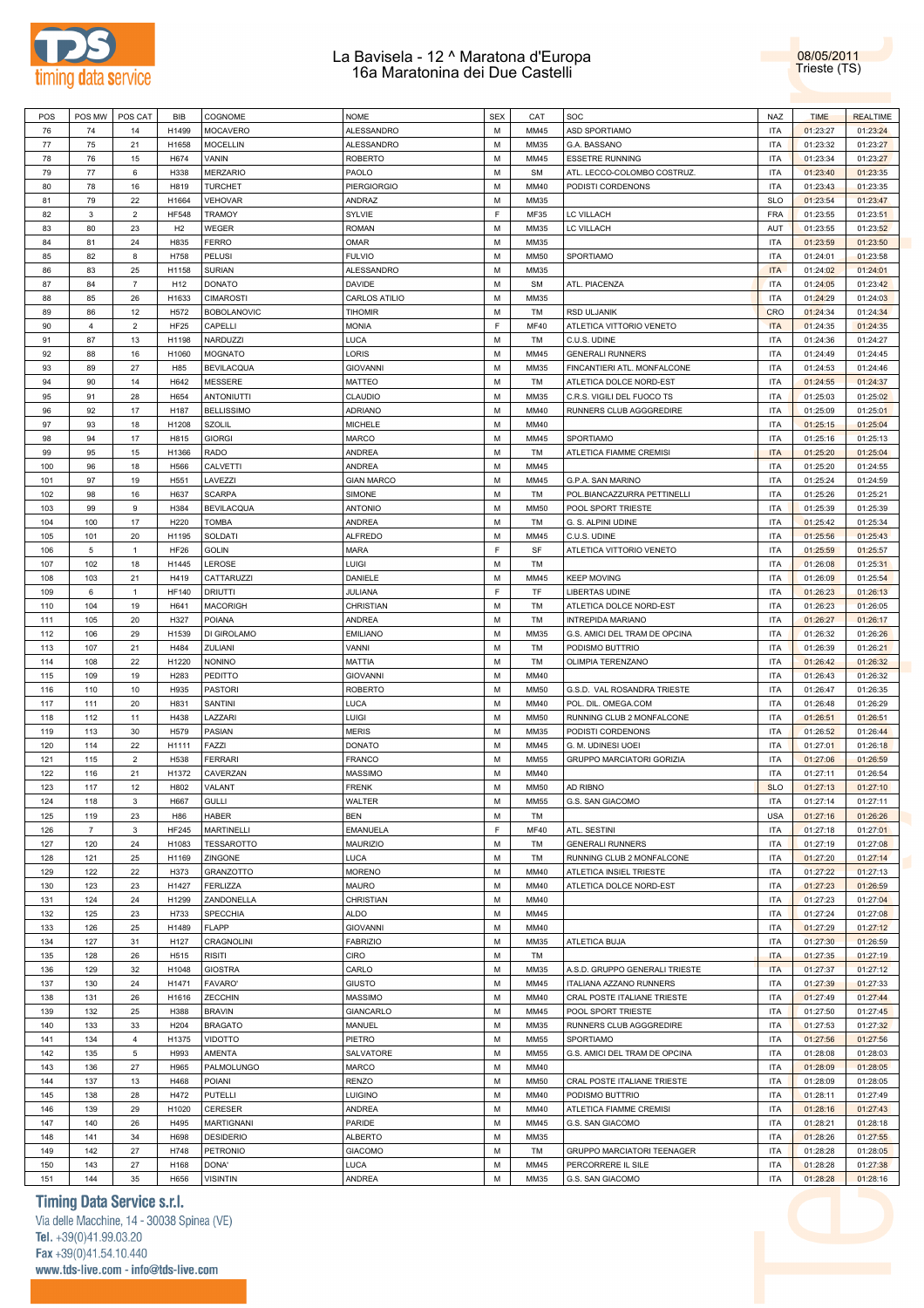# La Bavisela - 12 ^ Maratona d'Europa
## 16a Maratonina dei Due Castelli

08/05/2011
Trieste (TS)

| POS | POS MW | POS CAT | BIB | COGNOME | NOME | SEX | CAT | SOC | NAZ | TIME | REALTIME |
|---|---|---|---|---|---|---|---|---|---|---|---|
| 76 | 74 | 14 | H1499 | MOCAVERO | ALESSANDRO | M | MM45 | ASD SPORTIAMO | ITA | 01:23:27 | 01:23:24 |
| 77 | 75 | 21 | H1658 | MOCELLIN | ALESSANDRO | M | MM35 | G.A. BASSANO | ITA | 01:23:32 | 01:23:27 |
| 78 | 76 | 15 | H674 | VANIN | ROBERTO | M | MM45 | ESSETRE RUNNING | ITA | 01:23:34 | 01:23:27 |
| 79 | 77 | 6 | H338 | MERZARIO | PAOLO | M | SM | ATL. LECCO-COLOMBO COSTRUZ. | ITA | 01:23:40 | 01:23:35 |
| 80 | 78 | 16 | H819 | TURCHET | PIERGIORGIO | M | MM40 | PODISTI CORDENONS | ITA | 01:23:43 | 01:23:35 |
| 81 | 79 | 22 | H1664 | VEHOVAR | ANDRAZ | M | MM35 | | SLO | 01:23:54 | 01:23:47 |
| 82 | 3 | 2 | HF548 | TRAMOY | SYLVIE | F | MF35 | LC VILLACH | FRA | 01:23:55 | 01:23:51 |
| 83 | 80 | 23 | H2 | WEGER | ROMAN | M | MM35 | LC VILLACH | AUT | 01:23:55 | 01:23:52 |
| 84 | 81 | 24 | H835 | FERRO | OMAR | M | MM35 | | ITA | 01:23:59 | 01:23:50 |
| 85 | 82 | 8 | H758 | PELUSI | FULVIO | M | MM50 | SPORTIAMO | ITA | 01:24:01 | 01:23:58 |
| 86 | 83 | 25 | H1158 | SURIAN | ALESSANDRO | M | MM35 | | ITA | 01:24:02 | 01:24:01 |
| 87 | 84 | 7 | H12 | DONATO | DAVIDE | M | SM | ATL. PIACENZA | ITA | 01:24:05 | 01:23:42 |
| 88 | 85 | 26 | H1633 | CIMAROSTI | CARLOS ATILIO | M | MM35 | | ITA | 01:24:29 | 01:24:03 |
| 89 | 86 | 12 | H572 | BOBOLANOVIC | TIHOMIR | M | TM | RSD ULJANIK | CRO | 01:24:34 | 01:24:34 |
| 90 | 4 | 2 | HF25 | CAPELLI | MONIA | F | MF40 | ATLETICA VITTORIO VENETO | ITA | 01:24:35 | 01:24:35 |
| 91 | 87 | 13 | H1198 | NARDUZZI | LUCA | M | TM | C.U.S. UDINE | ITA | 01:24:36 | 01:24:27 |
| 92 | 88 | 16 | H1060 | MOGNATO | LORIS | M | MM45 | GENERALI RUNNERS | ITA | 01:24:49 | 01:24:45 |
| 93 | 89 | 27 | H85 | BEVILACQUA | GIOVANNI | M | MM35 | FINCANTIERI ATL. MONFALCONE | ITA | 01:24:53 | 01:24:46 |
| 94 | 90 | 14 | H642 | MESSERE | MATTEO | M | TM | ATLETICA DOLCE NORD-EST | ITA | 01:24:55 | 01:24:37 |
| 95 | 91 | 28 | H654 | ANTONIUTTI | CLAUDIO | M | MM35 | C.R.S. VIGILI DEL FUOCO TS | ITA | 01:25:03 | 01:25:02 |
| 96 | 92 | 17 | H187 | BELLISSIMO | ADRIANO | M | MM40 | RUNNERS CLUB AGGGREDIRE | ITA | 01:25:09 | 01:25:01 |
| 97 | 93 | 18 | H1208 | SZOLIL | MICHELE | M | MM40 | | ITA | 01:25:15 | 01:25:04 |
| 98 | 94 | 17 | H815 | GIORGI | MARCO | M | MM45 | SPORTIAMO | ITA | 01:25:16 | 01:25:13 |
| 99 | 95 | 15 | H1366 | RADO | ANDREA | M | TM | ATLETICA FIAMME CREMISI | ITA | 01:25:20 | 01:25:04 |
| 100 | 96 | 18 | H566 | CALVETTI | ANDREA | M | MM45 | | ITA | 01:25:20 | 01:24:55 |
| 101 | 97 | 19 | H551 | LAVEZZI | GIAN MARCO | M | MM45 | G.P.A. SAN MARINO | ITA | 01:25:24 | 01:24:59 |
| 102 | 98 | 16 | H637 | SCARPA | SIMONE | M | TM | POL.BIANCAZZURRA PETTINELLI | ITA | 01:25:26 | 01:25:21 |
| 103 | 99 | 9 | H384 | BEVILACQUA | ANTONIO | M | MM50 | POOL SPORT TRIESTE | ITA | 01:25:39 | 01:25:39 |
| 104 | 100 | 17 | H220 | TOMBA | ANDREA | M | TM | G. S. ALPINI UDINE | ITA | 01:25:42 | 01:25:34 |
| 105 | 101 | 20 | H1195 | SOLDATI | ALFREDO | M | MM45 | C.U.S. UDINE | ITA | 01:25:56 | 01:25:43 |
| 106 | 5 | 1 | HF26 | GOLIN | MARA | F | SF | ATLETICA VITTORIO VENETO | ITA | 01:25:59 | 01:25:57 |
| 107 | 102 | 18 | H1445 | LEROSE | LUIGI | M | TM | | ITA | 01:26:08 | 01:25:31 |
| 108 | 103 | 21 | H419 | CATTARUZZI | DANIELE | M | MM45 | KEEP MOVING | ITA | 01:26:09 | 01:25:54 |
| 109 | 6 | 1 | HF140 | DRIUTTI | JULIANA | F | TF | LIBERTAS UDINE | ITA | 01:26:23 | 01:26:13 |
| 110 | 104 | 19 | H641 | MACORIGH | CHRISTIAN | M | TM | ATLETICA DOLCE NORD-EST | ITA | 01:26:23 | 01:26:05 |
| 111 | 105 | 20 | H327 | POIANA | ANDREA | M | TM | INTREPIDA MARIANO | ITA | 01:26:27 | 01:26:17 |
| 112 | 106 | 29 | H1539 | DI GIROLAMO | EMILIANO | M | MM35 | G.S. AMICI DEL TRAM DE OPCINA | ITA | 01:26:32 | 01:26:26 |
| 113 | 107 | 21 | H484 | ZULIANI | VANNI | M | TM | PODISMO BUTTRIO | ITA | 01:26:39 | 01:26:21 |
| 114 | 108 | 22 | H1220 | NONINO | MATTIA | M | TM | OLIMPIA TERENZANO | ITA | 01:26:42 | 01:26:32 |
| 115 | 109 | 19 | H283 | PEDITTO | GIOVANNI | M | MM40 | | ITA | 01:26:43 | 01:26:32 |
| 116 | 110 | 10 | H935 | PASTORI | ROBERTO | M | MM50 | G.S.D. VAL ROSANDRA TRIESTE | ITA | 01:26:47 | 01:26:35 |
| 117 | 111 | 20 | H831 | SANTINI | LUCA | M | MM40 | POL. DIL. OMEGA.COM | ITA | 01:26:48 | 01:26:29 |
| 118 | 112 | 11 | H438 | LAZZARI | LUIGI | M | MM50 | RUNNING CLUB 2 MONFALCONE | ITA | 01:26:51 | 01:26:51 |
| 119 | 113 | 30 | H579 | PASIAN | MERIS | M | MM35 | PODISTI CORDENONS | ITA | 01:26:52 | 01:26:44 |
| 120 | 114 | 22 | H1111 | FAZZI | DONATO | M | MM45 | G. M. UDINESI UOEI | ITA | 01:27:01 | 01:26:18 |
| 121 | 115 | 2 | H538 | FERRARI | FRANCO | M | MM55 | GRUPPO MARCIATORI GORIZIA | ITA | 01:27:06 | 01:26:59 |
| 122 | 116 | 21 | H1372 | CAVERZAN | MASSIMO | M | MM40 | | ITA | 01:27:11 | 01:26:54 |
| 123 | 117 | 12 | H802 | VALANT | FRENK | M | MM50 | AD RIBNO | SLO | 01:27:13 | 01:27:10 |
| 124 | 118 | 3 | H667 | GULLI | WALTER | M | MM55 | G.S. SAN GIACOMO | ITA | 01:27:14 | 01:27:11 |
| 125 | 119 | 23 | H86 | HABER | BEN | M | TM | | USA | 01:27:16 | 01:26:26 |
| 126 | 7 | 3 | HF245 | MARTINELLI | EMANUELA | F | MF40 | ATL. SESTINI | ITA | 01:27:18 | 01:27:01 |
| 127 | 120 | 24 | H1083 | TESSAROTTO | MAURIZIO | M | TM | GENERALI RUNNERS | ITA | 01:27:19 | 01:27:08 |
| 128 | 121 | 25 | H1169 | ZINGONE | LUCA | M | TM | RUNNING CLUB 2 MONFALCONE | ITA | 01:27:20 | 01:27:14 |
| 129 | 122 | 22 | H373 | GRANZOTTO | MORENO | M | MM40 | ATLETICA INSIEL TRIESTE | ITA | 01:27:22 | 01:27:13 |
| 130 | 123 | 23 | H1427 | FERLIZZA | MAURO | M | MM40 | ATLETICA DOLCE NORD-EST | ITA | 01:27:23 | 01:26:59 |
| 131 | 124 | 24 | H1299 | ZANDONELLA | CHRISTIAN | M | MM40 | | ITA | 01:27:23 | 01:27:04 |
| 132 | 125 | 23 | H733 | SPECCHIA | ALDO | M | MM45 | | ITA | 01:27:24 | 01:27:08 |
| 133 | 126 | 25 | H1489 | FLAPP | GIOVANNI | M | MM40 | | ITA | 01:27:29 | 01:27:12 |
| 134 | 127 | 31 | H127 | CRAGNOLINI | FABRIZIO | M | MM35 | ATLETICA BUJA | ITA | 01:27:30 | 01:26:59 |
| 135 | 128 | 26 | H515 | RISITI | CIRO | M | TM | | ITA | 01:27:35 | 01:27:19 |
| 136 | 129 | 32 | H1048 | GIOSTRA | CARLO | M | MM35 | A.S.D. GRUPPO GENERALI TRIESTE | ITA | 01:27:37 | 01:27:12 |
| 137 | 130 | 24 | H1471 | FAVARO' | GIUSTO | M | MM45 | ITALIANA AZZANO RUNNERS | ITA | 01:27:39 | 01:27:33 |
| 138 | 131 | 26 | H1616 | ZECCHIN | MASSIMO | M | MM40 | CRAL POSTE ITALIANE TRIESTE | ITA | 01:27:49 | 01:27:44 |
| 139 | 132 | 25 | H388 | BRAVIN | GIANCARLO | M | MM45 | POOL SPORT TRIESTE | ITA | 01:27:50 | 01:27:45 |
| 140 | 133 | 33 | H204 | BRAGATO | MANUEL | M | MM35 | RUNNERS CLUB AGGGREDIRE | ITA | 01:27:53 | 01:27:32 |
| 141 | 134 | 4 | H1375 | VIDOTTO | PIETRO | M | MM55 | SPORTIAMO | ITA | 01:27:56 | 01:27:56 |
| 142 | 135 | 5 | H993 | AMENTA | SALVATORE | M | MM55 | G.S. AMICI DEL TRAM DE OPCINA | ITA | 01:28:08 | 01:28:03 |
| 143 | 136 | 27 | H965 | PALMOLUNGO | MARCO | M | MM40 | | ITA | 01:28:09 | 01:28:05 |
| 144 | 137 | 13 | H468 | POIANI | RENZO | M | MM50 | CRAL POSTE ITALIANE TRIESTE | ITA | 01:28:09 | 01:28:05 |
| 145 | 138 | 28 | H472 | PUTELLI | LUIGINO | M | MM40 | PODISMO BUTTRIO | ITA | 01:28:11 | 01:27:49 |
| 146 | 139 | 29 | H1020 | CERESER | ANDREA | M | MM40 | ATLETICA FIAMME CREMISI | ITA | 01:28:16 | 01:27:43 |
| 147 | 140 | 26 | H495 | MARTIGNANI | PARIDE | M | MM45 | G.S. SAN GIACOMO | ITA | 01:28:21 | 01:28:18 |
| 148 | 141 | 34 | H698 | DESIDERIO | ALBERTO | M | MM35 | | ITA | 01:28:26 | 01:27:55 |
| 149 | 142 | 27 | H748 | PETRONIO | GIACOMO | M | TM | GRUPPO MARCIATORI TEENAGER | ITA | 01:28:28 | 01:28:05 |
| 150 | 143 | 27 | H168 | DONA' | LUCA | M | MM45 | PERCORRERE IL SILE | ITA | 01:28:28 | 01:27:38 |
| 151 | 144 | 35 | H656 | VISINTIN | ANDREA | M | MM35 | G.S. SAN GIACOMO | ITA | 01:28:28 | 01:28:16 |

**Timing Data Service s.r.l.**
Via delle Macchine, 14 - 30038 Spinea (VE)
Tel. +39(0)41.99.03.20
Fax +39(0)41.54.10.440
www.tds-live.com - info@tds-live.com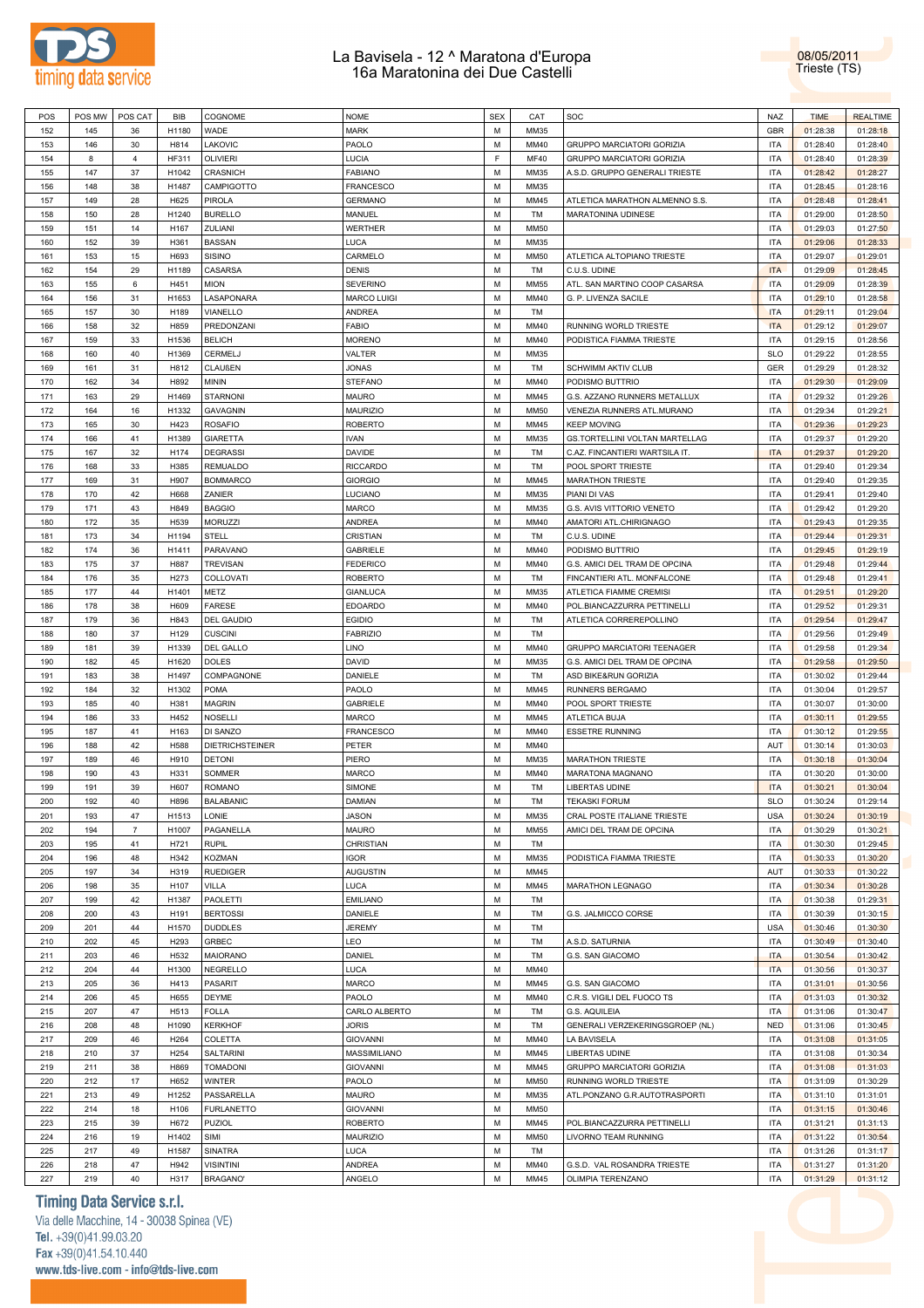# La Bavisela - 12 ^ Maratona d'Europa
## 16a Maratonina dei Due Castelli

08/05/2011
Trieste (TS)

| POS | POS MW | POS CAT | BIB | COGNOME | NOME | SEX | CAT | SOC | NAZ | TIME | REALTIME |
|---|---|---|---|---|---|---|---|---|---|---|---|
| 152 | 145 | 36 | H1180 | WADE | MARK | M | MM35 | | GBR | 01:28:38 | 01:28:18 |
| 153 | 146 | 30 | H814 | LAKOVIC | PAOLO | M | MM40 | GRUPPO MARCIATORI GORIZIA | ITA | 01:28:40 | 01:28:40 |
| 154 | 8 | 4 | HF311 | OLIVIERI | LUCIA | F | MF40 | GRUPPO MARCIATORI GORIZIA | ITA | 01:28:40 | 01:28:39 |
| 155 | 147 | 37 | H1042 | CRASNICH | FABIANO | M | MM35 | A.S.D. GRUPPO GENERALI TRIESTE | ITA | 01:28:42 | 01:28:27 |
| 156 | 148 | 38 | H1487 | CAMPIGOTTO | FRANCESCO | M | MM35 | | ITA | 01:28:45 | 01:28:16 |
| 157 | 149 | 28 | H625 | PIROLA | GERMANO | M | MM45 | ATLETICA MARATHON ALMENNO S.S. | ITA | 01:28:48 | 01:28:41 |
| 158 | 150 | 28 | H1240 | BURELLO | MANUEL | M | TM | MARATONINA UDINESE | ITA | 01:29:00 | 01:28:50 |
| 159 | 151 | 14 | H167 | ZULIANI | WERTHER | M | MM50 | | ITA | 01:29:03 | 01:27:50 |
| 160 | 152 | 39 | H361 | BASSAN | LUCA | M | MM35 | | ITA | 01:29:06 | 01:28:33 |
| 161 | 153 | 15 | H693 | SISINO | CARMELO | M | MM50 | ATLETICA ALTOPIANO TRIESTE | ITA | 01:29:07 | 01:29:01 |
| 162 | 154 | 29 | H1189 | CASARSA | DENIS | M | TM | C.U.S. UDINE | ITA | 01:29:09 | 01:28:45 |
| 163 | 155 | 6 | H451 | MION | SEVERINO | M | MM55 | ATL. SAN MARTINO COOP CASARSA | ITA | 01:29:09 | 01:28:39 |
| 164 | 156 | 31 | H1653 | LASAPONARA | MARCO LUIGI | M | MM40 | G. P. LIVENZA SACILE | ITA | 01:29:10 | 01:28:58 |
| 165 | 157 | 30 | H189 | VIANELLO | ANDREA | M | TM | | ITA | 01:29:11 | 01:29:04 |
| 166 | 158 | 32 | H859 | PREDONZANI | FABIO | M | MM40 | RUNNING WORLD TRIESTE | ITA | 01:29:12 | 01:29:07 |
| 167 | 159 | 33 | H1536 | BELICH | MORENO | M | MM40 | PODISTICA FIAMMA TRIESTE | ITA | 01:29:15 | 01:28:56 |
| 168 | 160 | 40 | H1369 | CERMELJ | VALTER | M | MM35 | | SLO | 01:29:22 | 01:28:55 |
| 169 | 161 | 31 | H812 | CLAUßEN | JONAS | M | TM | SCHWIMM AKTIV CLUB | GER | 01:29:29 | 01:28:32 |
| 170 | 162 | 34 | H892 | MININ | STEFANO | M | MM40 | PODISMO BUTTRIO | ITA | 01:29:30 | 01:29:09 |
| 171 | 163 | 29 | H1469 | STARNONI | MAURO | M | MM45 | G.S. AZZANO RUNNERS METALLUX | ITA | 01:29:32 | 01:29:26 |
| 172 | 164 | 16 | H1332 | GAVAGNIN | MAURIZIO | M | MM50 | VENEZIA RUNNERS ATL.MURANO | ITA | 01:29:34 | 01:29:21 |
| 173 | 165 | 30 | H423 | ROSAFIO | ROBERTO | M | MM45 | KEEP MOVING | ITA | 01:29:36 | 01:29:23 |
| 174 | 166 | 41 | H1389 | GIARETTA | IVAN | M | MM35 | GS.TORTELLINI VOLTAN MARTELLAG | ITA | 01:29:37 | 01:29:20 |
| 175 | 167 | 32 | H174 | DEGRASSI | DAVIDE | M | TM | C.AZ. FINCANTIERI WARTSILA IT. | ITA | 01:29:37 | 01:29:20 |
| 176 | 168 | 33 | H385 | REMUALDO | RICCARDO | M | TM | POOL SPORT TRIESTE | ITA | 01:29:40 | 01:29:34 |
| 177 | 169 | 31 | H907 | BOMMARCO | GIORGIO | M | MM45 | MARATHON TRIESTE | ITA | 01:29:40 | 01:29:35 |
| 178 | 170 | 42 | H668 | ZANIER | LUCIANO | M | MM35 | PIANI DI VAS | ITA | 01:29:41 | 01:29:40 |
| 179 | 171 | 43 | H849 | BAGGIO | MARCO | M | MM35 | G.S. AVIS VITTORIO VENETO | ITA | 01:29:42 | 01:29:20 |
| 180 | 172 | 35 | H539 | MORUZZI | ANDREA | M | MM40 | AMATORI ATL.CHIRIGNAGO | ITA | 01:29:43 | 01:29:35 |
| 181 | 173 | 34 | H1194 | STELL | CRISTIAN | M | TM | C.U.S. UDINE | ITA | 01:29:44 | 01:29:31 |
| 182 | 174 | 36 | H1411 | PARAVANO | GABRIELE | M | MM40 | PODISMO BUTTRIO | ITA | 01:29:45 | 01:29:19 |
| 183 | 175 | 37 | H887 | TREVISAN | FEDERICO | M | MM40 | G.S. AMICI DEL TRAM DE OPCINA | ITA | 01:29:48 | 01:29:44 |
| 184 | 176 | 35 | H273 | COLLOVATI | ROBERTO | M | TM | FINCANTIERI ATL. MONFALCONE | ITA | 01:29:48 | 01:29:41 |
| 185 | 177 | 44 | H1401 | METZ | GIANLUCA | M | MM35 | ATLETICA FIAMME CREMISI | ITA | 01:29:51 | 01:29:20 |
| 186 | 178 | 38 | H609 | FARESE | EDOARDO | M | MM40 | POL.BIANCAZZURRA PETTINELLI | ITA | 01:29:52 | 01:29:31 |
| 187 | 179 | 36 | H843 | DEL GAUDIO | EGIDIO | M | TM | ATLETICA CORREREPOLLINO | ITA | 01:29:54 | 01:29:47 |
| 188 | 180 | 37 | H129 | CUSCINI | FABRIZIO | M | TM | | ITA | 01:29:56 | 01:29:49 |
| 189 | 181 | 39 | H1339 | DEL GALLO | LINO | M | MM40 | GRUPPO MARCIATORI TEENAGER | ITA | 01:29:58 | 01:29:34 |
| 190 | 182 | 45 | H1620 | DOLES | DAVID | M | MM35 | G.S. AMICI DEL TRAM DE OPCINA | ITA | 01:29:58 | 01:29:50 |
| 191 | 183 | 38 | H1497 | COMPAGNONE | DANIELE | M | TM | ASD BIKE&RUN GORIZIA | ITA | 01:30:02 | 01:29:44 |
| 192 | 184 | 32 | H1302 | POMA | PAOLO | M | MM45 | RUNNERS BERGAMO | ITA | 01:30:04 | 01:29:57 |
| 193 | 185 | 40 | H381 | MAGRIN | GABRIELE | M | MM40 | POOL SPORT TRIESTE | ITA | 01:30:07 | 01:30:00 |
| 194 | 186 | 33 | H452 | NOSELLI | MARCO | M | MM45 | ATLETICA BUJA | ITA | 01:30:11 | 01:29:55 |
| 195 | 187 | 41 | H163 | DI SANZO | FRANCESCO | M | MM40 | ESSETRE RUNNING | ITA | 01:30:12 | 01:29:55 |
| 196 | 188 | 42 | H588 | DIETRICHSTEINER | PETER | M | MM40 | | AUT | 01:30:14 | 01:30:03 |
| 197 | 189 | 46 | H910 | DETONI | PIERO | M | MM35 | MARATHON TRIESTE | ITA | 01:30:18 | 01:30:04 |
| 198 | 190 | 43 | H331 | SOMMER | MARCO | M | MM40 | MARATONA MAGNANO | ITA | 01:30:20 | 01:30:00 |
| 199 | 191 | 39 | H607 | ROMANO | SIMONE | M | TM | LIBERTAS UDINE | ITA | 01:30:21 | 01:30:04 |
| 200 | 192 | 40 | H896 | BALABANIC | DAMIAN | M | TM | TEKASKI FORUM | SLO | 01:30:24 | 01:29:14 |
| 201 | 193 | 47 | H1513 | LONIE | JASON | M | MM35 | CRAL POSTE ITALIANE TRIESTE | USA | 01:30:24 | 01:30:19 |
| 202 | 194 | 7 | H1007 | PAGANELLA | MAURO | M | MM55 | AMICI DEL TRAM DE OPCINA | ITA | 01:30:29 | 01:30:21 |
| 203 | 195 | 41 | H721 | RUPIL | CHRISTIAN | M | TM | | ITA | 01:30:30 | 01:29:45 |
| 204 | 196 | 48 | H342 | KOZMAN | IGOR | M | MM35 | PODISTICA FIAMMA TRIESTE | ITA | 01:30:33 | 01:30:20 |
| 205 | 197 | 34 | H319 | RUEDIGER | AUGUSTIN | M | MM45 | | AUT | 01:30:33 | 01:30:22 |
| 206 | 198 | 35 | H107 | VILLA | LUCA | M | MM45 | MARATHON LEGNAGO | ITA | 01:30:34 | 01:30:28 |
| 207 | 199 | 42 | H1387 | PAOLETTI | EMILIANO | M | TM | | ITA | 01:30:38 | 01:29:31 |
| 208 | 200 | 43 | H191 | BERTOSSI | DANIELE | M | TM | G.S. JALMICCO CORSE | ITA | 01:30:39 | 01:30:15 |
| 209 | 201 | 44 | H1570 | DUDDLES | JEREMY | M | TM | | USA | 01:30:46 | 01:30:30 |
| 210 | 202 | 45 | H293 | GRBEC | LEO | M | TM | A.S.D. SATURNIA | ITA | 01:30:49 | 01:30:40 |
| 211 | 203 | 46 | H532 | MAIORANO | DANIEL | M | TM | G.S. SAN GIACOMO | ITA | 01:30:54 | 01:30:42 |
| 212 | 204 | 44 | H1300 | NEGRELLO | LUCA | M | MM40 | | ITA | 01:30:56 | 01:30:37 |
| 213 | 205 | 36 | H413 | PASARIT | MARCO | M | MM45 | G.S. SAN GIACOMO | ITA | 01:31:01 | 01:30:56 |
| 214 | 206 | 45 | H655 | DEYME | PAOLO | M | MM40 | C.R.S. VIGILI DEL FUOCO TS | ITA | 01:31:03 | 01:30:32 |
| 215 | 207 | 47 | H513 | FOLLA | CARLO ALBERTO | M | TM | G.S. AQUILEIA | ITA | 01:31:06 | 01:30:47 |
| 216 | 208 | 48 | H1090 | KERKHOF | JORIS | M | TM | GENERALI VERZEKERINGSGROEP (NL) | NED | 01:31:06 | 01:30:45 |
| 217 | 209 | 46 | H264 | COLETTA | GIOVANNI | M | MM40 | LA BAVISELA | ITA | 01:31:08 | 01:31:05 |
| 218 | 210 | 37 | H254 | SALTARINI | MASSIMILIANO | M | MM45 | LIBERTAS UDINE | ITA | 01:31:08 | 01:30:34 |
| 219 | 211 | 38 | H869 | TOMADONI | GIOVANNI | M | MM45 | GRUPPO MARCIATORI GORIZIA | ITA | 01:31:08 | 01:31:03 |
| 220 | 212 | 17 | H652 | WINTER | PAOLO | M | MM50 | RUNNING WORLD TRIESTE | ITA | 01:31:09 | 01:30:29 |
| 221 | 213 | 49 | H1252 | PASSARELLA | MAURO | M | MM35 | ATL.PONZANO G.R.AUTOTRASPORTI | ITA | 01:31:10 | 01:31:01 |
| 222 | 214 | 18 | H106 | FURLANETTO | GIOVANNI | M | MM50 | | ITA | 01:31:15 | 01:30:46 |
| 223 | 215 | 39 | H672 | PUZIOL | ROBERTO | M | MM45 | POL.BIANCAZZURRA PETTINELLI | ITA | 01:31:21 | 01:31:13 |
| 224 | 216 | 19 | H1402 | SIMI | MAURIZIO | M | MM50 | LIVORNO TEAM RUNNING | ITA | 01:31:22 | 01:30:54 |
| 225 | 217 | 49 | H1587 | SINATRA | LUCA | M | TM | | ITA | 01:31:26 | 01:31:17 |
| 226 | 218 | 47 | H942 | VISINTINI | ANDREA | M | MM40 | G.S.D. VAL ROSANDRA TRIESTE | ITA | 01:31:27 | 01:31:20 |
| 227 | 219 | 40 | H317 | BRAGANO' | ANGELO | M | MM45 | OLIMPIA TERENZANO | ITA | 01:31:29 | 01:31:12 |

**Timing Data Service s.r.l.**
Via delle Macchine, 14 - 30038 Spinea (VE)
Tel. +39(0)41.99.03.20
Fax +39(0)41.54.10.440
www.tds-live.com - info@tds-live.com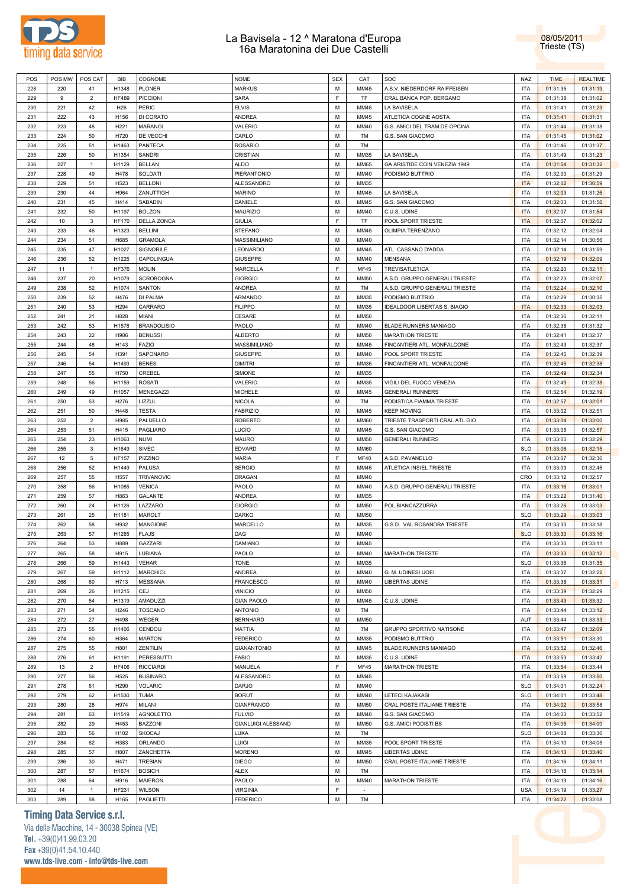# La Bavisela - 12 ^ Maratona d'Europa
## 16a Maratonina dei Due Castelli

08/05/2011
Trieste (TS)

| POS | POS MW | POS CAT | BIB | COGNOME | NOME | SEX | CAT | SOC | NAZ | TIME | REALTIME |
|---|---|---|---|---|---|---|---|---|---|---|---|
| 228 | 220 | 41 | H1348 | PLONER | MARKUS | M | MM45 | A.S.V. NIEDERDORF RAIFFEISEN | ITA | 01:31:35 | 01:31:19 |
| 229 | 9 | 2 | HF489 | PICCIONI | SARA | F | TF | CRAL BANCA POP. BERGAMO | ITA | 01:31:38 | 01:31:02 |
| 230 | 221 | 42 | H26 | PERIC | ELVIS | M | MM45 | LA BAVISELA | ITA | 01:31:41 | 01:31:23 |
| 231 | 222 | 43 | H156 | DI CORATO | ANDREA | M | MM45 | ATLETICA COGNE AOSTA | ITA | 01:31:41 | 01:31:31 |
| 232 | 223 | 48 | H221 | MARANGI | VALERIO | M | MM40 | G.S. AMICI DEL TRAM DE OPCINA | ITA | 01:31:44 | 01:31:38 |
| 233 | 224 | 50 | H720 | DE VECCHI | CARLO | M | TM | G.S. SAN GIACOMO | ITA | 01:31:45 | 01:31:02 |
| 234 | 225 | 51 | H1463 | PANTECA | ROSARIO | M | TM |  | ITA | 01:31:46 | 01:31:37 |
| 235 | 226 | 50 | H1354 | SANDRI | CRISTIAN | M | MM35 | LA BAVISELA | ITA | 01:31:49 | 01:31:23 |
| 236 | 227 | 1 | H1129 | BELLAN | ALDO | M | MM65 | GA ARISTIDE COIN VENEZIA 1949 | ITA | 01:31:54 | 01:31:32 |
| 237 | 228 | 49 | H478 | SOLDATI | PIERANTONIO | M | MM40 | PODISMO BUTTRIO | ITA | 01:32:00 | 01:31:29 |
| 238 | 229 | 51 | H523 | BELLONI | ALESSANDRO | M | MM35 |  | ITA | 01:32:02 | 01:30:59 |
| 239 | 230 | 44 | H964 | ZANUTTIGH | MARINO | M | MM45 | LA BAVISELA | ITA | 01:32:03 | 01:31:26 |
| 240 | 231 | 45 | H414 | SABADIN | DANIELE | M | MM45 | G.S. SAN GIACOMO | ITA | 01:32:03 | 01:31:56 |
| 241 | 232 | 50 | H1197 | BOLZON | MAURIZIO | M | MM40 | C.U.S. UDINE | ITA | 01:32:07 | 01:31:54 |
| 242 | 10 | 3 | HF170 | DELLA ZONCA | GIULIA | F | TF | POOL SPORT TRIESTE | ITA | 01:32:07 | 01:32:02 |
| 243 | 233 | 46 | H1323 | BELLINI | STEFANO | M | MM45 | OLIMPIA TERENZANO | ITA | 01:32:12 | 01:32:04 |
| 244 | 234 | 51 | H685 | GRAMOLA | MASSIMILIANO | M | MM40 |  | ITA | 01:32:14 | 01:30:56 |
| 245 | 235 | 47 | H1027 | SIGNORILE | LEONARDO | M | MM45 | ATL. CASSANO D'ADDA | ITA | 01:32:14 | 01:31:59 |
| 246 | 236 | 52 | H1225 | CAPOLINGUA | GIUSEPPE | M | MM40 | MENSANA | ITA | 01:32:19 | 01:32:09 |
| 247 | 11 | 1 | HF376 | MOLIN | MARCELLA | F | MF45 | TREVISATLETICA | ITA | 01:32:20 | 01:32:11 |
| 248 | 237 | 20 | H1079 | SCROBOGNA | GIORGIO | M | MM50 | A.S.D. GRUPPO GENERALI TRIESTE | ITA | 01:32:23 | 01:32:07 |
| 249 | 238 | 52 | H1074 | SANTON | ANDREA | M | TM | A.S.D. GRUPPO GENERALI TRIESTE | ITA | 01:32:24 | 01:32:10 |
| 250 | 239 | 52 | H476 | DI PALMA | ARMANDO | M | MM35 | PODISMO BUTTRIO | ITA | 01:32:29 | 01:30:35 |
| 251 | 240 | 53 | H294 | CARRARO | FILIPPO | M | MM35 | IDEALDOOR LIBERTAS S. BIAGIO | ITA | 01:32:33 | 01:32:03 |
| 252 | 241 | 21 | H828 | MIANI | CESARE | M | MM50 |  | ITA | 01:32:36 | 01:32:11 |
| 253 | 242 | 53 | H1578 | BRANDOLISIO | PAOLO | M | MM40 | BLADE RUNNERS MANIAGO | ITA | 01:32:38 | 01:31:32 |
| 254 | 243 | 22 | H906 | BENUSSI | ALBERTO | M | MM50 | MARATHON TRIESTE | ITA | 01:32:41 | 01:32:37 |
| 255 | 244 | 48 | H143 | FAZIO | MASSIMILIANO | M | MM45 | FINCANTIERI ATL. MONFALCONE | ITA | 01:32:43 | 01:32:37 |
| 256 | 245 | 54 | H391 | SAPONARO | GIUSEPPE | M | MM40 | POOL SPORT TRIESTE | ITA | 01:32:45 | 01:32:39 |
| 257 | 246 | 54 | H1493 | BENES | DIMITRI | M | MM35 | FINCANTIERI ATL. MONFALCONE | ITA | 01:32:45 | 01:32:38 |
| 258 | 247 | 55 | H750 | CREBEL | SIMONE | M | MM35 |  | ITA | 01:32:49 | 01:32:34 |
| 259 | 248 | 56 | H1159 | ROSATI | VALERIO | M | MM35 | VIGILI DEL FUOCO VENEZIA | ITA | 01:32:49 | 01:32:38 |
| 260 | 249 | 49 | H1057 | MENEGAZZI | MICHELE | M | MM45 | GENERALI RUNNERS | ITA | 01:32:54 | 01:32:19 |
| 261 | 250 | 53 | H276 | LIZZUL | NICOLA | M | TM | PODISTICA FIAMMA TRIESTE | ITA | 01:32:57 | 01:32:01 |
| 262 | 251 | 50 | H448 | TESTA | FABRIZIO | M | MM45 | KEEP MOVING | ITA | 01:33:02 | 01:32:51 |
| 263 | 252 | 2 | H985 | PALUELLO | ROBERTO | M | MM60 | TRIESTE TRASPORTI CRAL ATL.GIO | ITA | 01:33:04 | 01:33:00 |
| 264 | 253 | 51 | H415 | PAGLIARO | LUCIO | M | MM45 | G.S. SAN GIACOMO | ITA | 01:33:05 | 01:32:57 |
| 265 | 254 | 23 | H1063 | NUMI | MAURO | M | MM50 | GENERALI RUNNERS | ITA | 01:33:05 | 01:32:29 |
| 266 | 255 | 3 | H1649 | SIVEC | EDVARD | M | MM60 |  | SLO | 01:33:06 | 01:32:15 |
| 267 | 12 | 5 | HF157 | PIZZINO | MARIA | F | MF40 | A.S.D. PAVANELLO | ITA | 01:33:07 | 01:32:36 |
| 268 | 256 | 52 | H1449 | PALUSA | SERGIO | M | MM45 | ATLETICA INSIEL TRIESTE | ITA | 01:33:09 | 01:32:45 |
| 269 | 257 | 55 | H557 | TRIVANOVIC | DRAGAN | M | MM40 |  | CRO | 01:33:12 | 01:32:57 |
| 270 | 258 | 56 | H1085 | VENICA | PAOLO | M | MM40 | A.S.D. GRUPPO GENERALI TRIESTE | ITA | 01:33:16 | 01:33:01 |
| 271 | 259 | 57 | H863 | GALANTE | ANDREA | M | MM35 |  | ITA | 01:33:22 | 01:31:40 |
| 272 | 260 | 24 | H1126 | LAZZARO | GIORGIO | M | MM50 | POL.BIANCAZZURRA | ITA | 01:33:26 | 01:33:03 |
| 273 | 261 | 25 | H1181 | MAROLT | DARKO | M | MM50 |  | SLO | 01:33:29 | 01:33:03 |
| 274 | 262 | 58 | H932 | MANGIONE | MARCELLO | M | MM35 | G.S.D. VAL ROSANDRA TRIESTE | ITA | 01:33:30 | 01:33:18 |
| 275 | 263 | 57 | H1265 | FLAJS | DAG | M | MM40 |  | SLO | 01:33:30 | 01:33:16 |
| 276 | 264 | 53 | H889 | GAZZARI | DAMIANO | M | MM45 |  | ITA | 01:33:30 | 01:33:11 |
| 277 | 265 | 58 | H915 | LUBIANA | PAOLO | M | MM40 | MARATHON TRIESTE | ITA | 01:33:33 | 01:33:12 |
| 278 | 266 | 59 | H1443 | VEHAR | TONE | M | MM35 |  | SLO | 01:33:36 | 01:31:35 |
| 279 | 267 | 59 | H1112 | MARCHIOL | ANDREA | M | MM40 | G. M. UDINESI UOEI | ITA | 01:33:37 | 01:32:22 |
| 280 | 268 | 60 | H713 | MESSANA | FRANCESCO | M | MM40 | LIBERTAS UDINE | ITA | 01:33:38 | 01:33:31 |
| 281 | 269 | 26 | H1215 | CEJ | VINICIO | M | MM50 |  | ITA | 01:33:39 | 01:32:29 |
| 282 | 270 | 54 | H1319 | AMADUZZI | GIAN PAOLO | M | MM45 | C.U.S. UDINE | ITA | 01:33:43 | 01:33:32 |
| 283 | 271 | 54 | H246 | TOSCANO | ANTONIO | M | TM |  | ITA | 01:33:44 | 01:33:12 |
| 284 | 272 | 27 | H498 | WEGER | BERNHARD | M | MM50 |  | AUT | 01:33:44 | 01:33:33 |
| 285 | 273 | 55 | H1406 | CENDOU | MATTIA | M | TM | GRUPPO SPORTIVO NATISONE | ITA | 01:33:47 | 01:32:09 |
| 286 | 274 | 60 | H364 | MARTON | FEDERICO | M | MM35 | PODISMO BUTTRIO | ITA | 01:33:51 | 01:33:30 |
| 287 | 275 | 55 | H801 | ZENTILIN | GIANANTONIO | M | MM45 | BLADE RUNNERS MANIAGO | ITA | 01:33:52 | 01:32:46 |
| 288 | 276 | 61 | H1191 | PERESSUTTI | FABIO | M | MM35 | C.U.S. UDINE | ITA | 01:33:53 | 01:33:42 |
| 289 | 13 | 2 | HF406 | RICCIARDI | MANUELA | F | MF45 | MARATHON TRIESTE | ITA | 01:33:54 | 01:33:44 |
| 290 | 277 | 56 | H525 | BUSINARO | ALESSANDRO | M | MM45 |  | ITA | 01:33:59 | 01:33:50 |
| 291 | 278 | 61 | H290 | VOLARIC | DARJO | M | MM40 |  | SLO | 01:34:01 | 01:32:24 |
| 292 | 279 | 62 | H1530 | TUMA | BORUT | M | MM40 | LETECI KAJAKASI | SLO | 01:34:01 | 01:33:48 |
| 293 | 280 | 28 | H974 | MILANI | GIANFRANCO | M | MM50 | CRAL POSTE ITALIANE TRIESTE | ITA | 01:34:02 | 01:33:58 |
| 294 | 281 | 63 | H1519 | AGNOLETTO | FULVIO | M | MM40 | G.S. SAN GIACOMO | ITA | 01:34:03 | 01:33:52 |
| 295 | 282 | 29 | H453 | BAZZONI | GIANLUIGI ALESSAND | M | MM50 | G.S. AMICI PODISTI BS | ITA | 01:34:05 | 01:34:00 |
| 296 | 283 | 56 | H102 | SKOCAJ | LUKA | M | TM |  | SLO | 01:34:08 | 01:33:36 |
| 297 | 284 | 62 | H383 | ORLANDO | LUIGI | M | MM35 | POOL SPORT TRIESTE | ITA | 01:34:10 | 01:34:05 |
| 298 | 285 | 57 | H807 | ZANCHETTA | MORENO | M | MM45 | LIBERTAS UDINE | ITA | 01:34:13 | 01:33:40 |
| 299 | 286 | 30 | H471 | TREBIAN | DIEGO | M | MM50 | CRAL POSTE ITALIANE TRIESTE | ITA | 01:34:16 | 01:34:11 |
| 300 | 287 | 57 | H1674 | BOSICH | ALEX | M | TM |  | ITA | 01:34:18 | 01:33:14 |
| 301 | 288 | 64 | H916 | MAIERON | PAOLO | M | MM40 | MARATHON TRIESTE | ITA | 01:34:19 | 01:34:16 |
| 302 | 14 | 1 | HF231 | WILSON | VIRGINIA | F | - |  | USA | 01:34:19 | 01:33:27 |
| 303 | 289 | 58 | H165 | PAGLIETTI | FEDERICO | M | TM |  | ITA | 01:34:22 | 01:33:08 |

**Timing Data Service s.r.l.**
Via delle Macchine, 14 - 30038 Spinea (VE)
Tel. +39(0)41.99.03.20
Fax +39(0)41.54.10.440
www.tds-live.com - info@tds-live.com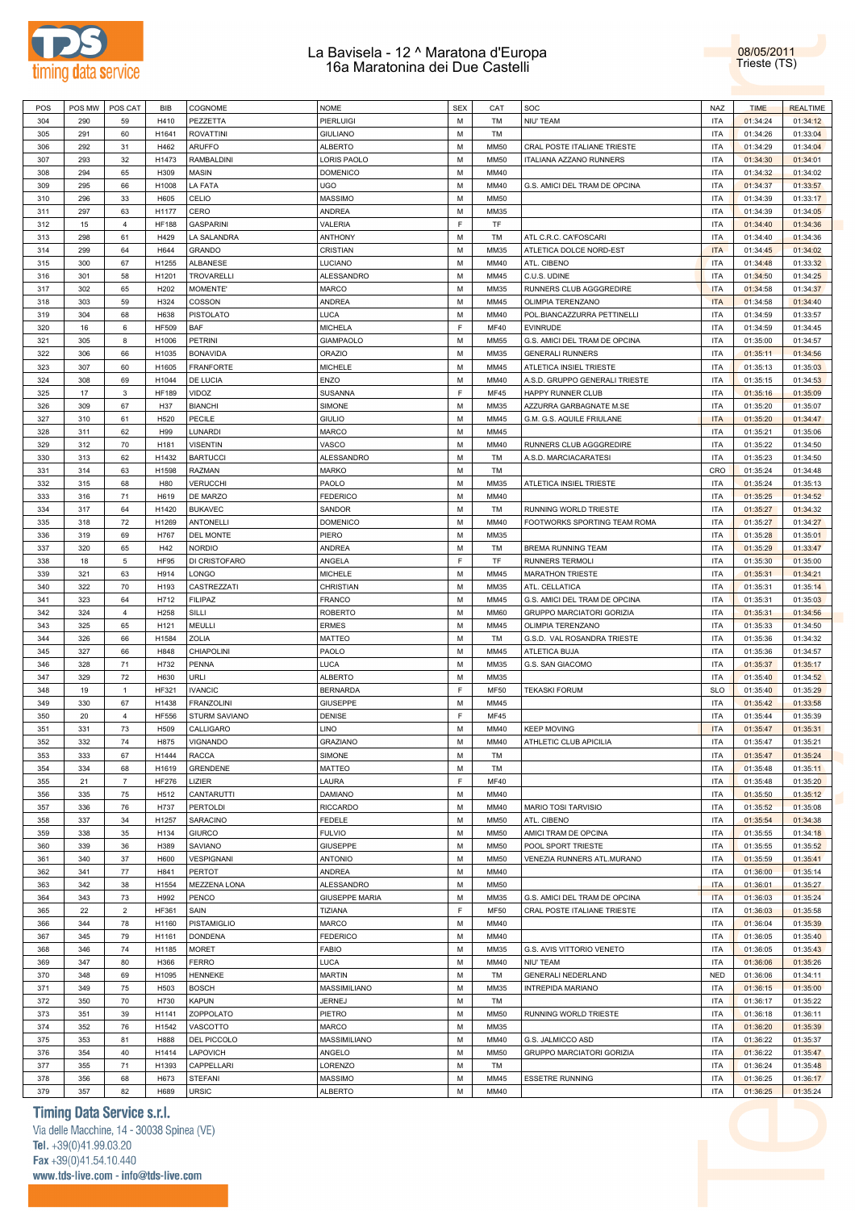# La Bavisela - 12 ^ Maratona d'Europa
## 16a Maratonina dei Due Castelli

08/05/2011
Trieste (TS)

| POS | POS MW | POS CAT | BIB | COGNOME | NOME | SEX | CAT | SOC | NAZ | TIME | REALTIME |
|---|---|---|---|---|---|---|---|---|---|---|---|
| 304 | 290 | 59 | H410 | PEZZETTA | PIERLUIGI | M | TM | NIU' TEAM | ITA | 01:34:24 | 01:34:12 |
| 305 | 291 | 60 | H1641 | ROVATTINI | GIULIANO | M | TM | | ITA | 01:34:26 | 01:33:04 |
| 306 | 292 | 31 | H462 | ARUFFO | ALBERTO | M | MM50 | CRAL POSTE ITALIANE TRIESTE | ITA | 01:34:29 | 01:34:04 |
| 307 | 293 | 32 | H1473 | RAMBALDINI | LORIS PAOLO | M | MM50 | ITALIANA AZZANO RUNNERS | ITA | 01:34:30 | 01:34:01 |
| 308 | 294 | 65 | H309 | MASIN | DOMENICO | M | MM40 | | ITA | 01:34:32 | 01:34:02 |
| 309 | 295 | 66 | H1008 | LA FATA | UGO | M | MM40 | G.S. AMICI DEL TRAM DE OPCINA | ITA | 01:34:37 | 01:33:57 |
| 310 | 296 | 33 | H605 | CELIO | MASSIMO | M | MM50 | | ITA | 01:34:39 | 01:33:17 |
| 311 | 297 | 63 | H1177 | CERO | ANDREA | M | MM35 | | ITA | 01:34:39 | 01:34:05 |
| 312 | 15 | 4 | HF188 | GASPARINI | VALERIA | F | TF | | ITA | 01:34:40 | 01:34:36 |
| 313 | 298 | 61 | H429 | LA SALANDRA | ANTHONY | M | TM | ATL C.R.C. CA'FOSCARI | ITA | 01:34:40 | 01:34:36 |
| 314 | 299 | 64 | H644 | GRANDO | CRISTIAN | M | MM35 | ATLETICA DOLCE NORD-EST | ITA | 01:34:45 | 01:34:02 |
| 315 | 300 | 67 | H1255 | ALBANESE | LUCIANO | M | MM40 | ATL. CIBENO | ITA | 01:34:48 | 01:33:32 |
| 316 | 301 | 58 | H1201 | TROVARELLI | ALESSANDRO | M | MM45 | C.U.S. UDINE | ITA | 01:34:50 | 01:34:25 |
| 317 | 302 | 65 | H202 | MOMENTE' | MARCO | M | MM35 | RUNNERS CLUB AGGGREDIRE | ITA | 01:34:58 | 01:34:37 |
| 318 | 303 | 59 | H324 | COSSON | ANDREA | M | MM45 | OLIMPIA TERENZANO | ITA | 01:34:58 | 01:34:40 |
| 319 | 304 | 68 | H638 | PISTOLATO | LUCA | M | MM40 | POL.BIANCAZZURRA PETTINELLI | ITA | 01:34:59 | 01:33:57 |
| 320 | 16 | 6 | HF509 | BAF | MICHELA | F | MF40 | EVINRUDE | ITA | 01:34:59 | 01:34:45 |
| 321 | 305 | 8 | H1006 | PETRINI | GIAMPAOLO | M | MM55 | G.S. AMICI DEL TRAM DE OPCINA | ITA | 01:35:00 | 01:34:57 |
| 322 | 306 | 66 | H1035 | BONAVIDA | ORAZIO | M | MM35 | GENERALI RUNNERS | ITA | 01:35:11 | 01:34:56 |
| 323 | 307 | 60 | H1605 | FRANFORTE | MICHELE | M | MM45 | ATLETICA INSIEL TRIESTE | ITA | 01:35:13 | 01:35:03 |
| 324 | 308 | 69 | H1044 | DE LUCIA | ENZO | M | MM40 | A.S.D. GRUPPO GENERALI TRIESTE | ITA | 01:35:15 | 01:34:53 |
| 325 | 17 | 3 | HF189 | VIDOZ | SUSANNA | F | MF45 | HAPPY RUNNER CLUB | ITA | 01:35:16 | 01:35:09 |
| 326 | 309 | 67 | H37 | BIANCHI | SIMONE | M | MM35 | AZZURRA GARBAGNATE M.SE | ITA | 01:35:20 | 01:35:07 |
| 327 | 310 | 61 | H520 | PECILE | GIULIO | M | MM45 | G.M. G.S. AQUILE FRIULANE | ITA | 01:35:20 | 01:34:47 |
| 328 | 311 | 62 | H99 | LUNARDI | MARCO | M | MM45 | | ITA | 01:35:21 | 01:35:06 |
| 329 | 312 | 70 | H181 | VISENTIN | VASCO | M | MM40 | RUNNERS CLUB AGGGREDIRE | ITA | 01:35:22 | 01:34:50 |
| 330 | 313 | 62 | H1432 | BARTUCCI | ALESSANDRO | M | TM | A.S.D. MARCIACARATESI | ITA | 01:35:23 | 01:34:50 |
| 331 | 314 | 63 | H1598 | RAZMAN | MARKO | M | TM | | CRO | 01:35:24 | 01:34:48 |
| 332 | 315 | 68 | H80 | VERUCCHI | PAOLO | M | MM35 | ATLETICA INSIEL TRIESTE | ITA | 01:35:24 | 01:35:13 |
| 333 | 316 | 71 | H619 | DE MARZO | FEDERICO | M | MM40 | | ITA | 01:35:25 | 01:34:52 |
| 334 | 317 | 64 | H1420 | BUKAVEC | SANDOR | M | TM | RUNNING WORLD TRIESTE | ITA | 01:35:27 | 01:34:32 |
| 335 | 318 | 72 | H1269 | ANTONELLI | DOMENICO | M | MM40 | FOOTWORKS SPORTING TEAM ROMA | ITA | 01:35:27 | 01:34:27 |
| 336 | 319 | 69 | H767 | DEL MONTE | PIERO | M | MM35 | | ITA | 01:35:28 | 01:35:01 |
| 337 | 320 | 65 | H42 | NORDIO | ANDREA | M | TM | BREMA RUNNING TEAM | ITA | 01:35:29 | 01:33:47 |
| 338 | 18 | 5 | HF95 | DI CRISTOFARO | ANGELA | F | TF | RUNNERS TERMOLI | ITA | 01:35:30 | 01:35:00 |
| 339 | 321 | 63 | H914 | LONGO | MICHELE | M | MM45 | MARATHON TRIESTE | ITA | 01:35:31 | 01:34:21 |
| 340 | 322 | 70 | H193 | CASTREZZATI | CHRISTIAN | M | MM35 | ATL. CELLATICA | ITA | 01:35:31 | 01:35:14 |
| 341 | 323 | 64 | H712 | FILIPAZ | FRANCO | M | MM45 | G.S. AMICI DEL TRAM DE OPCINA | ITA | 01:35:31 | 01:35:03 |
| 342 | 324 | 4 | H258 | SILLI | ROBERTO | M | MM60 | GRUPPO MARCIATORI GORIZIA | ITA | 01:35:31 | 01:34:56 |
| 343 | 325 | 65 | H121 | MEULLI | ERMES | M | MM45 | OLIMPIA TERENZANO | ITA | 01:35:33 | 01:34:50 |
| 344 | 326 | 66 | H1584 | ZOLIA | MATTEO | M | TM | G.S.D. VAL ROSANDRA TRIESTE | ITA | 01:35:36 | 01:34:32 |
| 345 | 327 | 66 | H848 | CHIAPOLINI | PAOLO | M | MM45 | ATLETICA BUJA | ITA | 01:35:36 | 01:34:57 |
| 346 | 328 | 71 | H732 | PENNA | LUCA | M | MM35 | G.S. SAN GIACOMO | ITA | 01:35:37 | 01:35:17 |
| 347 | 329 | 72 | H630 | URLI | ALBERTO | M | MM35 | | ITA | 01:35:40 | 01:34:52 |
| 348 | 19 | 1 | HF321 | IVANCIC | BERNARDA | F | MF50 | TEKASKI FORUM | SLO | 01:35:40 | 01:35:29 |
| 349 | 330 | 67 | H1438 | FRANZOLINI | GIUSEPPE | M | MM45 | | ITA | 01:35:42 | 01:33:58 |
| 350 | 20 | 4 | HF556 | STURM SAVIANO | DENISE | F | MF45 | | ITA | 01:35:44 | 01:35:39 |
| 351 | 331 | 73 | H509 | CALLIGARO | LINO | M | MM40 | KEEP MOVING | ITA | 01:35:47 | 01:35:31 |
| 352 | 332 | 74 | H875 | VIGNANDO | GRAZIANO | M | MM40 | ATHLETIC CLUB APICILIA | ITA | 01:35:47 | 01:35:21 |
| 353 | 333 | 67 | H1444 | RACCA | SIMONE | M | TM | | ITA | 01:35:47 | 01:35:24 |
| 354 | 334 | 68 | H1619 | GRENDENE | MATTEO | M | TM | | ITA | 01:35:48 | 01:35:11 |
| 355 | 21 | 7 | HF276 | LIZIER | LAURA | F | MF40 | | ITA | 01:35:48 | 01:35:20 |
| 356 | 335 | 75 | H512 | CANTARUTTI | DAMIANO | M | MM40 | | ITA | 01:35:50 | 01:35:12 |
| 357 | 336 | 76 | H737 | PERTOLDI | RICCARDO | M | MM40 | MARIO TOSI TARVISIO | ITA | 01:35:52 | 01:35:08 |
| 358 | 337 | 34 | H1257 | SARACINO | FEDELE | M | MM50 | ATL. CIBENO | ITA | 01:35:54 | 01:34:38 |
| 359 | 338 | 35 | H134 | GIURCO | FULVIO | M | MM50 | AMICI TRAM DE OPCINA | ITA | 01:35:55 | 01:34:18 |
| 360 | 339 | 36 | H389 | SAVIANO | GIUSEPPE | M | MM50 | POOL SPORT TRIESTE | ITA | 01:35:55 | 01:35:52 |
| 361 | 340 | 37 | H600 | VESPIGNANI | ANTONIO | M | MM50 | VENEZIA RUNNERS ATL.MURANO | ITA | 01:35:59 | 01:35:41 |
| 362 | 341 | 77 | H841 | PERTOT | ANDREA | M | MM40 | | ITA | 01:36:00 | 01:35:14 |
| 363 | 342 | 38 | H1554 | MEZZENA LONA | ALESSANDRO | M | MM50 | | ITA | 01:36:01 | 01:35:27 |
| 364 | 343 | 73 | H992 | PENCO | GIUSEPPE MARIA | M | MM35 | G.S. AMICI DEL TRAM DE OPCINA | ITA | 01:36:03 | 01:35:24 |
| 365 | 22 | 2 | HF361 | SAIN | TIZIANA | F | MF50 | CRAL POSTE ITALIANE TRIESTE | ITA | 01:36:03 | 01:35:58 |
| 366 | 344 | 78 | H1160 | PISTAMIGLIO | MARCO | M | MM40 | | ITA | 01:36:04 | 01:35:39 |
| 367 | 345 | 79 | H1161 | DONDENA | FEDERICO | M | MM40 | | ITA | 01:36:05 | 01:35:40 |
| 368 | 346 | 74 | H1185 | MORET | FABIO | M | MM35 | G.S. AVIS VITTORIO VENETO | ITA | 01:36:05 | 01:35:43 |
| 369 | 347 | 80 | H366 | FERRO | LUCA | M | MM40 | NIU' TEAM | ITA | 01:36:06 | 01:35:26 |
| 370 | 348 | 69 | H1095 | HENNEKE | MARTIN | M | TM | GENERALI NEDERLAND | NED | 01:36:06 | 01:34:11 |
| 371 | 349 | 75 | H503 | BOSCH | MASSIMILIANO | M | MM35 | INTREPIDA MARIANO | ITA | 01:36:15 | 01:35:00 |
| 372 | 350 | 70 | H730 | KAPUN | JERNEJ | M | TM | | ITA | 01:36:17 | 01:35:22 |
| 373 | 351 | 39 | H1141 | ZOPPOLATO | PIETRO | M | MM50 | RUNNING WORLD TRIESTE | ITA | 01:36:18 | 01:36:11 |
| 374 | 352 | 76 | H1542 | VASCOTTO | MARCO | M | MM35 | | ITA | 01:36:20 | 01:35:39 |
| 375 | 353 | 81 | H888 | DEL PICCOLO | MASSIMILIANO | M | MM40 | G.S. JALMICCO ASD | ITA | 01:36:22 | 01:35:37 |
| 376 | 354 | 40 | H1414 | LAPOVICH | ANGELO | M | MM50 | GRUPPO MARCIATORI GORIZIA | ITA | 01:36:22 | 01:35:47 |
| 377 | 355 | 71 | H1393 | CAPPELLARI | LORENZO | M | TM | | ITA | 01:36:24 | 01:35:48 |
| 378 | 356 | 68 | H673 | STEFANI | MASSIMO | M | MM45 | ESSETRE RUNNING | ITA | 01:36:25 | 01:36:17 |
| 379 | 357 | 82 | H689 | URSIC | ALBERTO | M | MM40 | | ITA | 01:36:25 | 01:35:24 |

**Timing Data Service s.r.l.**
Via delle Macchine, 14 - 30038 Spinea (VE)
Tel. +39(0)41.99.03.20
Fax +39(0)41.54.10.440
www.tds-live.com - info@tds-live.com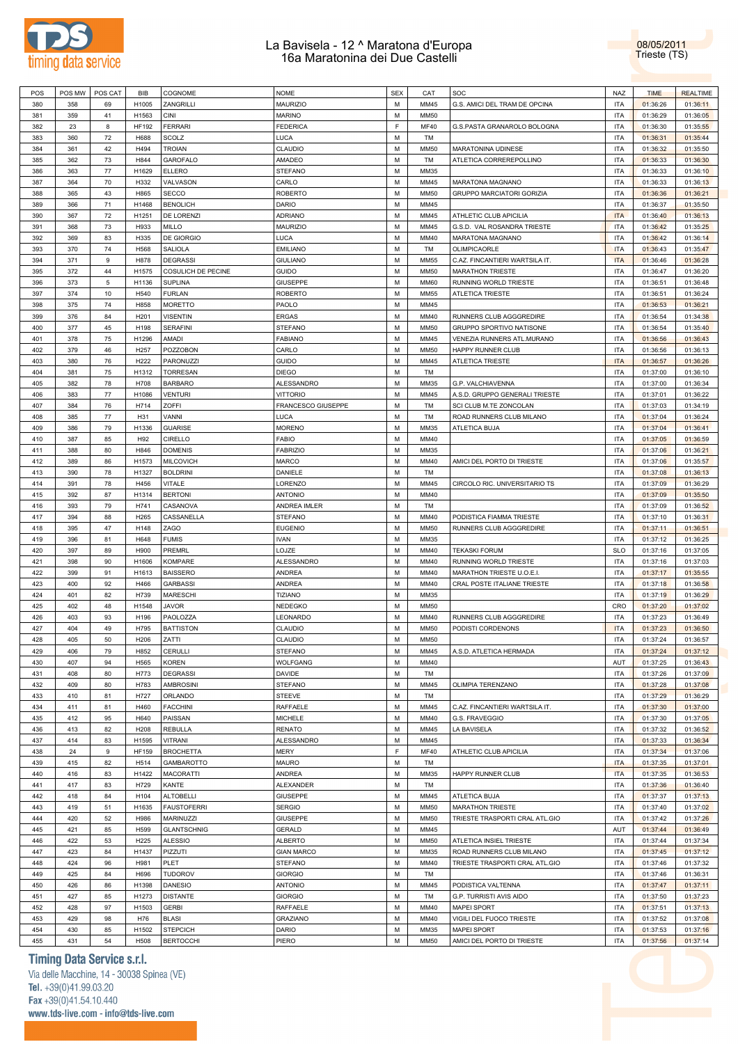# La Bavisela - 12 ^ Maratona d'Europa
## 16a Maratonina dei Due Castelli

08/05/2011
Trieste (TS)

| POS | POS MW | POS CAT | BIB | COGNOME | NOME | SEX | CAT | SOC | NAZ | TIME | REALTIME |
|---|---|---|---|---|---|---|---|---|---|---|---|
| 380 | 358 | 69 | H1005 | ZANGRILLI | MAURIZIO | M | MM45 | G.S. AMICI DEL TRAM DE OPCINA | ITA | 01:36:26 | 01:36:11 |
| 381 | 359 | 41 | H1563 | CINI | MARINO | M | MM50 | | ITA | 01:36:29 | 01:36:05 |
| 382 | 23 | 8 | HF192 | FERRARI | FEDERICA | F | MF40 | G.S.PASTA GRANAROLO BOLOGNA | ITA | 01:36:30 | 01:35:55 |
| 383 | 360 | 72 | H688 | SCOLZ | LUCA | M | TM | | ITA | 01:36:31 | 01:35:44 |
| 384 | 361 | 42 | H494 | TROIAN | CLAUDIO | M | MM50 | MARATONINA UDINESE | ITA | 01:36:32 | 01:35:50 |
| 385 | 362 | 73 | H844 | GAROFALO | AMADEO | M | TM | ATLETICA CORREREPOLLINO | ITA | 01:36:33 | 01:36:30 |
| 386 | 363 | 77 | H1629 | ELLERO | STEFANO | M | MM35 | | ITA | 01:36:33 | 01:36:10 |
| 387 | 364 | 70 | H332 | VALVASON | CARLO | M | MM45 | MARATONA MAGNANO | ITA | 01:36:33 | 01:36:13 |
| 388 | 365 | 43 | H865 | SECCO | ROBERTO | M | MM50 | GRUPPO MARCIATORI GORIZIA | ITA | 01:36:36 | 01:36:21 |
| 389 | 366 | 71 | H1468 | BENOLICH | DARIO | M | MM45 | | ITA | 01:36:37 | 01:35:50 |
| 390 | 367 | 72 | H1251 | DE LORENZI | ADRIANO | M | MM45 | ATHLETIC CLUB APICILIA | ITA | 01:36:40 | 01:36:13 |
| 391 | 368 | 73 | H933 | MILLO | MAURIZIO | M | MM45 | G.S.D. VAL ROSANDRA TRIESTE | ITA | 01:36:42 | 01:35:25 |
| 392 | 369 | 83 | H335 | DE GIORGIO | LUCA | M | MM40 | MARATONA MAGNANO | ITA | 01:36:42 | 01:36:14 |
| 393 | 370 | 74 | H568 | SALIOLA | EMILIANO | M | TM | OLIMPICAORLE | ITA | 01:36:43 | 01:35:47 |
| 394 | 371 | 9 | H878 | DEGRASSI | GIULIANO | M | MM55 | C.AZ. FINCANTIERI WARTSILA IT. | ITA | 01:36:46 | 01:36:28 |
| 395 | 372 | 44 | H1575 | COSULICH DE PECINE | GUIDO | M | MM50 | MARATHON TRIESTE | ITA | 01:36:47 | 01:36:20 |
| 396 | 373 | 5 | H1136 | SUPLINA | GIUSEPPE | M | MM60 | RUNNING WORLD TRIESTE | ITA | 01:36:51 | 01:36:48 |
| 397 | 374 | 10 | H540 | FURLAN | ROBERTO | M | MM55 | ATLETICA TRIESTE | ITA | 01:36:51 | 01:36:24 |
| 398 | 375 | 74 | H858 | MORETTO | PAOLO | M | MM45 | | ITA | 01:36:53 | 01:36:21 |
| 399 | 376 | 84 | H201 | VISENTIN | ERGAS | M | MM40 | RUNNERS CLUB AGGGREDIRE | ITA | 01:36:54 | 01:34:38 |
| 400 | 377 | 45 | H198 | SERAFINI | STEFANO | M | MM50 | GRUPPO SPORTIVO NATISONE | ITA | 01:36:54 | 01:35:40 |
| 401 | 378 | 75 | H1296 | AMADI | FABIANO | M | MM45 | VENEZIA RUNNERS ATL.MURANO | ITA | 01:36:56 | 01:36:43 |
| 402 | 379 | 46 | H257 | POZZOBON | CARLO | M | MM50 | HAPPY RUNNER CLUB | ITA | 01:36:56 | 01:36:13 |
| 403 | 380 | 76 | H222 | PARONUZZI | GUIDO | M | MM45 | ATLETICA TRIESTE | ITA | 01:36:57 | 01:36:26 |
| 404 | 381 | 75 | H1312 | TORRESAN | DIEGO | M | TM | | ITA | 01:37:00 | 01:36:10 |
| 405 | 382 | 78 | H708 | BARBARO | ALESSANDRO | M | MM35 | G.P. VALCHIAVENNA | ITA | 01:37:00 | 01:36:34 |
| 406 | 383 | 77 | H1086 | VENTURI | VITTORIO | M | MM45 | A.S.D. GRUPPO GENERALI TRIESTE | ITA | 01:37:01 | 01:36:22 |
| 407 | 384 | 76 | H714 | ZOFFI | FRANCESCO GIUSEPPE | M | TM | SCI CLUB M.TE ZONCOLAN | ITA | 01:37:03 | 01:34:19 |
| 408 | 385 | 77 | H31 | VANNI | LUCA | M | TM | ROAD RUNNERS CLUB MILANO | ITA | 01:37:04 | 01:36:24 |
| 409 | 386 | 79 | H1336 | GUARISE | MORENO | M | MM35 | ATLETICA BUJA | ITA | 01:37:04 | 01:36:41 |
| 410 | 387 | 85 | H92 | CIRELLO | FABIO | M | MM40 | | ITA | 01:37:05 | 01:36:59 |
| 411 | 388 | 80 | H846 | DOMENIS | FABRIZIO | M | MM35 | | ITA | 01:37:06 | 01:36:21 |
| 412 | 389 | 86 | H1573 | MILCOVICH | MARCO | M | MM40 | AMICI DEL PORTO DI TRIESTE | ITA | 01:37:06 | 01:35:57 |
| 413 | 390 | 78 | H1327 | BOLDRINI | DANIELE | M | TM | | ITA | 01:37:08 | 01:36:13 |
| 414 | 391 | 78 | H456 | VITALE | LORENZO | M | MM45 | CIRCOLO RIC. UNIVERSITARIO TS | ITA | 01:37:09 | 01:36:29 |
| 415 | 392 | 87 | H1314 | BERTONI | ANTONIO | M | MM40 | | ITA | 01:37:09 | 01:35:50 |
| 416 | 393 | 79 | H741 | CASANOVA | ANDREA IMLER | M | TM | | ITA | 01:37:09 | 01:36:52 |
| 417 | 394 | 88 | H265 | CASSANELLA | STEFANO | M | MM40 | PODISTICA FIAMMA TRIESTE | ITA | 01:37:10 | 01:36:31 |
| 418 | 395 | 47 | H148 | ZAGO | EUGENIO | M | MM50 | RUNNERS CLUB AGGGREDIRE | ITA | 01:37:11 | 01:36:51 |
| 419 | 396 | 81 | H648 | FUMIS | IVAN | M | MM35 | | ITA | 01:37:12 | 01:36:25 |
| 420 | 397 | 89 | H900 | PREMRL | LOJZE | M | MM40 | TEKASKI FORUM | SLO | 01:37:16 | 01:37:05 |
| 421 | 398 | 90 | H1606 | KOMPARE | ALESSANDRO | M | MM40 | RUNNING WORLD TRIESTE | ITA | 01:37:16 | 01:37:03 |
| 422 | 399 | 91 | H1613 | BAISSERO | ANDREA | M | MM40 | MARATHON TRIESTE U.O.E.I. | ITA | 01:37:17 | 01:35:55 |
| 423 | 400 | 92 | H466 | GARBASSI | ANDREA | M | MM40 | CRAL POSTE ITALIANE TRIESTE | ITA | 01:37:18 | 01:36:58 |
| 424 | 401 | 82 | H739 | MARESCHI | TIZIANO | M | MM35 | | ITA | 01:37:19 | 01:36:29 |
| 425 | 402 | 48 | H1548 | JAVOR | NEDEGKO | M | MM50 | | CRO | 01:37:20 | 01:37:02 |
| 426 | 403 | 93 | H196 | PAOLOZZA | LEONARDO | M | MM40 | RUNNERS CLUB AGGGREDIRE | ITA | 01:37:23 | 01:36:49 |
| 427 | 404 | 49 | H795 | BATTISTON | CLAUDIO | M | MM50 | PODISTI CORDENONS | ITA | 01:37:23 | 01:36:50 |
| 428 | 405 | 50 | H206 | ZATTI | CLAUDIO | M | MM50 | | ITA | 01:37:24 | 01:36:57 |
| 429 | 406 | 79 | H852 | CERULLI | STEFANO | M | MM45 | A.S.D. ATLETICA HERMADA | ITA | 01:37:24 | 01:37:12 |
| 430 | 407 | 94 | H565 | KOREN | WOLFGANG | M | MM40 | | AUT | 01:37:25 | 01:36:43 |
| 431 | 408 | 80 | H773 | DEGRASSI | DAVIDE | M | TM | | ITA | 01:37:26 | 01:37:09 |
| 432 | 409 | 80 | H783 | AMBROSINI | STEFANO | M | MM45 | OLIMPIA TERENZANO | ITA | 01:37:28 | 01:37:08 |
| 433 | 410 | 81 | H727 | ORLANDO | STEEVE | M | TM | | ITA | 01:37:29 | 01:36:29 |
| 434 | 411 | 81 | H460 | FACCHINI | RAFFAELE | M | MM45 | C.AZ. FINCANTIERI WARTSILA IT. | ITA | 01:37:30 | 01:37:00 |
| 435 | 412 | 95 | H640 | PAISSAN | MICHELE | M | MM40 | G.S. FRAVEGGIO | ITA | 01:37:30 | 01:37:05 |
| 436 | 413 | 82 | H208 | REBULLA | RENATO | M | MM45 | LA BAVISELA | ITA | 01:37:32 | 01:36:52 |
| 437 | 414 | 83 | H1595 | VITRANI | ALESSANDRO | M | MM45 | | ITA | 01:37:33 | 01:36:34 |
| 438 | 24 | 9 | HF159 | BROCHETTA | MERY | F | MF40 | ATHLETIC CLUB APICILIA | ITA | 01:37:34 | 01:37:06 |
| 439 | 415 | 82 | H514 | GAMBAROTTO | MAURO | M | TM | | ITA | 01:37:35 | 01:37:01 |
| 440 | 416 | 83 | H1422 | MACORATTI | ANDREA | M | MM35 | HAPPY RUNNER CLUB | ITA | 01:37:35 | 01:36:53 |
| 441 | 417 | 83 | H729 | KANTE | ALEXANDER | M | TM | | ITA | 01:37:36 | 01:36:40 |
| 442 | 418 | 84 | H104 | ALTOBELLI | GIUSEPPE | M | MM45 | ATLETICA BUJA | ITA | 01:37:37 | 01:37:13 |
| 443 | 419 | 51 | H1635 | FAUSTOFERRI | SERGIO | M | MM50 | MARATHON TRIESTE | ITA | 01:37:40 | 01:37:02 |
| 444 | 420 | 52 | H986 | MARINUZZI | GIUSEPPE | M | MM50 | TRIESTE TRASPORTI CRAL ATL.GIO | ITA | 01:37:42 | 01:37:26 |
| 445 | 421 | 85 | H599 | GLANTSCHNIG | GERALD | M | MM45 | | AUT | 01:37:44 | 01:36:49 |
| 446 | 422 | 53 | H225 | ALESSIO | ALBERTO | M | MM50 | ATLETICA INSIEL TRIESTE | ITA | 01:37:44 | 01:37:34 |
| 447 | 423 | 84 | H1437 | PIZZUTI | GIAN MARCO | M | MM35 | ROAD RUNNERS CLUB MILANO | ITA | 01:37:45 | 01:37:12 |
| 448 | 424 | 96 | H981 | PLET | STEFANO | M | MM40 | TRIESTE TRASPORTI CRAL ATL.GIO | ITA | 01:37:46 | 01:37:32 |
| 449 | 425 | 84 | H696 | TUDOROV | GIORGIO | M | TM | | ITA | 01:37:46 | 01:36:31 |
| 450 | 426 | 86 | H1398 | DANESIO | ANTONIO | M | MM45 | PODISTICA VALTENNA | ITA | 01:37:47 | 01:37:11 |
| 451 | 427 | 85 | H1273 | DISTANTE | GIORGIO | M | TM | G.P. TURRISTI AVIS AIDO | ITA | 01:37:50 | 01:37:23 |
| 452 | 428 | 97 | H1503 | GERBI | RAFFAELE | M | MM40 | MAPEI SPORT | ITA | 01:37:51 | 01:37:13 |
| 453 | 429 | 98 | H76 | BLASI | GRAZIANO | M | MM40 | VIGILI DEL FUOCO TRIESTE | ITA | 01:37:52 | 01:37:08 |
| 454 | 430 | 85 | H1502 | STEPCICH | DARIO | M | MM35 | MAPEI SPORT | ITA | 01:37:53 | 01:37:16 |
| 455 | 431 | 54 | H508 | BERTOCCHI | PIERO | M | MM50 | AMICI DEL PORTO DI TRIESTE | ITA | 01:37:56 | 01:37:14 |

**Timing Data Service s.r.l.**
Via delle Macchine, 14 - 30038 Spinea (VE)
Tel. +39(0)41.99.03.20
Fax +39(0)41.54.10.440
www.tds-live.com - info@tds-live.com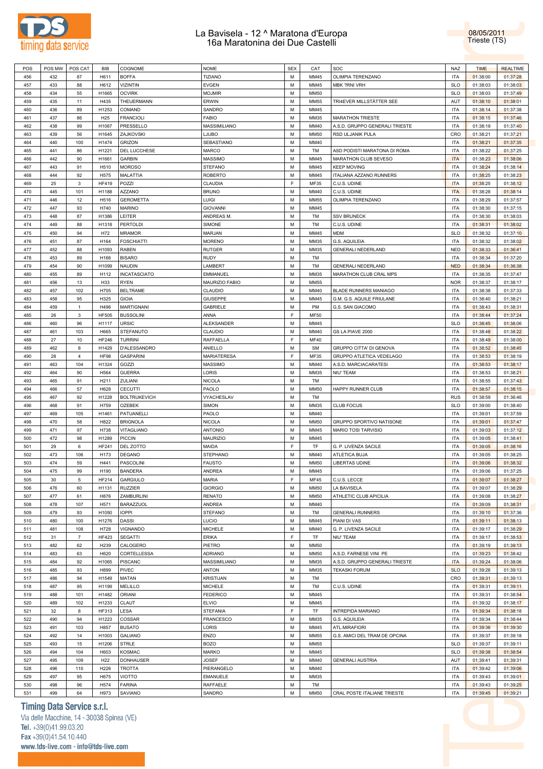# La Bavisela - 12 ^ Maratona d'Europa
## 16a Maratonina dei Due Castelli

08/05/2011
Trieste (TS)

| POS | POS MW | POS CAT | BIB | COGNOME | NOME | SEX | CAT | SOC | NAZ | TIME | REALTIME |
|---|---|---|---|---|---|---|---|---|---|---|---|
| 456 | 432 | 87 | H611 | BOFFA | TIZIANO | M | MM45 | OLIMPIA TERENZANO | ITA | 01:38:00 | 01:37:28 |
| 457 | 433 | 88 | H612 | VIZINTIN | EVGEN | M | MM45 | MBK ?RNI VRH | SLO | 01:38:03 | 01:38:03 |
| 458 | 434 | 55 | H1665 | OCVIRK | MOJMIR | M | MM50 | | SLO | 01:38:03 | 01:37:49 |
| 459 | 435 | 11 | H435 | THEUERMANN | ERWIN | M | MM55 | TRI4EVER MILLSTÄTTER SEE | AUT | 01:38:10 | 01:38:01 |
| 460 | 436 | 89 | H1253 | COMAND | SANDRO | M | MM45 | | ITA | 01:38:14 | 01:37:38 |
| 461 | 437 | 86 | H25 | FRANCIOLI | FABIO | M | MM35 | MARATHON TRIESTE | ITA | 01:38:15 | 01:37:46 |
| 462 | 438 | 99 | H1067 | PRESSELLO | MASSIMILIANO | M | MM40 | A.S.D. GRUPPO GENERALI TRIESTE | ITA | 01:38:19 | 01:37:40 |
| 463 | 439 | 56 | H1645 | ZAJKOVSKI | LJUBO | M | MM50 | RSD ULJANIK PULA | CRO | 01:38:21 | 01:37:21 |
| 464 | 440 | 100 | H1474 | GRIZON | SEBASTIANO | M | MM40 | | ITA | 01:38:21 | 01:37:35 |
| 465 | 441 | 86 | H1221 | DEL LUCCHESE | MARCO | M | TM | ASD PODISTI MARATONA DI ROMA | ITA | 01:38:22 | 01:37:25 |
| 466 | 442 | 90 | H1661 | GARBIN | MASSIMO | M | MM45 | MARATHON CLUB SEVESO | ITA | 01:38:23 | 01:38:06 |
| 467 | 443 | 91 | H510 | MOROSO | STEFANO | M | MM45 | KEEP MOVING | ITA | 01:38:24 | 01:38:14 |
| 468 | 444 | 92 | H575 | MALATTIA | ROBERTO | M | MM45 | ITALIANA AZZANO RUNNERS | ITA | 01:38:25 | 01:38:23 |
| 469 | 25 | 3 | HF419 | POZZI | CLAUDIA | F | MF35 | C.U.S. UDINE | ITA | 01:38:25 | 01:38:12 |
| 470 | 445 | 101 | H1188 | AZZANO | BRUNO | M | MM40 | C.U.S. UDINE | ITA | 01:38:28 | 01:38:14 |
| 471 | 446 | 12 | H516 | GEROMETTA | LUIGI | M | MM55 | OLIMPIA TERENZANO | ITA | 01:38:29 | 01:37:57 |
| 472 | 447 | 93 | H740 | MARINO | GIOVANNI | M | MM45 | | ITA | 01:38:30 | 01:37:15 |
| 473 | 448 | 87 | H1386 | LEITER | ANDREAS M. | M | TM | SSV BRUNECK | ITA | 01:38:30 | 01:38:03 |
| 474 | 449 | 88 | H1318 | PERTOLDI | SIMONE | M | TM | C.U.S. UDINE | ITA | 01:38:31 | 01:38:02 |
| 475 | 450 | 94 | H72 | MRAMOR | MARJAN | M | MM45 | MDM | SLO | 01:38:32 | 01:37:10 |
| 476 | 451 | 87 | H164 | FOSCHIATTI | MORENO | M | MM35 | G.S. AQUILEIA | ITA | 01:38:32 | 01:38:02 |
| 477 | 452 | 88 | H1093 | RABEN | RUTGER | M | MM35 | GENERALI NEDERLAND | NED | 01:38:33 | 01:36:41 |
| 478 | 453 | 89 | H166 | BISARO | RUDY | M | TM | | ITA | 01:38:34 | 01:37:20 |
| 479 | 454 | 90 | H1099 | NAUDIN | LAMBERT | M | TM | GENERALI NEDERLAND | NED | 01:38:34 | 01:36:38 |
| 480 | 455 | 89 | H112 | INCATASCIATO | EMMANUEL | M | MM35 | MARATHON CLUB CRAL MPS | ITA | 01:38:35 | 01:37:47 |
| 481 | 456 | 13 | H33 | RYEN | MAURIZIO FABIO | M | MM55 | | NOR | 01:38:37 | 01:38:17 |
| 482 | 457 | 102 | H705 | BELTRAME | CLAUDIO | M | MM40 | BLADE RUNNERS MANIAGO | ITA | 01:38:38 | 01:37:33 |
| 483 | 458 | 95 | H325 | GIOIA | GIUSEPPE | M | MM45 | G.M. G.S. AQUILE FRIULANE | ITA | 01:38:40 | 01:38:21 |
| 484 | 459 | 1 | H496 | MARTIGNANI | GABRIELE | M | PM | G.S. SAN GIACOMO | ITA | 01:38:43 | 01:38:31 |
| 485 | 26 | 3 | HF505 | BUSSOLINI | ANNA | F | MF50 | | ITA | 01:38:44 | 01:37:24 |
| 486 | 460 | 96 | H1117 | URSIC | ALEKSANDER | M | MM45 | | SLO | 01:38:45 | 01:38:06 |
| 487 | 461 | 103 | H665 | STEFANUTO | CLAUDIO | M | MM40 | GS LA PIAVE 2000 | ITA | 01:38:48 | 01:38:22 |
| 488 | 27 | 10 | HF246 | TURRINI | RAFFAELLA | F | MF40 | | ITA | 01:38:49 | 01:38:00 |
| 489 | 462 | 8 | H1429 | D'ALESSANDRO | ANIELLO | M | SM | GRUPPO CITTA' DI GENOVA | ITA | 01:38:52 | 01:38:45 |
| 490 | 28 | 4 | HF98 | GASPARINI | MARIATERESA | F | MF35 | GRUPPO ATLETICA VEDELAGO | ITA | 01:38:53 | 01:38:19 |
| 491 | 463 | 104 | H1324 | GOZZI | MASSIMO | M | MM40 | A.S.D. MARCIACARATESI | ITA | 01:38:53 | 01:38:17 |
| 492 | 464 | 90 | H564 | GUERRA | LORIS | M | MM35 | NIU' TEAM | ITA | 01:38:53 | 01:38:21 |
| 493 | 465 | 91 | H211 | ZULIANI | NICOLA | M | TM | | ITA | 01:38:55 | 01:37:43 |
| 494 | 466 | 57 | H628 | CECUTTI | PAOLO | M | MM50 | HAPPY RUNNER CLUB | ITA | 01:38:57 | 01:38:15 |
| 495 | 467 | 92 | H1228 | BOLTRUKEVICH | VYACHESLAV | M | TM | | RUS | 01:38:59 | 01:36:46 |
| 496 | 468 | 91 | H759 | OZEBEK | SIMON | M | MM35 | CLUB FOCUS | SLO | 01:39:00 | 01:38:40 |
| 497 | 469 | 105 | H1461 | PATUANELLI | PAOLO | M | MM40 | | ITA | 01:39:01 | 01:37:59 |
| 498 | 470 | 58 | H822 | BRIGNOLA | NICOLA | M | MM50 | GRUPPO SPORTIVO NATISONE | ITA | 01:39:01 | 01:37:47 |
| 499 | 471 | 97 | H738 | VITAGLIANO | ANTONIO | M | MM45 | MARIO TOSI TARVISIO | ITA | 01:39:03 | 01:37:12 |
| 500 | 472 | 98 | H1289 | PICCIN | MAURIZIO | M | MM45 | | ITA | 01:39:05 | 01:38:41 |
| 501 | 29 | 6 | HF241 | DEL ZOTTO | MAIDA | F | TF | G. P. LIVENZA SACILE | ITA | 01:39:05 | 01:38:16 |
| 502 | 473 | 106 | H173 | DEGANO | STEPHANO | M | MM40 | ATLETICA BUJA | ITA | 01:39:05 | 01:38:25 |
| 503 | 474 | 59 | H441 | PASCOLINI | FAUSTO | M | MM50 | LIBERTAS UDINE | ITA | 01:39:06 | 01:38:32 |
| 504 | 475 | 99 | H190 | BANDERA | ANDREA | M | MM45 | | ITA | 01:39:06 | 01:37:25 |
| 505 | 30 | 5 | HF214 | GARGIULO | MARIA | F | MF45 | C.U.S. LECCE | ITA | 01:39:07 | 01:38:27 |
| 506 | 476 | 60 | H1131 | RUZZIER | GIORGIO | M | MM50 | LA BAVISELA | ITA | 01:39:07 | 01:38:29 |
| 507 | 477 | 61 | H876 | ZAMBURLINI | RENATO | M | MM50 | ATHLETIC CLUB APICILIA | ITA | 01:39:08 | 01:38:27 |
| 508 | 478 | 107 | H571 | BARAZZUOL | ANDREA | M | MM40 | | ITA | 01:39:09 | 01:38:31 |
| 509 | 479 | 93 | H1050 | IOPPI | STEFANO | M | TM | GENERALI RUNNERS | ITA | 01:39:10 | 01:37:36 |
| 510 | 480 | 100 | H1276 | DASSI | LUCIO | M | MM45 | PIANI DI VAS | ITA | 01:39:11 | 01:38:13 |
| 511 | 481 | 108 | H728 | VIGNANDO | MICHELE | M | MM40 | G. P. LIVENZA SACILE | ITA | 01:39:17 | 01:38:29 |
| 512 | 31 | 7 | HF423 | SEGATTI | ERIKA | F | TF | NIU' TEAM | ITA | 01:39:17 | 01:38:53 |
| 513 | 482 | 62 | H239 | CALOGERO | PIETRO | M | MM50 | | ITA | 01:39:19 | 01:39:13 |
| 514 | 483 | 63 | H620 | CORTELLESSA | ADRIANO | M | MM50 | A.S.D. FARNESE VINI PE | ITA | 01:39:23 | 01:38:42 |
| 515 | 484 | 92 | H1065 | PISCANC | MASSIMILIANO | M | MM35 | A.S.D. GRUPPO GENERALI TRIESTE | ITA | 01:39:24 | 01:38:06 |
| 516 | 485 | 93 | H899 | PIVEC | ANTON | M | MM35 | TEKASKI FORUM | SLO | 01:39:26 | 01:39:13 |
| 517 | 486 | 94 | H1549 | MATAN | KRISTIJAN | M | TM | | CRO | 01:39:31 | 01:39:13 |
| 518 | 487 | 95 | H1199 | MELILLO | MICHELE | M | TM | C.U.S. UDINE | ITA | 01:39:31 | 01:39:11 |
| 519 | 488 | 101 | H1482 | ORIANI | FEDERICO | M | MM45 | | ITA | 01:39:31 | 01:38:54 |
| 520 | 489 | 102 | H1233 | CLAUT | ELVIO | M | MM45 | | ITA | 01:39:32 | 01:38:17 |
| 521 | 32 | 8 | HF313 | LESA | STEFANIA | F | TF | INTREPIDA MARIANO | ITA | 01:39:34 | 01:38:18 |
| 522 | 490 | 94 | H1223 | COSSAR | FRANCESCO | M | MM35 | G.S. AQUILEIA | ITA | 01:39:34 | 01:38:44 |
| 523 | 491 | 103 | H857 | BUSATO | LORIS | M | MM45 | ATL.MIRAFIORI | ITA | 01:39:36 | 01:39:30 |
| 524 | 492 | 14 | H1003 | GALIANO | ENZO | M | MM55 | G.S. AMICI DEL TRAM DE OPCINA | ITA | 01:39:37 | 01:39:18 |
| 525 | 493 | 15 | H1206 | STRLE | BOZO | M | MM55 | | SLO | 01:39:37 | 01:39:11 |
| 526 | 494 | 104 | H603 | KOSMAC | MARKO | M | MM45 | | SLO | 01:39:38 | 01:38:54 |
| 527 | 495 | 109 | H22 | DONHAUSER | JOSEF | M | MM40 | GENERALI AUSTRIA | AUT | 01:39:41 | 01:39:31 |
| 528 | 496 | 110 | H226 | TROTTA | PIERANGELO | M | MM40 | | ITA | 01:39:42 | 01:39:06 |
| 529 | 497 | 95 | H675 | VIOTTO | EMANUELE | M | MM35 | | ITA | 01:39:43 | 01:39:01 |
| 530 | 498 | 96 | H574 | FARINA | RAFFAELE | M | TM | | ITA | 01:39:43 | 01:39:25 |
| 531 | 499 | 64 | H973 | SAVIANO | SANDRO | M | MM50 | CRAL POSTE ITALIANE TRIESTE | ITA | 01:39:45 | 01:39:21 |

**Timing Data Service s.r.l.**
Via delle Macchine, 14 - 30038 Spinea (VE)
Tel. +39(0)41.99.03.20
Fax +39(0)41.54.10.440
www.tds-live.com - info@tds-live.com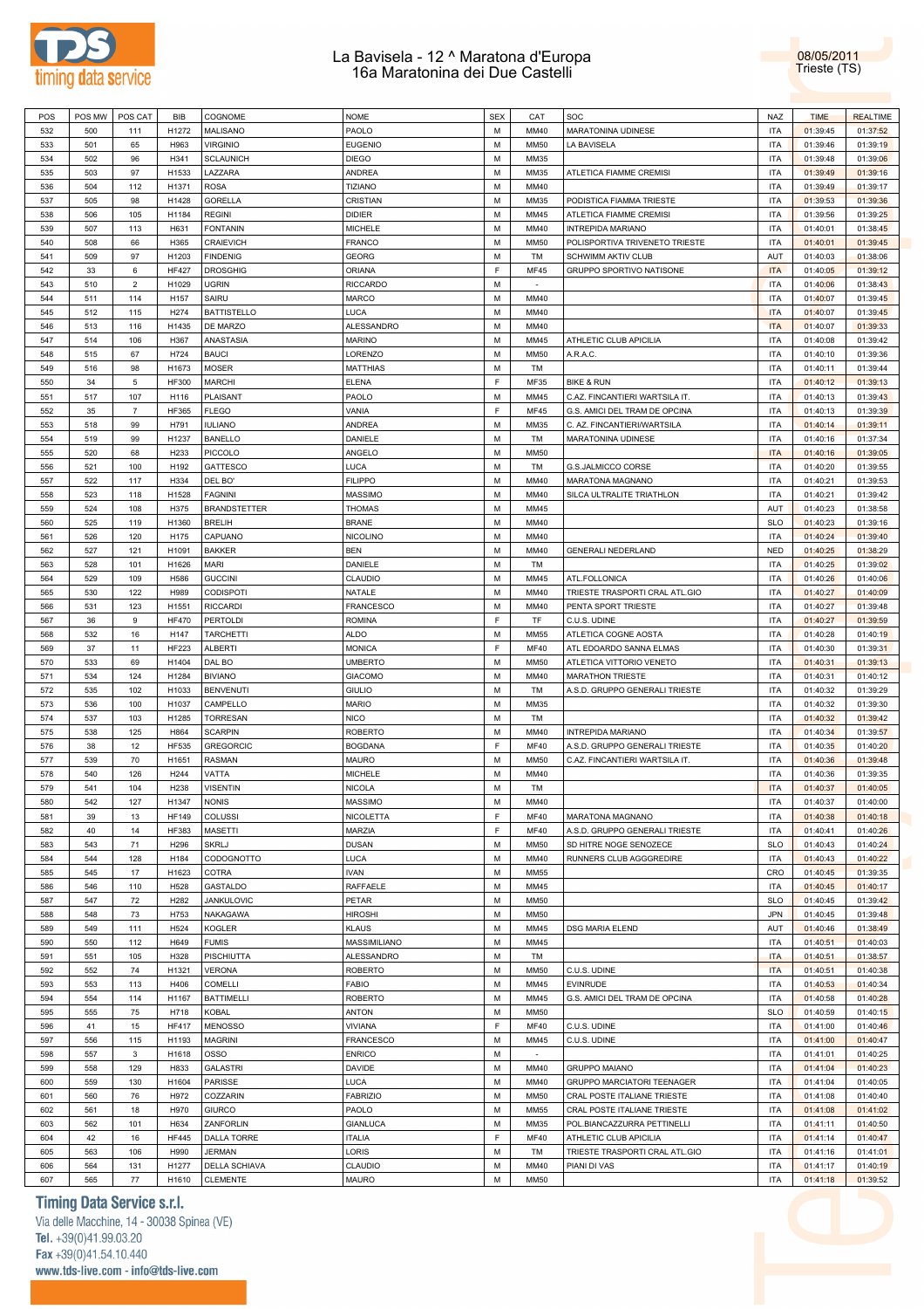# La Bavisela - 12 ^ Maratona d'Europa
## 16a Maratonina dei Due Castelli

08/05/2011
Trieste (TS)

| POS | POS MW | POS CAT | BIB | COGNOME | NOME | SEX | CAT | SOC | NAZ | TIME | REALTIME |
|---|---|---|---|---|---|---|---|---|---|---|---|
| 532 | 500 | 111 | H1272 | MALISANO | PAOLO | M | MM40 | MARATONINA UDINESE | ITA | 01:39:45 | 01:37:52 |
| 533 | 501 | 65 | H963 | VIRGINIO | EUGENIO | M | MM50 | LA BAVISELA | ITA | 01:39:46 | 01:39:19 |
| 534 | 502 | 96 | H341 | SCLAUNICH | DIEGO | M | MM35 | | ITA | 01:39:48 | 01:39:06 |
| 535 | 503 | 97 | H1533 | LAZZARA | ANDREA | M | MM35 | ATLETICA FIAMME CREMISI | ITA | 01:39:49 | 01:39:16 |
| 536 | 504 | 112 | H1371 | ROSA | TIZIANO | M | MM40 | | ITA | 01:39:49 | 01:39:17 |
| 537 | 505 | 98 | H1428 | GORELLA | CRISTIAN | M | MM35 | PODISTICA FIAMMA TRIESTE | ITA | 01:39:53 | 01:39:36 |
| 538 | 506 | 105 | H1184 | REGINI | DIDIER | M | MM45 | ATLETICA FIAMME CREMISI | ITA | 01:39:56 | 01:39:25 |
| 539 | 507 | 113 | H631 | FONTANIN | MICHELE | M | MM40 | INTREPIDA MARIANO | ITA | 01:40:01 | 01:38:45 |
| 540 | 508 | 66 | H365 | CRAIEVICH | FRANCO | M | MM50 | POLISPORTIVA TRIVENETO TRIESTE | ITA | 01:40:01 | 01:39:45 |
| 541 | 509 | 97 | H1203 | FINDENIG | GEORG | M | TM | SCHWIMM AKTIV CLUB | AUT | 01:40:03 | 01:38:06 |
| 542 | 33 | 6 | HF427 | DROSGHIG | ORIANA | F | MF45 | GRUPPO SPORTIVO NATISONE | ITA | 01:40:05 | 01:39:12 |
| 543 | 510 | 2 | H1029 | UGRIN | RICCARDO | M | - | | ITA | 01:40:06 | 01:38:43 |
| 544 | 511 | 114 | H157 | SAIRU | MARCO | M | MM40 | | ITA | 01:40:07 | 01:39:45 |
| 545 | 512 | 115 | H274 | BATTISTELLO | LUCA | M | MM40 | | ITA | 01:40:07 | 01:39:45 |
| 546 | 513 | 116 | H1435 | DE MARZO | ALESSANDRO | M | MM40 | | ITA | 01:40:07 | 01:39:33 |
| 547 | 514 | 106 | H367 | ANASTASIA | MARINO | M | MM45 | ATHLETIC CLUB APICILIA | ITA | 01:40:08 | 01:39:42 |
| 548 | 515 | 67 | H724 | BAUCI | LORENZO | M | MM50 | A.R.A.C. | ITA | 01:40:10 | 01:39:36 |
| 549 | 516 | 98 | H1673 | MOSER | MATTHIAS | M | TM | | ITA | 01:40:11 | 01:39:44 |
| 550 | 34 | 5 | HF300 | MARCHI | ELENA | F | MF35 | BIKE & RUN | ITA | 01:40:12 | 01:39:13 |
| 551 | 517 | 107 | H116 | PLAISANT | PAOLO | M | MM45 | C.AZ. FINCANTIERI WARTSILA IT. | ITA | 01:40:13 | 01:39:43 |
| 552 | 35 | 7 | HF365 | FLEGO | VANIA | F | MF45 | G.S. AMICI DEL TRAM DE OPCINA | ITA | 01:40:13 | 01:39:39 |
| 553 | 518 | 99 | H791 | IULIANO | ANDREA | M | MM35 | C. AZ. FINCANTIERI/WARTSILA | ITA | 01:40:14 | 01:39:11 |
| 554 | 519 | 99 | H1237 | BANELLO | DANIELE | M | TM | MARATONINA UDINESE | ITA | 01:40:16 | 01:37:34 |
| 555 | 520 | 68 | H233 | PICCOLO | ANGELO | M | MM50 | | ITA | 01:40:16 | 01:39:05 |
| 556 | 521 | 100 | H192 | GATTESCO | LUCA | M | TM | G.S.JALMICCO CORSE | ITA | 01:40:20 | 01:39:55 |
| 557 | 522 | 117 | H334 | DEL BO' | FILIPPO | M | MM40 | MARATONA MAGNANO | ITA | 01:40:21 | 01:39:53 |
| 558 | 523 | 118 | H1528 | FAGNINI | MASSIMO | M | MM40 | SILCA ULTRALITE TRIATHLON | ITA | 01:40:21 | 01:39:42 |
| 559 | 524 | 108 | H375 | BRANDSTETTER | THOMAS | M | MM45 | | AUT | 01:40:23 | 01:38:58 |
| 560 | 525 | 119 | H1360 | BRELIH | BRANE | M | MM40 | | SLO | 01:40:23 | 01:39:16 |
| 561 | 526 | 120 | H175 | CAPUANO | NICOLINO | M | MM40 | | ITA | 01:40:24 | 01:39:40 |
| 562 | 527 | 121 | H1091 | BAKKER | BEN | M | MM40 | GENERALI NEDERLAND | NED | 01:40:25 | 01:38:29 |
| 563 | 528 | 101 | H1626 | MARI | DANIELE | M | TM | | ITA | 01:40:25 | 01:39:02 |
| 564 | 529 | 109 | H586 | GUCCINI | CLAUDIO | M | MM45 | ATL.FOLLONICA | ITA | 01:40:26 | 01:40:06 |
| 565 | 530 | 122 | H989 | CODISPOTI | NATALE | M | MM40 | TRIESTE TRASPORTI CRAL ATL.GIO | ITA | 01:40:27 | 01:40:09 |
| 566 | 531 | 123 | H1551 | RICCARDI | FRANCESCO | M | MM40 | PENTA SPORT TRIESTE | ITA | 01:40:27 | 01:39:48 |
| 567 | 36 | 9 | HF470 | PERTOLDI | ROMINA | F | TF | C.U.S. UDINE | ITA | 01:40:27 | 01:39:59 |
| 568 | 532 | 16 | H147 | TARCHETTI | ALDO | M | MM55 | ATLETICA COGNE AOSTA | ITA | 01:40:28 | 01:40:19 |
| 569 | 37 | 11 | HF223 | ALBERTI | MONICA | F | MF40 | ATL EDOARDO SANNA ELMAS | ITA | 01:40:30 | 01:39:31 |
| 570 | 533 | 69 | H1404 | DAL BO | UMBERTO | M | MM50 | ATLETICA VITTORIO VENETO | ITA | 01:40:31 | 01:39:13 |
| 571 | 534 | 124 | H1284 | BIVIANO | GIACOMO | M | MM40 | MARATHON TRIESTE | ITA | 01:40:31 | 01:40:12 |
| 572 | 535 | 102 | H1033 | BENVENUTI | GIULIO | M | TM | A.S.D. GRUPPO GENERALI TRIESTE | ITA | 01:40:32 | 01:39:29 |
| 573 | 536 | 100 | H1037 | CAMPELLO | MARIO | M | MM35 | | ITA | 01:40:32 | 01:39:30 |
| 574 | 537 | 103 | H1285 | TORRESAN | NICO | M | TM | | ITA | 01:40:32 | 01:39:42 |
| 575 | 538 | 125 | H864 | SCARPIN | ROBERTO | M | MM40 | INTREPIDA MARIANO | ITA | 01:40:34 | 01:39:57 |
| 576 | 38 | 12 | HF535 | GREGORCIC | BOGDANA | F | MF40 | A.S.D. GRUPPO GENERALI TRIESTE | ITA | 01:40:35 | 01:40:20 |
| 577 | 539 | 70 | H1651 | RASMAN | MAURO | M | MM50 | C.AZ. FINCANTIERI WARTSILA IT. | ITA | 01:40:36 | 01:39:48 |
| 578 | 540 | 126 | H244 | VATTA | MICHELE | M | MM40 | | ITA | 01:40:36 | 01:39:35 |
| 579 | 541 | 104 | H238 | VISENTIN | NICOLA | M | TM | | ITA | 01:40:37 | 01:40:05 |
| 580 | 542 | 127 | H1347 | NONIS | MASSIMO | M | MM40 | | ITA | 01:40:37 | 01:40:00 |
| 581 | 39 | 13 | HF149 | COLUSSI | NICOLETTA | F | MF40 | MARATONA MAGNANO | ITA | 01:40:38 | 01:40:18 |
| 582 | 40 | 14 | HF383 | MASETTI | MARZIA | F | MF40 | A.S.D. GRUPPO GENERALI TRIESTE | ITA | 01:40:41 | 01:40:26 |
| 583 | 543 | 71 | H296 | SKRLJ | DUSAN | M | MM50 | SD HITRE NOGE SENOZECE | SLO | 01:40:43 | 01:40:24 |
| 584 | 544 | 128 | H184 | CODOGNOTTO | LUCA | M | MM40 | RUNNERS CLUB AGGGREDIRE | ITA | 01:40:43 | 01:40:22 |
| 585 | 545 | 17 | H1623 | COTRA | IVAN | M | MM55 | | CRO | 01:40:45 | 01:39:35 |
| 586 | 546 | 110 | H528 | GASTALDO | RAFFAELE | M | MM45 | | ITA | 01:40:45 | 01:40:17 |
| 587 | 547 | 72 | H282 | JANKULOVIC | PETAR | M | MM50 | | SLO | 01:40:45 | 01:39:42 |
| 588 | 548 | 73 | H753 | NAKAGAWA | HIROSHI | M | MM50 | | JPN | 01:40:45 | 01:39:48 |
| 589 | 549 | 111 | H524 | KOGLER | KLAUS | M | MM45 | DSG MARIA ELEND | AUT | 01:40:46 | 01:38:49 |
| 590 | 550 | 112 | H649 | FUMIS | MASSIMILIANO | M | MM45 | | ITA | 01:40:51 | 01:40:03 |
| 591 | 551 | 105 | H328 | PISCHIUTTA | ALESSANDRO | M | TM | | ITA | 01:40:51 | 01:38:57 |
| 592 | 552 | 74 | H1321 | VERONA | ROBERTO | M | MM50 | C.U.S. UDINE | ITA | 01:40:51 | 01:40:38 |
| 593 | 553 | 113 | H406 | COMELLI | FABIO | M | MM45 | EVINRUDE | ITA | 01:40:53 | 01:40:34 |
| 594 | 554 | 114 | H1167 | BATTIMELLI | ROBERTO | M | MM45 | G.S. AMICI DEL TRAM DE OPCINA | ITA | 01:40:58 | 01:40:28 |
| 595 | 555 | 75 | H718 | KOBAL | ANTON | M | MM50 | | SLO | 01:40:59 | 01:40:15 |
| 596 | 41 | 15 | HF417 | MENOSSO | VIVIANA | F | MF40 | C.U.S. UDINE | ITA | 01:41:00 | 01:40:46 |
| 597 | 556 | 115 | H1193 | MAGRINI | FRANCESCO | M | MM45 | C.U.S. UDINE | ITA | 01:41:00 | 01:40:47 |
| 598 | 557 | 3 | H1618 | OSSO | ENRICO | M | - | | ITA | 01:41:01 | 01:40:25 |
| 599 | 558 | 129 | H833 | GALASTRI | DAVIDE | M | MM40 | GRUPPO MAIANO | ITA | 01:41:04 | 01:40:23 |
| 600 | 559 | 130 | H1604 | PARISSE | LUCA | M | MM40 | GRUPPO MARCIATORI TEENAGER | ITA | 01:41:04 | 01:40:05 |
| 601 | 560 | 76 | H972 | COZZARIN | FABRIZIO | M | MM50 | CRAL POSTE ITALIANE TRIESTE | ITA | 01:41:08 | 01:40:40 |
| 602 | 561 | 18 | H970 | GIURCO | PAOLO | M | MM55 | CRAL POSTE ITALIANE TRIESTE | ITA | 01:41:08 | 01:41:02 |
| 603 | 562 | 101 | H634 | ZANFORLIN | GIANLUCA | M | MM35 | POL.BIANCAZZURRA PETTINELLI | ITA | 01:41:11 | 01:40:50 |
| 604 | 42 | 16 | HF445 | DALLA TORRE | ITALIA | F | MF40 | ATHLETIC CLUB APICILIA | ITA | 01:41:14 | 01:40:47 |
| 605 | 563 | 106 | H990 | JERMAN | LORIS | M | TM | TRIESTE TRASPORTI CRAL ATL.GIO | ITA | 01:41:16 | 01:41:01 |
| 606 | 564 | 131 | H1277 | DELLA SCHIAVA | CLAUDIO | M | MM40 | PIANI DI VAS | ITA | 01:41:17 | 01:40:19 |
| 607 | 565 | 77 | H1610 | CLEMENTE | MAURO | M | MM50 | | ITA | 01:41:18 | 01:39:52 |

**Timing Data Service s.r.l.**
Via delle Macchine, 14 - 30038 Spinea (VE)
Tel. +39(0)41.99.03.20
Fax +39(0)41.54.10.440
www.tds-live.com - info@tds-live.com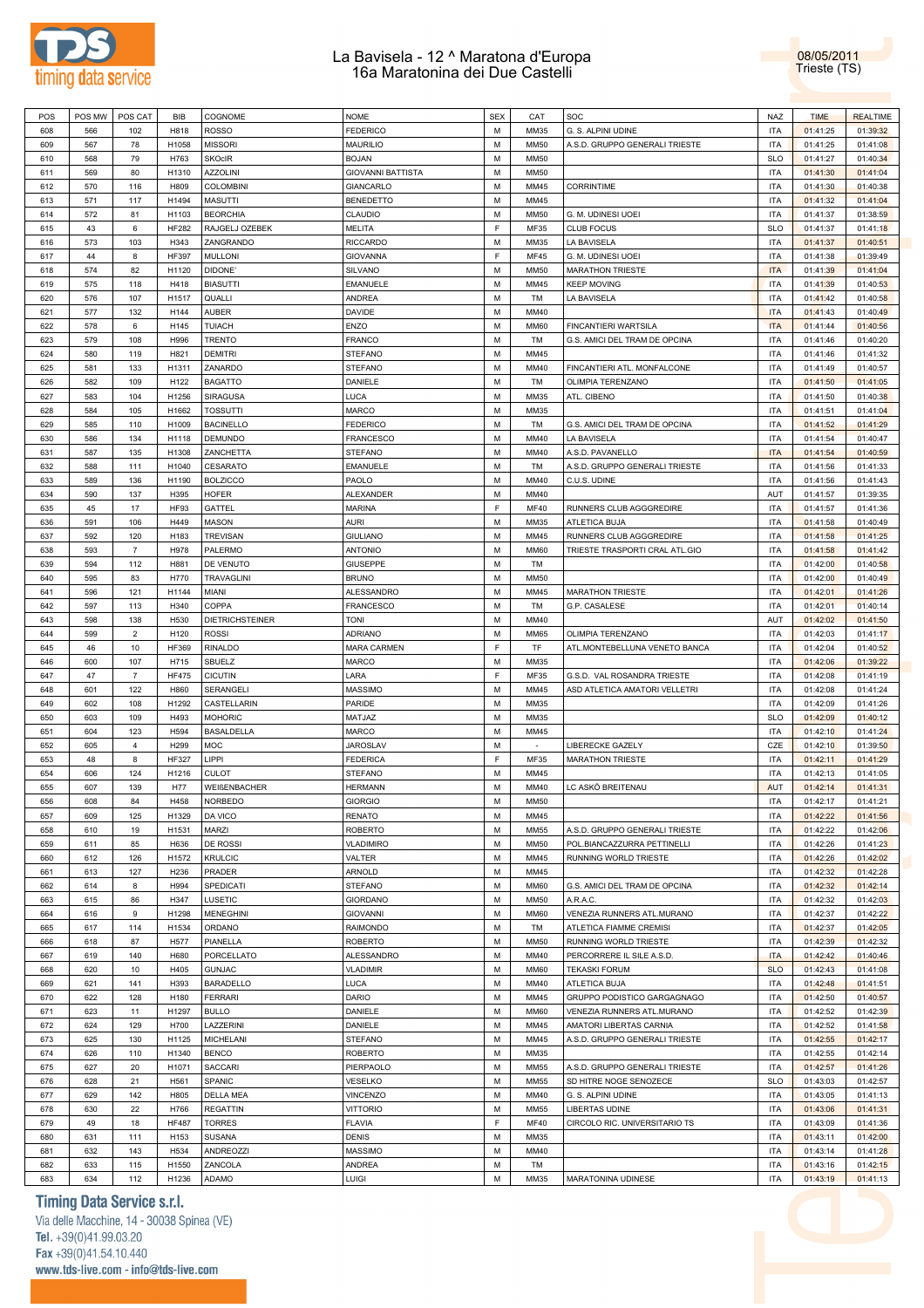# La Bavisela - 12 ^ Maratona d'Europa
# 16a Maratonina dei Due Castelli

08/05/2011
Trieste (TS)

| POS | POS MW | POS CAT | BIB | COGNOME | NOME | SEX | CAT | SOC | NAZ | TIME | REALTIME |
|---|---|---|---|---|---|---|---|---|---|---|---|
| 608 | 566 | 102 | H818 | ROSSO | FEDERICO | M | MM35 | G. S. ALPINI UDINE | ITA | 01:41:25 | 01:39:32 |
| 609 | 567 | 78 | H1058 | MISSORI | MAURILIO | M | MM50 | A.S.D. GRUPPO GENERALI TRIESTE | ITA | 01:41:25 | 01:41:08 |
| 610 | 568 | 79 | H763 | SKOcIR | BOJAN | M | MM50 | | SLO | 01:41:27 | 01:40:34 |
| 611 | 569 | 80 | H1310 | AZZOLINI | GIOVANNI BATTISTA | M | MM50 | | ITA | 01:41:30 | 01:41:04 |
| 612 | 570 | 116 | H809 | COLOMBINI | GIANCARLO | M | MM45 | CORRINTIME | ITA | 01:41:30 | 01:40:38 |
| 613 | 571 | 117 | H1494 | MASUTTI | BENEDETTO | M | MM45 | | ITA | 01:41:32 | 01:41:04 |
| 614 | 572 | 81 | H1103 | BEORCHIA | CLAUDIO | M | MM50 | G. M. UDINESI UOEI | ITA | 01:41:37 | 01:38:59 |
| 615 | 43 | 6 | HF282 | RAJGELJ OZEBEK | MELITA | F | MF35 | CLUB FOCUS | SLO | 01:41:37 | 01:41:18 |
| 616 | 573 | 103 | H343 | ZANGRANDO | RICCARDO | M | MM35 | LA BAVISELA | ITA | 01:41:37 | 01:40:51 |
| 617 | 44 | 8 | HF397 | MULLONI | GIOVANNA | F | MF45 | G. M. UDINESI UOEI | ITA | 01:41:38 | 01:39:49 |
| 618 | 574 | 82 | H1120 | DIDONE' | SILVANO | M | MM50 | MARATHON TRIESTE | ITA | 01:41:39 | 01:41:04 |
| 619 | 575 | 118 | H418 | BIASUTTI | EMANUELE | M | MM45 | KEEP MOVING | ITA | 01:41:39 | 01:40:53 |
| 620 | 576 | 107 | H1517 | QUALLI | ANDREA | M | TM | LA BAVISELA | ITA | 01:41:42 | 01:40:58 |
| 621 | 577 | 132 | H144 | AUBER | DAVIDE | M | MM40 | | ITA | 01:41:43 | 01:40:49 |
| 622 | 578 | 6 | H145 | TUIACH | ENZO | M | MM60 | FINCANTIERI WARTSILA | ITA | 01:41:44 | 01:40:56 |
| 623 | 579 | 108 | H996 | TRENTO | FRANCO | M | TM | G.S. AMICI DEL TRAM DE OPCINA | ITA | 01:41:46 | 01:40:20 |
| 624 | 580 | 119 | H821 | DEMITRI | STEFANO | M | MM45 | | ITA | 01:41:46 | 01:41:32 |
| 625 | 581 | 133 | H1311 | ZANARDO | STEFANO | M | MM40 | FINCANTIERI ATL. MONFALCONE | ITA | 01:41:49 | 01:40:57 |
| 626 | 582 | 109 | H122 | BAGATTO | DANIELE | M | TM | OLIMPIA TERENZANO | ITA | 01:41:50 | 01:41:05 |
| 627 | 583 | 104 | H1256 | SIRAGUSA | LUCA | M | MM35 | ATL. CIBENO | ITA | 01:41:50 | 01:40:38 |
| 628 | 584 | 105 | H1662 | TOSSUTTI | MARCO | M | MM35 | | ITA | 01:41:51 | 01:41:04 |
| 629 | 585 | 110 | H1009 | BACINELLO | FEDERICO | M | TM | G.S. AMICI DEL TRAM DE OPCINA | ITA | 01:41:52 | 01:41:29 |
| 630 | 586 | 134 | H1118 | DEMUNDO | FRANCESCO | M | MM40 | LA BAVISELA | ITA | 01:41:54 | 01:40:47 |
| 631 | 587 | 135 | H1308 | ZANCHETTA | STEFANO | M | MM40 | A.S.D. PAVANELLO | ITA | 01:41:54 | 01:40:59 |
| 632 | 588 | 111 | H1040 | CESARATO | EMANUELE | M | TM | A.S.D. GRUPPO GENERALI TRIESTE | ITA | 01:41:56 | 01:41:33 |
| 633 | 589 | 136 | H1190 | BOLZICCO | PAOLO | M | MM40 | C.U.S. UDINE | ITA | 01:41:56 | 01:41:43 |
| 634 | 590 | 137 | H395 | HOFER | ALEXANDER | M | MM40 | | AUT | 01:41:57 | 01:39:35 |
| 635 | 45 | 17 | HF93 | GATTEL | MARINA | F | MF40 | RUNNERS CLUB AGGGREDIRE | ITA | 01:41:57 | 01:41:36 |
| 636 | 591 | 106 | H449 | MASON | AURI | M | MM35 | ATLETICA BUJA | ITA | 01:41:58 | 01:40:49 |
| 637 | 592 | 120 | H183 | TREVISAN | GIULIANO | M | MM45 | RUNNERS CLUB AGGGREDIRE | ITA | 01:41:58 | 01:41:25 |
| 638 | 593 | 7 | H978 | PALERMO | ANTONIO | M | MM60 | TRIESTE TRASPORTI CRAL ATL.GIO | ITA | 01:41:58 | 01:41:42 |
| 639 | 594 | 112 | H881 | DE VENUTO | GIUSEPPE | M | TM | | ITA | 01:42:00 | 01:40:58 |
| 640 | 595 | 83 | H770 | TRAVAGLINI | BRUNO | M | MM50 | | ITA | 01:42:00 | 01:40:49 |
| 641 | 596 | 121 | H1144 | MIANI | ALESSANDRO | M | MM45 | MARATHON TRIESTE | ITA | 01:42:01 | 01:41:26 |
| 642 | 597 | 113 | H340 | COPPA | FRANCESCO | M | TM | G.P. CASALESE | ITA | 01:42:01 | 01:40:14 |
| 643 | 598 | 138 | H530 | DIETRICHSTEINER | TONI | M | MM40 | | AUT | 01:42:02 | 01:41:50 |
| 644 | 599 | 2 | H120 | ROSSI | ADRIANO | M | MM65 | OLIMPIA TERENZANO | ITA | 01:42:03 | 01:41:17 |
| 645 | 46 | 10 | HF369 | RINALDO | MARA CARMEN | F | TF | ATL.MONTEBELLUNA VENETO BANCA | ITA | 01:42:04 | 01:40:52 |
| 646 | 600 | 107 | H715 | SBUELZ | MARCO | M | MM35 | | ITA | 01:42:06 | 01:39:22 |
| 647 | 47 | 7 | HF475 | CICUTIN | LARA | F | MF35 | G.S.D. VAL ROSANDRA TRIESTE | ITA | 01:42:08 | 01:41:19 |
| 648 | 601 | 122 | H860 | SERANGELI | MASSIMO | M | MM45 | ASD ATLETICA AMATORI VELLETRI | ITA | 01:42:08 | 01:41:24 |
| 649 | 602 | 108 | H1292 | CASTELLARIN | PARIDE | M | MM35 | | ITA | 01:42:09 | 01:41:26 |
| 650 | 603 | 109 | H493 | MOHORIC | MATJAZ | M | MM35 | | SLO | 01:42:09 | 01:40:12 |
| 651 | 604 | 123 | H594 | BASALDELLA | MARCO | M | MM45 | | ITA | 01:42:10 | 01:41:24 |
| 652 | 605 | 4 | H299 | MOC | JAROSLAV | M | - | LIBERECKE GAZELY | CZE | 01:42:10 | 01:39:50 |
| 653 | 48 | 8 | HF327 | LIPPI | FEDERICA | F | MF35 | MARATHON TRIESTE | ITA | 01:42:11 | 01:41:29 |
| 654 | 606 | 124 | H1216 | CULOT | STEFANO | M | MM45 | | ITA | 01:42:13 | 01:41:05 |
| 655 | 607 | 139 | H77 | WEIßENBACHER | HERMANN | M | MM40 | LC ASKÖ BREITENAU | AUT | 01:42:14 | 01:41:31 |
| 656 | 608 | 84 | H458 | NORBEDO | GIORGIO | M | MM50 | | ITA | 01:42:17 | 01:41:21 |
| 657 | 609 | 125 | H1329 | DA VICO | RENATO | M | MM45 | | ITA | 01:42:22 | 01:41:56 |
| 658 | 610 | 19 | H1531 | MARZI | ROBERTO | M | MM55 | A.S.D. GRUPPO GENERALI TRIESTE | ITA | 01:42:22 | 01:42:06 |
| 659 | 611 | 85 | H636 | DE ROSSI | VLADIMIRO | M | MM50 | POL.BIANCAZZURRA PETTINELLI | ITA | 01:42:26 | 01:41:23 |
| 660 | 612 | 126 | H1572 | KRULCIC | VALTER | M | MM45 | RUNNING WORLD TRIESTE | ITA | 01:42:26 | 01:42:02 |
| 661 | 613 | 127 | H236 | PRADER | ARNOLD | M | MM45 | | ITA | 01:42:32 | 01:42:28 |
| 662 | 614 | 8 | H994 | SPEDICATI | STEFANO | M | MM60 | G.S. AMICI DEL TRAM DE OPCINA | ITA | 01:42:32 | 01:42:14 |
| 663 | 615 | 86 | H347 | LUSETIC | GIORDANO | M | MM50 | A.R.A.C. | ITA | 01:42:32 | 01:42:03 |
| 664 | 616 | 9 | H1298 | MENEGHINI | GIOVANNI | M | MM60 | VENEZIA RUNNERS ATL.MURANO | ITA | 01:42:37 | 01:42:22 |
| 665 | 617 | 114 | H1534 | ORDANO | RAIMONDO | M | TM | ATLETICA FIAMME CREMISI | ITA | 01:42:37 | 01:42:05 |
| 666 | 618 | 87 | H577 | PIANELLA | ROBERTO | M | MM50 | RUNNING WORLD TRIESTE | ITA | 01:42:39 | 01:42:32 |
| 667 | 619 | 140 | H680 | PORCELLATO | ALESSANDRO | M | MM40 | PERCORRERE IL SILE A.S.D. | ITA | 01:42:42 | 01:40:46 |
| 668 | 620 | 10 | H405 | GUNJAC | VLADIMIR | M | MM60 | TEKASKI FORUM | SLO | 01:42:43 | 01:41:08 |
| 669 | 621 | 141 | H393 | BARADELLO | LUCA | M | MM40 | ATLETICA BUJA | ITA | 01:42:48 | 01:41:51 |
| 670 | 622 | 128 | H180 | FERRARI | DARIO | M | MM45 | GRUPPO PODISTICO GARGAGNAGO | ITA | 01:42:50 | 01:40:57 |
| 671 | 623 | 11 | H1297 | BULLO | DANIELE | M | MM60 | VENEZIA RUNNERS ATL.MURANO | ITA | 01:42:52 | 01:42:39 |
| 672 | 624 | 129 | H700 | LAZZERINI | DANIELE | M | MM45 | AMATORI LIBERTAS CARNIA | ITA | 01:42:52 | 01:41:58 |
| 673 | 625 | 130 | H1125 | MICHELANI | STEFANO | M | MM45 | A.S.D. GRUPPO GENERALI TRIESTE | ITA | 01:42:55 | 01:42:17 |
| 674 | 626 | 110 | H1340 | BENCO | ROBERTO | M | MM35 | | ITA | 01:42:55 | 01:42:14 |
| 675 | 627 | 20 | H1071 | SACCARI | PIERPAOLO | M | MM55 | A.S.D. GRUPPO GENERALI TRIESTE | ITA | 01:42:57 | 01:41:26 |
| 676 | 628 | 21 | H561 | SPANIC | VESELKO | M | MM55 | SD HITRE NOGE SENOZECE | SLO | 01:43:03 | 01:42:57 |
| 677 | 629 | 142 | H805 | DELLA MEA | VINCENZO | M | MM40 | G. S. ALPINI UDINE | ITA | 01:43:05 | 01:41:13 |
| 678 | 630 | 22 | H766 | REGATTIN | VITTORIO | M | MM55 | LIBERTAS UDINE | ITA | 01:43:06 | 01:41:31 |
| 679 | 49 | 18 | HF487 | TORRES | FLAVIA | F | MF40 | CIRCOLO RIC. UNIVERSITARIO TS | ITA | 01:43:09 | 01:41:36 |
| 680 | 631 | 111 | H153 | SUSANA | DENIS | M | MM35 | | ITA | 01:43:11 | 01:42:00 |
| 681 | 632 | 143 | H534 | ANDREOZZI | MASSIMO | M | MM40 | | ITA | 01:43:14 | 01:41:28 |
| 682 | 633 | 115 | H1550 | ZANCOLA | ANDREA | M | TM | | ITA | 01:43:16 | 01:42:15 |
| 683 | 634 | 112 | H1236 | ADAMO | LUIGI | M | MM35 | MARATONINA UDINESE | ITA | 01:43:19 | 01:41:13 |

**Timing Data Service s.r.l.**
Via delle Macchine, 14 - 30038 Spinea (VE)
Tel. +39(0)41.99.03.20
Fax +39(0)41.54.10.440
www.tds-live.com - info@tds-live.com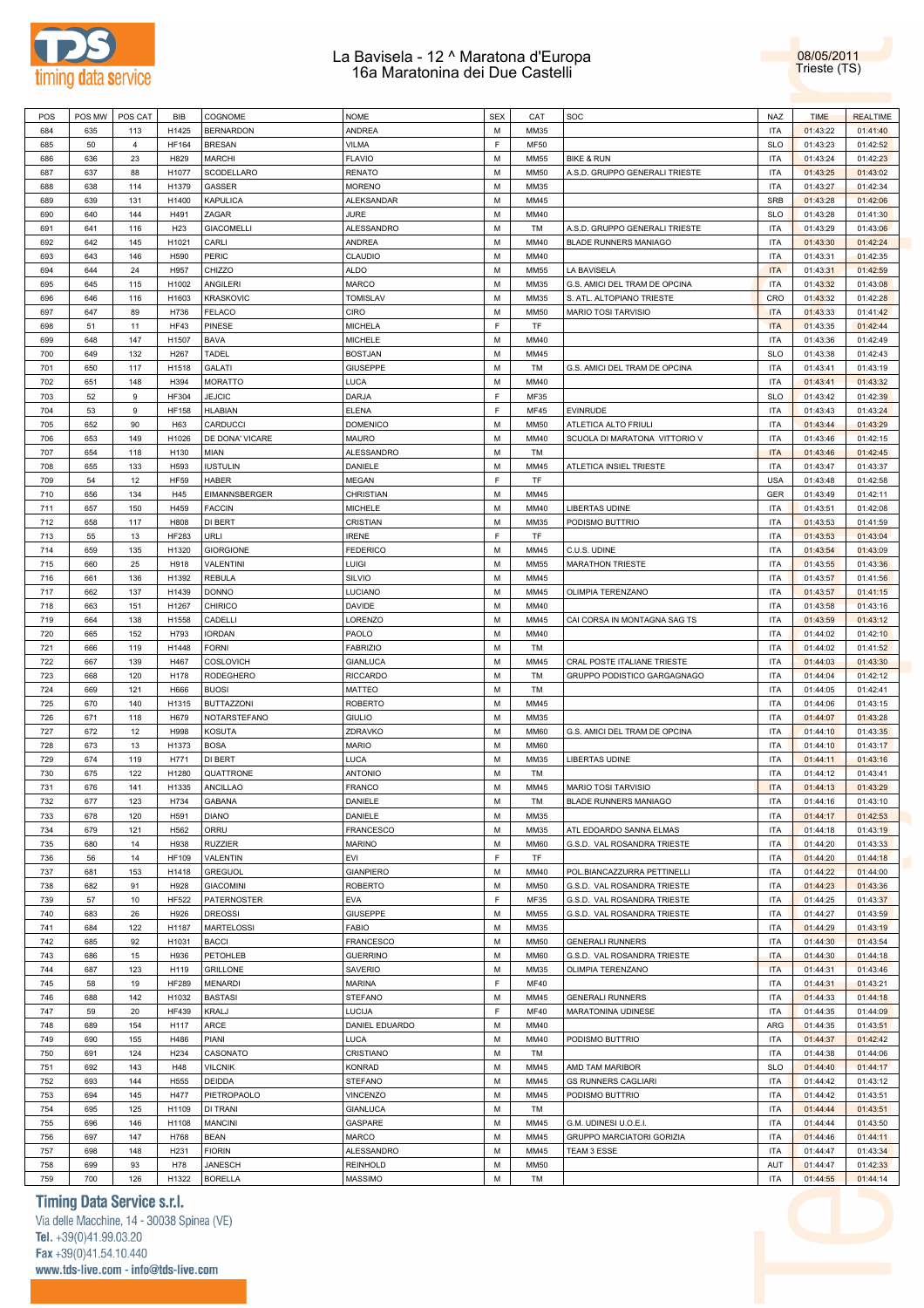# La Bavisela - 12 ^ Maratona d'Europa
## 16a Maratonina dei Due Castelli

08/05/2011
Trieste (TS)

| POS | POS MW | POS CAT | BIB | COGNOME | NOME | SEX | CAT | SOC | NAZ | TIME | REALTIME |
|---|---|---|---|---|---|---|---|---|---|---|---|
| 684 | 635 | 113 | H1425 | BERNARDON | ANDREA | M | MM35 | | ITA | 01:43:22 | 01:41:40 |
| 685 | 50 | 4 | HF164 | BRESAN | VILMA | F | MF50 | | SLO | 01:43:23 | 01:42:52 |
| 686 | 636 | 23 | H829 | MARCHI | FLAVIO | M | MM55 | BIKE & RUN | ITA | 01:43:24 | 01:42:23 |
| 687 | 637 | 88 | H1077 | SCODELLARO | RENATO | M | MM50 | A.S.D. GRUPPO GENERALI TRIESTE | ITA | 01:43:25 | 01:43:02 |
| 688 | 638 | 114 | H1379 | GASSER | MORENO | M | MM35 | | ITA | 01:43:27 | 01:42:34 |
| 689 | 639 | 131 | H1400 | KAPULICA | ALEKSANDAR | M | MM45 | | SRB | 01:43:28 | 01:42:06 |
| 690 | 640 | 144 | H491 | ZAGAR | JURE | M | MM40 | | SLO | 01:43:28 | 01:41:30 |
| 691 | 641 | 116 | H23 | GIACOMELLI | ALESSANDRO | M | TM | A.S.D. GRUPPO GENERALI TRIESTE | ITA | 01:43:29 | 01:43:06 |
| 692 | 642 | 145 | H1021 | CARLI | ANDREA | M | MM40 | BLADE RUNNERS MANIAGO | ITA | 01:43:30 | 01:42:24 |
| 693 | 643 | 146 | H590 | PERIC | CLAUDIO | M | MM40 | | ITA | 01:43:31 | 01:42:35 |
| 694 | 644 | 24 | H957 | CHIZZO | ALDO | M | MM55 | LA BAVISELA | ITA | 01:43:31 | 01:42:59 |
| 695 | 645 | 115 | H1002 | ANGILERI | MARCO | M | MM35 | G.S. AMICI DEL TRAM DE OPCINA | ITA | 01:43:32 | 01:43:08 |
| 696 | 646 | 116 | H1603 | KRASKOVIC | TOMISLAV | M | MM35 | S. ATL. ALTOPIANO TRIESTE | CRO | 01:43:32 | 01:42:28 |
| 697 | 647 | 89 | H736 | FELACO | CIRO | M | MM50 | MARIO TOSI TARVISIO | ITA | 01:43:33 | 01:41:42 |
| 698 | 51 | 11 | HF43 | PINESE | MICHELA | F | TF | | ITA | 01:43:35 | 01:42:44 |
| 699 | 648 | 147 | H1507 | BAVA | MICHELE | M | MM40 | | ITA | 01:43:36 | 01:42:49 |
| 700 | 649 | 132 | H267 | TADEL | BOSTJAN | M | MM45 | | SLO | 01:43:38 | 01:42:43 |
| 701 | 650 | 117 | H1518 | GALATI | GIUSEPPE | M | TM | G.S. AMICI DEL TRAM DE OPCINA | ITA | 01:43:41 | 01:43:19 |
| 702 | 651 | 148 | H394 | MORATTO | LUCA | M | MM40 | | ITA | 01:43:41 | 01:43:32 |
| 703 | 52 | 9 | HF304 | JEJCIC | DARJA | F | MF35 | | SLO | 01:43:42 | 01:42:39 |
| 704 | 53 | 9 | HF158 | HLABIAN | ELENA | F | MF45 | EVINRUDE | ITA | 01:43:43 | 01:43:24 |
| 705 | 652 | 90 | H63 | CARDUCCI | DOMENICO | M | MM50 | ATLETICA ALTO FRIULI | ITA | 01:43:44 | 01:43:29 |
| 706 | 653 | 149 | H1026 | DE DONA' VICARE | MAURO | M | MM40 | SCUOLA DI MARATONA VITTORIO V | ITA | 01:43:46 | 01:42:15 |
| 707 | 654 | 118 | H130 | MIAN | ALESSANDRO | M | TM | | ITA | 01:43:46 | 01:42:45 |
| 708 | 655 | 133 | H593 | IUSTULIN | DANIELE | M | MM45 | ATLETICA INSIEL TRIESTE | ITA | 01:43:47 | 01:43:37 |
| 709 | 54 | 12 | HF59 | HABER | MEGAN | F | TF | | USA | 01:43:48 | 01:42:58 |
| 710 | 656 | 134 | H45 | EIMANNSBERGER | CHRISTIAN | M | MM45 | | GER | 01:43:49 | 01:42:11 |
| 711 | 657 | 150 | H459 | FACCIN | MICHELE | M | MM40 | LIBERTAS UDINE | ITA | 01:43:51 | 01:42:08 |
| 712 | 658 | 117 | H808 | DI BERT | CRISTIAN | M | MM35 | PODISMO BUTTRIO | ITA | 01:43:53 | 01:41:59 |
| 713 | 55 | 13 | HF283 | URLI | IRENE | F | TF | | ITA | 01:43:53 | 01:43:04 |
| 714 | 659 | 135 | H1320 | GIORGIONE | FEDERICO | M | MM45 | C.U.S. UDINE | ITA | 01:43:54 | 01:43:09 |
| 715 | 660 | 25 | H918 | VALENTINI | LUIGI | M | MM55 | MARATHON TRIESTE | ITA | 01:43:55 | 01:43:36 |
| 716 | 661 | 136 | H1392 | REBULA | SILVIO | M | MM45 | | ITA | 01:43:57 | 01:41:56 |
| 717 | 662 | 137 | H1439 | DONNO | LUCIANO | M | MM45 | OLIMPIA TERENZANO | ITA | 01:43:57 | 01:41:15 |
| 718 | 663 | 151 | H1267 | CHIRICO | DAVIDE | M | MM40 | | ITA | 01:43:58 | 01:43:16 |
| 719 | 664 | 138 | H1558 | CADELLI | LORENZO | M | MM45 | CAI CORSA IN MONTAGNA SAG TS | ITA | 01:43:59 | 01:43:12 |
| 720 | 665 | 152 | H793 | IORDAN | PAOLO | M | MM40 | | ITA | 01:44:02 | 01:42:10 |
| 721 | 666 | 119 | H1448 | FORNI | FABRIZIO | M | TM | | ITA | 01:44:02 | 01:41:52 |
| 722 | 667 | 139 | H467 | COSLOVICH | GIANLUCA | M | MM45 | CRAL POSTE ITALIANE TRIESTE | ITA | 01:44:03 | 01:43:30 |
| 723 | 668 | 120 | H178 | RODEGHERO | RICCARDO | M | TM | GRUPPO PODISTICO GARGAGNAGO | ITA | 01:44:04 | 01:42:12 |
| 724 | 669 | 121 | H666 | BUOSI | MATTEO | M | TM | | ITA | 01:44:05 | 01:42:41 |
| 725 | 670 | 140 | H1315 | BUTTAZZONI | ROBERTO | M | MM45 | | ITA | 01:44:06 | 01:43:15 |
| 726 | 671 | 118 | H679 | NOTARSTEFANO | GIULIO | M | MM35 | | ITA | 01:44:07 | 01:43:28 |
| 727 | 672 | 12 | H998 | KOSUTA | ZDRAVKO | M | MM60 | G.S. AMICI DEL TRAM DE OPCINA | ITA | 01:44:10 | 01:43:35 |
| 728 | 673 | 13 | H1373 | BOSA | MARIO | M | MM60 | | ITA | 01:44:10 | 01:43:17 |
| 729 | 674 | 119 | H771 | DI BERT | LUCA | M | MM35 | LIBERTAS UDINE | ITA | 01:44:11 | 01:43:16 |
| 730 | 675 | 122 | H1280 | QUATTRONE | ANTONIO | M | TM | | ITA | 01:44:12 | 01:43:41 |
| 731 | 676 | 141 | H1335 | ANCILLAO | FRANCO | M | MM45 | MARIO TOSI TARVISIO | ITA | 01:44:13 | 01:43:29 |
| 732 | 677 | 123 | H734 | GABANA | DANIELE | M | TM | BLADE RUNNERS MANIAGO | ITA | 01:44:16 | 01:43:10 |
| 733 | 678 | 120 | H591 | DIANO | DANIELE | M | MM35 | | ITA | 01:44:17 | 01:42:53 |
| 734 | 679 | 121 | H562 | ORRU | FRANCESCO | M | MM35 | ATL EDOARDO SANNA ELMAS | ITA | 01:44:18 | 01:43:19 |
| 735 | 680 | 14 | H938 | RUZZIER | MARINO | M | MM60 | G.S.D. VAL ROSANDRA TRIESTE | ITA | 01:44:20 | 01:43:33 |
| 736 | 56 | 14 | HF109 | VALENTIN | EVI | F | TF | | ITA | 01:44:20 | 01:44:18 |
| 737 | 681 | 153 | H1418 | GREGUOL | GIANPIERO | M | MM40 | POL.BIANCAZZURRA PETTINELLI | ITA | 01:44:22 | 01:44:00 |
| 738 | 682 | 91 | H928 | GIACOMINI | ROBERTO | M | MM50 | G.S.D. VAL ROSANDRA TRIESTE | ITA | 01:44:23 | 01:43:36 |
| 739 | 57 | 10 | HF522 | PATERNOSTER | EVA | F | MF35 | G.S.D. VAL ROSANDRA TRIESTE | ITA | 01:44:25 | 01:43:37 |
| 740 | 683 | 26 | H926 | DREOSSI | GIUSEPPE | M | MM55 | G.S.D. VAL ROSANDRA TRIESTE | ITA | 01:44:27 | 01:43:59 |
| 741 | 684 | 122 | H1187 | MARTELOSSI | FABIO | M | MM35 | | ITA | 01:44:29 | 01:43:19 |
| 742 | 685 | 92 | H1031 | BACCI | FRANCESCO | M | MM50 | GENERALI RUNNERS | ITA | 01:44:30 | 01:43:54 |
| 743 | 686 | 15 | H936 | PETOHLEB | GUERRINO | M | MM60 | G.S.D. VAL ROSANDRA TRIESTE | ITA | 01:44:30 | 01:44:18 |
| 744 | 687 | 123 | H119 | GRILLONE | SAVERIO | M | MM35 | OLIMPIA TERENZANO | ITA | 01:44:31 | 01:43:46 |
| 745 | 58 | 19 | HF289 | MENARDI | MARINA | F | MF40 | | ITA | 01:44:31 | 01:43:21 |
| 746 | 688 | 142 | H1032 | BASTASI | STEFANO | M | MM45 | GENERALI RUNNERS | ITA | 01:44:33 | 01:44:18 |
| 747 | 59 | 20 | HF439 | KRALJ | LUCIJA | F | MF40 | MARATONINA UDINESE | ITA | 01:44:35 | 01:44:09 |
| 748 | 689 | 154 | H117 | ARCE | DANIEL EDUARDO | M | MM40 | | ARG | 01:44:35 | 01:43:51 |
| 749 | 690 | 155 | H486 | PIANI | LUCA | M | MM40 | PODISMO BUTTRIO | ITA | 01:44:37 | 01:42:42 |
| 750 | 691 | 124 | H234 | CASONATO | CRISTIANO | M | TM | | ITA | 01:44:38 | 01:44:06 |
| 751 | 692 | 143 | H48 | VILCNIK | KONRAD | M | MM45 | AMD TAM MARIBOR | SLO | 01:44:40 | 01:44:17 |
| 752 | 693 | 144 | H555 | DEIDDA | STEFANO | M | MM45 | GS RUNNERS CAGLIARI | ITA | 01:44:42 | 01:43:12 |
| 753 | 694 | 145 | H477 | PIETROPAOLO | VINCENZO | M | MM45 | PODISMO BUTTRIO | ITA | 01:44:42 | 01:43:51 |
| 754 | 695 | 125 | H1109 | DI TRANI | GIANLUCA | M | TM | | ITA | 01:44:44 | 01:43:51 |
| 755 | 696 | 146 | H1108 | MANCINI | GASPARE | M | MM45 | G.M. UDINESI U.O.E.I. | ITA | 01:44:44 | 01:43:50 |
| 756 | 697 | 147 | H768 | BEAN | MARCO | M | MM45 | GRUPPO MARCIATORI GORIZIA | ITA | 01:44:46 | 01:44:11 |
| 757 | 698 | 148 | H231 | FIORIN | ALESSANDRO | M | MM45 | TEAM 3 ESSE | ITA | 01:44:47 | 01:43:34 |
| 758 | 699 | 93 | H78 | JANESCH | REINHOLD | M | MM50 | | AUT | 01:44:47 | 01:42:33 |
| 759 | 700 | 126 | H1322 | BORELLA | MASSIMO | M | TM | | ITA | 01:44:55 | 01:44:14 |

**Timing Data Service s.r.l.**
Via delle Macchine, 14 - 30038 Spinea (VE)
Tel. +39(0)41.99.03.20
Fax +39(0)41.54.10.440
www.tds-live.com - info@tds-live.com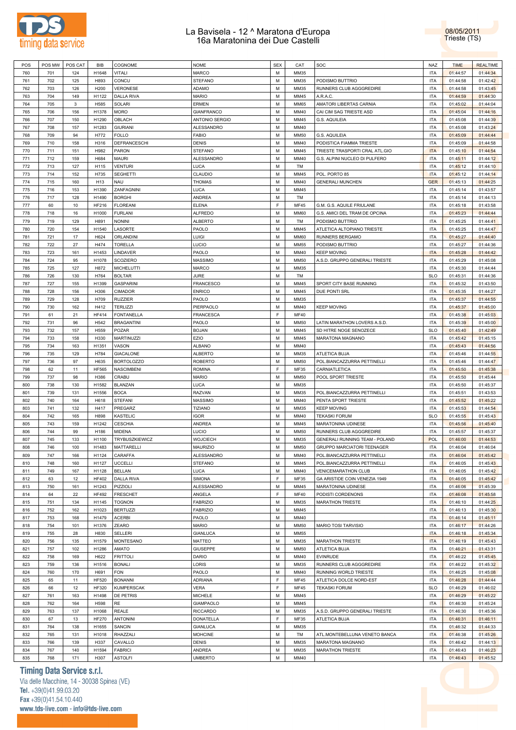# La Bavisela - 12 ^ Maratona d'Europa
## 16a Maratonina dei Due Castelli

08/05/2011
Trieste (TS)

| POS | POS MW | POS CAT | BIB | COGNOME | NOME | SEX | CAT | SOC | NAZ | TIME | REALTIME |
|---|---|---|---|---|---|---|---|---|---|---|---|
| 760 | 701 | 124 | H1648 | VITALI | MARCO | M | MM35 | | ITA | 01:44:57 | 01:44:34 |
| 761 | 702 | 125 | H893 | CONCU | STEFANO | M | MM35 | PODISMO BUTTRIO | ITA | 01:44:58 | 01:42:42 |
| 762 | 703 | 126 | H200 | VERONESE | ADAMO | M | MM35 | RUNNERS CLUB AGGGREDIRE | ITA | 01:44:58 | 01:43:45 |
| 763 | 704 | 149 | H1122 | DALLA RIVA | MARIO | M | MM45 | A.R.A.C. | ITA | 01:44:59 | 01:44:30 |
| 764 | 705 | 3 | H585 | SOLARI | ERMEN | M | MM65 | AMATORI LIBERTAS CARNIA | ITA | 01:45:02 | 01:44:04 |
| 765 | 706 | 156 | H1378 | MORO | GIANFRANCO | M | MM40 | CAI CIM SAG TRIESTE ASD | ITA | 01:45:04 | 01:44:16 |
| 766 | 707 | 150 | H1290 | OBLACH | ANTONIO SERGIO | M | MM45 | G.S. AQUILEIA | ITA | 01:45:08 | 01:44:39 |
| 767 | 708 | 157 | H1283 | GIURIANI | ALESSANDRO | M | MM40 | | ITA | 01:45:08 | 01:43:24 |
| 768 | 709 | 94 | H772 | FOLLO | FABIO | M | MM50 | G.S. AQUILEIA | ITA | 01:45:09 | 01:44:44 |
| 769 | 710 | 158 | H316 | DEFRANCESCHI | DENIS | M | MM40 | PODISTICA FIAMMA TRIESTE | ITA | 01:45:09 | 01:44:58 |
| 770 | 711 | 151 | H982 | PARON | STEFANO | M | MM45 | TRIESTE TRASPORTI CRAL ATL.GIO | ITA | 01:45:10 | 01:44:54 |
| 771 | 712 | 159 | H684 | MAURI | ALESSANDRO | M | MM40 | G.S. ALPINI NUCLEO DI PULFERO | ITA | 01:45:11 | 01:44:12 |
| 772 | 713 | 127 | H115 | VENTURI | LUCA | M | TM | | ITA | 01:45:12 | 01:44:10 |
| 773 | 714 | 152 | H735 | SEGHETTI | CLAUDIO | M | MM45 | POL. PORTO 85 | ITA | 01:45:12 | 01:44:14 |
| 774 | 715 | 160 | H13 | NAU | THOMAS | M | MM40 | GENERALI MUNCHEN | GER | 01:45:13 | 01:44:25 |
| 775 | 716 | 153 | H1390 | ZANFAGNINI | LUCA | M | MM45 | | ITA | 01:45:14 | 01:43:57 |
| 776 | 717 | 128 | H1490 | BORGHI | ANDREA | M | TM | | ITA | 01:45:14 | 01:44:13 |
| 777 | 60 | 10 | HF216 | FLOREANI | ELENA | F | MF45 | G.M. G.S. AQUILE FRIULANE | ITA | 01:45:18 | 01:43:58 |
| 778 | 718 | 16 | H1000 | FURLANI | ALFREDO | M | MM60 | G.S. AMICI DEL TRAM DE OPCINA | ITA | 01:45:23 | 01:44:44 |
| 779 | 719 | 129 | H891 | NONINI | ALBERTO | M | TM | PODISMO BUTTRIO | ITA | 01:45:25 | 01:44:41 |
| 780 | 720 | 154 | H1540 | LASORTE | PAOLO | M | MM45 | ATLETICA ALTOPIANO TRIESTE | ITA | 01:45:25 | 01:44:47 |
| 781 | 721 | 17 | H624 | ORLANDINI | LUIGI | M | MM60 | RUNNERS BERGAMO | ITA | 01:45:27 | 01:44:40 |
| 782 | 722 | 27 | H474 | TORELLA | LUCIO | M | MM55 | PODISMO BUTTRIO | ITA | 01:45:27 | 01:44:36 |
| 783 | 723 | 161 | H1453 | LINDAVER | PAOLO | M | MM40 | KEEP MOVING | ITA | 01:45:28 | 01:44:42 |
| 784 | 724 | 95 | H1078 | SCOZIERO | MASSIMO | M | MM50 | A.S.D. GRUPPO GENERALI TRIESTE | ITA | 01:45:29 | 01:45:08 |
| 785 | 725 | 127 | H872 | MICHELUTTI | MARCO | M | MM35 | | ITA | 01:45:30 | 01:44:44 |
| 786 | 726 | 130 | H764 | BOLTAR | JURE | M | TM | | SLO | 01:45:31 | 01:44:36 |
| 787 | 727 | 155 | H1399 | GASPARINI | FRANCESCO | M | MM45 | SPORT CITY BASE RUNNING | ITA | 01:45:32 | 01:43:50 |
| 788 | 728 | 156 | H306 | CIMADOR | ENRICO | M | MM45 | DUE PONTI SRL | ITA | 01:45:35 | 01:44:27 |
| 789 | 729 | 128 | H709 | RUZZIER | PAOLO | M | MM35 | | ITA | 01:45:37 | 01:44:55 |
| 790 | 730 | 162 | H412 | TERLIZZI | PIERPAOLO | M | MM40 | KEEP MOVING | ITA | 01:45:37 | 01:45:00 |
| 791 | 61 | 21 | HF414 | FONTANELLA | FRANCESCA | F | MF40 | | ITA | 01:45:38 | 01:45:03 |
| 792 | 731 | 96 | H542 | BRAGANTINI | PAOLO | M | MM50 | LATIN MARATHON LOVERS A.S.D. | ITA | 01:45:39 | 01:45:00 |
| 793 | 732 | 157 | H559 | POZAR | BOJAN | M | MM45 | SD HITRE NOGE SENOZECE | SLO | 01:45:40 | 01:42:49 |
| 794 | 733 | 158 | H330 | MARTINUZZI | EZIO | M | MM45 | MARATONA MAGNANO | ITA | 01:45:42 | 01:45:15 |
| 795 | 734 | 163 | H1351 | VASON | ALBANO | M | MM40 | | ITA | 01:45:43 | 01:44:56 |
| 796 | 735 | 129 | H784 | GIACALONE | ALBERTO | M | MM35 | ATLETICA BUJA | ITA | 01:45:46 | 01:44:55 |
| 797 | 736 | 97 | H635 | BORTOLOZZO | ROBERTO | M | MM50 | POL.BIANCAZZURRA PETTINELLI | ITA | 01:45:46 | 01:44:47 |
| 798 | 62 | 11 | HF565 | NASCIMBENI | ROMINA | F | MF35 | CARNIATLETICA | ITA | 01:45:50 | 01:45:38 |
| 799 | 737 | 98 | H386 | CRABU | MARIO | M | MM50 | POOL SPORT TRIESTE | ITA | 01:45:50 | 01:45:44 |
| 800 | 738 | 130 | H1582 | BLANZAN | LUCA | M | MM35 | | ITA | 01:45:50 | 01:45:37 |
| 801 | 739 | 131 | H1556 | BOCA | RAZVAN | M | MM35 | POL.BIANCAZZURRA PETTINELLI | ITA | 01:45:51 | 01:43:53 |
| 802 | 740 | 164 | H618 | STEFANI | MASSIMO | M | MM40 | PENTA SPORT TRIESTE | ITA | 01:45:52 | 01:45:22 |
| 803 | 741 | 132 | H417 | PREGARZ | TIZIANO | M | MM35 | KEEP MOVING | ITA | 01:45:53 | 01:44:54 |
| 804 | 742 | 165 | H898 | KASTELIC | IGOR | M | MM40 | TEKASKI FORUM | SLO | 01:45:55 | 01:45:43 |
| 805 | 743 | 159 | H1242 | CESCHIA | ANDREA | M | MM45 | MARATONINA UDINESE | ITA | 01:45:56 | 01:45:40 |
| 806 | 744 | 99 | H186 | MIDENA | LUCIO | M | MM50 | RUNNERS CLUB AGGGREDIRE | ITA | 01:45:57 | 01:45:37 |
| 807 | 745 | 133 | H1100 | TRYBUSZKIEWICZ | WOJCIECH | M | MM35 | GENERALI RUNNING TEAM - POLAND | POL | 01:46:00 | 01:44:53 |
| 808 | 746 | 100 | H1483 | MATTARELLI | MAURIZIO | M | MM50 | GRUPPO MARCIATORI TEENAGER | ITA | 01:46:04 | 01:46:04 |
| 809 | 747 | 166 | H1124 | CARAFFA | ALESSANDRO | M | MM40 | POL.BIANCAZZURRA PETTINELLI | ITA | 01:46:04 | 01:45:42 |
| 810 | 748 | 160 | H1127 | UCCELLI | STEFANO | M | MM45 | POL.BIANCAZZURRA PETTINELLI | ITA | 01:46:05 | 01:45:43 |
| 811 | 749 | 167 | H1128 | BELLAN | LUCA | M | MM40 | VENICEMARATHON CLUB | ITA | 01:46:05 | 01:45:42 |
| 812 | 63 | 12 | HF402 | DALLA RIVA | SIMONA | F | MF35 | GA ARISTIDE COIN VENEZIA 1949 | ITA | 01:46:05 | 01:45:42 |
| 813 | 750 | 161 | H1243 | PIZZIOLI | ALESSANDRO | M | MM45 | MARATONINA UDINESE | ITA | 01:46:06 | 01:45:39 |
| 814 | 64 | 22 | HF492 | FRESCHET | ANGELA | F | MF40 | PODISTI CORDENONS | ITA | 01:46:08 | 01:45:58 |
| 815 | 751 | 134 | H1145 | TOGNON | FABRIZIO | M | MM35 | MARATHON TRIESTE | ITA | 01:46:10 | 01:44:25 |
| 816 | 752 | 162 | H1023 | BERTUZZI | FABRIZIO | M | MM45 | | ITA | 01:46:13 | 01:45:30 |
| 817 | 753 | 168 | H1479 | ACERBI | PAOLO | M | MM40 | | ITA | 01:46:14 | 01:45:11 |
| 818 | 754 | 101 | H1376 | ZEARO | MARIO | M | MM50 | MARIO TOSI TARVISIO | ITA | 01:46:17 | 01:44:26 |
| 819 | 755 | 28 | H830 | SELLERI | GIANLUCA | M | MM55 | | ITA | 01:46:18 | 01:45:34 |
| 820 | 756 | 135 | H1579 | MONTESANO | MATTEO | M | MM35 | MARATHON TRIESTE | ITA | 01:46:19 | 01:45:43 |
| 821 | 757 | 102 | H1286 | AMATO | GIUSEPPE | M | MM50 | ATLETICA BUJA | ITA | 01:46:21 | 01:43:31 |
| 822 | 758 | 169 | H622 | FRITTOLI | DARIO | M | MM40 | EVINRUDE | ITA | 01:46:22 | 01:45:45 |
| 823 | 759 | 136 | H1516 | BONALI | LORIS | M | MM35 | RUNNERS CLUB AGGGREDIRE | ITA | 01:46:22 | 01:45:32 |
| 824 | 760 | 170 | H691 | FON | PAOLO | M | MM40 | RUNNING WORLD TRIESTE | ITA | 01:46:25 | 01:45:08 |
| 825 | 65 | 11 | HF520 | BONANNI | ADRIANA | F | MF45 | ATLETICA DOLCE NORD-EST | ITA | 01:46:28 | 01:44:44 |
| 826 | 66 | 12 | HF320 | KUMPERSCAK | VERA | F | MF45 | TEKASKI FORUM | SLO | 01:46:29 | 01:46:02 |
| 827 | 761 | 163 | H1498 | DE PETRIS | MICHELE | M | MM45 | | ITA | 01:46:29 | 01:45:22 |
| 828 | 762 | 164 | H598 | RE | GIAMPAOLO | M | MM45 | | ITA | 01:46:30 | 01:45:24 |
| 829 | 763 | 137 | H1068 | REALE | RICCARDO | M | MM35 | A.S.D. GRUPPO GENERALI TRIESTE | ITA | 01:46:30 | 01:45:36 |
| 830 | 67 | 13 | HF270 | ANTONINI | DONATELLA | F | MF35 | ATLETICA BUJA | ITA | 01:46:31 | 01:46:11 |
| 831 | 764 | 138 | H1655 | SANCIN | GIANLUCA | M | MM35 | | ITA | 01:46:32 | 01:44:33 |
| 832 | 765 | 131 | H1018 | RHAZZALI | MOHCINE | M | TM | ATL.MONTEBELLUNA VENETO BANCA | ITA | 01:46:38 | 01:45:26 |
| 833 | 766 | 139 | H337 | CAVALLO | DENIS | M | MM35 | MARATONA MAGNANO | ITA | 01:46:42 | 01:44:13 |
| 834 | 767 | 140 | H1594 | FABRICI | ANDREA | M | MM35 | MARATHON TRIESTE | ITA | 01:46:43 | 01:46:23 |
| 835 | 768 | 171 | H307 | ASTOLFI | UMBERTO | M | MM40 | | ITA | 01:46:43 | 01:45:52 |

**Timing Data Service s.r.l.**
Via delle Macchine, 14 - 30038 Spinea (VE)
Tel. +39(0)41.99.03.20
Fax +39(0)41.54.10.440
www.tds-live.com - info@tds-live.com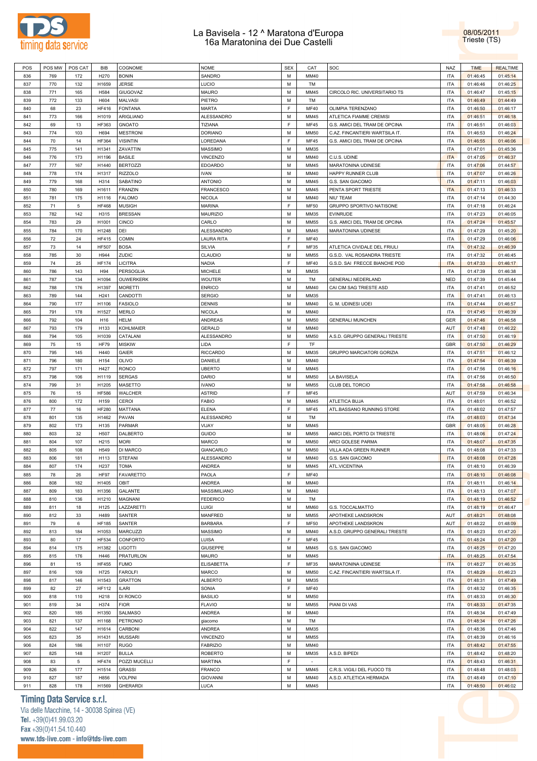# La Bavisela - 12 ^ Maratona d'Europa
## 16a Maratonina dei Due Castelli

08/05/2011
Trieste (TS)

| POS | POS MW | POS CAT | BIB | COGNOME | NOME | SEX | CAT | SOC | NAZ | TIME | REALTIME |
|---|---|---|---|---|---|---|---|---|---|---|---|
| 836 | 769 | 172 | H270 | BONIN | SANDRO | M | MM40 | | ITA | 01:46:45 | 01:45:14 |
| 837 | 770 | 132 | H1659 | JERSE | LUCIO | M | TM | | ITA | 01:46:46 | 01:46:25 |
| 838 | 771 | 165 | H584 | GIUGOVAZ | MAURO | M | MM45 | CIRCOLO RIC. UNIVERSITARIO TS | ITA | 01:46:47 | 01:45:15 |
| 839 | 772 | 133 | H604 | MALVASI | PIETRO | M | TM | | ITA | 01:46:49 | 01:44:49 |
| 840 | 68 | 23 | HF416 | FONTANA | MARTA | F | MF40 | OLIMPIA TERENZANO | ITA | 01:46:50 | 01:46:17 |
| 841 | 773 | 166 | H1019 | ARIGLIANO | ALESSANDRO | M | MM45 | ATLETICA FIAMME CREMISI | ITA | 01:46:51 | 01:46:18 |
| 842 | 69 | 13 | HF363 | GNOATO | TIZIANA | F | MF45 | G.S. AMICI DEL TRAM DE OPCINA | ITA | 01:46:51 | 01:46:03 |
| 843 | 774 | 103 | H694 | MESTRONI | DORIANO | M | MM50 | C.AZ. FINCANTIERI WARTSILA IT. | ITA | 01:46:53 | 01:46:24 |
| 844 | 70 | 14 | HF364 | VISINTIN | LOREDANA | F | MF45 | G.S. AMICI DEL TRAM DE OPCINA | ITA | 01:46:55 | 01:46:06 |
| 845 | 775 | 141 | H1341 | ZAVATTIN | MASSIMO | M | MM35 | | ITA | 01:47:01 | 01:45:36 |
| 846 | 776 | 173 | H1196 | BASILE | VINCENZO | M | MM40 | C.U.S. UDINE | ITA | 01:47:05 | 01:46:37 |
| 847 | 777 | 167 | H1440 | BERTOZZI | EDOARDO | M | MM45 | MARATONINA UDINESE | ITA | 01:47:06 | 01:44:57 |
| 848 | 778 | 174 | H1317 | RIZZOLO | IVAN | M | MM40 | HAPPY RUNNER CLUB | ITA | 01:47:07 | 01:46:26 |
| 849 | 779 | 168 | H314 | SABATINO | ANTONIO | M | MM45 | G.S. SAN GIACOMO | ITA | 01:47:11 | 01:46:03 |
| 850 | 780 | 169 | H1611 | FRANZIN | FRANCESCO | M | MM45 | PENTA SPORT TRIESTE | ITA | 01:47:13 | 01:46:33 |
| 851 | 781 | 175 | H1116 | FALOMO | NICOLA | M | MM40 | NIU' TEAM | ITA | 01:47:14 | 01:44:30 |
| 852 | 71 | 5 | HF468 | MUSIGH | MARINA | F | MF50 | GRUPPO SPORTIVO NATISONE | ITA | 01:47:18 | 01:46:24 |
| 853 | 782 | 142 | H315 | BRESSAN | MAURIZIO | M | MM35 | EVINRUDE | ITA | 01:47:23 | 01:46:05 |
| 854 | 783 | 29 | H1001 | CINCO | CARLO | M | MM55 | G.S. AMICI DEL TRAM DE OPCINA | ITA | 01:47:24 | 01:45:57 |
| 855 | 784 | 170 | H1248 | DEI | ALESSANDRO | M | MM45 | MARATONINA UDINESE | ITA | 01:47:29 | 01:45:20 |
| 856 | 72 | 24 | HF415 | COMIN | LAURA RITA | F | MF40 | | ITA | 01:47:29 | 01:46:06 |
| 857 | 73 | 14 | HF507 | BOSA | SILVIA | F | MF35 | ATLETICA CIVIDALE DEL FRIULI | ITA | 01:47:32 | 01:46:39 |
| 858 | 785 | 30 | H944 | ZUDIC | CLAUDIO | M | MM55 | G.S.D. VAL ROSANDRA TRIESTE | ITA | 01:47:32 | 01:46:45 |
| 859 | 74 | 25 | HF174 | LICITRA | NADIA | F | MF40 | G.S.D. SAI FRECCE BIANCHE POD | ITA | 01:47:33 | 01:46:17 |
| 860 | 786 | 143 | H94 | PERSOGLIA | MICHELE | M | MM35 | | ITA | 01:47:39 | 01:46:38 |
| 861 | 787 | 134 | H1094 | OUWERKERK | WOUTER | M | TM | GENERALI NEDERLAND | NED | 01:47:39 | 01:45:44 |
| 862 | 788 | 176 | H1397 | MORETTI | ENRICO | M | MM40 | CAI CIM SAG TRIESTE ASD | ITA | 01:47:41 | 01:46:52 |
| 863 | 789 | 144 | H241 | CANDOTTI | SERGIO | M | MM35 | | ITA | 01:47:41 | 01:46:13 |
| 864 | 790 | 177 | H1106 | FASIOLO | DENNIS | M | MM40 | G. M. UDINESI UOEI | ITA | 01:47:44 | 01:46:57 |
| 865 | 791 | 178 | H1527 | MERLO | NICOLA | M | MM40 | | ITA | 01:47:45 | 01:46:39 |
| 866 | 792 | 104 | H16 | HELM | ANDREAS | M | MM50 | GENERALI MUNCHEN | GER | 01:47:46 | 01:46:58 |
| 867 | 793 | 179 | H133 | KOHLMAIER | GERALD | M | MM40 | | AUT | 01:47:48 | 01:46:22 |
| 868 | 794 | 105 | H1039 | CATALANI | ALESSANDRO | M | MM50 | A.S.D. GRUPPO GENERALI TRIESTE | ITA | 01:47:50 | 01:46:19 |
| 869 | 75 | 15 | HF79 | MISKIW | LIDA | F | TF | | GBR | 01:47:50 | 01:46:29 |
| 870 | 795 | 145 | H440 | GAIER | RICCARDO | M | MM35 | GRUPPO MARCIATORI GORIZIA | ITA | 01:47:51 | 01:46:12 |
| 871 | 796 | 180 | H154 | OLIVO | DANIELE | M | MM40 | | ITA | 01:47:54 | 01:46:39 |
| 872 | 797 | 171 | H427 | RONCO | UBERTO | M | MM45 | | ITA | 01:47:56 | 01:46:16 |
| 873 | 798 | 106 | H1119 | SERGAS | DARIO | M | MM50 | LA BAVISELA | ITA | 01:47:56 | 01:46:50 |
| 874 | 799 | 31 | H1205 | MASETTO | IVANO | M | MM55 | CLUB DEL TORCIO | ITA | 01:47:58 | 01:46:58 |
| 875 | 76 | 15 | HF586 | WALCHER | ASTRID | F | MF45 | | AUT | 01:47:59 | 01:46:34 |
| 876 | 800 | 172 | H159 | CEROI | FABIO | M | MM45 | ATLETICA BUJA | ITA | 01:48:01 | 01:46:52 |
| 877 | 77 | 16 | HF280 | MATTANA | ELENA | F | MF45 | ATL.BASSANO RUNNING STORE | ITA | 01:48:02 | 01:47:57 |
| 878 | 801 | 135 | H1462 | PAVAN | ALESSANDRO | M | TM | | ITA | 01:48:03 | 01:47:34 |
| 879 | 802 | 173 | H135 | PARMAR | VIJAY | M | MM45 | | GBR | 01:48:05 | 01:46:28 |
| 880 | 803 | 32 | H507 | DALBERTO | GUIDO | M | MM55 | AMICI DEL PORTO DI TRIESTE | ITA | 01:48:06 | 01:47:24 |
| 881 | 804 | 107 | H215 | MORI | MARCO | M | MM50 | ARCI GOLESE PARMA | ITA | 01:48:07 | 01:47:35 |
| 882 | 805 | 108 | H549 | DI MARCO | GIANCARLO | M | MM50 | VILLA ADA GREEN RUNNER | ITA | 01:48:08 | 01:47:33 |
| 883 | 806 | 181 | H113 | STEFANI | ALESSANDRO | M | MM40 | G.S. SAN GIACOMO | ITA | 01:48:08 | 01:47:28 |
| 884 | 807 | 174 | H237 | TOMA | ANDREA | M | MM45 | ATL.VICENTINA | ITA | 01:48:10 | 01:46:39 |
| 885 | 78 | 26 | HF97 | FAVARETTO | PAOLA | F | MF40 | | ITA | 01:48:10 | 01:46:08 |
| 886 | 808 | 182 | H1405 | OBIT | ANDREA | M | MM40 | | ITA | 01:48:11 | 01:46:14 |
| 887 | 809 | 183 | H1356 | GALANTE | MASSIMILIANO | M | MM40 | | ITA | 01:48:13 | 01:47:07 |
| 888 | 810 | 136 | H1210 | MAGNANI | FEDERICO | M | TM | | ITA | 01:48:19 | 01:46:52 |
| 889 | 811 | 18 | H125 | LAZZARETTI | LUIGI | M | MM60 | G.S. TOCCALMATTO | ITA | 01:48:19 | 01:46:47 |
| 890 | 812 | 33 | H489 | SANTER | MANFRED | M | MM55 | APOTHEKE LANDSKRON | AUT | 01:48:21 | 01:48:08 |
| 891 | 79 | 6 | HF185 | SANTER | BARBARA | F | MF50 | APOTHEKE LANDSKRON | AUT | 01:48:22 | 01:48:09 |
| 892 | 813 | 184 | H1053 | MARCUZZI | MASSIMO | M | MM40 | A.S.D. GRUPPO GENERALI TRIESTE | ITA | 01:48:23 | 01:47:20 |
| 893 | 80 | 17 | HF534 | CONFORTO | LUISA | F | MF45 | | ITA | 01:48:24 | 01:47:20 |
| 894 | 814 | 175 | H1382 | LIGOTTI | GIUSEPPE | M | MM45 | G.S. SAN GIACOMO | ITA | 01:48:25 | 01:47:20 |
| 895 | 815 | 176 | H446 | PRATURLON | MAURO | M | MM45 | | ITA | 01:48:25 | 01:47:54 |
| 896 | 81 | 15 | HF455 | FUMO | ELISABETTA | F | MF35 | MARATONINA UDINESE | ITA | 01:48:27 | 01:46:35 |
| 897 | 816 | 109 | H725 | FAROLFI | MARCO | M | MM50 | C.AZ. FINCANTIERI WARTSILA IT. | ITA | 01:48:29 | 01:46:23 |
| 898 | 817 | 146 | H1543 | GRATTON | ALBERTO | M | MM35 | | ITA | 01:48:31 | 01:47:49 |
| 899 | 82 | 27 | HF112 | ILARI | SONIA | F | MF40 | | ITA | 01:48:32 | 01:46:35 |
| 900 | 818 | 110 | H218 | DI RONCO | BASILIO | M | MM50 | | ITA | 01:48:33 | 01:46:30 |
| 901 | 819 | 34 | H374 | FIOR | FLAVIO | M | MM55 | PIANI DI VAS | ITA | 01:48:33 | 01:47:35 |
| 902 | 820 | 185 | H1350 | SALMASO | ANDREA | M | MM40 | | ITA | 01:48:34 | 01:47:49 |
| 903 | 821 | 137 | H1168 | PETRONIO | giacomo | M | TM | | ITA | 01:48:34 | 01:47:26 |
| 904 | 822 | 147 | H1614 | CARBONI | ANDREA | M | MM35 | | ITA | 01:48:36 | 01:47:46 |
| 905 | 823 | 35 | H1431 | MUSSARI | VINCENZO | M | MM55 | | ITA | 01:48:39 | 01:46:16 |
| 906 | 824 | 186 | H1107 | RUGO | FABRIZIO | M | MM40 | | ITA | 01:48:42 | 01:47:55 |
| 907 | 825 | 148 | H1207 | BULLA | ROBERTO | M | MM35 | A.S.D. BIPEDI | ITA | 01:48:42 | 01:48:20 |
| 908 | 83 | 5 | HF474 | POZZI MUCELLI | MARTINA | F | - | | ITA | 01:48:43 | 01:46:31 |
| 909 | 826 | 177 | H1514 | GRASSI | FRANCO | M | MM45 | C.R.S. VIGILI DEL FUOCO TS | ITA | 01:48:48 | 01:48:03 |
| 910 | 827 | 187 | H856 | VOLPINI | GIOVANNI | M | MM40 | A.S.D. ATLETICA HERMADA | ITA | 01:48:49 | 01:47:10 |
| 911 | 828 | 178 | H1569 | GHERARDI | LUCA | M | MM45 | | ITA | 01:48:50 | 01:46:02 |

**Timing Data Service s.r.l.**
Via delle Macchine, 14 - 30038 Spinea (VE)
Tel. +39(0)41.99.03.20
Fax +39(0)41.54.10.440
www.tds-live.com - info@tds-live.com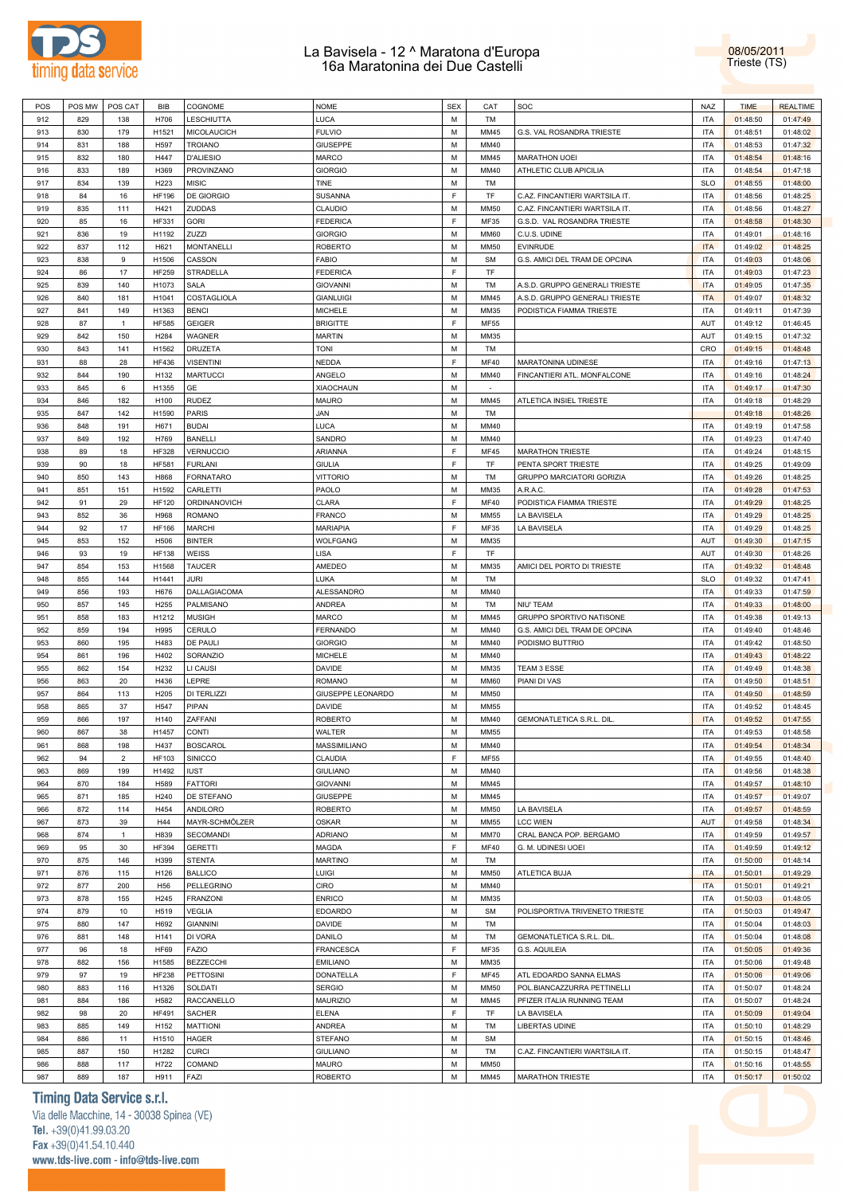# La Bavisela - 12 ^ Maratona d'Europa
## 16a Maratonina dei Due Castelli

08/05/2011
Trieste (TS)

| POS | POS MW | POS CAT | BIB | COGNOME | NOME | SEX | CAT | SOC | NAZ | TIME | REALTIME |
|---|---|---|---|---|---|---|---|---|---|---|---|
| 912 | 829 | 138 | H706 | LESCHIUTTA | LUCA | M | TM | | ITA | 01:48:50 | 01:47:49 |
| 913 | 830 | 179 | H1521 | MICOLAUCICH | FULVIO | M | MM45 | G.S. VAL ROSANDRA TRIESTE | ITA | 01:48:51 | 01:48:02 |
| 914 | 831 | 188 | H597 | TROIANO | GIUSEPPE | M | MM40 | | ITA | 01:48:53 | 01:47:32 |
| 915 | 832 | 180 | H447 | D'ALIESIO | MARCO | M | MM45 | MARATHON UOEI | ITA | 01:48:54 | 01:48:16 |
| 916 | 833 | 189 | H369 | PROVINZANO | GIORGIO | M | MM40 | ATHLETIC CLUB APICILIA | ITA | 01:48:54 | 01:47:18 |
| 917 | 834 | 139 | H223 | MISIC | TINE | M | TM | | SLO | 01:48:55 | 01:48:00 |
| 918 | 84 | 16 | HF196 | DE GIORGIO | SUSANNA | F | TF | C.AZ. FINCANTIERI WARTSILA IT. | ITA | 01:48:56 | 01:48:25 |
| 919 | 835 | 111 | H421 | ZUDDAS | CLAUDIO | M | MM50 | C.AZ. FINCANTIERI WARTSILA IT. | ITA | 01:48:56 | 01:48:27 |
| 920 | 85 | 16 | HF331 | GORI | FEDERICA | F | MF35 | G.S.D. VAL ROSANDRA TRIESTE | ITA | 01:48:58 | 01:48:30 |
| 921 | 836 | 19 | H1192 | ZUZZI | GIORGIO | M | MM60 | C.U.S. UDINE | ITA | 01:49:01 | 01:48:16 |
| 922 | 837 | 112 | H621 | MONTANELLI | ROBERTO | M | MM50 | EVINRUDE | ITA | 01:49:02 | 01:48:25 |
| 923 | 838 | 9 | H1506 | CASSON | FABIO | M | SM | G.S. AMICI DEL TRAM DE OPCINA | ITA | 01:49:03 | 01:48:06 |
| 924 | 86 | 17 | HF259 | STRADELLA | FEDERICA | F | TF | | ITA | 01:49:03 | 01:47:23 |
| 925 | 839 | 140 | H1073 | SALA | GIOVANNI | M | TM | A.S.D. GRUPPO GENERALI TRIESTE | ITA | 01:49:05 | 01:47:35 |
| 926 | 840 | 181 | H1041 | COSTAGLIOLA | GIANLUIGI | M | MM45 | A.S.D. GRUPPO GENERALI TRIESTE | ITA | 01:49:07 | 01:48:32 |
| 927 | 841 | 149 | H1363 | BENCI | MICHELE | M | MM35 | PODISTICA FIAMMA TRIESTE | ITA | 01:49:11 | 01:47:39 |
| 928 | 87 | 1 | HF585 | GEIGER | BRIGITTE | F | MF55 | | AUT | 01:49:12 | 01:46:45 |
| 929 | 842 | 150 | H284 | WAGNER | MARTIN | M | MM35 | | AUT | 01:49:15 | 01:47:32 |
| 930 | 843 | 141 | H1562 | DRUZETA | TONI | M | TM | | CRO | 01:49:15 | 01:48:48 |
| 931 | 88 | 28 | HF436 | VISENTINI | NEDDA | F | MF40 | MARATONINA UDINESE | ITA | 01:49:16 | 01:47:13 |
| 932 | 844 | 190 | H132 | MARTUCCI | ANGELO | M | MM40 | FINCANTIERI ATL. MONFALCONE | ITA | 01:49:16 | 01:48:24 |
| 933 | 845 | 6 | H1355 | GE | XIAOCHAUN | M | - | | ITA | 01:49:17 | 01:47:30 |
| 934 | 846 | 182 | H100 | RUDEZ | MAURO | M | MM45 | ATLETICA INSIEL TRIESTE | ITA | 01:49:18 | 01:48:29 |
| 935 | 847 | 142 | H1590 | PARIS | JAN | M | TM | | | 01:49:18 | 01:48:26 |
| 936 | 848 | 191 | H671 | BUDAI | LUCA | M | MM40 | | ITA | 01:49:19 | 01:47:58 |
| 937 | 849 | 192 | H769 | BANELLI | SANDRO | M | MM40 | | ITA | 01:49:23 | 01:47:40 |
| 938 | 89 | 18 | HF328 | VERNUCCIO | ARIANNA | F | MF45 | MARATHON TRIESTE | ITA | 01:49:24 | 01:48:15 |
| 939 | 90 | 18 | HF581 | FURLANI | GIULIA | F | TF | PENTA SPORT TRIESTE | ITA | 01:49:25 | 01:49:09 |
| 940 | 850 | 143 | H868 | FORNATARO | VITTORIO | M | TM | GRUPPO MARCIATORI GORIZIA | ITA | 01:49:26 | 01:48:25 |
| 941 | 851 | 151 | H1592 | CARLETTI | PAOLO | M | MM35 | A.R.A.C. | ITA | 01:49:28 | 01:47:53 |
| 942 | 91 | 29 | HF120 | ORDINANOVICH | CLARA | F | MF40 | PODISTICA FIAMMA TRIESTE | ITA | 01:49:29 | 01:48:25 |
| 943 | 852 | 36 | H968 | ROMANO | FRANCO | M | MM55 | LA BAVISELA | ITA | 01:49:29 | 01:48:25 |
| 944 | 92 | 17 | HF166 | MARCHI | MARIAPIA | F | MF35 | LA BAVISELA | ITA | 01:49:29 | 01:48:25 |
| 945 | 853 | 152 | H506 | BINTER | WOLFGANG | M | MM35 | | AUT | 01:49:30 | 01:47:15 |
| 946 | 93 | 19 | HF138 | WEISS | LISA | F | TF | | AUT | 01:49:30 | 01:48:26 |
| 947 | 854 | 153 | H1568 | TAUCER | AMEDEO | M | MM35 | AMICI DEL PORTO DI TRIESTE | ITA | 01:49:32 | 01:48:48 |
| 948 | 855 | 144 | H1441 | JURI | LUKA | M | TM | | SLO | 01:49:32 | 01:47:41 |
| 949 | 856 | 193 | H676 | DALLAGIACOMA | ALESSANDRO | M | MM40 | | ITA | 01:49:33 | 01:47:59 |
| 950 | 857 | 145 | H255 | PALMISANO | ANDREA | M | TM | NIU' TEAM | ITA | 01:49:33 | 01:48:00 |
| 951 | 858 | 183 | H1212 | MUSIGH | MARCO | M | MM45 | GRUPPO SPORTIVO NATISONE | ITA | 01:49:38 | 01:49:13 |
| 952 | 859 | 194 | H995 | CERULO | FERNANDO | M | MM40 | G.S. AMICI DEL TRAM DE OPCINA | ITA | 01:49:40 | 01:48:46 |
| 953 | 860 | 195 | H483 | DE PAULI | GIORGIO | M | MM40 | PODISMO BUTTRIO | ITA | 01:49:42 | 01:48:50 |
| 954 | 861 | 196 | H402 | SORANZIO | MICHELE | M | MM40 | | ITA | 01:49:43 | 01:48:22 |
| 955 | 862 | 154 | H232 | LI CAUSI | DAVIDE | M | MM35 | TEAM 3 ESSE | ITA | 01:49:49 | 01:48:38 |
| 956 | 863 | 20 | H436 | LEPRE | ROMANO | M | MM60 | PIANI DI VAS | ITA | 01:49:50 | 01:48:51 |
| 957 | 864 | 113 | H205 | DI TERLIZZI | GIUSEPPE LEONARDO | M | MM50 | | ITA | 01:49:50 | 01:48:59 |
| 958 | 865 | 37 | H547 | PIPAN | DAVIDE | M | MM55 | | ITA | 01:49:52 | 01:48:45 |
| 959 | 866 | 197 | H140 | ZAFFANI | ROBERTO | M | MM40 | GEMONATLETICA S.R.L. DIL. | ITA | 01:49:52 | 01:47:55 |
| 960 | 867 | 38 | H1457 | CONTI | WALTER | M | MM55 | | ITA | 01:49:53 | 01:48:58 |
| 961 | 868 | 198 | H437 | BOSCAROL | MASSIMILIANO | M | MM40 | | ITA | 01:49:54 | 01:48:34 |
| 962 | 94 | 2 | HF103 | SINICCO | CLAUDIA | F | MF55 | | ITA | 01:49:55 | 01:48:40 |
| 963 | 869 | 199 | H1492 | IUST | GIULIANO | M | MM40 | | ITA | 01:49:56 | 01:48:38 |
| 964 | 870 | 184 | H589 | FATTORI | GIOVANNI | M | MM45 | | ITA | 01:49:57 | 01:48:10 |
| 965 | 871 | 185 | H240 | DE STEFANO | GIUSEPPE | M | MM45 | | ITA | 01:49:57 | 01:49:07 |
| 966 | 872 | 114 | H454 | ANDILORO | ROBERTO | M | MM50 | LA BAVISELA | ITA | 01:49:57 | 01:48:59 |
| 967 | 873 | 39 | H44 | MAYR-SCHMÖLZER | OSKAR | M | MM55 | LCC WIEN | AUT | 01:49:58 | 01:48:34 |
| 968 | 874 | 1 | H839 | SECOMANDI | ADRIANO | M | MM70 | CRAL BANCA POP. BERGAMO | ITA | 01:49:59 | 01:49:57 |
| 969 | 95 | 30 | HF394 | GERETTI | MAGDA | F | MF40 | G. M. UDINESI UOEI | ITA | 01:49:59 | 01:49:12 |
| 970 | 875 | 146 | H399 | STENTA | MARTINO | M | TM | | ITA | 01:50:00 | 01:48:14 |
| 971 | 876 | 115 | H126 | BALLICO | LUIGI | M | MM50 | ATLETICA BUJA | ITA | 01:50:01 | 01:49:29 |
| 972 | 877 | 200 | H56 | PELLEGRINO | CIRO | M | MM40 | | ITA | 01:50:01 | 01:49:21 |
| 973 | 878 | 155 | H245 | FRANZONI | ENRICO | M | MM35 | | ITA | 01:50:03 | 01:48:05 |
| 974 | 879 | 10 | H519 | VEGLIA | EDOARDO | M | SM | POLISPORTIVA TRIVENETO TRIESTE | ITA | 01:50:03 | 01:49:47 |
| 975 | 880 | 147 | H692 | GIANNINI | DAVIDE | M | TM | | ITA | 01:50:04 | 01:48:03 |
| 976 | 881 | 148 | H141 | DI VORA | DANILO | M | TM | GEMONATLETICA S.R.L. DIL. | ITA | 01:50:04 | 01:48:08 |
| 977 | 96 | 18 | HF69 | FAZIO | FRANCESCA | F | MF35 | G.S. AQUILEIA | ITA | 01:50:05 | 01:49:36 |
| 978 | 882 | 156 | H1585 | BEZZECCHI | EMILIANO | M | MM35 | | ITA | 01:50:06 | 01:49:48 |
| 979 | 97 | 19 | HF238 | PETTOSINI | DONATELLA | F | MF45 | ATL EDOARDO SANNA ELMAS | ITA | 01:50:06 | 01:49:06 |
| 980 | 883 | 116 | H1326 | SOLDATI | SERGIO | M | MM50 | POL.BIANCAZZURRA PETTINELLI | ITA | 01:50:07 | 01:48:24 |
| 981 | 884 | 186 | H582 | RACCANELLO | MAURIZIO | M | MM45 | PFIZER ITALIA RUNNING TEAM | ITA | 01:50:07 | 01:48:24 |
| 982 | 98 | 20 | HF491 | SACHER | ELENA | F | TF | LA BAVISELA | ITA | 01:50:09 | 01:49:04 |
| 983 | 885 | 149 | H152 | MATTIONI | ANDREA | M | TM | LIBERTAS UDINE | ITA | 01:50:10 | 01:48:29 |
| 984 | 886 | 11 | H1510 | HAGER | STEFANO | M | SM | | ITA | 01:50:15 | 01:48:46 |
| 985 | 887 | 150 | H1282 | CURCI | GIULIANO | M | TM | C.AZ. FINCANTIERI WARTSILA IT. | ITA | 01:50:15 | 01:48:47 |
| 986 | 888 | 117 | H722 | COMAND | MAURO | M | MM50 | | ITA | 01:50:16 | 01:48:55 |
| 987 | 889 | 187 | H911 | FAZI | ROBERTO | M | MM45 | MARATHON TRIESTE | ITA | 01:50:17 | 01:50:02 |

**Timing Data Service s.r.l.**
Via delle Macchine, 14 - 30038 Spinea (VE)
Tel. +39(0)41.99.03.20
Fax +39(0)41.54.10.440
www.tds-live.com - info@tds-live.com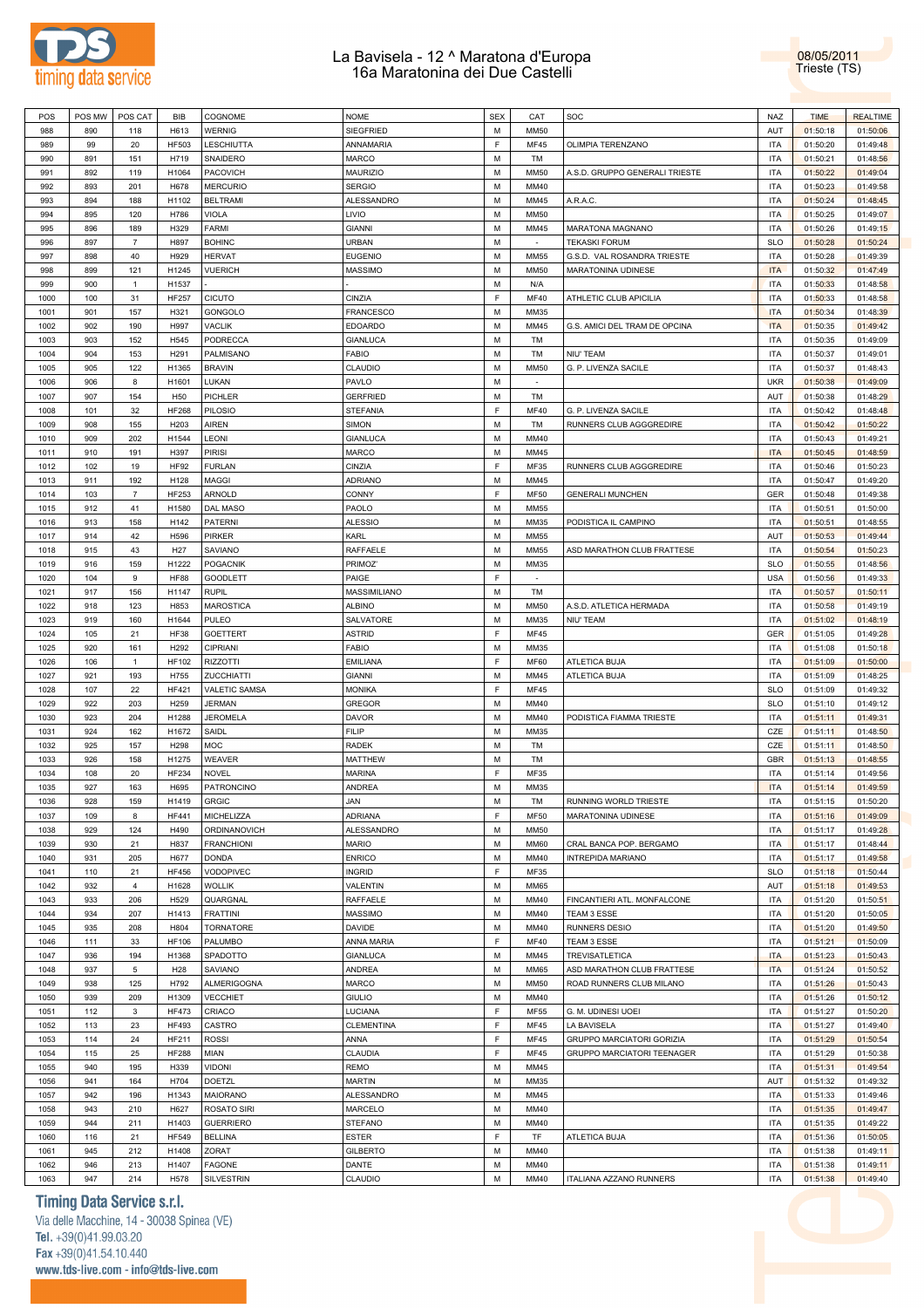# La Bavisela - 12 ^ Maratona d'Europa
## 16a Maratonina dei Due Castelli

08/05/2011
Trieste (TS)

| POS | POS MW | POS CAT | BIB | COGNOME | NOME | SEX | CAT | SOC | NAZ | TIME | REALTIME |
|---|---|---|---|---|---|---|---|---|---|---|---|
| 988 | 890 | 118 | H613 | WERNIG | SIEGFRIED | M | MM50 | | AUT | 01:50:18 | 01:50:06 |
| 989 | 99 | 20 | HF503 | LESCHIUTTA | ANNAMARIA | F | MF45 | OLIMPIA TERENZANO | ITA | 01:50:20 | 01:49:48 |
| 990 | 891 | 151 | H719 | SNAIDERO | MARCO | M | TM | | ITA | 01:50:21 | 01:48:56 |
| 991 | 892 | 119 | H1064 | PACOVICH | MAURIZIO | M | MM50 | A.S.D. GRUPPO GENERALI TRIESTE | ITA | 01:50:22 | 01:49:04 |
| 992 | 893 | 201 | H678 | MERCURIO | SERGIO | M | MM40 | | ITA | 01:50:23 | 01:49:58 |
| 993 | 894 | 188 | H1102 | BELTRAMI | ALESSANDRO | M | MM45 | A.R.A.C. | ITA | 01:50:24 | 01:48:45 |
| 994 | 895 | 120 | H786 | VIOLA | LIVIO | M | MM50 | | ITA | 01:50:25 | 01:49:07 |
| 995 | 896 | 189 | H329 | FARMI | GIANNI | M | MM45 | MARATONA MAGNANO | ITA | 01:50:26 | 01:49:15 |
| 996 | 897 | 7 | H897 | BOHINC | URBAN | M | - | TEKASKI FORUM | SLO | 01:50:28 | 01:50:24 |
| 997 | 898 | 40 | H929 | HERVAT | EUGENIO | M | MM55 | G.S.D. VAL ROSANDRA TRIESTE | ITA | 01:50:28 | 01:49:39 |
| 998 | 899 | 121 | H1245 | VUERICH | MASSIMO | M | MM50 | MARATONINA UDINESE | ITA | 01:50:32 | 01:47:49 |
| 999 | 900 | 1 | H1537 | - | - | M | N/A | | ITA | 01:50:33 | 01:48:58 |
| 1000 | 100 | 31 | HF257 | CICUTO | CINZIA | F | MF40 | ATHLETIC CLUB APICILIA | ITA | 01:50:33 | 01:48:58 |
| 1001 | 901 | 157 | H321 | GONGOLO | FRANCESCO | M | MM35 | | ITA | 01:50:34 | 01:48:39 |
| 1002 | 902 | 190 | H997 | VACLIK | EDOARDO | M | MM45 | G.S. AMICI DEL TRAM DE OPCINA | ITA | 01:50:35 | 01:49:42 |
| 1003 | 903 | 152 | H545 | PODRECCA | GIANLUCA | M | TM | | ITA | 01:50:35 | 01:49:09 |
| 1004 | 904 | 153 | H291 | PALMISANO | FABIO | M | TM | NIU' TEAM | ITA | 01:50:37 | 01:49:01 |
| 1005 | 905 | 122 | H1365 | BRAVIN | CLAUDIO | M | MM50 | G. P. LIVENZA SACILE | ITA | 01:50:37 | 01:48:43 |
| 1006 | 906 | 8 | H1601 | LUKAN | PAVLO | M | - | | UKR | 01:50:38 | 01:49:09 |
| 1007 | 907 | 154 | H50 | PICHLER | GERFRIED | M | TM | | AUT | 01:50:38 | 01:48:29 |
| 1008 | 101 | 32 | HF268 | PILOSIO | STEFANIA | F | MF40 | G. P. LIVENZA SACILE | ITA | 01:50:42 | 01:48:48 |
| 1009 | 908 | 155 | H203 | AIREN | SIMON | M | TM | RUNNERS CLUB AGGGREDIRE | ITA | 01:50:42 | 01:50:22 |
| 1010 | 909 | 202 | H1544 | LEONI | GIANLUCA | M | MM40 | | ITA | 01:50:43 | 01:49:21 |
| 1011 | 910 | 191 | H397 | PIRISI | MARCO | M | MM45 | | ITA | 01:50:45 | 01:48:59 |
| 1012 | 102 | 19 | HF92 | FURLAN | CINZIA | F | MF35 | RUNNERS CLUB AGGGREDIRE | ITA | 01:50:46 | 01:50:23 |
| 1013 | 911 | 192 | H128 | MAGGI | ADRIANO | M | MM45 | | ITA | 01:50:47 | 01:49:20 |
| 1014 | 103 | 7 | HF253 | ARNOLD | CONNY | F | MF50 | GENERALI MUNCHEN | GER | 01:50:48 | 01:49:38 |
| 1015 | 912 | 41 | H1580 | DAL MASO | PAOLO | M | MM55 | | ITA | 01:50:51 | 01:50:00 |
| 1016 | 913 | 158 | H142 | PATERNI | ALESSIO | M | MM35 | PODISTICA IL CAMPINO | ITA | 01:50:51 | 01:48:55 |
| 1017 | 914 | 42 | H596 | PIRKER | KARL | M | MM55 | | AUT | 01:50:53 | 01:49:44 |
| 1018 | 915 | 43 | H27 | SAVIANO | RAFFAELE | M | MM55 | ASD MARATHON CLUB FRATTESE | ITA | 01:50:54 | 01:50:23 |
| 1019 | 916 | 159 | H1222 | POGACNIK | PRIMOZ' | M | MM35 | | SLO | 01:50:55 | 01:48:56 |
| 1020 | 104 | 9 | HF88 | GOODLETT | PAIGE | F | - | | USA | 01:50:56 | 01:49:33 |
| 1021 | 917 | 156 | H1147 | RUPIL | MASSIMILIANO | M | TM | | ITA | 01:50:57 | 01:50:11 |
| 1022 | 918 | 123 | H853 | MAROSTICA | ALBINO | M | MM50 | A.S.D. ATLETICA HERMADA | ITA | 01:50:58 | 01:49:19 |
| 1023 | 919 | 160 | H1644 | PULEO | SALVATORE | M | MM35 | NIU' TEAM | ITA | 01:51:02 | 01:48:19 |
| 1024 | 105 | 21 | HF38 | GOETTERT | ASTRID | F | MF45 | | GER | 01:51:05 | 01:49:28 |
| 1025 | 920 | 161 | H292 | CIPRIANI | FABIO | M | MM35 | | ITA | 01:51:08 | 01:50:18 |
| 1026 | 106 | 1 | HF102 | RIZZOTTI | EMILIANA | F | MF60 | ATLETICA BUJA | ITA | 01:51:09 | 01:50:00 |
| 1027 | 921 | 193 | H755 | ZUCCHIATTI | GIANNI | M | MM45 | ATLETICA BUJA | ITA | 01:51:09 | 01:48:25 |
| 1028 | 107 | 22 | HF421 | VALETIC SAMSA | MONIKA | F | MF45 | | SLO | 01:51:09 | 01:49:32 |
| 1029 | 922 | 203 | H259 | JERMAN | GREGOR | M | MM40 | | SLO | 01:51:10 | 01:49:12 |
| 1030 | 923 | 204 | H1288 | JEROMELA | DAVOR | M | MM40 | PODISTICA FIAMMA TRIESTE | ITA | 01:51:11 | 01:49:31 |
| 1031 | 924 | 162 | H1672 | SAIDL | FILIP | M | MM35 | | CZE | 01:51:11 | 01:48:50 |
| 1032 | 925 | 157 | H298 | MOC | RADEK | M | TM | | CZE | 01:51:11 | 01:48:50 |
| 1033 | 926 | 158 | H1275 | WEAVER | MATTHEW | M | TM | | GBR | 01:51:13 | 01:48:55 |
| 1034 | 108 | 20 | HF234 | NOVEL | MARINA | F | MF35 | | ITA | 01:51:14 | 01:49:56 |
| 1035 | 927 | 163 | H695 | PATRONCINO | ANDREA | M | MM35 | | ITA | 01:51:14 | 01:49:59 |
| 1036 | 928 | 159 | H1419 | GRGIC | JAN | M | TM | RUNNING WORLD TRIESTE | ITA | 01:51:15 | 01:50:20 |
| 1037 | 109 | 8 | HF441 | MICHELIZZA | ADRIANA | F | MF50 | MARATONINA UDINESE | ITA | 01:51:16 | 01:49:09 |
| 1038 | 929 | 124 | H490 | ORDINANOVICH | ALESSANDRO | M | MM50 | | ITA | 01:51:17 | 01:49:28 |
| 1039 | 930 | 21 | H837 | FRANCHIONI | MARIO | M | MM60 | CRAL BANCA POP. BERGAMO | ITA | 01:51:17 | 01:48:44 |
| 1040 | 931 | 205 | H677 | DONDA | ENRICO | M | MM40 | INTREPIDA MARIANO | ITA | 01:51:17 | 01:49:58 |
| 1041 | 110 | 21 | HF456 | VODOPIVEC | INGRID | F | MF35 | | SLO | 01:51:18 | 01:50:44 |
| 1042 | 932 | 4 | H1628 | WOLLIK | VALENTIN | M | MM65 | | AUT | 01:51:18 | 01:49:53 |
| 1043 | 933 | 206 | H529 | QUARGNAL | RAFFAELE | M | MM40 | FINCANTIERI ATL. MONFALCONE | ITA | 01:51:20 | 01:50:51 |
| 1044 | 934 | 207 | H1413 | FRATTINI | MASSIMO | M | MM40 | TEAM 3 ESSE | ITA | 01:51:20 | 01:50:05 |
| 1045 | 935 | 208 | H804 | TORNATORE | DAVIDE | M | MM40 | RUNNERS DESIO | ITA | 01:51:20 | 01:49:50 |
| 1046 | 111 | 33 | HF106 | PALUMBO | ANNA MARIA | F | MF40 | TEAM 3 ESSE | ITA | 01:51:21 | 01:50:09 |
| 1047 | 936 | 194 | H1368 | SPADOTTO | GIANLUCA | M | MM45 | TREVISATLETICA | ITA | 01:51:23 | 01:50:43 |
| 1048 | 937 | 5 | H28 | SAVIANO | ANDREA | M | MM65 | ASD MARATHON CLUB FRATTESE | ITA | 01:51:24 | 01:50:52 |
| 1049 | 938 | 125 | H792 | ALMERIGOGNA | MARCO | M | MM50 | ROAD RUNNERS CLUB MILANO | ITA | 01:51:26 | 01:50:43 |
| 1050 | 939 | 209 | H1309 | VECCHIET | GIULIO | M | MM40 | | ITA | 01:51:26 | 01:50:12 |
| 1051 | 112 | 3 | HF473 | CRIACO | LUCIANA | F | MF55 | G. M. UDINESI UOEI | ITA | 01:51:27 | 01:50:20 |
| 1052 | 113 | 23 | HF493 | CASTRO | CLEMENTINA | F | MF45 | LA BAVISELA | ITA | 01:51:27 | 01:49:40 |
| 1053 | 114 | 24 | HF211 | ROSSI | ANNA | F | MF45 | GRUPPO MARCIATORI GORIZIA | ITA | 01:51:29 | 01:50:54 |
| 1054 | 115 | 25 | HF288 | MIAN | CLAUDIA | F | MF45 | GRUPPO MARCIATORI TEENAGER | ITA | 01:51:29 | 01:50:38 |
| 1055 | 940 | 195 | H339 | VIDONI | REMO | M | MM45 | | ITA | 01:51:31 | 01:49:54 |
| 1056 | 941 | 164 | H704 | DOETZL | MARTIN | M | MM35 | | AUT | 01:51:32 | 01:49:32 |
| 1057 | 942 | 196 | H1343 | MAIORANO | ALESSANDRO | M | MM45 | | ITA | 01:51:33 | 01:49:46 |
| 1058 | 943 | 210 | H627 | ROSATO SIRI | MARCELO | M | MM40 | | ITA | 01:51:35 | 01:49:47 |
| 1059 | 944 | 211 | H1403 | GUERRIERO | STEFANO | M | MM40 | | ITA | 01:51:35 | 01:49:22 |
| 1060 | 116 | 21 | HF549 | BELLINA | ESTER | F | TF | ATLETICA BUJA | ITA | 01:51:36 | 01:50:05 |
| 1061 | 945 | 212 | H1408 | ZORAT | GILBERTO | M | MM40 | | ITA | 01:51:38 | 01:49:11 |
| 1062 | 946 | 213 | H1407 | FAGONE | DANTE | M | MM40 | | ITA | 01:51:38 | 01:49:11 |
| 1063 | 947 | 214 | H578 | SILVESTRIN | CLAUDIO | M | MM40 | ITALIANA AZZANO RUNNERS | ITA | 01:51:38 | 01:49:40 |

**Timing Data Service s.r.l.**
Via delle Macchine, 14 - 30038 Spinea (VE)
Tel. +39(0)41.99.03.20
Fax +39(0)41.54.10.440
www.tds-live.com - info@tds-live.com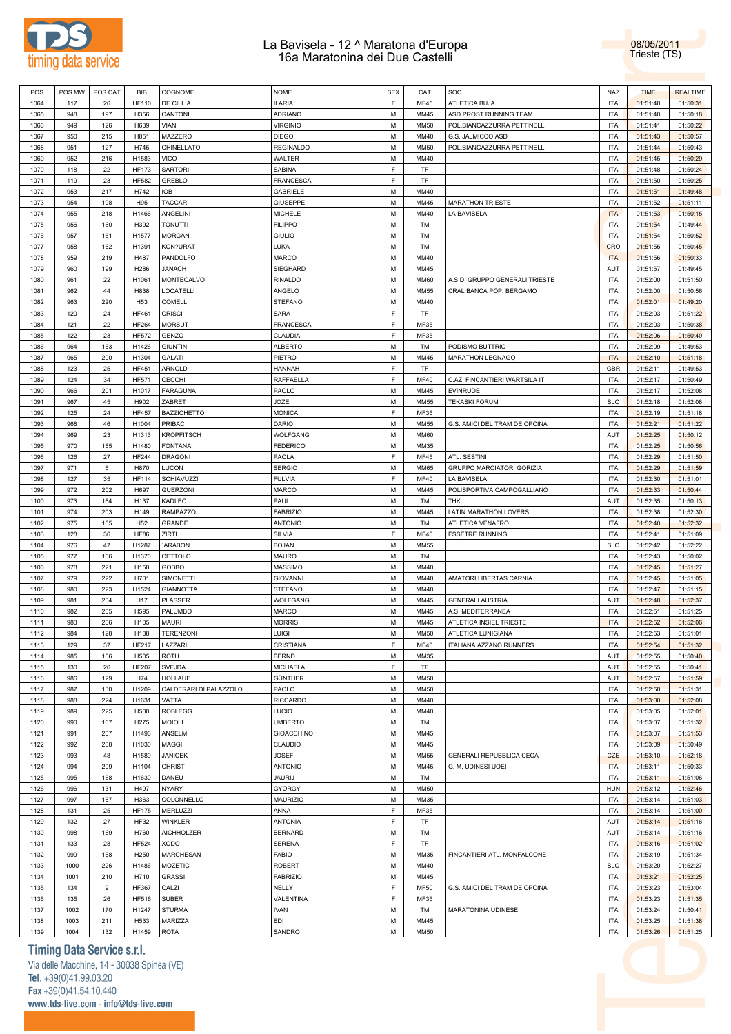# La Bavisela - 12 ^ Maratona d'Europa
## 16a Maratonina dei Due Castelli

08/05/2011
Trieste (TS)

| POS | POS MW | POS CAT | BIB | COGNOME | NOME | SEX | CAT | SOC | NAZ | TIME | REALTIME |
|---|---|---|---|---|---|---|---|---|---|---|---|
| 1064 | 117 | 26 | HF110 | DE CILLIA | ILARIA | F | MF45 | ATLETICA BUJA | ITA | 01:51:40 | 01:50:31 |
| 1065 | 948 | 197 | H356 | CANTONI | ADRIANO | M | MM45 | ASD PROST RUNNING TEAM | ITA | 01:51:40 | 01:50:18 |
| 1066 | 949 | 126 | H639 | VIAN | VIRGINIO | M | MM50 | POL.BIANCAZZURRA PETTINELLI | ITA | 01:51:41 | 01:50:22 |
| 1067 | 950 | 215 | H851 | MAZZERO | DIEGO | M | MM40 | G.S. JALMICCO ASD | ITA | 01:51:43 | 01:50:57 |
| 1068 | 951 | 127 | H745 | CHINELLATO | REGINALDO | M | MM50 | POL.BIANCAZZURRA PETTINELLI | ITA | 01:51:44 | 01:50:43 |
| 1069 | 952 | 216 | H1583 | VICO | WALTER | M | MM40 | | ITA | 01:51:45 | 01:50:29 |
| 1070 | 118 | 22 | HF173 | SARTORI | SABINA | F | TF | | ITA | 01:51:48 | 01:50:24 |
| 1071 | 119 | 23 | HF582 | GREBLO | FRANCESCA | F | TF | | ITA | 01:51:50 | 01:50:25 |
| 1072 | 953 | 217 | H742 | IOB | GABRIELE | M | MM40 | | ITA | 01:51:51 | 01:49:48 |
| 1073 | 954 | 198 | H95 | TACCARI | GIUSEPPE | M | MM45 | MARATHON TRIESTE | ITA | 01:51:52 | 01:51:11 |
| 1074 | 955 | 218 | H1466 | ANGELINI | MICHELE | M | MM40 | LA BAVISELA | ITA | 01:51:53 | 01:50:15 |
| 1075 | 956 | 160 | H392 | TONUTTI | FILIPPO | M | TM | | ITA | 01:51:54 | 01:49:44 |
| 1076 | 957 | 161 | H1577 | MORGAN | GIULIO | M | TM | | ITA | 01:51:54 | 01:50:52 |
| 1077 | 958 | 162 | H1391 | KON?URAT | LUKA | M | TM | | CRO | 01:51:55 | 01:50:45 |
| 1078 | 959 | 219 | H487 | PANDOLFO | MARCO | M | MM40 | | ITA | 01:51:56 | 01:50:33 |
| 1079 | 960 | 199 | H286 | JANACH | SIEGHARD | M | MM45 | | AUT | 01:51:57 | 01:49:45 |
| 1080 | 961 | 22 | H1061 | MONTECALVO | RINALDO | M | MM60 | A.S.D. GRUPPO GENERALI TRIESTE | ITA | 01:52:00 | 01:51:50 |
| 1081 | 962 | 44 | H838 | LOCATELLI | ANGELO | M | MM55 | CRAL BANCA POP. BERGAMO | ITA | 01:52:00 | 01:50:56 |
| 1082 | 963 | 220 | H53 | COMELLI | STEFANO | M | MM40 | | ITA | 01:52:01 | 01:49:20 |
| 1083 | 120 | 24 | HF461 | CRISCI | SARA | F | TF | | ITA | 01:52:03 | 01:51:22 |
| 1084 | 121 | 22 | HF264 | MORSUT | FRANCESCA | F | MF35 | | ITA | 01:52:03 | 01:50:38 |
| 1085 | 122 | 23 | HF572 | GENZO | CLAUDIA | F | MF35 | | ITA | 01:52:06 | 01:50:40 |
| 1086 | 964 | 163 | H1426 | GIUNTINI | ALBERTO | M | TM | PODISMO BUTTRIO | ITA | 01:52:09 | 01:49:53 |
| 1087 | 965 | 200 | H1304 | GALATI | PIETRO | M | MM45 | MARATHON LEGNAGO | ITA | 01:52:10 | 01:51:18 |
| 1088 | 123 | 25 | HF451 | ARNOLD | HANNAH | F | TF | | GBR | 01:52:11 | 01:49:53 |
| 1089 | 124 | 34 | HF571 | CECCHI | RAFFAELLA | F | MF40 | C.AZ. FINCANTIERI WARTSILA IT. | ITA | 01:52:17 | 01:50:49 |
| 1090 | 966 | 201 | H1017 | FARAGUNA | PAOLO | M | MM45 | EVINRUDE | ITA | 01:52:17 | 01:52:08 |
| 1091 | 967 | 45 | H902 | ZABRET | JOZE | M | MM55 | TEKASKI FORUM | SLO | 01:52:18 | 01:52:08 |
| 1092 | 125 | 24 | HF457 | BAZZICHETTO | MONICA | F | MF35 | | ITA | 01:52:19 | 01:51:18 |
| 1093 | 968 | 46 | H1004 | PRIBAC | DARIO | M | MM55 | G.S. AMICI DEL TRAM DE OPCINA | ITA | 01:52:21 | 01:51:22 |
| 1094 | 969 | 23 | H1313 | KROPFITSCH | WOLFGANG | M | MM60 | | AUT | 01:52:25 | 01:50:12 |
| 1095 | 970 | 165 | H1480 | FONTANA | FEDERICO | M | MM35 | | ITA | 01:52:25 | 01:50:56 |
| 1096 | 126 | 27 | HF244 | DRAGONI | PAOLA | F | MF45 | ATL. SESTINI | ITA | 01:52:29 | 01:51:50 |
| 1097 | 971 | 6 | H870 | LUCON | SERGIO | M | MM65 | GRUPPO MARCIATORI GORIZIA | ITA | 01:52:29 | 01:51:59 |
| 1098 | 127 | 35 | HF114 | SCHIAVUZZI | FULVIA | F | MF40 | LA BAVISELA | ITA | 01:52:30 | 01:51:01 |
| 1099 | 972 | 202 | H697 | GUERZONI | MARCO | M | MM45 | POLISPORTIVA CAMPOGALLIANO | ITA | 01:52:33 | 01:50:44 |
| 1100 | 973 | 164 | H137 | KADLEC | PAUL | M | TM | THK | AUT | 01:52:35 | 01:50:13 |
| 1101 | 974 | 203 | H149 | RAMPAZZO | FABRIZIO | M | MM45 | LATIN MARATHON LOVERS | ITA | 01:52:38 | 01:52:30 |
| 1102 | 975 | 165 | H52 | GRANDE | ANTONIO | M | TM | ATLETICA VENAFRO | ITA | 01:52:40 | 01:52:32 |
| 1103 | 128 | 36 | HF86 | ZIRTI | SILVIA | F | MF40 | ESSETRE RUNNING | ITA | 01:52:41 | 01:51:09 |
| 1104 | 976 | 47 | H1287 | `ARABON | BOJAN | M | MM55 | | SLO | 01:52:42 | 01:52:22 |
| 1105 | 977 | 166 | H1370 | CETTOLO | MAURO | M | TM | | ITA | 01:52:43 | 01:50:02 |
| 1106 | 978 | 221 | H158 | GOBBO | MASSIMO | M | MM40 | | ITA | 01:52:45 | 01:51:27 |
| 1107 | 979 | 222 | H701 | SIMONETTI | GIOVANNI | M | MM40 | AMATORI LIBERTAS CARNIA | ITA | 01:52:45 | 01:51:05 |
| 1108 | 980 | 223 | H1524 | GIANNOTTA | STEFANO | M | MM40 | | ITA | 01:52:47 | 01:51:15 |
| 1109 | 981 | 204 | H17 | PLASSER | WOLFGANG | M | MM45 | GENERALI AUSTRIA | AUT | 01:52:48 | 01:52:37 |
| 1110 | 982 | 205 | H595 | PALUMBO | MARCO | M | MM45 | A.S. MEDITERRANEA | ITA | 01:52:51 | 01:51:25 |
| 1111 | 983 | 206 | H105 | MAURI | MORRIS | M | MM45 | ATLETICA INSIEL TRIESTE | ITA | 01:52:52 | 01:52:06 |
| 1112 | 984 | 128 | H188 | TERENZONI | LUIGI | M | MM50 | ATLETICA LUNIGIANA | ITA | 01:52:53 | 01:51:01 |
| 1113 | 129 | 37 | HF217 | LAZZARI | CRISTIANA | F | MF40 | ITALIANA AZZANO RUNNERS | ITA | 01:52:54 | 01:51:32 |
| 1114 | 985 | 166 | H505 | ROTH | BERND | M | MM35 | | AUT | 01:52:55 | 01:50:40 |
| 1115 | 130 | 26 | HF207 | SVEJDA | MICHAELA | F | TF | | AUT | 01:52:55 | 01:50:41 |
| 1116 | 986 | 129 | H74 | HOLLAUF | GÜNTHER | M | MM50 | | AUT | 01:52:57 | 01:51:59 |
| 1117 | 987 | 130 | H1209 | CALDERARI DI PALAZZOLO | PAOLO | M | MM50 | | ITA | 01:52:58 | 01:51:31 |
| 1118 | 988 | 224 | H1631 | VATTA | RICCARDO | M | MM40 | | ITA | 01:53:00 | 01:52:08 |
| 1119 | 989 | 225 | H500 | ROBLEGG | LUCIO | M | MM40 | | ITA | 01:53:05 | 01:52:01 |
| 1120 | 990 | 167 | H275 | MOIOLI | UMBERTO | M | TM | | ITA | 01:53:07 | 01:51:32 |
| 1121 | 991 | 207 | H1496 | ANSELMI | GIOACCHINO | M | MM45 | | ITA | 01:53:07 | 01:51:53 |
| 1122 | 992 | 208 | H1030 | MAGGI | CLAUDIO | M | MM45 | | ITA | 01:53:09 | 01:50:49 |
| 1123 | 993 | 48 | H1589 | JANICEK | JOSEF | M | MM55 | GENERALI REPUBBLICA CECA | CZE | 01:53:10 | 01:52:18 |
| 1124 | 994 | 209 | H1104 | CHRIST | ANTONIO | M | MM45 | G. M. UDINESI UOEI | ITA | 01:53:11 | 01:50:33 |
| 1125 | 995 | 168 | H1630 | DANEU | JAURIJ | M | TM | | ITA | 01:53:11 | 01:51:06 |
| 1126 | 996 | 131 | H497 | NYARY | GYORGY | M | MM50 | | HUN | 01:53:12 | 01:52:46 |
| 1127 | 997 | 167 | H363 | COLONNELLO | MAURIZIO | M | MM35 | | ITA | 01:53:14 | 01:51:03 |
| 1128 | 131 | 25 | HF175 | MERLUZZI | ANNA | F | MF35 | | ITA | 01:53:14 | 01:51:00 |
| 1129 | 132 | 27 | HF32 | WINKLER | ANTONIA | F | TF | | AUT | 01:53:14 | 01:51:16 |
| 1130 | 998 | 169 | H760 | AICHHOLZER | BERNARD | M | TM | | AUT | 01:53:14 | 01:51:16 |
| 1131 | 133 | 28 | HF524 | XODO | SERENA | F | TF | | ITA | 01:53:16 | 01:51:02 |
| 1132 | 999 | 168 | H250 | MARCHESAN | FABIO | M | MM35 | FINCANTIERI ATL. MONFALCONE | ITA | 01:53:19 | 01:51:34 |
| 1133 | 1000 | 226 | H1486 | MOZETIC' | ROBERT | M | MM40 | | SLO | 01:53:20 | 01:52:27 |
| 1134 | 1001 | 210 | H710 | GRASSI | FABRIZIO | M | MM45 | | ITA | 01:53:21 | 01:52:25 |
| 1135 | 134 | 9 | HF367 | CALZI | NELLY | F | MF50 | G.S. AMICI DEL TRAM DE OPCINA | ITA | 01:53:23 | 01:53:04 |
| 1136 | 135 | 26 | HF516 | SUBER | VALENTINA | F | MF35 | | ITA | 01:53:23 | 01:51:35 |
| 1137 | 1002 | 170 | H1247 | STURMA | IVAN | M | TM | MARATONINA UDINESE | ITA | 01:53:24 | 01:50:41 |
| 1138 | 1003 | 211 | H533 | MARIZZA | EDI | M | MM45 | | ITA | 01:53:25 | 01:51:38 |
| 1139 | 1004 | 132 | H1459 | ROTA | SANDRO | M | MM50 | | ITA | 01:53:26 | 01:51:25 |

**Timing Data Service s.r.l.**
Via delle Macchine, 14 - 30038 Spinea (VE)
Tel. +39(0)41.99.03.20
Fax +39(0)41.54.10.440
www.tds-live.com - info@tds-live.com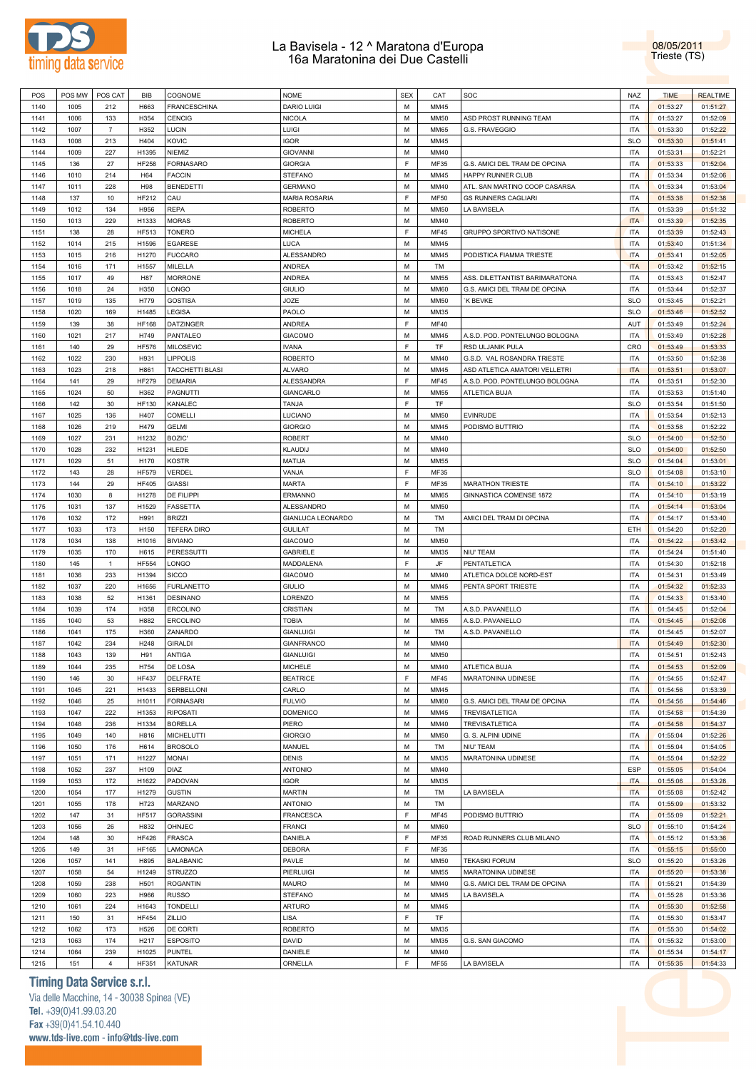| POS | POS MW | POS CAT | BIB | COGNOME | NOME | SEX | CAT | SOC | NAZ | TIME | REALTIME |
|---|---|---|---|---|---|---|---|---|---|---|---|
| 1140 | 1005 | 212 | H663 | FRANCESCHINA | DARIO LUIGI | M | MM45 | | ITA | 01:53:27 | 01:51:27 |
| 1141 | 1006 | 133 | H354 | CENCIG | NICOLA | M | MM50 | ASD PROST RUNNING TEAM | ITA | 01:53:27 | 01:52:09 |
| 1142 | 1007 | 7 | H352 | LUCIN | LUIGI | M | MM65 | G.S. FRAVEGGIO | ITA | 01:53:30 | 01:52:22 |
| 1143 | 1008 | 213 | H404 | KOVIC | IGOR | M | MM45 | | SLO | 01:53:30 | 01:51:41 |
| 1144 | 1009 | 227 | H1395 | NIEMIZ | GIOVANNI | M | MM40 | | ITA | 01:53:31 | 01:52:21 |
| 1145 | 136 | 27 | HF258 | FORNASARO | GIORGIA | F | MF35 | G.S. AMICI DEL TRAM DE OPCINA | ITA | 01:53:33 | 01:52:04 |
| 1146 | 1010 | 214 | H64 | FACCIN | STEFANO | M | MM45 | HAPPY RUNNER CLUB | ITA | 01:53:34 | 01:52:06 |
| 1147 | 1011 | 228 | H98 | BENEDETTI | GERMANO | M | MM40 | ATL. SAN MARTINO COOP CASARSA | ITA | 01:53:34 | 01:53:04 |
| 1148 | 137 | 10 | HF212 | CAU | MARIA ROSARIA | F | MF50 | GS RUNNERS CAGLIARI | ITA | 01:53:38 | 01:52:38 |
| 1149 | 1012 | 134 | H956 | REPA | ROBERTO | M | MM50 | LA BAVISELA | ITA | 01:53:39 | 01:51:32 |
| 1150 | 1013 | 229 | H1333 | MORAS | ROBERTO | M | MM40 | | ITA | 01:53:39 | 01:52:35 |
| 1151 | 138 | 28 | HF513 | TONERO | MICHELA | F | MF45 | GRUPPO SPORTIVO NATISONE | ITA | 01:53:39 | 01:52:43 |
| 1152 | 1014 | 215 | H1596 | EGARESE | LUCA | M | MM45 | | ITA | 01:53:40 | 01:51:34 |
| 1153 | 1015 | 216 | H1270 | FUCCARO | ALESSANDRO | M | MM45 | PODISTICA FIAMMA TRIESTE | ITA | 01:53:41 | 01:52:05 |
| 1154 | 1016 | 171 | H1557 | MILELLA | ANDREA | M | TM | | ITA | 01:53:42 | 01:52:15 |
| 1155 | 1017 | 49 | H87 | MORRONE | ANDREA | M | MM55 | ASS. DILETTANTIST BARIMARATONA | ITA | 01:53:43 | 01:52:47 |
| 1156 | 1018 | 24 | H350 | LONGO | GIULIO | M | MM60 | G.S. AMICI DEL TRAM DE OPCINA | ITA | 01:53:44 | 01:52:37 |
| 1157 | 1019 | 135 | H779 | GOSTISA | JOZE | M | MM50 | `K BEVKE | SLO | 01:53:45 | 01:52:21 |
| 1158 | 1020 | 169 | H1485 | LEGISA | PAOLO | M | MM35 | | SLO | 01:53:46 | 01:52:52 |
| 1159 | 139 | 38 | HF168 | DATZINGER | ANDREA | F | MF40 | | AUT | 01:53:49 | 01:52:24 |
| 1160 | 1021 | 217 | H749 | PANTALEO | GIACOMO | M | MM45 | A.S.D. POD. PONTELUNGO BOLOGNA | ITA | 01:53:49 | 01:52:28 |
| 1161 | 140 | 29 | HF576 | MILOSEVIC | IVANA | F | TF | RSD ULJANIK PULA | CRO | 01:53:49 | 01:53:33 |
| 1162 | 1022 | 230 | H931 | LIPPOLIS | ROBERTO | M | MM40 | G.S.D. VAL ROSANDRA TRIESTE | ITA | 01:53:50 | 01:52:38 |
| 1163 | 1023 | 218 | H861 | TACCHETTI BLASI | ALVARO | M | MM45 | ASD ATLETICA AMATORI VELLETRI | ITA | 01:53:51 | 01:53:07 |
| 1164 | 141 | 29 | HF279 | DEMARIA | ALESSANDRA | F | MF45 | A.S.D. POD. PONTELUNGO BOLOGNA | ITA | 01:53:51 | 01:52:30 |
| 1165 | 1024 | 50 | H362 | PAGNUTTI | GIANCARLO | M | MM55 | ATLETICA BUJA | ITA | 01:53:53 | 01:51:40 |
| 1166 | 142 | 30 | HF130 | KANALEC | TANJA | F | TF | | SLO | 01:53:54 | 01:51:50 |
| 1167 | 1025 | 136 | H407 | COMELLI | LUCIANO | M | MM50 | EVINRUDE | ITA | 01:53:54 | 01:52:13 |
| 1168 | 1026 | 219 | H479 | GELMI | GIORGIO | M | MM45 | PODISMO BUTTRIO | ITA | 01:53:58 | 01:52:22 |
| 1169 | 1027 | 231 | H1232 | BOZIC' | ROBERT | M | MM40 | | SLO | 01:54:00 | 01:52:50 |
| 1170 | 1028 | 232 | H1231 | HLEDE | KLAUDIJ | M | MM40 | | SLO | 01:54:00 | 01:52:50 |
| 1171 | 1029 | 51 | H170 | KOSTR | MATIJA | M | MM55 | | SLO | 01:54:04 | 01:53:01 |
| 1172 | 143 | 28 | HF579 | VERDEL | VANJA | F | MF35 | | SLO | 01:54:08 | 01:53:10 |
| 1173 | 144 | 29 | HF405 | GIASSI | MARTA | F | MF35 | MARATHON TRIESTE | ITA | 01:54:10 | 01:53:22 |
| 1174 | 1030 | 8 | H1278 | DE FILIPPI | ERMANNO | M | MM65 | GINNASTICA COMENSE 1872 | ITA | 01:54:10 | 01:53:19 |
| 1175 | 1031 | 137 | H1529 | FASSETTA | ALESSANDRO | M | MM50 | | ITA | 01:54:14 | 01:53:04 |
| 1176 | 1032 | 172 | H991 | BRIZZI | GIANLUCA LEONARDO | M | TM | AMICI DEL TRAM DI OPCINA | ITA | 01:54:17 | 01:53:40 |
| 1177 | 1033 | 173 | H150 | TEFERA DIRO | GULILAT | M | TM | | ETH | 01:54:20 | 01:52:20 |
| 1178 | 1034 | 138 | H1016 | BIVIANO | GIACOMO | M | MM50 | | ITA | 01:54:22 | 01:53:42 |
| 1179 | 1035 | 170 | H615 | PERESSUTTI | GABRIELE | M | MM35 | NIU' TEAM | ITA | 01:54:24 | 01:51:40 |
| 1180 | 145 | 1 | HF554 | LONGO | MADDALENA | F | JF | PENTATLETICA | ITA | 01:54:30 | 01:52:18 |
| 1181 | 1036 | 233 | H1394 | SICCO | GIACOMO | M | MM40 | ATLETICA DOLCE NORD-EST | ITA | 01:54:31 | 01:53:49 |
| 1182 | 1037 | 220 | H1656 | FURLANETTO | GIULIO | M | MM45 | PENTA SPORT TRIESTE | ITA | 01:54:32 | 01:52:33 |
| 1183 | 1038 | 52 | H1361 | DESINANO | LORENZO | M | MM55 | | ITA | 01:54:33 | 01:53:40 |
| 1184 | 1039 | 174 | H358 | ERCOLINO | CRISTIAN | M | TM | A.S.D. PAVANELLO | ITA | 01:54:45 | 01:52:04 |
| 1185 | 1040 | 53 | H882 | ERCOLINO | TOBIA | M | MM55 | A.S.D. PAVANELLO | ITA | 01:54:45 | 01:52:08 |
| 1186 | 1041 | 175 | H360 | ZANARDO | GIANLUIGI | M | TM | A.S.D. PAVANELLO | ITA | 01:54:45 | 01:52:07 |
| 1187 | 1042 | 234 | H248 | GIRALDI | GIANFRANCO | M | MM40 | | ITA | 01:54:49 | 01:52:30 |
| 1188 | 1043 | 139 | H91 | ANTIGA | GIANLUIGI | M | MM50 | | ITA | 01:54:51 | 01:52:43 |
| 1189 | 1044 | 235 | H754 | DE LOSA | MICHELE | M | MM40 | ATLETICA BUJA | ITA | 01:54:53 | 01:52:09 |
| 1190 | 146 | 30 | HF437 | DELFRATE | BEATRICE | F | MF45 | MARATONINA UDINESE | ITA | 01:54:55 | 01:52:47 |
| 1191 | 1045 | 221 | H1433 | SERBELLONI | CARLO | M | MM45 | | ITA | 01:54:56 | 01:53:39 |
| 1192 | 1046 | 25 | H1011 | FORNASARI | FULVIO | M | MM60 | G.S. AMICI DEL TRAM DE OPCINA | ITA | 01:54:56 | 01:54:46 |
| 1193 | 1047 | 222 | H1353 | RIPOSATI | DOMENICO | M | MM45 | TREVISATLETICA | ITA | 01:54:58 | 01:54:39 |
| 1194 | 1048 | 236 | H1334 | BORELLA | PIERO | M | MM40 | TREVISATLETICA | ITA | 01:54:58 | 01:54:37 |
| 1195 | 1049 | 140 | H816 | MICHELUTTI | GIORGIO | M | MM50 | G. S. ALPINI UDINE | ITA | 01:55:04 | 01:52:26 |
| 1196 | 1050 | 176 | H614 | BROSOLO | MANUEL | M | TM | NIU' TEAM | ITA | 01:55:04 | 01:54:05 |
| 1197 | 1051 | 171 | H1227 | MONAI | DENIS | M | MM35 | MARATONINA UDINESE | ITA | 01:55:04 | 01:52:22 |
| 1198 | 1052 | 237 | H109 | DIAZ | ANTONIO | M | MM40 | | ESP | 01:55:05 | 01:54:04 |
| 1199 | 1053 | 172 | H1622 | PADOVAN | IGOR | M | MM35 | | ITA | 01:55:06 | 01:53:28 |
| 1200 | 1054 | 177 | H1279 | GUSTIN | MARTIN | M | TM | LA BAVISELA | ITA | 01:55:08 | 01:52:42 |
| 1201 | 1055 | 178 | H723 | MARZANO | ANTONIO | M | TM | | ITA | 01:55:09 | 01:53:32 |
| 1202 | 147 | 31 | HF517 | GORASSINI | FRANCESCA | F | MF45 | PODISMO BUTTRIO | ITA | 01:55:09 | 01:52:21 |
| 1203 | 1056 | 26 | H832 | OHNJEC | FRANCI | M | MM60 | | SLO | 01:55:10 | 01:54:24 |
| 1204 | 148 | 30 | HF426 | FRASCA | DANIELA | F | MF35 | ROAD RUNNERS CLUB MILANO | ITA | 01:55:12 | 01:53:36 |
| 1205 | 149 | 31 | HF165 | LAMONACA | DEBORA | F | MF35 | | ITA | 01:55:15 | 01:55:00 |
| 1206 | 1057 | 141 | H895 | BALABANIC | PAVLE | M | MM50 | TEKASKI FORUM | SLO | 01:55:20 | 01:53:26 |
| 1207 | 1058 | 54 | H1249 | STRUZZO | PIERLUIGI | M | MM55 | MARATONINA UDINESE | ITA | 01:55:20 | 01:53:38 |
| 1208 | 1059 | 238 | H501 | ROGANTIN | MAURO | M | MM40 | G.S. AMICI DEL TRAM DE OPCINA | ITA | 01:55:21 | 01:54:39 |
| 1209 | 1060 | 223 | H966 | RUSSO | STEFANO | M | MM45 | LA BAVISELA | ITA | 01:55:28 | 01:53:36 |
| 1210 | 1061 | 224 | H1643 | TONDELLI | ARTURO | M | MM45 | | ITA | 01:55:30 | 01:52:58 |
| 1211 | 150 | 31 | HF454 | ZILLIO | LISA | F | TF | | ITA | 01:55:30 | 01:53:47 |
| 1212 | 1062 | 173 | H526 | DE CORTI | ROBERTO | M | MM35 | | ITA | 01:55:30 | 01:54:02 |
| 1213 | 1063 | 174 | H217 | ESPOSITO | DAVID | M | MM35 | G.S. SAN GIACOMO | ITA | 01:55:32 | 01:53:00 |
| 1214 | 1064 | 239 | H1025 | PUNTEL | DANIELE | M | MM40 | | ITA | 01:55:34 | 01:54:17 |
| 1215 | 151 | 4 | HF351 | KATUNAR | ORNELLA | F | MF55 | LA BAVISELA | ITA | 01:55:35 | 01:54:33 |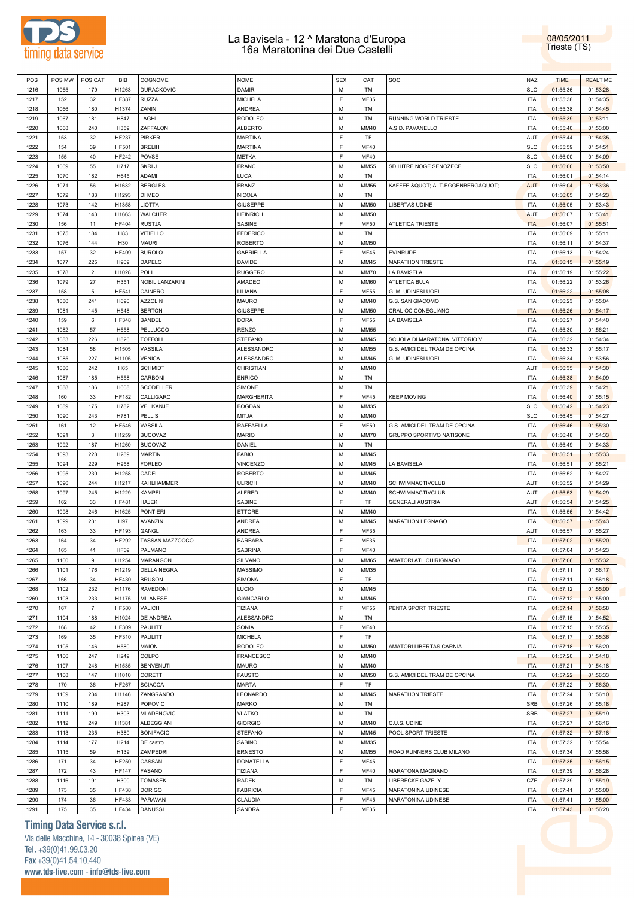# La Bavisela - 12 ^ Maratona d'Europa
## 16a Maratonina dei Due Castelli

08/05/2011
Trieste (TS)

| POS | POS MW | POS CAT | BIB | COGNOME | NOME | SEX | CAT | SOC | NAZ | TIME | REALTIME |
|---|---|---|---|---|---|---|---|---|---|---|---|
| 1216 | 1065 | 179 | H1263 | DURACKOVIC | DAMIR | M | TM | | SLO | 01:55:36 | 01:53:28 |
| 1217 | 152 | 32 | HF387 | RUZZA | MICHELA | F | MF35 | | ITA | 01:55:38 | 01:54:35 |
| 1218 | 1066 | 180 | H1374 | ZANINI | ANDREA | M | TM | | ITA | 01:55:38 | 01:54:45 |
| 1219 | 1067 | 181 | H847 | LAGHI | RODOLFO | M | TM | RUNNING WORLD TRIESTE | ITA | 01:55:39 | 01:53:11 |
| 1220 | 1068 | 240 | H359 | ZAFFALON | ALBERTO | M | MM40 | A.S.D. PAVANELLO | ITA | 01:55:40 | 01:53:00 |
| 1221 | 153 | 32 | HF237 | PIRKER | MARTINA | F | TF | | AUT | 01:55:44 | 01:54:35 |
| 1222 | 154 | 39 | HF501 | BRELIH | MARTINA | F | MF40 | | SLO | 01:55:59 | 01:54:51 |
| 1223 | 155 | 40 | HF242 | POVSE | METKA | F | MF40 | | SLO | 01:56:00 | 01:54:09 |
| 1224 | 1069 | 55 | H717 | SKRLJ | FRANC | M | MM55 | SD HITRE NOGE SENOZECE | SLO | 01:56:00 | 01:53:50 |
| 1225 | 1070 | 182 | H645 | ADAMI | LUCA | M | TM | | ITA | 01:56:01 | 01:54:14 |
| 1226 | 1071 | 56 | H1632 | BERGLES | FRANZ | M | MM55 | KAFFEE &QUOT; ALT-EGGENBERG&QUOT; | AUT | 01:56:04 | 01:53:36 |
| 1227 | 1072 | 183 | H1293 | DI MEO | NICOLA | M | TM | | ITA | 01:56:05 | 01:54:23 |
| 1228 | 1073 | 142 | H1358 | LIOTTA | GIUSEPPE | M | MM50 | LIBERTAS UDINE | ITA | 01:56:05 | 01:53:43 |
| 1229 | 1074 | 143 | H1663 | WALCHER | HEINRICH | M | MM50 | | AUT | 01:56:07 | 01:53:41 |
| 1230 | 156 | 11 | HF404 | RUSTJA | SABINE | F | MF50 | ATLETICA TRIESTE | ITA | 01:56:07 | 01:55:51 |
| 1231 | 1075 | 184 | H83 | VITIELLO | FEDERICO | M | TM | | ITA | 01:56:09 | 01:55:11 |
| 1232 | 1076 | 144 | H30 | MAURI | ROBERTO | M | MM50 | | ITA | 01:56:11 | 01:54:37 |
| 1233 | 157 | 32 | HF409 | BUROLO | GABRIELLA | F | MF45 | EVINRUDE | ITA | 01:56:13 | 01:54:24 |
| 1234 | 1077 | 225 | H909 | DAPELO | DAVIDE | M | MM45 | MARATHON TRIESTE | ITA | 01:56:15 | 01:55:19 |
| 1235 | 1078 | 2 | H1028 | POLI | RUGGERO | M | MM70 | LA BAVISELA | ITA | 01:56:19 | 01:55:22 |
| 1236 | 1079 | 27 | H351 | NOBIL LANZARINI | AMADEO | M | MM60 | ATLETICA BUJA | ITA | 01:56:22 | 01:53:26 |
| 1237 | 158 | 5 | HF541 | CAINERO | LILIANA | F | MF55 | G. M. UDINESI UOEI | ITA | 01:56:22 | 01:55:08 |
| 1238 | 1080 | 241 | H690 | AZZOLIN | MAURO | M | MM40 | G.S. SAN GIACOMO | ITA | 01:56:23 | 01:55:04 |
| 1239 | 1081 | 145 | H548 | BERTON | GIUSEPPE | M | MM50 | CRAL OC CONEGLIANO | ITA | 01:56:26 | 01:54:17 |
| 1240 | 159 | 6 | HF348 | BANDEL | DORA | F | MF55 | LA BAVISELA | ITA | 01:56:27 | 01:54:40 |
| 1241 | 1082 | 57 | H658 | PELLUCCO | RENZO | M | MM55 | | ITA | 01:56:30 | 01:56:21 |
| 1242 | 1083 | 226 | H826 | TOFFOLI | STEFANO | M | MM45 | SCUOLA DI MARATONA VITTORIO V | ITA | 01:56:32 | 01:54:34 |
| 1243 | 1084 | 58 | H1505 | VASSILA' | ALESSANDRO | M | MM55 | G.S. AMICI DEL TRAM DE OPCINA | ITA | 01:56:33 | 01:55:17 |
| 1244 | 1085 | 227 | H1105 | VENICA | ALESSANDRO | M | MM45 | G. M. UDINESI UOEI | ITA | 01:56:34 | 01:53:56 |
| 1245 | 1086 | 242 | H65 | SCHMIDT | CHRISTIAN | M | MM40 | | AUT | 01:56:35 | 01:54:30 |
| 1246 | 1087 | 185 | H558 | CARBONI | ENRICO | M | TM | | ITA | 01:56:38 | 01:54:09 |
| 1247 | 1088 | 186 | H608 | SCODELLER | SIMONE | M | TM | | ITA | 01:56:39 | 01:54:21 |
| 1248 | 160 | 33 | HF182 | CALLIGARO | MARGHERITA | F | MF45 | KEEP MOVING | ITA | 01:56:40 | 01:55:15 |
| 1249 | 1089 | 175 | H782 | VELIKANJE | BOGDAN | M | MM35 | | SLO | 01:56:42 | 01:54:23 |
| 1250 | 1090 | 243 | H781 | PELLIS | MITJA | M | MM40 | | SLO | 01:56:45 | 01:54:27 |
| 1251 | 161 | 12 | HF546 | VASSILA' | RAFFAELLA | F | MF50 | G.S. AMICI DEL TRAM DE OPCINA | ITA | 01:56:46 | 01:55:30 |
| 1252 | 1091 | 3 | H1259 | BUCOVAZ | MARIO | M | MM70 | GRUPPO SPORTIVO NATISONE | ITA | 01:56:48 | 01:54:33 |
| 1253 | 1092 | 187 | H1260 | BUCOVAZ | DANIEL | M | TM | | ITA | 01:56:49 | 01:54:33 |
| 1254 | 1093 | 228 | H289 | MARTIN | FABIO | M | MM45 | | ITA | 01:56:51 | 01:55:33 |
| 1255 | 1094 | 229 | H958 | FORLEO | VINCENZO | M | MM45 | LA BAVISELA | ITA | 01:56:51 | 01:55:21 |
| 1256 | 1095 | 230 | H1258 | CADEL | ROBERTO | M | MM45 | | ITA | 01:56:52 | 01:54:27 |
| 1257 | 1096 | 244 | H1217 | KAHLHAMMER | ULRICH | M | MM40 | SCHWIMMACTIVCLUB | AUT | 01:56:52 | 01:54:29 |
| 1258 | 1097 | 245 | H1229 | KAMPEL | ALFRED | M | MM40 | SCHWIMMACTIVCLUB | AUT | 01:56:53 | 01:54:29 |
| 1259 | 162 | 33 | HF481 | HAJEK | SABINE | F | TF | GENERALI AUSTRIA | AUT | 01:56:54 | 01:54:25 |
| 1260 | 1098 | 246 | H1625 | PONTIERI | ETTORE | M | MM40 | | ITA | 01:56:56 | 01:54:42 |
| 1261 | 1099 | 231 | H97 | AVANZINI | ANDREA | M | MM45 | MARATHON LEGNAGO | ITA | 01:56:57 | 01:55:43 |
| 1262 | 163 | 33 | HF193 | GANGL | ANDREA | F | MF35 | | AUT | 01:56:57 | 01:55:27 |
| 1263 | 164 | 34 | HF292 | TASSAN MAZZOCCO | BARBARA | F | MF35 | | ITA | 01:57:02 | 01:55:20 |
| 1264 | 165 | 41 | HF39 | PALMANO | SABRINA | F | MF40 | | ITA | 01:57:04 | 01:54:23 |
| 1265 | 1100 | 9 | H1254 | MARANGON | SILVANO | M | MM65 | AMATORI ATL.CHIRIGNAGO | ITA | 01:57:06 | 01:55:32 |
| 1266 | 1101 | 176 | H1219 | DELLA NEGRA | MASSIMO | M | MM35 | | ITA | 01:57:11 | 01:56:17 |
| 1267 | 166 | 34 | HF430 | BRUSON | SIMONA | F | TF | | ITA | 01:57:11 | 01:56:18 |
| 1268 | 1102 | 232 | H1176 | RAVEDONI | LUCIO | M | MM45 | | ITA | 01:57:12 | 01:55:00 |
| 1269 | 1103 | 233 | H1175 | MILANESE | GIANCARLO | M | MM45 | | ITA | 01:57:12 | 01:55:00 |
| 1270 | 167 | 7 | HF580 | VALICH | TIZIANA | F | MF55 | PENTA SPORT TRIESTE | ITA | 01:57:14 | 01:56:58 |
| 1271 | 1104 | 188 | H1024 | DE ANDREA | ALESSANDRO | M | TM | | ITA | 01:57:15 | 01:54:52 |
| 1272 | 168 | 42 | HF309 | PAULITTI | SONIA | F | MF40 | | ITA | 01:57:15 | 01:55:35 |
| 1273 | 169 | 35 | HF310 | PAULITTI | MICHELA | F | TF | | ITA | 01:57:17 | 01:55:36 |
| 1274 | 1105 | 146 | H580 | MAION | RODOLFO | M | MM50 | AMATORI LIBERTAS CARNIA | ITA | 01:57:18 | 01:56:20 |
| 1275 | 1106 | 247 | H249 | COLPO | FRANCESCO | M | MM40 | | ITA | 01:57:20 | 01:54:18 |
| 1276 | 1107 | 248 | H1535 | BENVENUTI | MAURO | M | MM40 | | ITA | 01:57:21 | 01:54:18 |
| 1277 | 1108 | 147 | H1010 | CORETTI | FAUSTO | M | MM50 | G.S. AMICI DEL TRAM DE OPCINA | ITA | 01:57:22 | 01:56:33 |
| 1278 | 170 | 36 | HF267 | SCIACCA | MARTA | F | TF | | ITA | 01:57:22 | 01:56:30 |
| 1279 | 1109 | 234 | H1146 | ZANGRANDO | LEONARDO | M | MM45 | MARATHON TRIESTE | ITA | 01:57:24 | 01:56:10 |
| 1280 | 1110 | 189 | H287 | POPOVIC | MARKO | M | TM | | SRB | 01:57:26 | 01:55:18 |
| 1281 | 1111 | 190 | H303 | MLADENOVIC | VLATKO | M | TM | | SRB | 01:57:27 | 01:55:19 |
| 1282 | 1112 | 249 | H1381 | ALBEGGIANI | GIORGIO | M | MM40 | C.U.S. UDINE | ITA | 01:57:27 | 01:56:16 |
| 1283 | 1113 | 235 | H380 | BONIFACIO | STEFANO | M | MM45 | POOL SPORT TRIESTE | ITA | 01:57:32 | 01:57:18 |
| 1284 | 1114 | 177 | H214 | DE castro | SABINO | M | MM35 | | ITA | 01:57:32 | 01:55:54 |
| 1285 | 1115 | 59 | H139 | ZAMPEDRI | ERNESTO | M | MM55 | ROAD RUNNERS CLUB MILANO | ITA | 01:57:34 | 01:55:58 |
| 1286 | 171 | 34 | HF250 | CASSANI | DONATELLA | F | MF45 | | ITA | 01:57:35 | 01:56:15 |
| 1287 | 172 | 43 | HF147 | FASANO | TIZIANA | F | MF40 | MARATONA MAGNANO | ITA | 01:57:39 | 01:56:28 |
| 1288 | 1116 | 191 | H300 | TOMASEK | RADEK | M | TM | LIBERECKE GAZELY | CZE | 01:57:39 | 01:55:19 |
| 1289 | 173 | 35 | HF438 | DORIGO | FABRICIA | F | MF45 | MARATONINA UDINESE | ITA | 01:57:41 | 01:55:00 |
| 1290 | 174 | 36 | HF433 | PARAVAN | CLAUDIA | F | MF45 | MARATONINA UDINESE | ITA | 01:57:41 | 01:55:00 |
| 1291 | 175 | 35 | HF434 | DANUSSI | SANDRA | F | MF35 | | ITA | 01:57:43 | 01:56:28 |

**Timing Data Service s.r.l.**
Via delle Macchine, 14 - 30038 Spinea (VE)
Tel. +39(0)41.99.03.20
Fax +39(0)41.54.10.440
www.tds-live.com - info@tds-live.com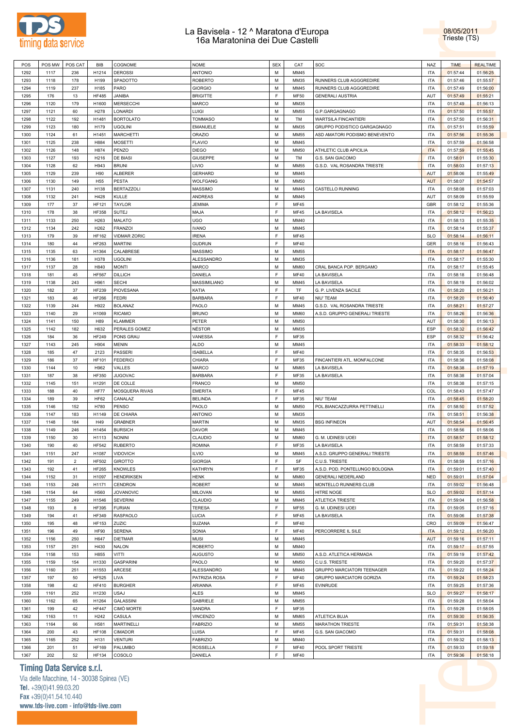# La Bavisela - 12 ^ Maratona d'Europa
## 16a Maratonina dei Due Castelli

08/05/2011
Trieste (TS)

| POS | POS MW | POS CAT | BIB | COGNOME | NOME | SEX | CAT | SOC | NAZ | TIME | REALTIME |
|---|---|---|---|---|---|---|---|---|---|---|---|
| 1292 | 1117 | 236 | H1214 | DEROSSI | ANTONIO | M | MM45 | | ITA | 01:57:44 | 01:56:25 |
| 1293 | 1118 | 178 | H199 | SPADOTTO | ROBERTO | M | MM35 | RUNNERS CLUB AGGGREDIRE | ITA | 01:57:46 | 01:55:57 |
| 1294 | 1119 | 237 | H185 | PARO | GIORGIO | M | MM45 | RUNNERS CLUB AGGGREDIRE | ITA | 01:57:49 | 01:56:00 |
| 1295 | 176 | 13 | HF485 | JANIBA | BRIGITTE | F | MF50 | GENERALI AUSTRIA | AUT | 01:57:49 | 01:55:21 |
| 1296 | 1120 | 179 | H1600 | MERSECCHI | MARCO | M | MM35 | | ITA | 01:57:49 | 01:56:13 |
| 1297 | 1121 | 60 | H278 | LONARDI | LUIGI | M | MM55 | G.P.GARGAGNAGO | ITA | 01:57:50 | 01:55:57 |
| 1298 | 1122 | 192 | H1481 | BORTOLATO | TOMMASO | M | TM | WARTSILA FINCANTIERI | ITA | 01:57:50 | 01:56:31 |
| 1299 | 1123 | 180 | H179 | UGOLINI | EMANUELE | M | MM35 | GRUPPO PODISTICO GARGAGNAGO | ITA | 01:57:51 | 01:55:59 |
| 1300 | 1124 | 61 | H1451 | MARCHETTI | ORAZIO | M | MM55 | ASD AMATORI PODISMO BENEVENTO | ITA | 01:57:56 | 01:55:36 |
| 1301 | 1125 | 238 | H884 | MOSETTI | FLAVIO | M | MM45 | | ITA | 01:57:59 | 01:56:58 |
| 1302 | 1126 | 148 | H874 | PENZO | DIEGO | M | MM50 | ATHLETIC CLUB APICILIA | ITA | 01:57:59 | 01:55:45 |
| 1303 | 1127 | 193 | H216 | DE BIASI | GIUSEPPE | M | TM | G.S. SAN GIACOMO | ITA | 01:58:01 | 01:55:30 |
| 1304 | 1128 | 62 | H943 | BRUNI | LIVIO | M | MM55 | G.S.D. VAL ROSANDRA TRIESTE | ITA | 01:58:03 | 01:57:13 |
| 1305 | 1129 | 239 | H90 | ALBERER | GERHARD | M | MM45 | | AUT | 01:58:06 | 01:55:49 |
| 1306 | 1130 | 149 | H55 | PESTA | WOLFGANG | M | MM50 | | AUT | 01:58:07 | 01:54:57 |
| 1307 | 1131 | 240 | H138 | BERTAZZOLI | MASSIMO | M | MM45 | CASTELLO RUNNING | ITA | 01:58:08 | 01:57:03 |
| 1308 | 1132 | 241 | H428 | KULLE | ANDREAS | M | MM45 | | AUT | 01:58:09 | 01:55:59 |
| 1309 | 177 | 37 | HF121 | TAYLOR | JEMIMA | F | MF45 | | GBR | 01:58:12 | 01:55:36 |
| 1310 | 178 | 38 | HF358 | SUTEJ | MAJA | F | MF45 | LA BAVISELA | ITA | 01:58:12 | 01:56:23 |
| 1311 | 1133 | 250 | H263 | MALATO | UGO | M | MM40 | | ITA | 01:58:13 | 01:55:35 |
| 1312 | 1134 | 242 | H262 | FRANZOI | IVANO | M | MM45 | | ITA | 01:58:14 | 01:55:37 |
| 1313 | 179 | 39 | HF162 | VIDMAR ZORIC | IRENA | F | MF45 | | SLO | 01:58:14 | 01:56:11 |
| 1314 | 180 | 44 | HF263 | MARTINI | GUDRUN | F | MF40 | | GER | 01:58:16 | 01:56:43 |
| 1315 | 1135 | 63 | H1364 | CALABRESE | MASSIMO | M | MM55 | | ITA | 01:58:17 | 01:56:47 |
| 1316 | 1136 | 181 | H378 | UGOLINI | ALESSANDRO | M | MM35 | | ITA | 01:58:17 | 01:55:30 |
| 1317 | 1137 | 28 | H840 | MONTI | MARCO | M | MM60 | CRAL BANCA POP. BERGAMO | ITA | 01:58:17 | 01:55:45 |
| 1318 | 181 | 45 | HF567 | DILLICH | DANIELA | F | MF40 | LA BAVISELA | ITA | 01:58:18 | 01:56:48 |
| 1319 | 1138 | 243 | H961 | SECHI | MASSIMILIANO | M | MM45 | LA BAVISELA | ITA | 01:58:19 | 01:56:02 |
| 1320 | 182 | 37 | HF239 | PIOVESANA | KATIA | F | TF | G. P. LIVENZA SACILE | ITA | 01:58:20 | 01:56:21 |
| 1321 | 183 | 46 | HF266 | FEDRI | BARBARA | F | MF40 | NIU' TEAM | ITA | 01:58:20 | 01:56:40 |
| 1322 | 1139 | 244 | H922 | BOLANAZ | PAOLO | M | MM45 | G.S.D. VAL ROSANDRA TRIESTE | ITA | 01:58:21 | 01:57:27 |
| 1323 | 1140 | 29 | H1069 | RICAMO | BRUNO | M | MM60 | A.S.D. GRUPPO GENERALI TRIESTE | ITA | 01:58:26 | 01:56:36 |
| 1324 | 1141 | 150 | H89 | KLAMMER | PETER | M | MM50 | | AUT | 01:58:30 | 01:56:13 |
| 1325 | 1142 | 182 | H632 | PERALES GOMEZ | NÉSTOR | M | MM35 | | ESP | 01:58:32 | 01:56:42 |
| 1326 | 184 | 36 | HF249 | PONS GRAU | VANESSA | F | MF35 | | ESP | 01:58:32 | 01:56:42 |
| 1327 | 1143 | 245 | H904 | MENIN | ALDO | M | MM45 | | ITA | 01:58:33 | 01:58:12 |
| 1328 | 185 | 47 | 2123 | PASSERI | ISABELLA | F | MF40 | | ITA | 01:58:35 | 01:56:53 |
| 1329 | 186 | 37 | HF101 | FEDERICI | CHIARA | F | MF35 | FINCANTIERI ATL. MONFALCONE | ITA | 01:58:36 | 01:58:08 |
| 1330 | 1144 | 10 | H962 | VALLES | MARCO | M | MM65 | LA BAVISELA | ITA | 01:58:38 | 01:57:19 |
| 1331 | 187 | 38 | HF350 | JUGOVAC | BARBARA | F | MF35 | LA BAVISELA | ITA | 01:58:38 | 01:57:04 |
| 1332 | 1145 | 151 | H1291 | DE COLLE | FRANCO | M | MM50 | | ITA | 01:58:38 | 01:57:15 |
| 1333 | 188 | 40 | HF77 | MOSQUERA RIVAS | EMERITA | F | MF45 | | COL | 01:58:43 | 01:57:47 |
| 1334 | 189 | 39 | HF62 | CANALAZ | BELINDA | F | MF35 | NIU' TEAM | ITA | 01:58:45 | 01:58:20 |
| 1335 | 1146 | 152 | H780 | PENSO | PAOLO | M | MM50 | POL.BIANCAZZURRA PETTINELLI | ITA | 01:58:50 | 01:57:52 |
| 1336 | 1147 | 183 | H1149 | DE CHIARA | ANTONIO | M | MM35 | | ITA | 01:58:51 | 01:56:38 |
| 1337 | 1148 | 184 | H49 | GRABNER | MARTIN | M | MM35 | BSG INFINEON | AUT | 01:58:54 | 01:56:45 |
| 1338 | 1149 | 246 | H1454 | BURSICH | DAVOR | M | MM45 | | ITA | 01:58:56 | 01:58:06 |
| 1339 | 1150 | 30 | H1113 | NONINI | CLAUDIO | M | MM60 | G. M. UDINESI UOEI | ITA | 01:58:57 | 01:58:12 |
| 1340 | 190 | 40 | HF542 | RUBERTO | ROMINA | F | MF35 | LA BAVISELA | ITA | 01:58:59 | 01:57:33 |
| 1341 | 1151 | 247 | H1087 | VIDOVICH | ILVIO | M | MM45 | A.S.D. GRUPPO GENERALI TRIESTE | ITA | 01:58:59 | 01:57:46 |
| 1342 | 191 | 2 | HF502 | GIROTTO | GIORGIA | F | SF | C.U.S. TRIESTE | ITA | 01:58:59 | 01:57:16 |
| 1343 | 192 | 41 | HF265 | KNOWLES | KATHRYN | F | MF35 | A.S.D. POD. PONTELUNGO BOLOGNA | ITA | 01:59:01 | 01:57:40 |
| 1344 | 1152 | 31 | H1097 | HENDRIKSEN | HENK | M | MM60 | GENERALI NEDERLAND | NED | 01:59:01 | 01:57:04 |
| 1345 | 1153 | 248 | H1171 | CENDRON | ROBERT | M | MM45 | MONTELLO RUNNERS CLUB | ITA | 01:59:02 | 01:56:48 |
| 1346 | 1154 | 64 | H560 | JOVANOVIC | MILOVAN | M | MM55 | HITRE NOGE | SLO | 01:59:02 | 01:57:14 |
| 1347 | 1155 | 249 | H1546 | SEVERINI | CLAUDIO | M | MM45 | ATLETICA TRIESTE | ITA | 01:59:04 | 01:56:58 |
| 1348 | 193 | 8 | HF395 | FURIAN | TERESA | F | MF55 | G. M. UDINESI UOEI | ITA | 01:59:05 | 01:57:16 |
| 1349 | 194 | 41 | HF349 | RASPAOLO | LUCIA | F | MF45 | LA BAVISELA | ITA | 01:59:06 | 01:57:38 |
| 1350 | 195 | 48 | HF153 | ZUZIC | SUZANA | F | MF40 | | CRO | 01:59:09 | 01:56:47 |
| 1351 | 196 | 49 | HF90 | SERENA | SONIA | F | MF40 | PERCORRERE IL SILE | ITA | 01:59:12 | 01:56:20 |
| 1352 | 1156 | 250 | H647 | DIETMAR | MUSI | M | MM45 | | AUT | 01:59:16 | 01:57:11 |
| 1353 | 1157 | 251 | H430 | NALON | ROBERTO | M | MM40 | | ITA | 01:59:17 | 01:57:55 |
| 1354 | 1158 | 153 | H855 | VITTI | AUGUSTO | M | MM50 | A.S.D. ATLETICA HERMADA | ITA | 01:59:19 | 01:57:42 |
| 1355 | 1159 | 154 | H1330 | GASPARINI | PAOLO | M | MM50 | C.U.S. TRIESTE | ITA | 01:59:20 | 01:57:37 |
| 1356 | 1160 | 251 | H1553 | ARCESE | ALESSANDRO | M | MM45 | GRUPPO MARCIATORI TEENAGER | ITA | 01:59:22 | 01:58:24 |
| 1357 | 197 | 50 | HF525 | LIVA | PATRIZIA ROSA | F | MF40 | GRUPPO MARCIATORI GORIZIA | ITA | 01:59:24 | 01:58:23 |
| 1358 | 198 | 42 | HF410 | BURGHER | ARIANNA | F | MF45 | EVINRUDE | ITA | 01:59:25 | 01:57:36 |
| 1359 | 1161 | 252 | H1230 | USAJ | ALES | M | MM45 | | SLO | 01:59:27 | 01:58:17 |
| 1360 | 1162 | 65 | H1264 | GALASSINI | GABRIELE | M | MM55 | | ITA | 01:59:28 | 01:58:04 |
| 1361 | 199 | 42 | HF447 | CIMÒ MORTE | SANDRA | F | MF35 | | ITA | 01:59:28 | 01:58:05 |
| 1362 | 1163 | 11 | H242 | CASULA | VINCENZO | M | MM65 | ATLETICA BUJA | ITA | 01:59:30 | 01:56:35 |
| 1363 | 1164 | 66 | H581 | MARTINELLI | FABRIZIO | M | MM55 | MARATHON TRIESTE | ITA | 01:59:31 | 01:58:38 |
| 1364 | 200 | 43 | HF108 | CIMADOR | LUISA | F | MF45 | G.S. SAN GIACOMO | ITA | 01:59:31 | 01:58:08 |
| 1365 | 1165 | 252 | H131 | VENTURI | FABRIZIO | M | MM40 | | ITA | 01:59:32 | 01:58:13 |
| 1366 | 201 | 51 | HF169 | PALUMBO | ROSSELLA | F | MF40 | POOL SPORT TRIESTE | ITA | 01:59:33 | 01:59:18 |
| 1367 | 202 | 52 | HF134 | COSOLO | DANIELA | F | MF40 | | ITA | 01:59:36 | 01:58:18 |

**Timing Data Service s.r.l.**
Via delle Macchine, 14 - 30038 Spinea (VE)
Tel. +39(0)41.99.03.20
Fax +39(0)41.54.10.440
www.tds-live.com - info@tds-live.com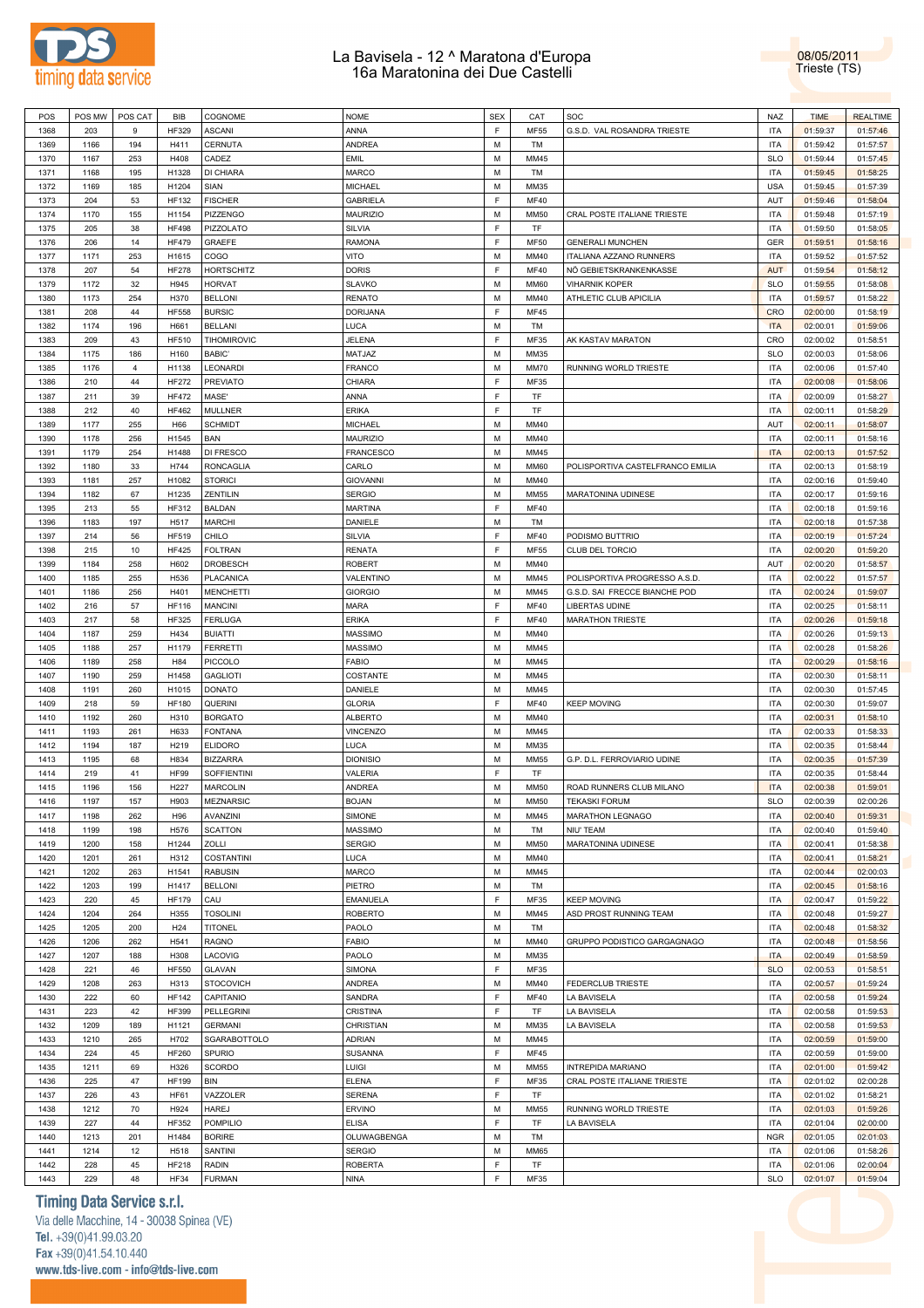# La Bavisela - 12 ^ Maratona d'Europa
## 16a Maratonina dei Due Castelli

08/05/2011
Trieste (TS)

| POS | POS MW | POS CAT | BIB | COGNOME | NOME | SEX | CAT | SOC | NAZ | TIME | REALTIME |
|---|---|---|---|---|---|---|---|---|---|---|---|
| 1368 | 203 | 9 | HF329 | ASCANI | ANNA | F | MF55 | G.S.D. VAL ROSANDRA TRIESTE | ITA | 01:59:37 | 01:57:46 |
| 1369 | 1166 | 194 | H411 | CERNUTA | ANDREA | M | TM | | ITA | 01:59:42 | 01:57:57 |
| 1370 | 1167 | 253 | H408 | CADEZ | EMIL | M | MM45 | | SLO | 01:59:44 | 01:57:45 |
| 1371 | 1168 | 195 | H1328 | DI CHIARA | MARCO | M | TM | | ITA | 01:59:45 | 01:58:25 |
| 1372 | 1169 | 185 | H1204 | SIAN | MICHAEL | M | MM35 | | USA | 01:59:45 | 01:57:39 |
| 1373 | 204 | 53 | HF132 | FISCHER | GABRIELA | F | MF40 | | AUT | 01:59:46 | 01:58:04 |
| 1374 | 1170 | 155 | H1154 | PIZZENGO | MAURIZIO | M | MM50 | CRAL POSTE ITALIANE TRIESTE | ITA | 01:59:48 | 01:57:19 |
| 1375 | 205 | 38 | HF498 | PIZZOLATO | SILVIA | F | TF | | ITA | 01:59:50 | 01:58:05 |
| 1376 | 206 | 14 | HF479 | GRAEFE | RAMONA | F | MF50 | GENERALI MUNCHEN | GER | 01:59:51 | 01:58:16 |
| 1377 | 1171 | 253 | H1615 | COGO | VITO | M | MM40 | ITALIANA AZZANO RUNNERS | ITA | 01:59:52 | 01:57:52 |
| 1378 | 207 | 54 | HF278 | HORTSCHITZ | DORIS | F | MF40 | NÖ GEBIETSKRANKENKASSE | AUT | 01:59:54 | 01:58:12 |
| 1379 | 1172 | 32 | H945 | HORVAT | SLAVKO | M | MM60 | VIHARNIK KOPER | SLO | 01:59:55 | 01:58:08 |
| 1380 | 1173 | 254 | H370 | BELLONI | RENATO | M | MM40 | ATHLETIC CLUB APICILIA | ITA | 01:59:57 | 01:58:22 |
| 1381 | 208 | 44 | HF558 | BURSIC | DORIJANA | F | MF45 | | CRO | 02:00:00 | 01:58:19 |
| 1382 | 1174 | 196 | H661 | BELLANI | LUCA | M | TM | | ITA | 02:00:01 | 01:59:06 |
| 1383 | 209 | 43 | HF510 | TIHOMIROVIC | JELENA | F | MF35 | AK KASTAV MARATON | CRO | 02:00:02 | 01:58:51 |
| 1384 | 1175 | 186 | H160 | BABIC' | MATJAZ | M | MM35 | | SLO | 02:00:03 | 01:58:06 |
| 1385 | 1176 | 4 | H1138 | LEONARDI | FRANCO | M | MM70 | RUNNING WORLD TRIESTE | ITA | 02:00:06 | 01:57:40 |
| 1386 | 210 | 44 | HF272 | PREVIATO | CHIARA | F | MF35 | | ITA | 02:00:08 | 01:58:06 |
| 1387 | 211 | 39 | HF472 | MASE' | ANNA | F | TF | | ITA | 02:00:09 | 01:58:27 |
| 1388 | 212 | 40 | HF462 | MULLNER | ERIKA | F | TF | | ITA | 02:00:11 | 01:58:29 |
| 1389 | 1177 | 255 | H66 | SCHMIDT | MICHAEL | M | MM40 | | AUT | 02:00:11 | 01:58:07 |
| 1390 | 1178 | 256 | H1545 | BAN | MAURIZIO | M | MM40 | | ITA | 02:00:11 | 01:58:16 |
| 1391 | 1179 | 254 | H1488 | DI FRESCO | FRANCESCO | M | MM45 | | ITA | 02:00:13 | 01:57:52 |
| 1392 | 1180 | 33 | H744 | RONCAGLIA | CARLO | M | MM60 | POLISPORTIVA CASTELFRANCO EMILIA | ITA | 02:00:13 | 01:58:19 |
| 1393 | 1181 | 257 | H1082 | STORICI | GIOVANNI | M | MM40 | | ITA | 02:00:16 | 01:59:40 |
| 1394 | 1182 | 67 | H1235 | ZENTILIN | SERGIO | M | MM55 | MARATONINA UDINESE | ITA | 02:00:17 | 01:59:16 |
| 1395 | 213 | 55 | HF312 | BALDAN | MARTINA | F | MF40 | | ITA | 02:00:18 | 01:59:16 |
| 1396 | 1183 | 197 | H517 | MARCHI | DANIELE | M | TM | | ITA | 02:00:18 | 01:57:38 |
| 1397 | 214 | 56 | HF519 | CHILO | SILVIA | F | MF40 | PODISMO BUTTRIO | ITA | 02:00:19 | 01:57:24 |
| 1398 | 215 | 10 | HF425 | FOLTRAN | RENATA | F | MF55 | CLUB DEL TORCIO | ITA | 02:00:20 | 01:59:20 |
| 1399 | 1184 | 258 | H602 | DROBESCH | ROBERT | M | MM40 | | AUT | 02:00:20 | 01:58:57 |
| 1400 | 1185 | 255 | H536 | PLACANICA | VALENTINO | M | MM45 | POLISPORTIVA PROGRESSO A.S.D. | ITA | 02:00:22 | 01:57:57 |
| 1401 | 1186 | 256 | H401 | MENCHETTI | GIORGIO | M | MM45 | G.S.D. SAI FRECCE BIANCHE POD | ITA | 02:00:24 | 01:59:07 |
| 1402 | 216 | 57 | HF116 | MANCINI | MARA | F | MF40 | LIBERTAS UDINE | ITA | 02:00:25 | 01:58:11 |
| 1403 | 217 | 58 | HF325 | FERLUGA | ERIKA | F | MF40 | MARATHON TRIESTE | ITA | 02:00:26 | 01:59:18 |
| 1404 | 1187 | 259 | H434 | BUIATTI | MASSIMO | M | MM40 | | ITA | 02:00:26 | 01:59:13 |
| 1405 | 1188 | 257 | H1179 | FERRETTI | MASSIMO | M | MM45 | | ITA | 02:00:28 | 01:58:26 |
| 1406 | 1189 | 258 | H84 | PICCOLO | FABIO | M | MM45 | | ITA | 02:00:29 | 01:58:16 |
| 1407 | 1190 | 259 | H1458 | GAGLIOTI | COSTANTE | M | MM45 | | ITA | 02:00:30 | 01:58:11 |
| 1408 | 1191 | 260 | H1015 | DONATO | DANIELE | M | MM45 | | ITA | 02:00:30 | 01:57:45 |
| 1409 | 218 | 59 | HF180 | QUERINI | GLORIA | F | MF40 | KEEP MOVING | ITA | 02:00:30 | 01:59:07 |
| 1410 | 1192 | 260 | H310 | BORGATO | ALBERTO | M | MM40 | | ITA | 02:00:31 | 01:58:10 |
| 1411 | 1193 | 261 | H633 | FONTANA | VINCENZO | M | MM45 | | ITA | 02:00:33 | 01:58:33 |
| 1412 | 1194 | 187 | H219 | ELIDORO | LUCA | M | MM35 | | ITA | 02:00:35 | 01:58:44 |
| 1413 | 1195 | 68 | H834 | BIZZARRA | DIONISIO | M | MM55 | G.P. D.L. FERROVIARIO UDINE | ITA | 02:00:35 | 01:57:39 |
| 1414 | 219 | 41 | HF99 | SOFFIENTINI | VALERIA | F | TF | | ITA | 02:00:35 | 01:58:44 |
| 1415 | 1196 | 156 | H227 | MARCOLIN | ANDREA | M | MM50 | ROAD RUNNERS CLUB MILANO | ITA | 02:00:38 | 01:59:01 |
| 1416 | 1197 | 157 | H903 | MEZNARSIC | BOJAN | M | MM50 | TEKASKI FORUM | SLO | 02:00:39 | 02:00:26 |
| 1417 | 1198 | 262 | H96 | AVANZINI | SIMONE | M | MM45 | MARATHON LEGNAGO | ITA | 02:00:40 | 01:59:31 |
| 1418 | 1199 | 198 | H576 | SCATTON | MASSIMO | M | TM | NIU' TEAM | ITA | 02:00:40 | 01:59:40 |
| 1419 | 1200 | 158 | H1244 | ZOLLI | SERGIO | M | MM50 | MARATONINA UDINESE | ITA | 02:00:41 | 01:58:38 |
| 1420 | 1201 | 261 | H312 | COSTANTINI | LUCA | M | MM40 | | ITA | 02:00:41 | 01:58:21 |
| 1421 | 1202 | 263 | H1541 | RABUSIN | MARCO | M | MM45 | | ITA | 02:00:44 | 02:00:03 |
| 1422 | 1203 | 199 | H1417 | BELLONI | PIETRO | M | TM | | ITA | 02:00:45 | 01:58:16 |
| 1423 | 220 | 45 | HF179 | CAU | EMANUELA | F | MF35 | KEEP MOVING | ITA | 02:00:47 | 01:59:22 |
| 1424 | 1204 | 264 | H355 | TOSOLINI | ROBERTO | M | MM45 | ASD PROST RUNNING TEAM | ITA | 02:00:48 | 01:59:27 |
| 1425 | 1205 | 200 | H24 | TITONEL | PAOLO | M | TM | | ITA | 02:00:48 | 01:58:32 |
| 1426 | 1206 | 262 | H541 | RAGNO | FABIO | M | MM40 | GRUPPO PODISTICO GARGAGNAGO | ITA | 02:00:48 | 01:58:56 |
| 1427 | 1207 | 188 | H308 | LACOVIG | PAOLO | M | MM35 | | ITA | 02:00:49 | 01:58:59 |
| 1428 | 221 | 46 | HF550 | GLAVAN | SIMONA | F | MF35 | | SLO | 02:00:53 | 01:58:51 |
| 1429 | 1208 | 263 | H313 | STOCOVICH | ANDREA | M | MM40 | FEDERCLUB TRIESTE | ITA | 02:00:57 | 01:59:24 |
| 1430 | 222 | 60 | HF142 | CAPITANIO | SANDRA | F | MF40 | LA BAVISELA | ITA | 02:00:58 | 01:59:24 |
| 1431 | 223 | 42 | HF399 | PELLEGRINI | CRISTINA | F | TF | LA BAVISELA | ITA | 02:00:58 | 01:59:53 |
| 1432 | 1209 | 189 | H1121 | GERMANI | CHRISTIAN | M | MM35 | LA BAVISELA | ITA | 02:00:58 | 01:59:53 |
| 1433 | 1210 | 265 | H702 | SGARABOTTOLO | ADRIAN | M | MM45 | | ITA | 02:00:59 | 01:59:00 |
| 1434 | 224 | 45 | HF260 | SPURIO | SUSANNA | F | MF45 | | ITA | 02:00:59 | 01:59:00 |
| 1435 | 1211 | 69 | H326 | SCORDO | LUIGI | M | MM55 | INTREPIDA MARIANO | ITA | 02:01:00 | 01:59:42 |
| 1436 | 225 | 47 | HF199 | BIN | ELENA | F | MF35 | CRAL POSTE ITALIANE TRIESTE | ITA | 02:01:02 | 02:00:28 |
| 1437 | 226 | 43 | HF61 | VAZZOLER | SERENA | F | TF | | ITA | 02:01:02 | 01:58:21 |
| 1438 | 1212 | 70 | H924 | HAREJ | ERVINO | M | MM55 | RUNNING WORLD TRIESTE | ITA | 02:01:03 | 01:59:26 |
| 1439 | 227 | 44 | HF352 | POMPILIO | ELISA | F | TF | LA BAVISELA | ITA | 02:01:04 | 02:00:00 |
| 1440 | 1213 | 201 | H1484 | BORIRE | OLUWAGBENGA | M | TM | | NGR | 02:01:05 | 02:01:03 |
| 1441 | 1214 | 12 | H518 | SANTINI | SERGIO | M | MM65 | | ITA | 02:01:06 | 01:58:26 |
| 1442 | 228 | 45 | HF218 | RADIN | ROBERTA | F | TF | | ITA | 02:01:06 | 02:00:04 |
| 1443 | 229 | 48 | HF34 | FURMAN | NINA | F | MF35 | | SLO | 02:01:07 | 01:59:04 |

**Timing Data Service s.r.l.**
Via delle Macchine, 14 - 30038 Spinea (VE)
Tel. +39(0)41.99.03.20
Fax +39(0)41.54.10.440
www.tds-live.com - info@tds-live.com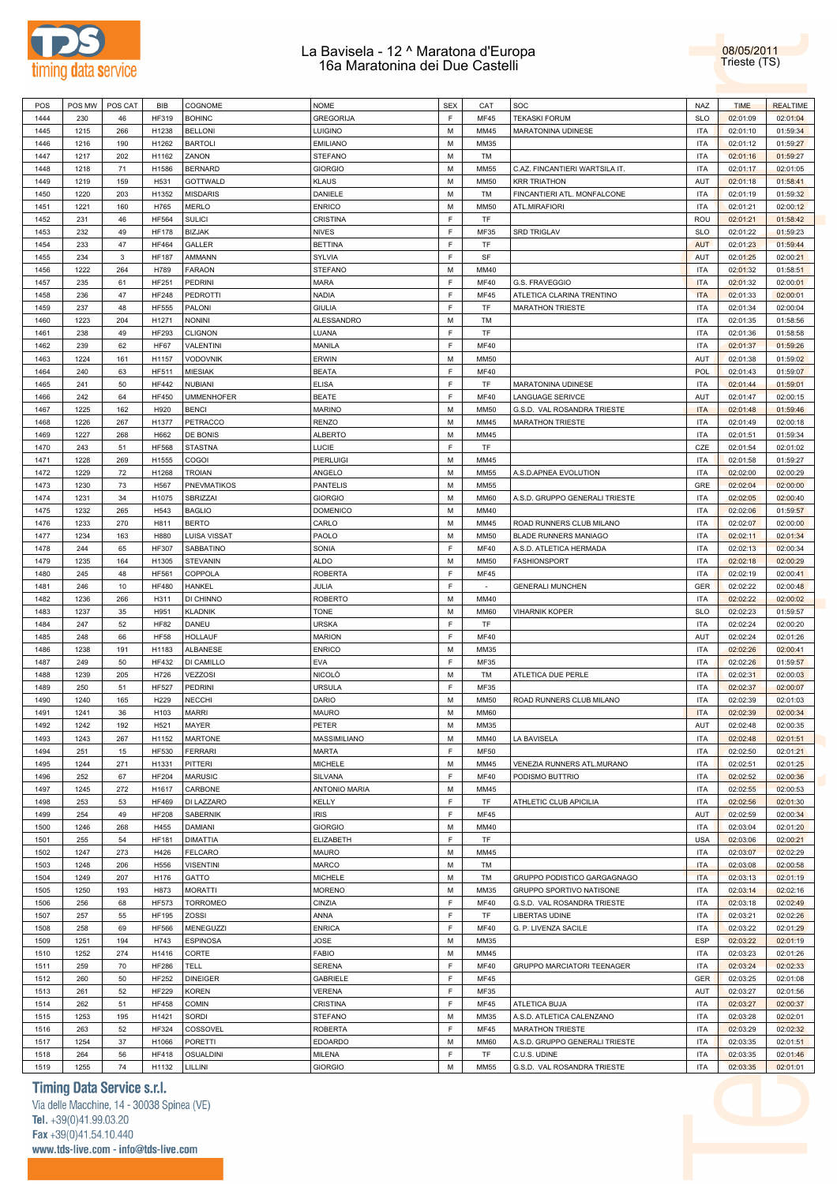| POS | POS MW | POS CAT | BIB | COGNOME | NOME | SEX | CAT | SOC | NAZ | TIME | REALTIME |
|---|---|---|---|---|---|---|---|---|---|---|---|
| 1444 | 230 | 46 | HF319 | BOHINC | GREGORIJA | F | MF45 | TEKASKI FORUM | SLO | 02:01:09 | 02:01:04 |
| 1445 | 1215 | 266 | H1238 | BELLONI | LUIGINO | M | MM45 | MARATONINA UDINESE | ITA | 02:01:10 | 01:59:34 |
| 1446 | 1216 | 190 | H1262 | BARTOLI | EMILIANO | M | MM35 | | ITA | 02:01:12 | 01:59:27 |
| 1447 | 1217 | 202 | H1162 | ZANON | STEFANO | M | TM | | ITA | 02:01:16 | 01:59:27 |
| 1448 | 1218 | 71 | H1586 | BERNARD | GIORGIO | M | MM55 | C.AZ. FINCANTIERI WARTSILA IT. | ITA | 02:01:17 | 02:01:05 |
| 1449 | 1219 | 159 | H531 | GOTTWALD | KLAUS | M | MM50 | KRR TRIATHON | AUT | 02:01:18 | 01:58:41 |
| 1450 | 1220 | 203 | H1352 | MISDARIS | DANIELE | M | TM | FINCANTIERI ATL. MONFALCONE | ITA | 02:01:19 | 01:59:32 |
| 1451 | 1221 | 160 | H765 | MERLO | ENRICO | M | MM50 | ATL.MIRAFIORI | ITA | 02:01:21 | 02:00:12 |
| 1452 | 231 | 46 | HF564 | SULICI | CRISTINA | F | TF | | ROU | 02:01:21 | 01:58:42 |
| 1453 | 232 | 49 | HF178 | BIZJAK | NIVES | F | MF35 | SRD TRIGLAV | SLO | 02:01:22 | 01:59:23 |
| 1454 | 233 | 47 | HF464 | GALLER | BETTINA | F | TF | | AUT | 02:01:23 | 01:59:44 |
| 1455 | 234 | 3 | HF187 | AMMANN | SYLVIA | F | SF | | AUT | 02:01:25 | 02:00:21 |
| 1456 | 1222 | 264 | H789 | FARAON | STEFANO | M | MM40 | | ITA | 02:01:32 | 01:58:51 |
| 1457 | 235 | 61 | HF251 | PEDRINI | MARA | F | MF40 | G.S. FRAVEGGIO | ITA | 02:01:32 | 02:00:01 |
| 1458 | 236 | 47 | HF248 | PEDROTTI | NADIA | F | MF45 | ATLETICA CLARINA TRENTINO | ITA | 02:01:33 | 02:00:01 |
| 1459 | 237 | 48 | HF555 | PALONI | GIULIA | F | TF | MARATHON TRIESTE | ITA | 02:01:34 | 02:00:04 |
| 1460 | 1223 | 204 | H1271 | NONINI | ALESSANDRO | M | TM | | ITA | 02:01:35 | 01:58:56 |
| 1461 | 238 | 49 | HF293 | CLIGNON | LUANA | F | TF | | ITA | 02:01:36 | 01:58:58 |
| 1462 | 239 | 62 | HF67 | VALENTINI | MANILA | F | MF40 | | ITA | 02:01:37 | 01:59:26 |
| 1463 | 1224 | 161 | H1157 | VODOVNIK | ERWIN | M | MM50 | | AUT | 02:01:38 | 01:59:02 |
| 1464 | 240 | 63 | HF511 | MIESIAK | BEATA | F | MF40 | | POL | 02:01:43 | 01:59:07 |
| 1465 | 241 | 50 | HF442 | NUBIANI | ELISA | F | TF | MARATONINA UDINESE | ITA | 02:01:44 | 01:59:01 |
| 1466 | 242 | 64 | HF450 | UMMENHOFER | BEATE | F | MF40 | LANGUAGE SERIVCE | AUT | 02:01:47 | 02:00:15 |
| 1467 | 1225 | 162 | H920 | BENCI | MARINO | M | MM50 | G.S.D. VAL ROSANDRA TRIESTE | ITA | 02:01:48 | 01:59:46 |
| 1468 | 1226 | 267 | H1377 | PETRACCO | RENZO | M | MM45 | MARATHON TRIESTE | ITA | 02:01:49 | 02:00:18 |
| 1469 | 1227 | 268 | H662 | DE BONIS | ALBERTO | M | MM45 | | ITA | 02:01:51 | 01:59:34 |
| 1470 | 243 | 51 | HF568 | STASTNA | LUCIE | F | TF | | CZE | 02:01:54 | 02:01:02 |
| 1471 | 1228 | 269 | H1555 | COGOI | PIERLUIGI | M | MM45 | | ITA | 02:01:58 | 01:59:27 |
| 1472 | 1229 | 72 | H1268 | TROIAN | ANGELO | M | MM55 | A.S.D.APNEA EVOLUTION | ITA | 02:02:00 | 02:00:29 |
| 1473 | 1230 | 73 | H567 | PNEVMATIKOS | PANTELIS | M | MM55 | | GRE | 02:02:04 | 02:00:00 |
| 1474 | 1231 | 34 | H1075 | SBRIZZAI | GIORGIO | M | MM60 | A.S.D. GRUPPO GENERALI TRIESTE | ITA | 02:02:05 | 02:00:40 |
| 1475 | 1232 | 265 | H543 | BAGLIO | DOMENICO | M | MM40 | | ITA | 02:02:06 | 01:59:57 |
| 1476 | 1233 | 270 | H811 | BERTO | CARLO | M | MM45 | ROAD RUNNERS CLUB MILANO | ITA | 02:02:07 | 02:00:00 |
| 1477 | 1234 | 163 | H880 | LUISA VISSAT | PAOLO | M | MM50 | BLADE RUNNERS MANIAGO | ITA | 02:02:11 | 02:01:34 |
| 1478 | 244 | 65 | HF307 | SABBATINO | SONIA | F | MF40 | A.S.D. ATLETICA HERMADA | ITA | 02:02:13 | 02:00:34 |
| 1479 | 1235 | 164 | H1305 | STEVANIN | ALDO | M | MM50 | FASHIONSPORT | ITA | 02:02:18 | 02:00:29 |
| 1480 | 245 | 48 | HF561 | COPPOLA | ROBERTA | F | MF45 | | ITA | 02:02:19 | 02:00:41 |
| 1481 | 246 | 10 | HF480 | HANKEL | JULIA | F | - | GENERALI MUNCHEN | GER | 02:02:22 | 02:00:48 |
| 1482 | 1236 | 266 | H311 | DI CHINNO | ROBERTO | M | MM40 | | ITA | 02:02:22 | 02:00:02 |
| 1483 | 1237 | 35 | H951 | KLADNIK | TONE | M | MM60 | VIHARNIK KOPER | SLO | 02:02:23 | 01:59:57 |
| 1484 | 247 | 52 | HF82 | DANEU | URSKA | F | TF | | ITA | 02:02:24 | 02:00:20 |
| 1485 | 248 | 66 | HF58 | HOLLAUF | MARION | F | MF40 | | AUT | 02:02:24 | 02:01:26 |
| 1486 | 1238 | 191 | H1183 | ALBANESE | ENRICO | M | MM35 | | ITA | 02:02:26 | 02:00:41 |
| 1487 | 249 | 50 | HF432 | DI CAMILLO | EVA | F | MF35 | | ITA | 02:02:26 | 01:59:57 |
| 1488 | 1239 | 205 | H726 | VEZZOSI | NICOLÒ | M | TM | ATLETICA DUE PERLE | ITA | 02:02:31 | 02:00:03 |
| 1489 | 250 | 51 | HF527 | PEDRINI | URSULA | F | MF35 | | ITA | 02:02:37 | 02:00:07 |
| 1490 | 1240 | 165 | H229 | NECCHI | DARIO | M | MM50 | ROAD RUNNERS CLUB MILANO | ITA | 02:02:39 | 02:01:03 |
| 1491 | 1241 | 36 | H103 | MARRI | MAURO | M | MM60 | | ITA | 02:02:39 | 02:00:34 |
| 1492 | 1242 | 192 | H521 | MAYER | PETER | M | MM35 | | AUT | 02:02:48 | 02:00:35 |
| 1493 | 1243 | 267 | H1152 | MARTONE | MASSIMILIANO | M | MM40 | LA BAVISELA | ITA | 02:02:48 | 02:01:51 |
| 1494 | 251 | 15 | HF530 | FERRARI | MARTA | F | MF50 | | ITA | 02:02:50 | 02:01:21 |
| 1495 | 1244 | 271 | H1331 | PITTERI | MICHELE | M | MM45 | VENEZIA RUNNERS ATL.MURANO | ITA | 02:02:51 | 02:01:25 |
| 1496 | 252 | 67 | HF204 | MARUSIC | SILVANA | F | MF40 | PODISMO BUTTRIO | ITA | 02:02:52 | 02:00:36 |
| 1497 | 1245 | 272 | H1617 | CARBONE | ANTONIO MARIA | M | MM45 | | ITA | 02:02:55 | 02:00:53 |
| 1498 | 253 | 53 | HF469 | DI LAZZARO | KELLY | F | TF | ATHLETIC CLUB APICILIA | ITA | 02:02:56 | 02:01:30 |
| 1499 | 254 | 49 | HF208 | SABERNIK | IRIS | F | MF45 | | AUT | 02:02:59 | 02:00:34 |
| 1500 | 1246 | 268 | H455 | DAMIANI | GIORGIO | M | MM40 | | ITA | 02:03:04 | 02:01:20 |
| 1501 | 255 | 54 | HF181 | DIMATTIA | ELIZABETH | F | TF | | USA | 02:03:06 | 02:00:21 |
| 1502 | 1247 | 273 | H426 | FELCARO | MAURO | M | MM45 | | ITA | 02:03:07 | 02:02:29 |
| 1503 | 1248 | 206 | H556 | VISENTINI | MARCO | M | TM | | ITA | 02:03:08 | 02:00:58 |
| 1504 | 1249 | 207 | H176 | GATTO | MICHELE | M | TM | GRUPPO PODISTICO GARGAGNAGO | ITA | 02:03:13 | 02:01:19 |
| 1505 | 1250 | 193 | H873 | MORATTI | MORENO | M | MM35 | GRUPPO SPORTIVO NATISONE | ITA | 02:03:14 | 02:02:16 |
| 1506 | 256 | 68 | HF573 | TORROMEO | CINZIA | F | MF40 | G.S.D. VAL ROSANDRA TRIESTE | ITA | 02:03:18 | 02:02:49 |
| 1507 | 257 | 55 | HF195 | ZOSSI | ANNA | F | TF | LIBERTAS UDINE | ITA | 02:03:21 | 02:02:26 |
| 1508 | 258 | 69 | HF566 | MENEGUZZI | ENRICA | F | MF40 | G. P. LIVENZA SACILE | ITA | 02:03:22 | 02:01:29 |
| 1509 | 1251 | 194 | H743 | ESPINOSA | JOSE | M | MM35 | | ESP | 02:03:22 | 02:01:19 |
| 1510 | 1252 | 274 | H1416 | CORTE | FABIO | M | MM45 | | ITA | 02:03:23 | 02:01:26 |
| 1511 | 259 | 70 | HF286 | TELL | SERENA | F | MF40 | GRUPPO MARCIATORI TEENAGER | ITA | 02:03:24 | 02:02:33 |
| 1512 | 260 | 50 | HF252 | DINEIGER | GABRIELE | F | MF45 | | GER | 02:03:25 | 02:01:08 |
| 1513 | 261 | 52 | HF229 | KOREN | VERENA | F | MF35 | | AUT | 02:03:27 | 02:01:56 |
| 1514 | 262 | 51 | HF458 | COMIN | CRISTINA | F | MF45 | ATLETICA BUJA | ITA | 02:03:27 | 02:00:37 |
| 1515 | 1253 | 195 | H1421 | SORDI | STEFANO | M | MM35 | A.S.D. ATLETICA CALENZANO | ITA | 02:03:28 | 02:02:01 |
| 1516 | 263 | 52 | HF324 | COSSOVEL | ROBERTA | F | MF45 | MARATHON TRIESTE | ITA | 02:03:29 | 02:02:32 |
| 1517 | 1254 | 37 | H1066 | PORETTI | EDOARDO | M | MM60 | A.S.D. GRUPPO GENERALI TRIESTE | ITA | 02:03:35 | 02:01:51 |
| 1518 | 264 | 56 | HF418 | OSUALDINI | MILENA | F | TF | C.U.S. UDINE | ITA | 02:03:35 | 02:01:46 |
| 1519 | 1255 | 74 | H1132 | LILLINI | GIORGIO | M | MM55 | G.S.D. VAL ROSANDRA TRIESTE | ITA | 02:03:35 | 02:01:01 |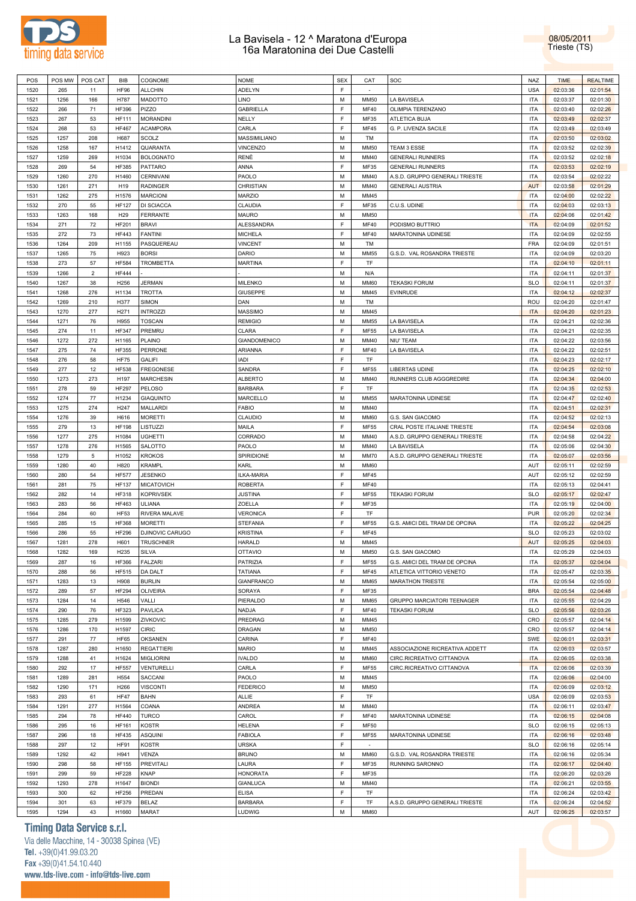# La Bavisela - 12 ^ Maratona d'Europa
## 16a Maratonina dei Due Castelli

08/05/2011
Trieste (TS)

| POS | POS MW | POS CAT | BIB | COGNOME | NOME | SEX | CAT | SOC | NAZ | TIME | REALTIME |
|---|---|---|---|---|---|---|---|---|---|---|---|
| 1520 | 265 | 11 | HF96 | ALLCHIN | ADELYN | F | - | | USA | 02:03:36 | 02:01:54 |
| 1521 | 1256 | 166 | H787 | MADOTTO | LINO | M | MM50 | LA BAVISELA | ITA | 02:03:37 | 02:01:30 |
| 1522 | 266 | 71 | HF396 | PIZZO | GABRIELLA | F | MF40 | OLIMPIA TERENZANO | ITA | 02:03:40 | 02:02:26 |
| 1523 | 267 | 53 | HF111 | MORANDINI | NELLY | F | MF35 | ATLETICA BUJA | ITA | 02:03:49 | 02:02:37 |
| 1524 | 268 | 53 | HF467 | ACAMPORA | CARLA | F | MF45 | G. P. LIVENZA SACILE | ITA | 02:03:49 | 02:03:49 |
| 1525 | 1257 | 208 | H687 | SCOLZ | MASSIMILIANO | M | TM | | ITA | 02:03:50 | 02:03:02 |
| 1526 | 1258 | 167 | H1412 | QUARANTA | VINCENZO | M | MM50 | TEAM 3 ESSE | ITA | 02:03:52 | 02:02:39 |
| 1527 | 1259 | 269 | H1034 | BOLOGNATO | RENÈ | M | MM40 | GENERALI RUNNERS | ITA | 02:03:52 | 02:02:18 |
| 1528 | 269 | 54 | HF385 | PATTARO | ANNA | F | MF35 | GENERALI RUNNERS | ITA | 02:03:53 | 02:02:19 |
| 1529 | 1260 | 270 | H1460 | CERNIVANI | PAOLO | M | MM40 | A.S.D. GRUPPO GENERALI TRIESTE | ITA | 02:03:54 | 02:02:22 |
| 1530 | 1261 | 271 | H19 | RADINGER | CHRISTIAN | M | MM40 | GENERALI AUSTRIA | AUT | 02:03:58 | 02:01:29 |
| 1531 | 1262 | 275 | H1576 | MARCIONI | MARZIO | M | MM45 | | ITA | 02:04:00 | 02:02:22 |
| 1532 | 270 | 55 | HF127 | DI SCIACCA | CLAUDIA | F | MF35 | C.U.S. UDINE | ITA | 02:04:03 | 02:03:13 |
| 1533 | 1263 | 168 | H29 | FERRANTE | MAURO | M | MM50 | | ITA | 02:04:06 | 02:01:42 |
| 1534 | 271 | 72 | HF201 | BRAVI | ALESSANDRA | F | MF40 | PODISMO BUTTRIO | ITA | 02:04:09 | 02:01:52 |
| 1535 | 272 | 73 | HF443 | FANTINI | MICHELA | F | MF40 | MARATONINA UDINESE | ITA | 02:04:09 | 02:02:55 |
| 1536 | 1264 | 209 | H1155 | PASQUEREAU | VINCENT | M | TM | | FRA | 02:04:09 | 02:01:51 |
| 1537 | 1265 | 75 | H923 | BORSI | DARIO | M | MM55 | G.S.D. VAL ROSANDRA TRIESTE | ITA | 02:04:09 | 02:03:20 |
| 1538 | 273 | 57 | HF584 | TROMBETTA | MARTINA | F | TF | | ITA | 02:04:10 | 02:01:11 |
| 1539 | 1266 | 2 | HF444 | - | - | M | N/A | | ITA | 02:04:11 | 02:01:37 |
| 1540 | 1267 | 38 | H256 | JERMAN | MILENKO | M | MM60 | TEKASKI FORUM | SLO | 02:04:11 | 02:01:37 |
| 1541 | 1268 | 276 | H1134 | TROTTA | GIUSEPPE | M | MM45 | EVINRUDE | ITA | 02:04:12 | 02:02:37 |
| 1542 | 1269 | 210 | H377 | SIMON | DAN | M | TM | | ROU | 02:04:20 | 02:01:47 |
| 1543 | 1270 | 277 | H271 | INTROZZI | MASSIMO | M | MM45 | | ITA | 02:04:20 | 02:01:23 |
| 1544 | 1271 | 76 | H955 | TOSCAN | REMIGIO | M | MM55 | LA BAVISELA | ITA | 02:04:21 | 02:02:36 |
| 1545 | 274 | 11 | HF347 | PREMRU | CLARA | F | MF55 | LA BAVISELA | ITA | 02:04:21 | 02:02:35 |
| 1546 | 1272 | 272 | H1165 | PLAINO | GIANDOMENICO | M | MM40 | NIU' TEAM | ITA | 02:04:22 | 02:03:56 |
| 1547 | 275 | 74 | HF355 | PERRONE | ARIANNA | F | MF40 | LA BAVISELA | ITA | 02:04:22 | 02:02:51 |
| 1548 | 276 | 58 | HF75 | GALIFI | IADI | F | TF | | ITA | 02:04:23 | 02:02:17 |
| 1549 | 277 | 12 | HF538 | FREGONESE | SANDRA | F | MF55 | LIBERTAS UDINE | ITA | 02:04:25 | 02:02:10 |
| 1550 | 1273 | 273 | H197 | MARCHESIN | ALBERTO | M | MM40 | RUNNERS CLUB AGGGREDIRE | ITA | 02:04:34 | 02:04:00 |
| 1551 | 278 | 59 | HF297 | PELOSO | BARBARA | F | TF | | ITA | 02:04:35 | 02:02:53 |
| 1552 | 1274 | 77 | H1234 | GIAQUINTO | MARCELLO | M | MM55 | MARATONINA UDINESE | ITA | 02:04:47 | 02:02:40 |
| 1553 | 1275 | 274 | H247 | MALLARDI | FABIO | M | MM40 | | ITA | 02:04:51 | 02:02:31 |
| 1554 | 1276 | 39 | H616 | MORETTI | CLAUDIO | M | MM60 | G.S. SAN GIACOMO | ITA | 02:04:52 | 02:02:13 |
| 1555 | 279 | 13 | HF198 | LISTUZZI | MAILA | F | MF55 | CRAL POSTE ITALIANE TRIESTE | ITA | 02:04:54 | 02:03:08 |
| 1556 | 1277 | 275 | H1084 | UGHETTI | CORRADO | M | MM40 | A.S.D. GRUPPO GENERALI TRIESTE | ITA | 02:04:58 | 02:04:22 |
| 1557 | 1278 | 276 | H1565 | SALOTTO | PAOLO | M | MM40 | LA BAVISELA | ITA | 02:05:06 | 02:04:30 |
| 1558 | 1279 | 5 | H1052 | KROKOS | SPIRIDIONE | M | MM70 | A.S.D. GRUPPO GENERALI TRIESTE | ITA | 02:05:07 | 02:03:56 |
| 1559 | 1280 | 40 | H820 | KRAMPL | KARL | M | MM60 | | AUT | 02:05:11 | 02:02:59 |
| 1560 | 280 | 54 | HF577 | JESENKO | ILKA-MARIA | F | MF45 | | AUT | 02:05:12 | 02:02:59 |
| 1561 | 281 | 75 | HF137 | MICATOVICH | ROBERTA | F | MF40 | | ITA | 02:05:13 | 02:04:41 |
| 1562 | 282 | 14 | HF318 | KOPRIVSEK | JUSTINA | F | MF55 | TEKASKI FORUM | SLO | 02:05:17 | 02:02:47 |
| 1563 | 283 | 56 | HF463 | ULIANA | ZOELLA | F | MF35 | | ITA | 02:05:19 | 02:04:00 |
| 1564 | 284 | 60 | HF53 | RIVERA MALAVE | VERONICA | F | TF | | PUR | 02:05:20 | 02:02:34 |
| 1565 | 285 | 15 | HF368 | MORETTI | STEFANIA | F | MF55 | G.S. AMICI DEL TRAM DE OPCINA | ITA | 02:05:22 | 02:04:25 |
| 1566 | 286 | 55 | HF296 | DJINOVIC CAUGO | KRISTINA | F | MF45 | | SLO | 02:05:23 | 02:03:02 |
| 1567 | 1281 | 278 | H601 | TRUSCHNER | HARALD | M | MM45 | | AUT | 02:05:25 | 02:04:03 |
| 1568 | 1282 | 169 | H235 | SILVA | OTTAVIO | M | MM50 | G.S. SAN GIACOMO | ITA | 02:05:29 | 02:04:03 |
| 1569 | 287 | 16 | HF366 | FALZARI | PATRIZIA | F | MF55 | G.S. AMICI DEL TRAM DE OPCINA | ITA | 02:05:37 | 02:04:04 |
| 1570 | 288 | 56 | HF515 | DA DALT | TATIANA | F | MF45 | ATLETICA VITTORIO VENETO | ITA | 02:05:47 | 02:03:35 |
| 1571 | 1283 | 13 | H908 | BURLIN | GIANFRANCO | M | MM65 | MARATHON TRIESTE | ITA | 02:05:54 | 02:05:00 |
| 1572 | 289 | 57 | HF294 | OLIVEIRA | SORAYA | F | MF35 | | BRA | 02:05:54 | 02:04:48 |
| 1573 | 1284 | 14 | H546 | VALLI | PIERALDO | M | MM65 | GRUPPO MARCIATORI TEENAGER | ITA | 02:05:55 | 02:04:29 |
| 1574 | 290 | 76 | HF323 | PAVLICA | NADJA | F | MF40 | TEKASKI FORUM | SLO | 02:05:56 | 02:03:26 |
| 1575 | 1285 | 279 | H1599 | ZIVKOVIC | PREDRAG | M | MM45 | | CRO | 02:05:57 | 02:04:14 |
| 1576 | 1286 | 170 | H1597 | CIRIC | DRAGAN | M | MM50 | | CRO | 02:05:57 | 02:04:14 |
| 1577 | 291 | 77 | HF65 | OKSANEN | CARINA | F | MF40 | | SWE | 02:06:01 | 02:03:31 |
| 1578 | 1287 | 280 | H1650 | REGATTIERI | MARIO | M | MM45 | ASSOCIAZIONE RICREATIVA ADDETT | ITA | 02:06:03 | 02:03:57 |
| 1579 | 1288 | 41 | H1624 | MIGLIORINI | IVALDO | M | MM60 | CIRC.RICREATIVO CITTANOVA | ITA | 02:06:05 | 02:03:38 |
| 1580 | 292 | 17 | HF557 | VENTURELLI | CARLA | F | MF55 | CIRC.RICREATIVO CITTANOVA | ITA | 02:06:06 | 02:03:39 |
| 1581 | 1289 | 281 | H554 | SACCANI | PAOLO | M | MM45 | | ITA | 02:06:06 | 02:04:00 |
| 1582 | 1290 | 171 | H266 | VISCONTI | FEDERICO | M | MM50 | | ITA | 02:06:09 | 02:03:12 |
| 1583 | 293 | 61 | HF47 | BAHN | ALLIE | F | TF | | USA | 02:06:09 | 02:03:53 |
| 1584 | 1291 | 277 | H1564 | COANA | ANDREA | M | MM40 | | ITA | 02:06:11 | 02:03:47 |
| 1585 | 294 | 78 | HF440 | TURCO | CAROL | F | MF40 | MARATONINA UDINESE | ITA | 02:06:15 | 02:04:08 |
| 1586 | 295 | 16 | HF161 | KOSTR | HELENA | F | MF50 | | SLO | 02:06:15 | 02:05:13 |
| 1587 | 296 | 18 | HF435 | ASQUINI | FABIOLA | F | MF55 | MARATONINA UDINESE | ITA | 02:06:16 | 02:03:48 |
| 1588 | 297 | 12 | HF91 | KOSTR | URSKA | F | - | | SLO | 02:06:16 | 02:05:14 |
| 1589 | 1292 | 42 | H941 | VENZA | BRUNO | M | MM60 | G.S.D. VAL ROSANDRA TRIESTE | ITA | 02:06:16 | 02:05:34 |
| 1590 | 298 | 58 | HF155 | PREVITALI | LAURA | F | MF35 | RUNNING SARONNO | ITA | 02:06:17 | 02:04:40 |
| 1591 | 299 | 59 | HF228 | KNAP | HONORATA | F | MF35 | | ITA | 02:06:20 | 02:03:26 |
| 1592 | 1293 | 278 | H1647 | BIONDI | GIANLUCA | M | MM40 | | ITA | 02:06:21 | 02:03:55 |
| 1593 | 300 | 62 | HF256 | PREDAN | ELISA | F | TF | | ITA | 02:06:24 | 02:03:42 |
| 1594 | 301 | 63 | HF379 | BELAZ | BARBARA | F | TF | A.S.D. GRUPPO GENERALI TRIESTE | ITA | 02:06:24 | 02:04:52 |
| 1595 | 1294 | 43 | H1660 | MARAT | LUDWIG | M | MM60 | | AUT | 02:06:25 | 02:03:57 |

**Timing Data Service s.r.l.**
Via delle Macchine, 14 - 30038 Spinea (VE)
Tel. +39(0)41.99.03.20
Fax +39(0)41.54.10.440
www.tds-live.com - info@tds-live.com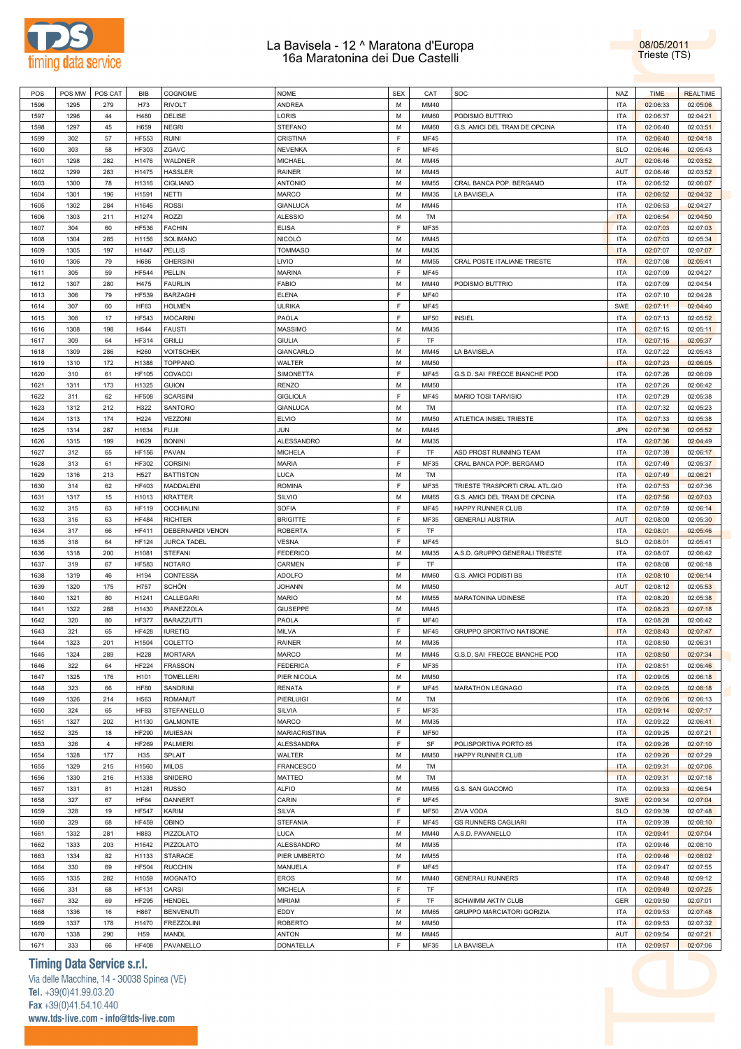# La Bavisela - 12 ^ Maratona d'Europa
## 16a Maratonina dei Due Castelli

08/05/2011
Trieste (TS)

| POS | POS MW | POS CAT | BIB | COGNOME | NOME | SEX | CAT | SOC | NAZ | TIME | REALTIME |
|---|---|---|---|---|---|---|---|---|---|---|---|
| 1596 | 1295 | 279 | H73 | RIVOLT | ANDREA | M | MM40 | | ITA | 02:06:33 | 02:05:06 |
| 1597 | 1296 | 44 | H480 | DELISE | LORIS | M | MM60 | PODISMO BUTTRIO | ITA | 02:06:37 | 02:04:21 |
| 1598 | 1297 | 45 | H659 | NEGRI | STEFANO | M | MM60 | G.S. AMICI DEL TRAM DE OPCINA | ITA | 02:06:40 | 02:03:51 |
| 1599 | 302 | 57 | HF553 | RUINI | CRISTINA | F | MF45 | | ITA | 02:06:40 | 02:04:18 |
| 1600 | 303 | 58 | HF303 | ZGAVC | NEVENKA | F | MF45 | | SLO | 02:06:46 | 02:05:43 |
| 1601 | 1298 | 282 | H1476 | WALDNER | MICHAEL | M | MM45 | | AUT | 02:06:46 | 02:03:52 |
| 1602 | 1299 | 283 | H1475 | HASSLER | RAINER | M | MM45 | | AUT | 02:06:46 | 02:03:52 |
| 1603 | 1300 | 78 | H1316 | CIGLIANO | ANTONIO | M | MM55 | CRAL BANCA POP. BERGAMO | ITA | 02:06:52 | 02:06:07 |
| 1604 | 1301 | 196 | H1591 | NETTI | MARCO | M | MM35 | LA BAVISELA | ITA | 02:06:52 | 02:04:32 |
| 1605 | 1302 | 284 | H1646 | ROSSI | GIANLUCA | M | MM45 | | ITA | 02:06:53 | 02:04:27 |
| 1606 | 1303 | 211 | H1274 | ROZZI | ALESSIO | M | TM | | ITA | 02:06:54 | 02:04:50 |
| 1607 | 304 | 60 | HF536 | FACHIN | ELISA | F | MF35 | | ITA | 02:07:03 | 02:07:03 |
| 1608 | 1304 | 285 | H1156 | SOLIMANO | NICOLÒ | M | MM45 | | ITA | 02:07:03 | 02:05:34 |
| 1609 | 1305 | 197 | H1447 | PELLIS | TOMMASO | M | MM35 | | ITA | 02:07:07 | 02:07:07 |
| 1610 | 1306 | 79 | H686 | GHERSINI | LIVIO | M | MM55 | CRAL POSTE ITALIANE TRIESTE | ITA | 02:07:08 | 02:05:41 |
| 1611 | 305 | 59 | HF544 | PELLIN | MARINA | F | MF45 | | ITA | 02:07:09 | 02:04:27 |
| 1612 | 1307 | 280 | H475 | FAURLIN | FABIO | M | MM40 | PODISMO BUTTRIO | ITA | 02:07:09 | 02:04:54 |
| 1613 | 306 | 79 | HF539 | BARZAGHI | ELENA | F | MF40 | | ITA | 02:07:10 | 02:04:28 |
| 1614 | 307 | 60 | HF63 | HOLMÉN | ULRIKA | F | MF45 | | SWE | 02:07:11 | 02:04:40 |
| 1615 | 308 | 17 | HF543 | MOCARINI | PAOLA | F | MF50 | INSIEL | ITA | 02:07:13 | 02:05:52 |
| 1616 | 1308 | 198 | H544 | FAUSTI | MASSIMO | M | MM35 | | ITA | 02:07:15 | 02:05:11 |
| 1617 | 309 | 64 | HF314 | GRILLI | GIULIA | F | TF | | ITA | 02:07:15 | 02:05:37 |
| 1618 | 1309 | 286 | H260 | VOITSCHEK | GIANCARLO | M | MM45 | LA BAVISELA | ITA | 02:07:22 | 02:05:43 |
| 1619 | 1310 | 172 | H1388 | TOPPANO | WALTER | M | MM50 | | ITA | 02:07:23 | 02:06:05 |
| 1620 | 310 | 61 | HF105 | COVACCI | SIMONETTA | F | MF45 | G.S.D. SAI FRECCE BIANCHE POD | ITA | 02:07:26 | 02:06:09 |
| 1621 | 1311 | 173 | H1325 | GUION | RENZO | M | MM50 | | ITA | 02:07:26 | 02:06:42 |
| 1622 | 311 | 62 | HF508 | SCARSINI | GIGLIOLA | F | MF45 | MARIO TOSI TARVISIO | ITA | 02:07:29 | 02:05:38 |
| 1623 | 1312 | 212 | H322 | SANTORO | GIANLUCA | M | TM | | ITA | 02:07:32 | 02:05:23 |
| 1624 | 1313 | 174 | H224 | VEZZONI | ELVIO | M | MM50 | ATLETICA INSIEL TRIESTE | ITA | 02:07:33 | 02:05:38 |
| 1625 | 1314 | 287 | H1634 | FUJII | JUN | M | MM45 | | JPN | 02:07:36 | 02:05:52 |
| 1626 | 1315 | 199 | H629 | BONINI | ALESSANDRO | M | MM35 | | ITA | 02:07:36 | 02:04:49 |
| 1627 | 312 | 65 | HF156 | PAVAN | MICHELA | F | TF | ASD PROST RUNNING TEAM | ITA | 02:07:39 | 02:06:17 |
| 1628 | 313 | 61 | HF302 | CORSINI | MARIA | F | MF35 | CRAL BANCA POP. BERGAMO | ITA | 02:07:49 | 02:05:37 |
| 1629 | 1316 | 213 | H527 | BATTISTON | LUCA | M | TM | | ITA | 02:07:49 | 02:06:21 |
| 1630 | 314 | 62 | HF403 | MADDALENI | ROMINA | F | MF35 | TRIESTE TRASPORTI CRAL ATL.GIO | ITA | 02:07:53 | 02:07:36 |
| 1631 | 1317 | 15 | H1013 | KRATTER | SILVIO | M | MM65 | G.S. AMICI DEL TRAM DE OPCINA | ITA | 02:07:56 | 02:07:03 |
| 1632 | 315 | 63 | HF119 | OCCHIALINI | SOFIA | F | MF45 | HAPPY RUNNER CLUB | ITA | 02:07:59 | 02:06:14 |
| 1633 | 316 | 63 | HF484 | RICHTER | BRIGITTE | F | MF35 | GENERALI AUSTRIA | AUT | 02:08:00 | 02:05:30 |
| 1634 | 317 | 66 | HF411 | DEBERNARDI VENON | ROBERTA | F | TF | | ITA | 02:08:01 | 02:05:46 |
| 1635 | 318 | 64 | HF124 | JURCA TADEL | VESNA | F | MF45 | | SLO | 02:08:01 | 02:05:41 |
| 1636 | 1318 | 200 | H1081 | STEFANI | FEDERICO | M | MM35 | A.S.D. GRUPPO GENERALI TRIESTE | ITA | 02:08:07 | 02:06:42 |
| 1637 | 319 | 67 | HF583 | NOTARO | CARMEN | F | TF | | ITA | 02:08:08 | 02:06:18 |
| 1638 | 1319 | 46 | H194 | CONTESSA | ADOLFO | M | MM60 | G.S. AMICI PODISTI BS | ITA | 02:08:10 | 02:06:14 |
| 1639 | 1320 | 175 | H757 | SCHÖN | JOHANN | M | MM50 | | AUT | 02:08:12 | 02:05:53 |
| 1640 | 1321 | 80 | H1241 | CALLEGARI | MARIO | M | MM55 | MARATONINA UDINESE | ITA | 02:08:20 | 02:05:38 |
| 1641 | 1322 | 288 | H1430 | PIANEZZOLA | GIUSEPPE | M | MM45 | | ITA | 02:08:23 | 02:07:18 |
| 1642 | 320 | 80 | HF377 | BARAZZUTTI | PAOLA | F | MF40 | | ITA | 02:08:28 | 02:06:42 |
| 1643 | 321 | 65 | HF428 | IURETIG | MILVA | F | MF45 | GRUPPO SPORTIVO NATISONE | ITA | 02:08:43 | 02:07:47 |
| 1644 | 1323 | 201 | H1504 | COLETTO | RAINER | M | MM35 | | ITA | 02:08:50 | 02:06:31 |
| 1645 | 1324 | 289 | H228 | MORTARA | MARCO | M | MM45 | G.S.D. SAI FRECCE BIANCHE POD | ITA | 02:08:50 | 02:07:34 |
| 1646 | 322 | 64 | HF224 | FRASSON | FEDERICA | F | MF35 | | ITA | 02:08:51 | 02:06:46 |
| 1647 | 1325 | 176 | H101 | TOMELLERI | PIER NICOLA | M | MM50 | | ITA | 02:09:05 | 02:06:18 |
| 1648 | 323 | 66 | HF80 | SANDRINI | RENATA | F | MF45 | MARATHON LEGNAGO | ITA | 02:09:05 | 02:06:18 |
| 1649 | 1326 | 214 | H563 | ROMANUT | PIERLUIGI | M | TM | | ITA | 02:09:06 | 02:06:13 |
| 1650 | 324 | 65 | HF83 | STEFANELLO | SILVIA | F | MF35 | | ITA | 02:09:14 | 02:07:17 |
| 1651 | 1327 | 202 | H1130 | GALMONTE | MARCO | M | MM35 | | ITA | 02:09:22 | 02:06:41 |
| 1652 | 325 | 18 | HF290 | MUIESAN | MARIACRISTINA | F | MF50 | | ITA | 02:09:25 | 02:07:21 |
| 1653 | 326 | 4 | HF269 | PALMIERI | ALESSANDRA | F | SF | POLISPORTIVA PORTO 85 | ITA | 02:09:26 | 02:07:10 |
| 1654 | 1328 | 177 | H35 | SPLAIT | WALTER | M | MM50 | HAPPY RUNNER CLUB | ITA | 02:09:26 | 02:07:29 |
| 1655 | 1329 | 215 | H1560 | MILOS | FRANCESCO | M | TM | | ITA | 02:09:31 | 02:07:06 |
| 1656 | 1330 | 216 | H1338 | SNIDERO | MATTEO | M | TM | | ITA | 02:09:31 | 02:07:18 |
| 1657 | 1331 | 81 | H1281 | RUSSO | ALFIO | M | MM55 | G.S. SAN GIACOMO | ITA | 02:09:33 | 02:06:54 |
| 1658 | 327 | 67 | HF64 | DANNERT | CARIN | F | MF45 | | SWE | 02:09:34 | 02:07:04 |
| 1659 | 328 | 19 | HF547 | KARIM | SILVA | F | MF50 | ZIVA VODA | SLO | 02:09:39 | 02:07:48 |
| 1660 | 329 | 68 | HF459 | OBINO | STEFANIA | F | MF45 | GS RUNNERS CAGLIARI | ITA | 02:09:39 | 02:08:10 |
| 1661 | 1332 | 281 | H883 | PIZZOLATO | LUCA | M | MM40 | A.S.D. PAVANELLO | ITA | 02:09:41 | 02:07:04 |
| 1662 | 1333 | 203 | H1642 | PIZZOLATO | ALESSANDRO | M | MM35 | | ITA | 02:09:46 | 02:08:10 |
| 1663 | 1334 | 82 | H1133 | STARACE | PIER UMBERTO | M | MM55 | | ITA | 02:09:46 | 02:08:02 |
| 1664 | 330 | 69 | HF504 | RUCCHIN | MANUELA | F | MF45 | | ITA | 02:09:47 | 02:07:55 |
| 1665 | 1335 | 282 | H1059 | MOGNATO | EROS | M | MM40 | GENERALI RUNNERS | ITA | 02:09:48 | 02:09:12 |
| 1666 | 331 | 68 | HF131 | CARSI | MICHELA | F | TF | | ITA | 02:09:49 | 02:07:25 |
| 1667 | 332 | 69 | HF295 | HENDEL | MIRIAM | F | TF | SCHWIMM AKTIV CLUB | GER | 02:09:50 | 02:07:01 |
| 1668 | 1336 | 16 | H867 | BENVENUTI | EDDY | M | MM65 | GRUPPO MARCIATORI GORIZIA | ITA | 02:09:53 | 02:07:48 |
| 1669 | 1337 | 178 | H1470 | FREZZOLINI | ROBERTO | M | MM50 | | ITA | 02:09:53 | 02:07:32 |
| 1670 | 1338 | 290 | H59 | MANDL | ANTON | M | MM45 | | AUT | 02:09:54 | 02:07:21 |
| 1671 | 333 | 66 | HF408 | PAVANELLO | DONATELLA | F | MF35 | LA BAVISELA | ITA | 02:09:57 | 02:07:06 |

**Timing Data Service s.r.l.**
Via delle Macchine, 14 - 30038 Spinea (VE)
Tel. +39(0)41.99.03.20
Fax +39(0)41.54.10.440
www.tds-live.com - info@tds-live.com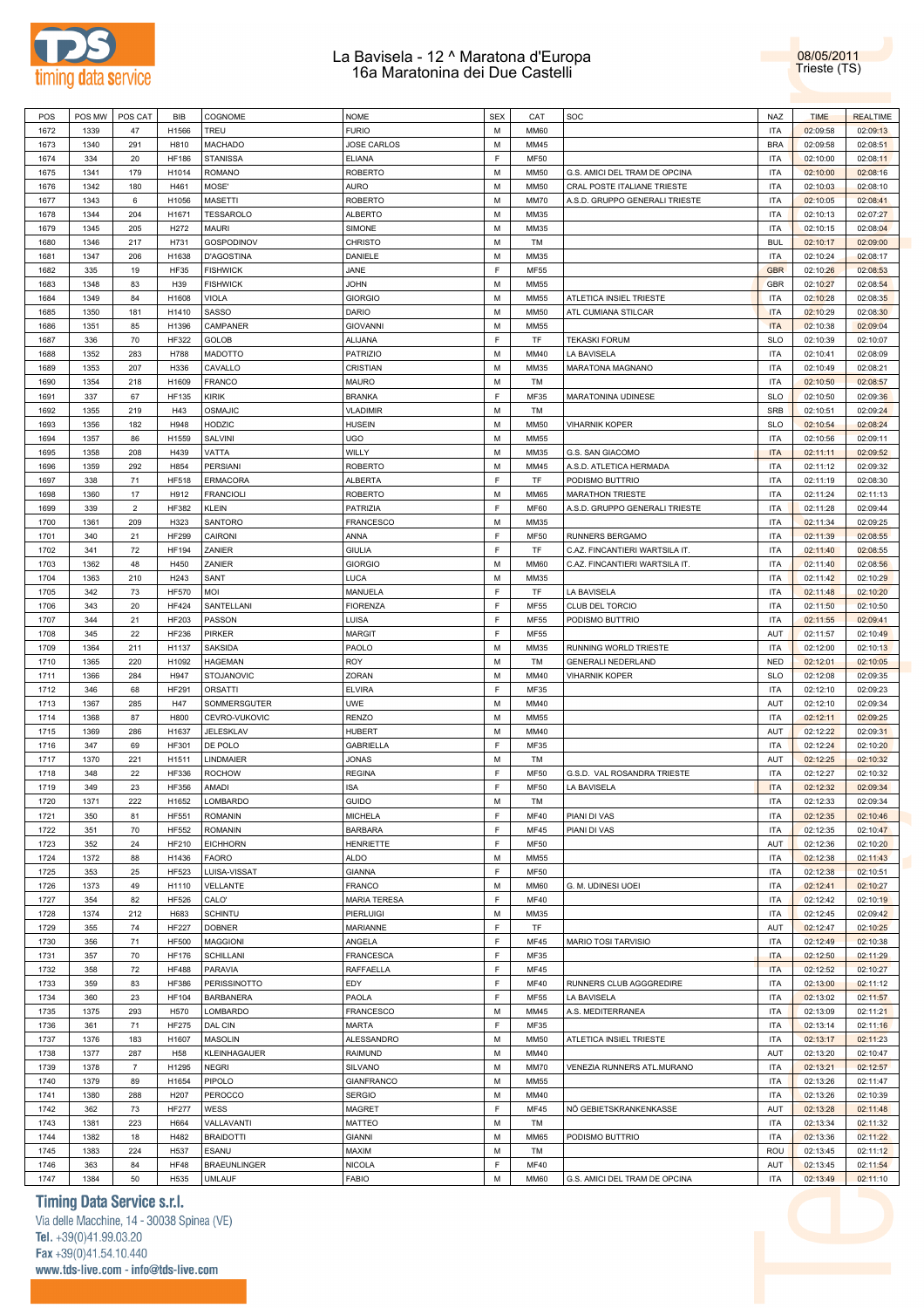# La Bavisela - 12 ^ Maratona d'Europa
## 16a Maratonina dei Due Castelli

08/05/2011
Trieste (TS)

| POS | POS MW | POS CAT | BIB | COGNOME | NOME | SEX | CAT | SOC | NAZ | TIME | REALTIME |
|---|---|---|---|---|---|---|---|---|---|---|---|
| 1672 | 1339 | 47 | H1566 | TREU | FURIO | M | MM60 | | ITA | 02:09:58 | 02:09:13 |
| 1673 | 1340 | 291 | H810 | MACHADO | JOSE CARLOS | M | MM45 | | BRA | 02:09:58 | 02:08:51 |
| 1674 | 334 | 20 | HF186 | STANISSA | ELIANA | F | MF50 | | ITA | 02:10:00 | 02:08:11 |
| 1675 | 1341 | 179 | H1014 | ROMANO | ROBERTO | M | MM50 | G.S. AMICI DEL TRAM DE OPCINA | ITA | 02:10:00 | 02:08:16 |
| 1676 | 1342 | 180 | H461 | MOSE' | AURO | M | MM50 | CRAL POSTE ITALIANE TRIESTE | ITA | 02:10:03 | 02:08:10 |
| 1677 | 1343 | 6 | H1056 | MASETTI | ROBERTO | M | MM70 | A.S.D. GRUPPO GENERALI TRIESTE | ITA | 02:10:05 | 02:08:41 |
| 1678 | 1344 | 204 | H1671 | TESSAROLO | ALBERTO | M | MM35 | | ITA | 02:10:13 | 02:07:27 |
| 1679 | 1345 | 205 | H272 | MAURI | SIMONE | M | MM35 | | ITA | 02:10:15 | 02:08:04 |
| 1680 | 1346 | 217 | H731 | GOSPODINOV | CHRISTO | M | TM | | BUL | 02:10:17 | 02:09:00 |
| 1681 | 1347 | 206 | H1638 | D'AGOSTINA | DANIELE | M | MM35 | | ITA | 02:10:24 | 02:08:17 |
| 1682 | 335 | 19 | HF35 | FISHWICK | JANE | F | MF55 | | GBR | 02:10:26 | 02:08:53 |
| 1683 | 1348 | 83 | H39 | FISHWICK | JOHN | M | MM55 | | GBR | 02:10:27 | 02:08:54 |
| 1684 | 1349 | 84 | H1608 | VIOLA | GIORGIO | M | MM55 | ATLETICA INSIEL TRIESTE | ITA | 02:10:28 | 02:08:35 |
| 1685 | 1350 | 181 | H1410 | SASSO | DARIO | M | MM50 | ATL CUMIANA STILCAR | ITA | 02:10:29 | 02:08:30 |
| 1686 | 1351 | 85 | H1396 | CAMPANER | GIOVANNI | M | MM55 | | ITA | 02:10:38 | 02:09:04 |
| 1687 | 336 | 70 | HF322 | GOLOB | ALIJANA | F | TF | TEKASKI FORUM | SLO | 02:10:39 | 02:10:07 |
| 1688 | 1352 | 283 | H788 | MADOTTO | PATRIZIO | M | MM40 | LA BAVISELA | ITA | 02:10:41 | 02:08:09 |
| 1689 | 1353 | 207 | H336 | CAVALLO | CRISTIAN | M | MM35 | MARATONA MAGNANO | ITA | 02:10:49 | 02:08:21 |
| 1690 | 1354 | 218 | H1609 | FRANCO | MAURO | M | TM | | ITA | 02:10:50 | 02:08:57 |
| 1691 | 337 | 67 | HF135 | KIRIK | BRANKA | F | MF35 | MARATONINA UDINESE | SLO | 02:10:50 | 02:09:36 |
| 1692 | 1355 | 219 | H43 | OSMAJIC | VLADIMIR | M | TM | | SRB | 02:10:51 | 02:09:24 |
| 1693 | 1356 | 182 | H948 | HODZIC | HUSEIN | M | MM50 | VIHARNIK KOPER | SLO | 02:10:54 | 02:08:24 |
| 1694 | 1357 | 86 | H1559 | SALVINI | UGO | M | MM55 | | ITA | 02:10:56 | 02:09:11 |
| 1695 | 1358 | 208 | H439 | VATTA | WILLY | M | MM35 | G.S. SAN GIACOMO | ITA | 02:11:11 | 02:09:52 |
| 1696 | 1359 | 292 | H854 | PERSIANI | ROBERTO | M | MM45 | A.S.D. ATLETICA HERMADA | ITA | 02:11:12 | 02:09:32 |
| 1697 | 338 | 71 | HF518 | ERMACORA | ALBERTA | F | TF | PODISMO BUTTRIO | ITA | 02:11:19 | 02:08:30 |
| 1698 | 1360 | 17 | H912 | FRANCIOLI | ROBERTO | M | MM65 | MARATHON TRIESTE | ITA | 02:11:24 | 02:11:13 |
| 1699 | 339 | 2 | HF382 | KLEIN | PATRIZIA | F | MF60 | A.S.D. GRUPPO GENERALI TRIESTE | ITA | 02:11:28 | 02:09:44 |
| 1700 | 1361 | 209 | H323 | SANTORO | FRANCESCO | M | MM35 | | ITA | 02:11:34 | 02:09:25 |
| 1701 | 340 | 21 | HF299 | CAIRONI | ANNA | F | MF50 | RUNNERS BERGAMO | ITA | 02:11:39 | 02:08:55 |
| 1702 | 341 | 72 | HF194 | ZANIER | GIULIA | F | TF | C.AZ. FINCANTIERI WARTSILA IT. | ITA | 02:11:40 | 02:08:55 |
| 1703 | 1362 | 48 | H450 | ZANIER | GIORGIO | M | MM60 | C.AZ. FINCANTIERI WARTSILA IT. | ITA | 02:11:40 | 02:08:56 |
| 1704 | 1363 | 210 | H243 | SANT | LUCA | M | MM35 | | ITA | 02:11:42 | 02:10:29 |
| 1705 | 342 | 73 | HF570 | MOI | MANUELA | F | TF | LA BAVISELA | ITA | 02:11:48 | 02:10:20 |
| 1706 | 343 | 20 | HF424 | SANTELLANI | FIORENZA | F | MF55 | CLUB DEL TORCIO | ITA | 02:11:50 | 02:10:50 |
| 1707 | 344 | 21 | HF203 | PASSON | LUISA | F | MF55 | PODISMO BUTTRIO | ITA | 02:11:55 | 02:09:41 |
| 1708 | 345 | 22 | HF236 | PIRKER | MARGIT | F | MF55 | | AUT | 02:11:57 | 02:10:49 |
| 1709 | 1364 | 211 | H1137 | SAKSIDA | PAOLO | M | MM35 | RUNNING WORLD TRIESTE | ITA | 02:12:00 | 02:10:13 |
| 1710 | 1365 | 220 | H1092 | HAGEMAN | ROY | M | TM | GENERALI NEDERLAND | NED | 02:12:01 | 02:10:05 |
| 1711 | 1366 | 284 | H947 | STOJANOVIC | ZORAN | M | MM40 | VIHARNIK KOPER | SLO | 02:12:08 | 02:09:35 |
| 1712 | 346 | 68 | HF291 | ORSATTI | ELVIRA | F | MF35 | | ITA | 02:12:10 | 02:09:23 |
| 1713 | 1367 | 285 | H47 | SOMMERSGUTER | UWE | M | MM40 | | AUT | 02:12:10 | 02:09:34 |
| 1714 | 1368 | 87 | H800 | CEVRO-VUKOVIC | RENZO | M | MM55 | | ITA | 02:12:11 | 02:09:25 |
| 1715 | 1369 | 286 | H1637 | JELESKLAV | HUBERT | M | MM40 | | AUT | 02:12:22 | 02:09:31 |
| 1716 | 347 | 69 | HF301 | DE POLO | GABRIELLA | F | MF35 | | ITA | 02:12:24 | 02:10:20 |
| 1717 | 1370 | 221 | H1511 | LINDMAIER | JONAS | M | TM | | AUT | 02:12:25 | 02:10:32 |
| 1718 | 348 | 22 | HF336 | ROCHOW | REGINA | F | MF50 | G.S.D. VAL ROSANDRA TRIESTE | ITA | 02:12:27 | 02:10:32 |
| 1719 | 349 | 23 | HF356 | AMADI | ISA | F | MF50 | LA BAVISELA | ITA | 02:12:32 | 02:09:34 |
| 1720 | 1371 | 222 | H1652 | LOMBARDO | GUIDO | M | TM | | ITA | 02:12:33 | 02:09:34 |
| 1721 | 350 | 81 | HF551 | ROMANIN | MICHELA | F | MF40 | PIANI DI VAS | ITA | 02:12:35 | 02:10:46 |
| 1722 | 351 | 70 | HF552 | ROMANIN | BARBARA | F | MF45 | PIANI DI VAS | ITA | 02:12:35 | 02:10:47 |
| 1723 | 352 | 24 | HF210 | EICHHORN | HENRIETTE | F | MF50 | | AUT | 02:12:36 | 02:10:20 |
| 1724 | 1372 | 88 | H1436 | FAORO | ALDO | M | MM55 | | ITA | 02:12:38 | 02:11:43 |
| 1725 | 353 | 25 | HF523 | LUISA-VISSAT | GIANNA | F | MF50 | | ITA | 02:12:38 | 02:10:51 |
| 1726 | 1373 | 49 | H1110 | VELLANTE | FRANCO | M | MM60 | G. M. UDINESI UOEI | ITA | 02:12:41 | 02:10:27 |
| 1727 | 354 | 82 | HF526 | CALO' | MARIA TERESA | F | MF40 | | ITA | 02:12:42 | 02:10:19 |
| 1728 | 1374 | 212 | H683 | SCHINTU | PIERLUIGI | M | MM35 | | ITA | 02:12:45 | 02:09:42 |
| 1729 | 355 | 74 | HF227 | DOBNER | MARIANNE | F | TF | | AUT | 02:12:47 | 02:10:25 |
| 1730 | 356 | 71 | HF500 | MAGGIONI | ANGELA | F | MF45 | MARIO TOSI TARVISIO | ITA | 02:12:49 | 02:10:38 |
| 1731 | 357 | 70 | HF176 | SCHILLANI | FRANCESCA | F | MF35 | | ITA | 02:12:50 | 02:11:29 |
| 1732 | 358 | 72 | HF488 | PARAVIA | RAFFAELLA | F | MF45 | | ITA | 02:12:52 | 02:10:27 |
| 1733 | 359 | 83 | HF386 | PERISSINOTTO | EDY | F | MF40 | RUNNERS CLUB AGGGREDIRE | ITA | 02:13:00 | 02:11:12 |
| 1734 | 360 | 23 | HF104 | BARBANERA | PAOLA | F | MF55 | LA BAVISELA | ITA | 02:13:02 | 02:11:57 |
| 1735 | 1375 | 293 | H570 | LOMBARDO | FRANCESCO | M | MM45 | A.S. MEDITERRANEA | ITA | 02:13:09 | 02:11:21 |
| 1736 | 361 | 71 | HF275 | DAL CIN | MARTA | F | MF35 | | ITA | 02:13:14 | 02:11:16 |
| 1737 | 1376 | 183 | H1607 | MASOLIN | ALESSANDRO | M | MM50 | ATLETICA INSIEL TRIESTE | ITA | 02:13:17 | 02:11:23 |
| 1738 | 1377 | 287 | H58 | KLEINHAGAUER | RAIMUND | M | MM40 | | AUT | 02:13:20 | 02:10:47 |
| 1739 | 1378 | 7 | H1295 | NEGRI | SILVANO | M | MM70 | VENEZIA RUNNERS ATL.MURANO | ITA | 02:13:21 | 02:12:57 |
| 1740 | 1379 | 89 | H1654 | PIPOLO | GIANFRANCO | M | MM55 | | ITA | 02:13:26 | 02:11:47 |
| 1741 | 1380 | 288 | H207 | PEROCCO | SERGIO | M | MM40 | | ITA | 02:13:26 | 02:10:39 |
| 1742 | 362 | 73 | HF277 | WESS | MAGRET | F | MF45 | NÖ GEBIETSKRANKENKASSE | AUT | 02:13:28 | 02:11:48 |
| 1743 | 1381 | 223 | H664 | VALLAVANTI | MATTEO | M | TM | | ITA | 02:13:34 | 02:11:32 |
| 1744 | 1382 | 18 | H482 | BRAIDOTTI | GIANNI | M | MM65 | PODISMO BUTTRIO | ITA | 02:13:36 | 02:11:22 |
| 1745 | 1383 | 224 | H537 | ESANU | MAXIM | M | TM | | ROU | 02:13:45 | 02:11:12 |
| 1746 | 363 | 84 | HF48 | BRAEUNLINGER | NICOLA | F | MF40 | | AUT | 02:13:45 | 02:11:54 |
| 1747 | 1384 | 50 | H535 | UMLAUF | FABIO | M | MM60 | G.S. AMICI DEL TRAM DE OPCINA | ITA | 02:13:49 | 02:11:10 |

**Timing Data Service s.r.l.**
Via delle Macchine, 14 - 30038 Spinea (VE)
Tel. +39(0)41.99.03.20
Fax +39(0)41.54.10.440
www.tds-live.com - info@tds-live.com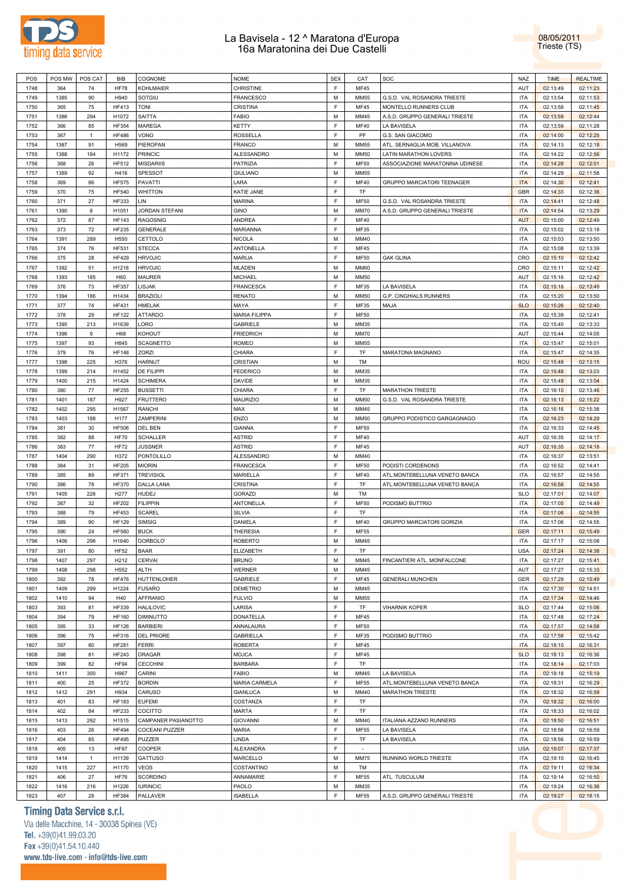# La Bavisela - 12 ^ Maratona d'Europa
## 16a Maratonina dei Due Castelli

08/05/2011
Trieste (TS)

| POS | POS MW | POS CAT | BIB | COGNOME | NOME | SEX | CAT | SOC | NAZ | TIME | REALTIME |
|---|---|---|---|---|---|---|---|---|---|---|---|
| 1748 | 364 | 74 | HF78 | KOHLMAIER | CHRISTINE | F | MF45 | | AUT | 02:13:49 | 02:11:23 |
| 1749 | 1385 | 90 | H940 | SOTGIU | FRANCESCO | M | MM55 | G.S.D. VAL ROSANDRA TRIESTE | ITA | 02:13:54 | 02:11:53 |
| 1750 | 365 | 75 | HF413 | TONI | CRISTINA | F | MF45 | MONTELLO RUNNERS CLUB | ITA | 02:13:58 | 02:11:45 |
| 1751 | 1386 | 294 | H1072 | SAITTA | FABIO | M | MM45 | A.S.D. GRUPPO GENERALI TRIESTE | ITA | 02:13:59 | 02:12:44 |
| 1752 | 366 | 85 | HF354 | MAREGA | KETTY | F | MF40 | LA BAVISELA | ITA | 02:13:59 | 02:11:28 |
| 1753 | 367 | 1 | HF486 | VONO | ROSSELLA | F | PF | G.S. SAN GIACOMO | ITA | 02:14:00 | 02:12:25 |
| 1754 | 1387 | 91 | H569 | PIEROPAN | FRANCO | M | MM55 | ATL. SERNAGLIA MOB. VILLANOVA | ITA | 02:14:13 | 02:12:18 |
| 1755 | 1388 | 184 | H1172 | PRINCIC | ALESSANDRO | M | MM50 | LATIN MARATHON LOVERS | ITA | 02:14:22 | 02:12:56 |
| 1756 | 368 | 26 | HF512 | MISDARIIS | PATRIZIA | F | MF50 | ASSOCIAZIONE MARATONINA UDINESE | ITA | 02:14:28 | 02:12:01 |
| 1757 | 1389 | 92 | H416 | SPESSOT | GIULIANO | M | MM55 | | ITA | 02:14:29 | 02:11:58 |
| 1758 | 369 | 86 | HF575 | PAVATTI | LARA | F | MF40 | GRUPPO MARCIATORI TEENAGER | ITA | 02:14:30 | 02:12:41 |
| 1759 | 370 | 75 | HF540 | WHITTON | KATIE JANE | F | TF | | GBR | 02:14:33 | 02:12:36 |
| 1760 | 371 | 27 | HF333 | LIN | MARINA | F | MF50 | G.S.D. VAL ROSANDRA TRIESTE | ITA | 02:14:41 | 02:12:48 |
| 1761 | 1390 | 8 | H1051 | JORDAN STEFANI | GINO | M | MM70 | A.S.D. GRUPPO GENERALI TRIESTE | ITA | 02:14:54 | 02:13:29 |
| 1762 | 372 | 87 | HF143 | RAGOSNIG | ANDREA | F | MF40 | | AUT | 02:15:00 | 02:12:49 |
| 1763 | 373 | 72 | HF235 | GENERALE | MARIANNA | F | MF35 | | ITA | 02:15:02 | 02:13:18 |
| 1764 | 1391 | 289 | H550 | CETTOLO | NICOLA | M | MM40 | | ITA | 02:15:03 | 02:13:50 |
| 1765 | 374 | 76 | HF531 | STECCA | ANTONELLA | F | MF45 | | ITA | 02:15:08 | 02:13:39 |
| 1766 | 375 | 28 | HF429 | HRVOJIC | MARIJA | F | MF50 | GAK GLINA | CRO | 02:15:10 | 02:12:42 |
| 1767 | 1392 | 51 | H1218 | HRVOJIC | MLADEN | M | MM60 | | CRO | 02:15:11 | 02:12:42 |
| 1768 | 1393 | 185 | H60 | MAURER | MICHAEL | M | MM50 | | AUT | 02:15:16 | 02:12:42 |
| 1769 | 376 | 73 | HF357 | LISJAK | FRANCESCA | F | MF35 | LA BAVISELA | ITA | 02:15:18 | 02:13:49 |
| 1770 | 1394 | 186 | H1434 | BRAZIOLI | RENATO | M | MM50 | G.P. CINGHIALS RUNNERS | ITA | 02:15:20 | 02:13:50 |
| 1771 | 377 | 74 | HF431 | HMELAK | MAYA | F | MF35 | MAJA | SLO | 02:15:26 | 02:12:40 |
| 1772 | 378 | 29 | HF122 | ATTARDO | MARIA FILIPPA | F | MF50 | | ITA | 02:15:39 | 02:12:41 |
| 1773 | 1395 | 213 | H1639 | LORO | GABRIELE | M | MM35 | | ITA | 02:15:40 | 02:13:33 |
| 1774 | 1396 | 9 | H68 | KOHOUT | FRIEDRICH | M | MM70 | | AUT | 02:15:44 | 02:14:05 |
| 1775 | 1397 | 93 | H845 | SCAGNETTO | ROMEO | M | MM55 | | ITA | 02:15:47 | 02:15:01 |
| 1776 | 379 | 76 | HF148 | ZORZI | CHIARA | F | TF | MARATONA MAGNANO | ITA | 02:15:47 | 02:14:35 |
| 1777 | 1398 | 225 | H376 | HARNUT | CRISTIAN | M | TM | | ROU | 02:15:48 | 02:13:15 |
| 1778 | 1399 | 214 | H1452 | DE FILIPPI | FEDERICO | M | MM35 | | ITA | 02:15:48 | 02:13:03 |
| 1779 | 1400 | 215 | H1424 | SCHIMERA | DAVIDE | M | MM35 | | ITA | 02:15:49 | 02:13:04 |
| 1780 | 380 | 77 | HF255 | BUSSETTI | CHIARA | F | TF | MARATHON TRIESTE | ITA | 02:16:10 | 02:13:46 |
| 1781 | 1401 | 187 | H927 | FRUTTERO | MAURIZIO | M | MM50 | G.S.D. VAL ROSANDRA TRIESTE | ITA | 02:16:13 | 02:15:22 |
| 1782 | 1402 | 295 | H1567 | RANCHI | MAX | M | MM45 | | ITA | 02:16:16 | 02:15:38 |
| 1783 | 1403 | 188 | H177 | ZAMPERINI | ENZO | M | MM50 | GRUPPO PODISTICO GARGAGNAGO | ITA | 02:16:23 | 02:14:29 |
| 1784 | 381 | 30 | HF506 | DEL BEN | GIANNA | F | MF50 | | ITA | 02:16:33 | 02:14:45 |
| 1785 | 382 | 88 | HF70 | SCHALLER | ASTRID | F | MF40 | | AUT | 02:16:35 | 02:14:17 |
| 1786 | 383 | 77 | HF72 | JUSSNER | ASTRID | F | MF45 | | AUT | 02:16:35 | 02:14:18 |
| 1787 | 1404 | 290 | H372 | PONTOLILLO | ALESSANDRO | M | MM40 | | ITA | 02:16:37 | 02:13:51 |
| 1788 | 384 | 31 | HF205 | MIORIN | FRANCESCA | F | MF50 | PODISTI CORDENONS | ITA | 02:16:52 | 02:14:41 |
| 1789 | 385 | 89 | HF371 | TREVISIOL | MARIELLA | F | MF40 | ATL.MONTEBELLUNA VENETO BANCA | ITA | 02:16:57 | 02:14:55 |
| 1790 | 386 | 78 | HF370 | DALLA LANA | CRISTINA | F | TF | ATL.MONTEBELLUNA VENETO BANCA | ITA | 02:16:58 | 02:14:55 |
| 1791 | 1405 | 226 | H277 | HUDEJ | GORAZD | M | TM | | SLO | 02:17:01 | 02:14:07 |
| 1792 | 387 | 32 | HF202 | FILIPPIN | ANTONELLA | F | MF50 | PODISMO BUTTRIO | ITA | 02:17:05 | 02:14:49 |
| 1793 | 388 | 79 | HF453 | SCAREL | SILVIA | F | TF | | ITA | 02:17:06 | 02:14:55 |
| 1794 | 389 | 90 | HF129 | SIMSIG | DANIELA | F | MF40 | GRUPPO MARCIATORI GORIZIA | ITA | 02:17:06 | 02:14:55 |
| 1795 | 390 | 24 | HF560 | BUCK | THERESIA | F | MF55 | | GER | 02:17:11 | 02:15:49 |
| 1796 | 1406 | 296 | H1640 | DORBOLO' | ROBERTO | M | MM45 | | ITA | 02:17:17 | 02:15:08 |
| 1797 | 391 | 80 | HF52 | BAAR | ELIZABETH | F | TF | | USA | 02:17:24 | 02:14:38 |
| 1798 | 1407 | 297 | H212 | CERVAI | BRUNO | M | MM45 | FINCANTIERI ATL. MONFALCONE | ITA | 02:17:27 | 02:15:41 |
| 1799 | 1408 | 298 | H552 | ALTH | WERNER | M | MM45 | | AUT | 02:17:27 | 02:15:33 |
| 1800 | 392 | 78 | HF476 | HUTTENLOHER | GABRIELE | F | MF45 | GENERALI MUNCHEN | GER | 02:17:29 | 02:15:49 |
| 1801 | 1409 | 299 | H1224 | FUSARO | DEMETRIO | M | MM45 | | ITA | 02:17:30 | 02:14:51 |
| 1802 | 1410 | 94 | H40 | AFFRANIO | FULVIO | M | MM55 | | ITA | 02:17:34 | 02:14:46 |
| 1803 | 393 | 81 | HF339 | HALILOVIC | LARISA | F | TF | VIHARNIK KOPER | SLO | 02:17:44 | 02:15:06 |
| 1804 | 394 | 79 | HF160 | DIMINUTTO | DONATELLA | F | MF45 | | ITA | 02:17:48 | 02:17:24 |
| 1805 | 395 | 33 | HF126 | BARBIERI | ANNALAURA | F | MF50 | | ITA | 02:17:57 | 02:14:58 |
| 1806 | 396 | 75 | HF316 | DEL PRIORE | GABRIELLA | F | MF35 | PODISMO BUTTRIO | ITA | 02:17:58 | 02:15:42 |
| 1807 | 397 | 80 | HF281 | FERRI | ROBERTA | F | MF45 | | ITA | 02:18:10 | 02:16:31 |
| 1808 | 398 | 81 | HF243 | DRAGAR | MOJCA | F | MF45 | | SLO | 02:18:13 | 02:16:36 |
| 1809 | 399 | 82 | HF94 | CECCHINI | BARBARA | F | TF | | ITA | 02:18:14 | 02:17:03 |
| 1810 | 1411 | 300 | H967 | CARINI | FABIO | M | MM45 | LA BAVISELA | ITA | 02:18:18 | 02:15:19 |
| 1811 | 400 | 25 | HF372 | BORDIN | MARIA CARMELA | F | MF55 | ATL.MONTEBELLUNA VENETO BANCA | ITA | 02:18:31 | 02:16:29 |
| 1812 | 1412 | 291 | H934 | CARUSO | GIANLUCA | M | MM40 | MARATHON TRIESTE | ITA | 02:18:32 | 02:16:59 |
| 1813 | 401 | 83 | HF183 | EUFEMI | COSTANZA | F | TF | | ITA | 02:18:32 | 02:16:00 |
| 1814 | 402 | 84 | HF233 | COCITTO | MARTA | F | TF | | ITA | 02:18:33 | 02:16:02 |
| 1815 | 1413 | 292 | H1515 | CAMPANER PASIANOTTO | GIOVANNI | M | MM40 | ITALIANA AZZANO RUNNERS | ITA | 02:18:50 | 02:16:51 |
| 1816 | 403 | 26 | HF494 | COCEANI PUZZER | MARIA | F | MF55 | LA BAVISELA | ITA | 02:18:56 | 02:16:59 |
| 1817 | 404 | 85 | HF495 | PUZZER | LINDA | F | TF | LA BAVISELA | ITA | 02:18:56 | 02:16:59 |
| 1818 | 405 | 13 | HF87 | COOPER | ALEXANDRA | F | - | | USA | 02:19:07 | 02:17:37 |
| 1819 | 1414 | 1 | H1139 | GATTUSO | MARCELLO | M | MM75 | RUNNING WORLD TRIESTE | ITA | 02:19:10 | 02:16:45 |
| 1820 | 1415 | 227 | H1170 | VEOS | COSTANTINO | M | TM | | ITA | 02:19:11 | 02:16:34 |
| 1821 | 406 | 27 | HF76 | SCORDINO | ANNAMARIE | F | MF55 | ATL. TUSCULUM | ITA | 02:19:14 | 02:16:50 |
| 1822 | 1416 | 216 | H1226 | IURINCIC | PAOLO | M | MM35 | | ITA | 02:19:24 | 02:16:36 |
| 1823 | 407 | 28 | HF384 | PALLAVER | ISABELLA | F | MF55 | A.S.D. GRUPPO GENERALI TRIESTE | ITA | 02:19:27 | 02:18:15 |

**Timing Data Service s.r.l.**
Via delle Macchine, 14 - 30038 Spinea (VE)
Tel. +39(0)41.99.03.20
Fax +39(0)41.54.10.440
www.tds-live.com - info@tds-live.com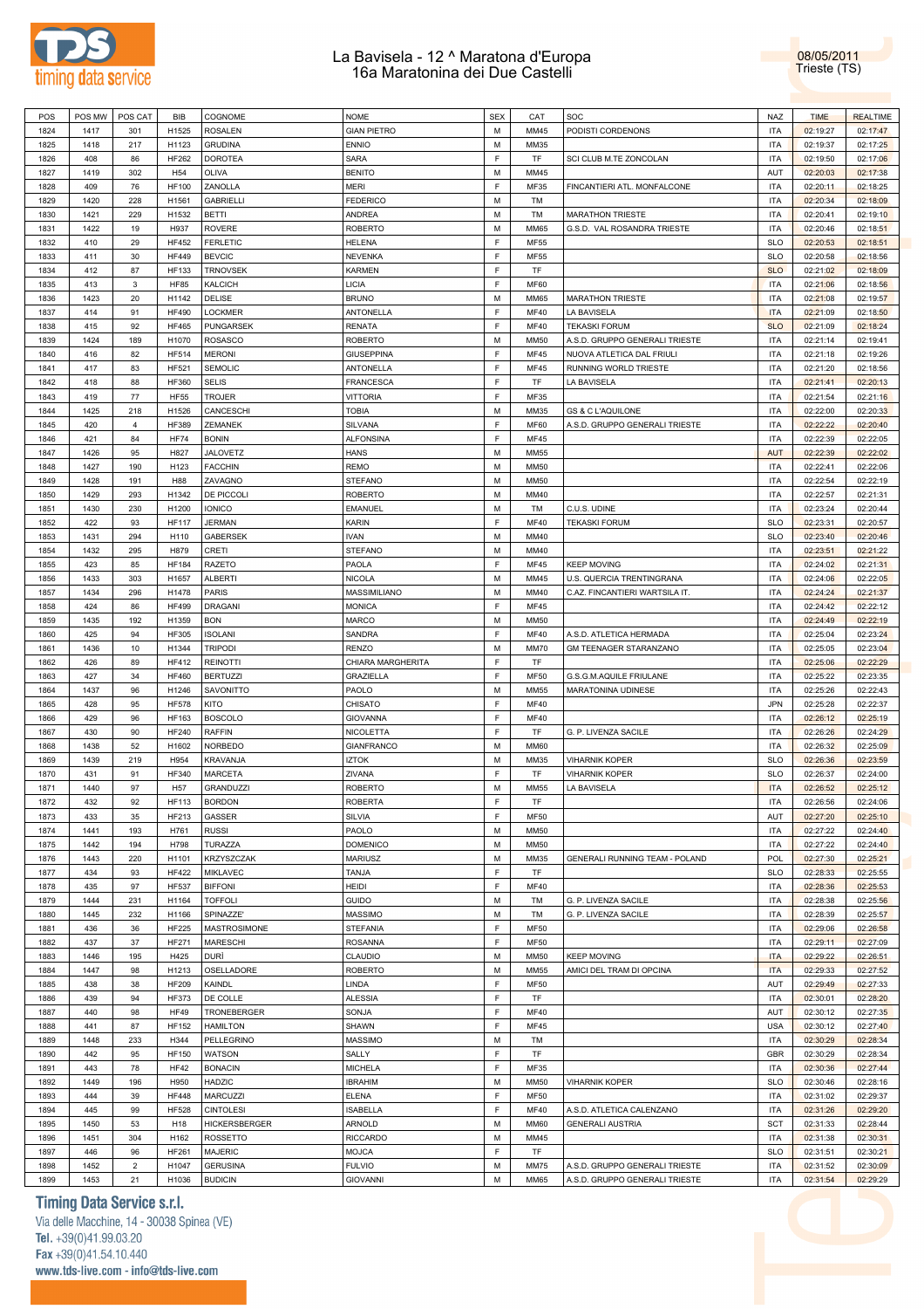| POS | POS MW | POS CAT | BIB | COGNOME | NOME | SEX | CAT | SOC | NAZ | TIME | REALTIME |
|---|---|---|---|---|---|---|---|---|---|---|---|
| 1824 | 1417 | 301 | H1525 | ROSALEN | GIAN PIETRO | M | MM45 | PODISTI CORDENONS | ITA | 02:19:27 | 02:17:47 |
| 1825 | 1418 | 217 | H1123 | GRUDINA | ENNIO | M | MM35 | | ITA | 02:19:37 | 02:17:25 |
| 1826 | 408 | 86 | HF262 | DOROTEA | SARA | F | TF | SCI CLUB M.TE ZONCOLAN | ITA | 02:19:50 | 02:17:06 |
| 1827 | 1419 | 302 | H54 | OLIVA | BENITO | M | MM45 | | AUT | 02:20:03 | 02:17:38 |
| 1828 | 409 | 76 | HF100 | ZANOLLA | MERI | F | MF35 | FINCANTIERI ATL. MONFALCONE | ITA | 02:20:11 | 02:18:25 |
| 1829 | 1420 | 228 | H1561 | GABRIELLI | FEDERICO | M | TM | | ITA | 02:20:34 | 02:18:09 |
| 1830 | 1421 | 229 | H1532 | BETTI | ANDREA | M | TM | MARATHON TRIESTE | ITA | 02:20:41 | 02:19:10 |
| 1831 | 1422 | 19 | H937 | ROVERE | ROBERTO | M | MM65 | G.S.D. VAL ROSANDRA TRIESTE | ITA | 02:20:46 | 02:18:51 |
| 1832 | 410 | 29 | HF452 | FERLETIC | HELENA | F | MF55 | | SLO | 02:20:53 | 02:18:51 |
| 1833 | 411 | 30 | HF449 | BEVCIC | NEVENKA | F | MF55 | | SLO | 02:20:58 | 02:18:56 |
| 1834 | 412 | 87 | HF133 | TRNOVSEK | KARMEN | F | TF | | SLO | 02:21:02 | 02:18:09 |
| 1835 | 413 | 3 | HF85 | KALCICH | LICIA | F | MF60 | | ITA | 02:21:06 | 02:18:56 |
| 1836 | 1423 | 20 | H1142 | DELISE | BRUNO | M | MM65 | MARATHON TRIESTE | ITA | 02:21:08 | 02:19:57 |
| 1837 | 414 | 91 | HF490 | LOCKMER | ANTONELLA | F | MF40 | LA BAVISELA | ITA | 02:21:09 | 02:18:50 |
| 1838 | 415 | 92 | HF465 | PUNGARSEK | RENATA | F | MF40 | TEKASKI FORUM | SLO | 02:21:09 | 02:18:24 |
| 1839 | 1424 | 189 | H1070 | ROSASCO | ROBERTO | M | MM50 | A.S.D. GRUPPO GENERALI TRIESTE | ITA | 02:21:14 | 02:19:41 |
| 1840 | 416 | 82 | HF514 | MERONI | GIUSEPPINA | F | MF45 | NUOVA ATLETICA DAL FRIULI | ITA | 02:21:18 | 02:19:26 |
| 1841 | 417 | 83 | HF521 | SEMOLIC | ANTONELLA | F | MF45 | RUNNING WORLD TRIESTE | ITA | 02:21:20 | 02:18:56 |
| 1842 | 418 | 88 | HF360 | SELIS | FRANCESCA | F | TF | LA BAVISELA | ITA | 02:21:41 | 02:20:13 |
| 1843 | 419 | 77 | HF55 | TROJER | VITTORIA | F | MF35 | | ITA | 02:21:54 | 02:21:16 |
| 1844 | 1425 | 218 | H1526 | CANCESCHI | TOBIA | M | MM35 | GS & C L'AQUILONE | ITA | 02:22:00 | 02:20:33 |
| 1845 | 420 | 4 | HF389 | ZEMANEK | SILVANA | F | MF60 | A.S.D. GRUPPO GENERALI TRIESTE | ITA | 02:22:22 | 02:20:40 |
| 1846 | 421 | 84 | HF74 | BONIN | ALFONSINA | F | MF45 | | ITA | 02:22:39 | 02:22:05 |
| 1847 | 1426 | 95 | H827 | JALOVETZ | HANS | M | MM55 | | AUT | 02:22:39 | 02:22:02 |
| 1848 | 1427 | 190 | H123 | FACCHIN | REMO | M | MM50 | | ITA | 02:22:41 | 02:22:06 |
| 1849 | 1428 | 191 | H88 | ZAVAGNO | STEFANO | M | MM50 | | ITA | 02:22:54 | 02:22:19 |
| 1850 | 1429 | 293 | H1342 | DE PICCOLI | ROBERTO | M | MM40 | | ITA | 02:22:57 | 02:21:31 |
| 1851 | 1430 | 230 | H1200 | IONICO | EMANUEL | M | TM | C.U.S. UDINE | ITA | 02:23:24 | 02:20:44 |
| 1852 | 422 | 93 | HF117 | JERMAN | KARIN | F | MF40 | TEKASKI FORUM | SLO | 02:23:31 | 02:20:57 |
| 1853 | 1431 | 294 | H110 | GABERSEK | IVAN | M | MM40 | | SLO | 02:23:40 | 02:20:46 |
| 1854 | 1432 | 295 | H879 | CRETI | STEFANO | M | MM40 | | ITA | 02:23:51 | 02:21:22 |
| 1855 | 423 | 85 | HF184 | RAZETO | PAOLA | F | MF45 | KEEP MOVING | ITA | 02:24:02 | 02:21:31 |
| 1856 | 1433 | 303 | H1657 | ALBERTI | NICOLA | M | MM45 | U.S. QUERCIA TRENTINGRANA | ITA | 02:24:06 | 02:22:05 |
| 1857 | 1434 | 296 | H1478 | PARIS | MASSIMILIANO | M | MM40 | C.AZ. FINCANTIERI WARTSILA IT. | ITA | 02:24:24 | 02:21:37 |
| 1858 | 424 | 86 | HF499 | DRAGANI | MONICA | F | MF45 | | ITA | 02:24:42 | 02:22:12 |
| 1859 | 1435 | 192 | H1359 | BON | MARCO | M | MM50 | | ITA | 02:24:49 | 02:22:19 |
| 1860 | 425 | 94 | HF305 | ISOLANI | SANDRA | F | MF40 | A.S.D. ATLETICA HERMADA | ITA | 02:25:04 | 02:23:24 |
| 1861 | 1436 | 10 | H1344 | TRIPODI | RENZO | M | MM70 | GM TEENAGER STARANZANO | ITA | 02:25:05 | 02:23:04 |
| 1862 | 426 | 89 | HF412 | REINOTTI | CHIARA MARGHERITA | F | TF | | ITA | 02:25:06 | 02:22:29 |
| 1863 | 427 | 34 | HF460 | BERTUZZI | GRAZIELLA | F | MF50 | G.S.G.M.AQUILE FRIULANE | ITA | 02:25:22 | 02:23:35 |
| 1864 | 1437 | 96 | H1246 | SAVONITTO | PAOLO | M | MM55 | MARATONINA UDINESE | ITA | 02:25:26 | 02:22:43 |
| 1865 | 428 | 95 | HF578 | KITO | CHISATO | F | MF40 | | JPN | 02:25:28 | 02:22:37 |
| 1866 | 429 | 96 | HF163 | BOSCOLO | GIOVANNA | F | MF40 | | ITA | 02:26:12 | 02:25:19 |
| 1867 | 430 | 90 | HF240 | RAFFIN | NICOLETTA | F | TF | G. P. LIVENZA SACILE | ITA | 02:26:26 | 02:24:29 |
| 1868 | 1438 | 52 | H1602 | NORBEDO | GIANFRANCO | M | MM60 | | ITA | 02:26:32 | 02:25:09 |
| 1869 | 1439 | 219 | H954 | KRAVANJA | IZTOK | M | MM35 | VIHARNIK KOPER | SLO | 02:26:36 | 02:23:59 |
| 1870 | 431 | 91 | HF340 | MARCETA | ZIVANA | F | TF | VIHARNIK KOPER | SLO | 02:26:37 | 02:24:00 |
| 1871 | 1440 | 97 | H57 | GRANDUZZI | ROBERTO | M | MM55 | LA BAVISELA | ITA | 02:26:52 | 02:25:12 |
| 1872 | 432 | 92 | HF113 | BORDON | ROBERTA | F | TF | | ITA | 02:26:56 | 02:24:06 |
| 1873 | 433 | 35 | HF213 | GASSER | SILVIA | F | MF50 | | AUT | 02:27:20 | 02:25:10 |
| 1874 | 1441 | 193 | H761 | RUSSI | PAOLO | M | MM50 | | ITA | 02:27:22 | 02:24:40 |
| 1875 | 1442 | 194 | H798 | TURAZZA | DOMENICO | M | MM50 | | ITA | 02:27:22 | 02:24:40 |
| 1876 | 1443 | 220 | H1101 | KRZYSZCZAK | MARIUSZ | M | MM35 | GENERALI RUNNING TEAM - POLAND | POL | 02:27:30 | 02:25:21 |
| 1877 | 434 | 93 | HF422 | MIKLAVEC | TANJA | F | TF | | SLO | 02:28:33 | 02:25:55 |
| 1878 | 435 | 97 | HF537 | BIFFONI | HEIDI | F | MF40 | | ITA | 02:28:36 | 02:25:53 |
| 1879 | 1444 | 231 | H1164 | TOFFOLI | GUIDO | M | TM | G. P. LIVENZA SACILE | ITA | 02:28:38 | 02:25:56 |
| 1880 | 1445 | 232 | H1166 | SPINAZZE' | MASSIMO | M | TM | G. P. LIVENZA SACILE | ITA | 02:28:39 | 02:25:57 |
| 1881 | 436 | 36 | HF225 | MASTROSIMONE | STEFANIA | F | MF50 | | ITA | 02:29:06 | 02:26:58 |
| 1882 | 437 | 37 | HF271 | MARESCHI | ROSANNA | F | MF50 | | ITA | 02:29:11 | 02:27:09 |
| 1883 | 1446 | 195 | H425 | DURÌ | CLAUDIO | M | MM50 | KEEP MOVING | ITA | 02:29:22 | 02:26:51 |
| 1884 | 1447 | 98 | H1213 | OSELLADORE | ROBERTO | M | MM55 | AMICI DEL TRAM DI OPCINA | ITA | 02:29:33 | 02:27:52 |
| 1885 | 438 | 38 | HF209 | KAINDL | LINDA | F | MF50 | | AUT | 02:29:49 | 02:27:33 |
| 1886 | 439 | 94 | HF373 | DE COLLE | ALESSIA | F | TF | | ITA | 02:30:01 | 02:28:20 |
| 1887 | 440 | 98 | HF49 | TRONEBERGER | SONJA | F | MF40 | | AUT | 02:30:12 | 02:27:35 |
| 1888 | 441 | 87 | HF152 | HAMILTON | SHAWN | F | MF45 | | USA | 02:30:12 | 02:27:40 |
| 1889 | 1448 | 233 | H344 | PELLEGRINO | MASSIMO | M | TM | | ITA | 02:30:29 | 02:28:34 |
| 1890 | 442 | 95 | HF150 | WATSON | SALLY | F | TF | | GBR | 02:30:29 | 02:28:34 |
| 1891 | 443 | 78 | HF42 | BONACIN | MICHELA | F | MF35 | | ITA | 02:30:36 | 02:27:44 |
| 1892 | 1449 | 196 | H950 | HADZIC | IBRAHIM | M | MM50 | VIHARNIK KOPER | SLO | 02:30:46 | 02:28:16 |
| 1893 | 444 | 39 | HF448 | MARCUZZI | ELENA | F | MF50 | | ITA | 02:31:02 | 02:29:37 |
| 1894 | 445 | 99 | HF528 | CINTOLESI | ISABELLA | F | MF40 | A.S.D. ATLETICA CALENZANO | ITA | 02:31:26 | 02:29:20 |
| 1895 | 1450 | 53 | H18 | HICKERSBERGER | ARNOLD | M | MM60 | GENERALI AUSTRIA | SCT | 02:31:33 | 02:28:44 |
| 1896 | 1451 | 304 | H162 | ROSSETTO | RICCARDO | M | MM45 | | ITA | 02:31:38 | 02:30:31 |
| 1897 | 446 | 96 | HF261 | MAJERIC | MOJCA | F | TF | | SLO | 02:31:51 | 02:30:21 |
| 1898 | 1452 | 2 | H1047 | GERUSINA | FULVIO | M | MM75 | A.S.D. GRUPPO GENERALI TRIESTE | ITA | 02:31:52 | 02:30:09 |
| 1899 | 1453 | 21 | H1036 | BUDICIN | GIOVANNI | M | MM65 | A.S.D. GRUPPO GENERALI TRIESTE | ITA | 02:31:54 | 02:29:29 |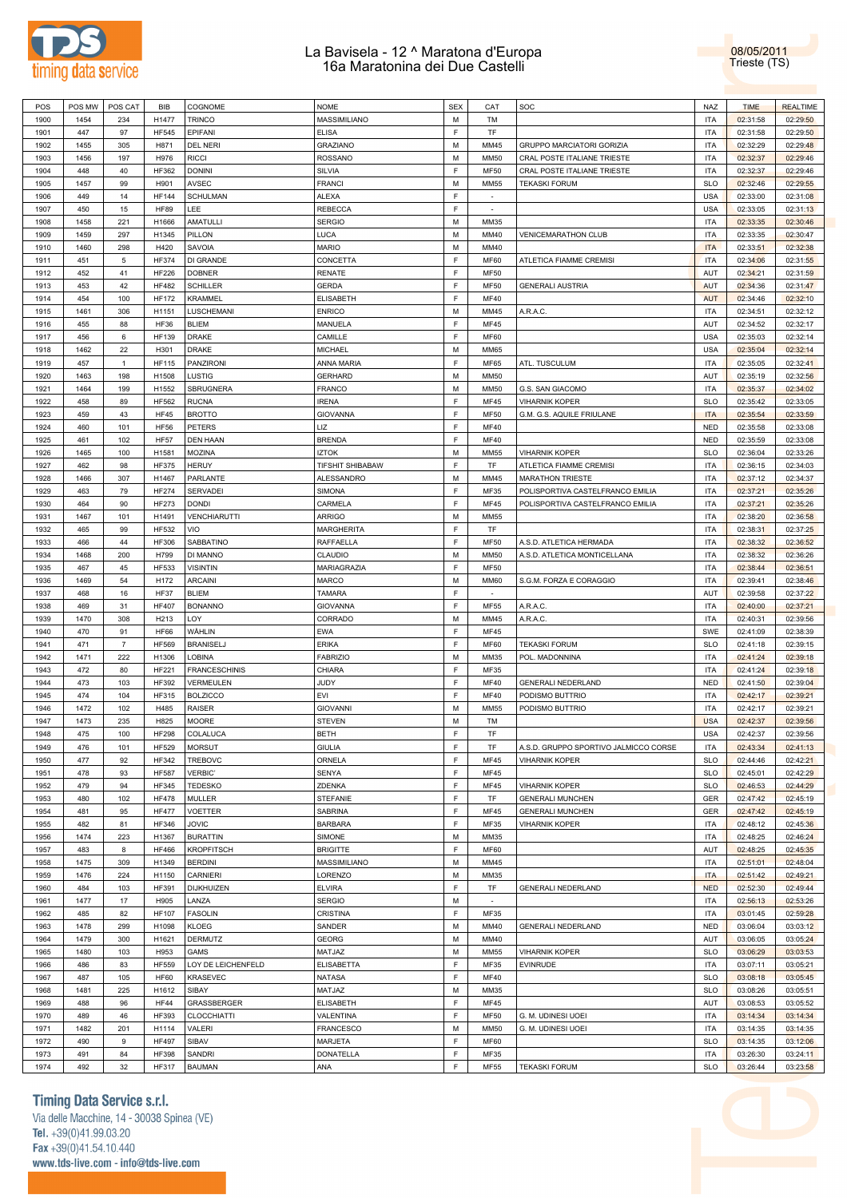# La Bavisela - 12 ^ Maratona d'Europa
# 16a Maratonina dei Due Castelli

08/05/2011
Trieste (TS)

| POS | POS MW | POS CAT | BIB | COGNOME | NOME | SEX | CAT | SOC | NAZ | TIME | REALTIME |
|---|---|---|---|---|---|---|---|---|---|---|---|
| 1900 | 1454 | 234 | H1477 | TRINCO | MASSIMILIANO | M | TM | | ITA | 02:31:58 | 02:29:50 |
| 1901 | 447 | 97 | HF545 | EPIFANI | ELISA | F | TF | | ITA | 02:31:58 | 02:29:50 |
| 1902 | 1455 | 305 | H871 | DEL NERI | GRAZIANO | M | MM45 | GRUPPO MARCIATORI GORIZIA | ITA | 02:32:29 | 02:29:48 |
| 1903 | 1456 | 197 | H976 | RICCI | ROSSANO | M | MM50 | CRAL POSTE ITALIANE TRIESTE | ITA | 02:32:37 | 02:29:46 |
| 1904 | 448 | 40 | HF362 | DONINI | SILVIA | F | MF50 | CRAL POSTE ITALIANE TRIESTE | ITA | 02:32:37 | 02:29:46 |
| 1905 | 1457 | 99 | H901 | AVSEC | FRANCI | M | MM55 | TEKASKI FORUM | SLO | 02:32:46 | 02:29:55 |
| 1906 | 449 | 14 | HF144 | SCHULMAN | ALEXA | F | - | | USA | 02:33:00 | 02:31:08 |
| 1907 | 450 | 15 | HF89 | LEE | REBECCA | F | - | | USA | 02:33:05 | 02:31:13 |
| 1908 | 1458 | 221 | H1666 | AMATULLI | SERGIO | M | MM35 | | ITA | 02:33:35 | 02:30:46 |
| 1909 | 1459 | 297 | H1345 | PILLON | LUCA | M | MM40 | VENICEMARATHON CLUB | ITA | 02:33:35 | 02:30:47 |
| 1910 | 1460 | 298 | H420 | SAVOIA | MARIO | M | MM40 | | ITA | 02:33:51 | 02:32:38 |
| 1911 | 451 | 5 | HF374 | DI GRANDE | CONCETTA | F | MF60 | ATLETICA FIAMME CREMISI | ITA | 02:34:06 | 02:31:55 |
| 1912 | 452 | 41 | HF226 | DOBNER | RENATE | F | MF50 | | AUT | 02:34:21 | 02:31:59 |
| 1913 | 453 | 42 | HF482 | SCHILLER | GERDA | F | MF50 | GENERALI AUSTRIA | AUT | 02:34:36 | 02:31:47 |
| 1914 | 454 | 100 | HF172 | KRAMMEL | ELISABETH | F | MF40 | | AUT | 02:34:46 | 02:32:10 |
| 1915 | 1461 | 306 | H1151 | LUSCHEMANI | ENRICO | M | MM45 | A.R.A.C. | ITA | 02:34:51 | 02:32:12 |
| 1916 | 455 | 88 | HF36 | BLIEM | MANUELA | F | MF45 | | AUT | 02:34:52 | 02:32:17 |
| 1917 | 456 | 6 | HF139 | DRAKE | CAMILLE | F | MF60 | | USA | 02:35:03 | 02:32:14 |
| 1918 | 1462 | 22 | H301 | DRAKE | MICHAEL | M | MM65 | | USA | 02:35:04 | 02:32:14 |
| 1919 | 457 | 1 | HF115 | PANZIRONI | ANNA MARIA | F | MF65 | ATL. TUSCULUM | ITA | 02:35:05 | 02:32:41 |
| 1920 | 1463 | 198 | H1508 | LUSTIG | GERHARD | M | MM50 | | AUT | 02:35:19 | 02:32:56 |
| 1921 | 1464 | 199 | H1552 | SBRUGNERA | FRANCO | M | MM50 | G.S. SAN GIACOMO | ITA | 02:35:37 | 02:34:02 |
| 1922 | 458 | 89 | HF562 | RUCNA | IRENA | F | MF45 | VIHARNIK KOPER | SLO | 02:35:42 | 02:33:05 |
| 1923 | 459 | 43 | HF45 | BROTTO | GIOVANNA | F | MF50 | G.M. G.S. AQUILE FRIULANE | ITA | 02:35:54 | 02:33:59 |
| 1924 | 460 | 101 | HF56 | PETERS | LIZ | F | MF40 | | NED | 02:35:58 | 02:33:08 |
| 1925 | 461 | 102 | HF57 | DEN HAAN | BRENDA | F | MF40 | | NED | 02:35:59 | 02:33:08 |
| 1926 | 1465 | 100 | H1581 | MOZINA | IZTOK | M | MM55 | VIHARNIK KOPER | SLO | 02:36:04 | 02:33:26 |
| 1927 | 462 | 98 | HF375 | HERUY | TIFSHIT SHIBABAW | F | TF | ATLETICA FIAMME CREMISI | ITA | 02:36:15 | 02:34:03 |
| 1928 | 1466 | 307 | H1467 | PARLANTE | ALESSANDRO | M | MM45 | MARATHON TRIESTE | ITA | 02:37:12 | 02:34:37 |
| 1929 | 463 | 79 | HF274 | SERVADEI | SIMONA | F | MF35 | POLISPORTIVA CASTELFRANCO EMILIA | ITA | 02:37:21 | 02:35:26 |
| 1930 | 464 | 90 | HF273 | DONDI | CARMELA | F | MF45 | POLISPORTIVA CASTELFRANCO EMILIA | ITA | 02:37:21 | 02:35:26 |
| 1931 | 1467 | 101 | H1491 | VENCHIARUTTI | ARRIGO | M | MM55 | | ITA | 02:38:20 | 02:36:58 |
| 1932 | 465 | 99 | HF532 | VIO | MARGHERITA | F | TF | | ITA | 02:38:31 | 02:37:25 |
| 1933 | 466 | 44 | HF306 | SABBATINO | RAFFAELLA | F | MF50 | A.S.D. ATLETICA HERMADA | ITA | 02:38:32 | 02:36:52 |
| 1934 | 1468 | 200 | H799 | DI MANNO | CLAUDIO | M | MM50 | A.S.D. ATLETICA MONTICELLANA | ITA | 02:38:32 | 02:36:26 |
| 1935 | 467 | 45 | HF533 | VISINTIN | MARIAGRAZIA | F | MF50 | | ITA | 02:38:44 | 02:36:51 |
| 1936 | 1469 | 54 | H172 | ARCAINI | MARCO | M | MM60 | S.G.M. FORZA E CORAGGIO | ITA | 02:39:41 | 02:38:46 |
| 1937 | 468 | 16 | HF37 | BLIEM | TAMARA | F | - | | AUT | 02:39:58 | 02:37:22 |
| 1938 | 469 | 31 | HF407 | BONANNO | GIOVANNA | F | MF55 | A.R.A.C. | ITA | 02:40:00 | 02:37:21 |
| 1939 | 1470 | 308 | H213 | LOY | CORRADO | M | MM45 | A.R.A.C. | ITA | 02:40:31 | 02:39:56 |
| 1940 | 470 | 91 | HF66 | WÅHLIN | EWA | F | MF45 | | SWE | 02:41:09 | 02:38:39 |
| 1941 | 471 | 7 | HF569 | BRANISELJ | ERIKA | F | MF60 | TEKASKI FORUM | SLO | 02:41:18 | 02:39:15 |
| 1942 | 1471 | 222 | H1306 | LOBINA | FABRIZIO | M | MM35 | POL. MADONNINA | ITA | 02:41:24 | 02:39:18 |
| 1943 | 472 | 80 | HF221 | FRANCESCHINIS | CHIARA | F | MF35 | | ITA | 02:41:24 | 02:39:18 |
| 1944 | 473 | 103 | HF392 | VERMEULEN | JUDY | F | MF40 | GENERALI NEDERLAND | NED | 02:41:50 | 02:39:04 |
| 1945 | 474 | 104 | HF315 | BOLZICCO | EVI | F | MF40 | PODISMO BUTTRIO | ITA | 02:42:17 | 02:39:21 |
| 1946 | 1472 | 102 | H485 | RAISER | GIOVANNI | M | MM55 | PODISMO BUTTRIO | ITA | 02:42:17 | 02:39:21 |
| 1947 | 1473 | 235 | H825 | MOORE | STEVEN | M | TM | | USA | 02:42:37 | 02:39:56 |
| 1948 | 475 | 100 | HF298 | COLALUCA | BETH | F | TF | | USA | 02:42:37 | 02:39:56 |
| 1949 | 476 | 101 | HF529 | MORSUT | GIULIA | F | TF | A.S.D. GRUPPO SPORTIVO JALMICCO CORSE | ITA | 02:43:34 | 02:41:13 |
| 1950 | 477 | 92 | HF342 | TREBOVC | ORNELA | F | MF45 | VIHARNIK KOPER | SLO | 02:44:46 | 02:42:21 |
| 1951 | 478 | 93 | HF587 | VERBIC' | SENYA | F | MF45 | | SLO | 02:45:01 | 02:42:29 |
| 1952 | 479 | 94 | HF345 | TEDESKO | ZDENKA | F | MF45 | VIHARNIK KOPER | SLO | 02:46:53 | 02:44:29 |
| 1953 | 480 | 102 | HF478 | MULLER | STEFANIE | F | TF | GENERALI MUNCHEN | GER | 02:47:42 | 02:45:19 |
| 1954 | 481 | 95 | HF477 | VOETTER | SABRINA | F | MF45 | GENERALI MUNCHEN | GER | 02:47:42 | 02:45:19 |
| 1955 | 482 | 81 | HF346 | JOVIC | BARBARA | F | MF35 | VIHARNIK KOPER | ITA | 02:48:12 | 02:45:36 |
| 1956 | 1474 | 223 | H1367 | BURATTIN | SIMONE | M | MM35 | | ITA | 02:48:25 | 02:46:24 |
| 1957 | 483 | 8 | HF466 | KROPFITSCH | BRIGITTE | F | MF60 | | AUT | 02:48:25 | 02:45:35 |
| 1958 | 1475 | 309 | H1349 | BERDINI | MASSIMILIANO | M | MM45 | | ITA | 02:51:01 | 02:48:04 |
| 1959 | 1476 | 224 | H1150 | CARNIERI | LORENZO | M | MM35 | | ITA | 02:51:42 | 02:49:21 |
| 1960 | 484 | 103 | HF391 | DIJKHUIZEN | ELVIRA | F | TF | GENERALI NEDERLAND | NED | 02:52:30 | 02:49:44 |
| 1961 | 1477 | 17 | H905 | LANZA | SERGIO | M | - | | ITA | 02:56:13 | 02:53:26 |
| 1962 | 485 | 82 | HF107 | FASOLIN | CRISTINA | F | MF35 | | ITA | 03:01:45 | 02:59:28 |
| 1963 | 1478 | 299 | H1098 | KLOEG | SANDER | M | MM40 | GENERALI NEDERLAND | NED | 03:06:04 | 03:03:12 |
| 1964 | 1479 | 300 | H1621 | DERMUTZ | GEORG | M | MM40 | | AUT | 03:06:05 | 03:05:24 |
| 1965 | 1480 | 103 | H953 | GAMS | MATJAZ | M | MM55 | VIHARNIK KOPER | SLO | 03:06:29 | 03:03:53 |
| 1966 | 486 | 83 | HF559 | LOY DE LEICHENFELD | ELISABETTA | F | MF35 | EVINRUDE | ITA | 03:07:11 | 03:05:21 |
| 1967 | 487 | 105 | HF60 | KRASEVEC | NATASA | F | MF40 | | SLO | 03:08:18 | 03:05:45 |
| 1968 | 1481 | 225 | H1612 | SIBAY | MATJAZ | M | MM35 | | SLO | 03:08:26 | 03:05:51 |
| 1969 | 488 | 96 | HF44 | GRASSBERGER | ELISABETH | F | MF45 | | AUT | 03:08:53 | 03:05:52 |
| 1970 | 489 | 46 | HF393 | CLOCCHIATTI | VALENTINA | F | MF50 | G. M. UDINESI UOEI | ITA | 03:14:34 | 03:14:34 |
| 1971 | 1482 | 201 | H1114 | VALERI | FRANCESCO | M | MM50 | G. M. UDINESI UOEI | ITA | 03:14:35 | 03:14:35 |
| 1972 | 490 | 9 | HF497 | SIBAV | MARJETA | F | MF60 | | SLO | 03:14:35 | 03:12:06 |
| 1973 | 491 | 84 | HF398 | SANDRI | DONATELLA | F | MF35 | | ITA | 03:26:30 | 03:24:11 |
| 1974 | 492 | 32 | HF317 | BAUMAN | ANA | F | MF55 | TEKASKI FORUM | SLO | 03:26:44 | 03:23:58 |

**Timing Data Service s.r.l.**
Via delle Macchine, 14 - 30038 Spinea (VE)
Tel. +39(0)41.99.03.20
Fax +39(0)41.54.10.440
www.tds-live.com - info@tds-live.com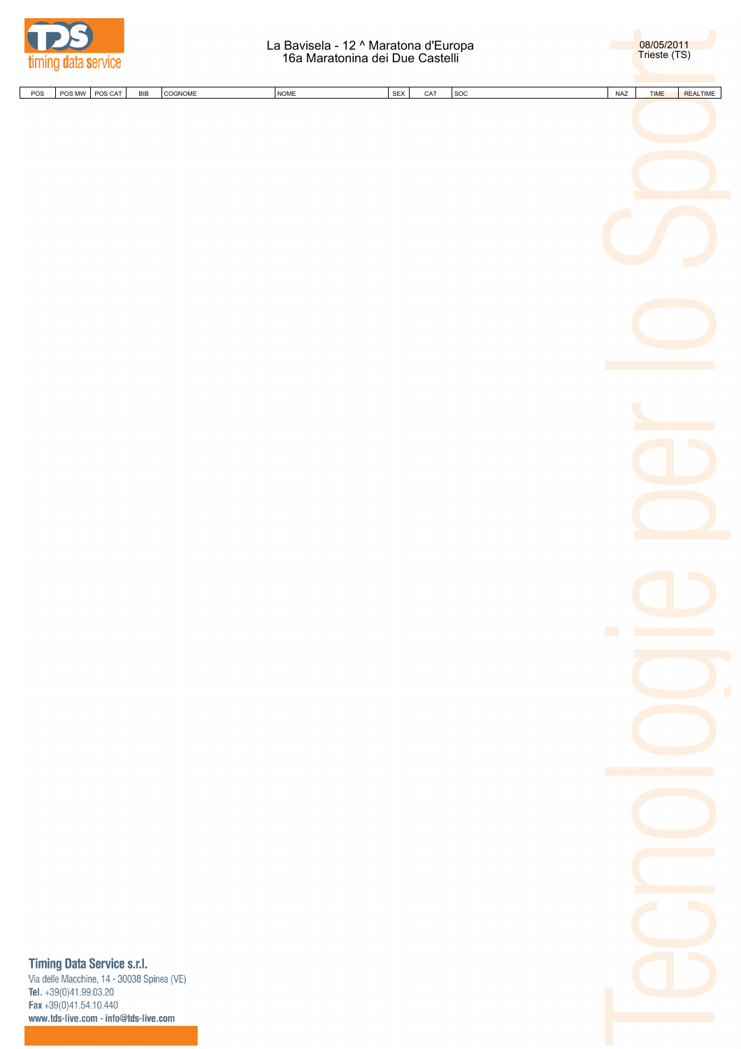| POS | POS MW | POS CAT | BIB | COGNOME | NOME | SEX | CAT | SOC | NAZ | TIME | REALTIME |
|---|---|---|---|---|---|---|---|---|---|---|---|